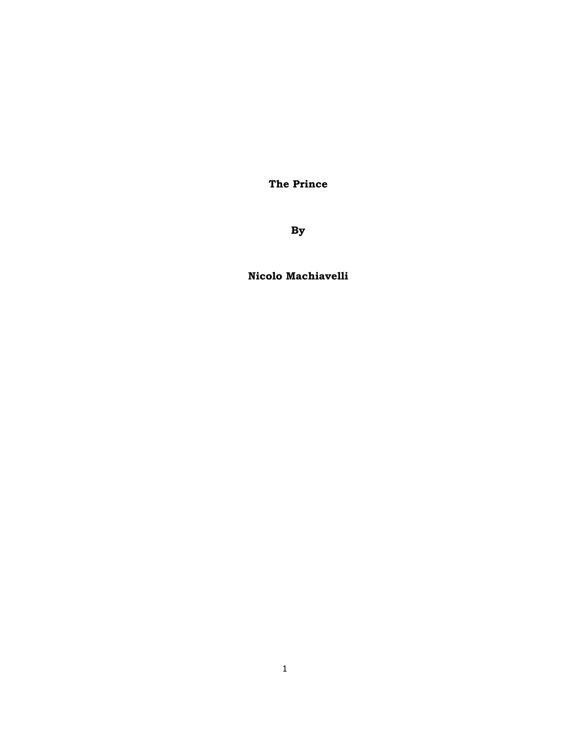# The Prince

**By**

**Nicolo Machiavelli**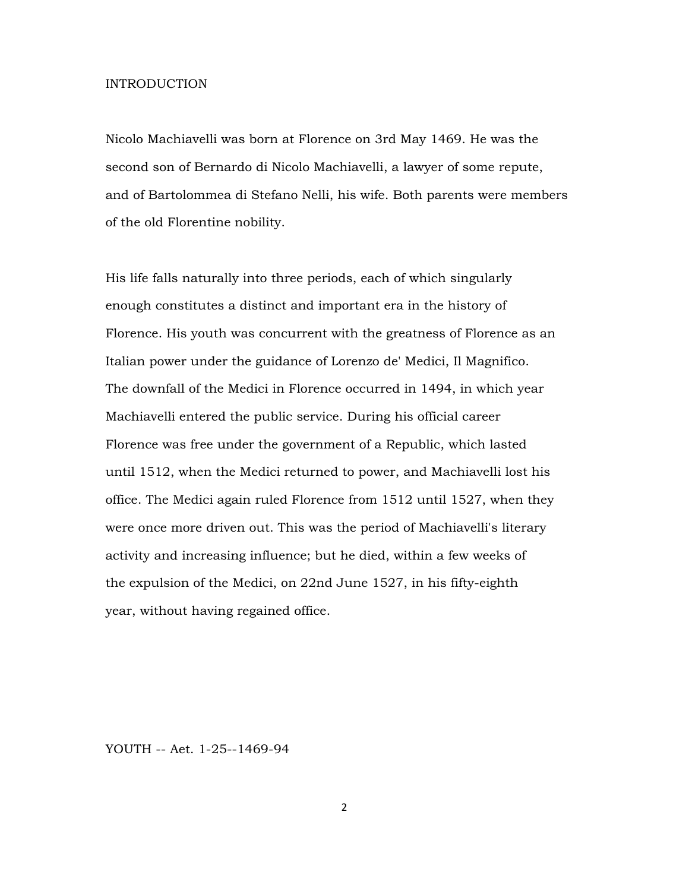# INTRODUCTION

Nicolo Machiavelli was born at Florence on 3rd May 1469. He was the second son of Bernardo di Nicolo Machiavelli, a lawyer of some repute, and of Bartolommea di Stefano Nelli, his wife. Both parents were members of the old Florentine nobility.

His life falls naturally into three periods, each of which singularly enough constitutes a distinct and important era in the history of Florence. His youth was concurrent with the greatness of Florence as an Italian power under the guidance of Lorenzo de' Medici, Il Magnifico. The downfall of the Medici in Florence occurred in 1494, in which year Machiavelli entered the public service. During his official career Florence was free under the government of a Republic, which lasted until 1512, when the Medici returned to power, and Machiavelli lost his office. The Medici again ruled Florence from 1512 until 1527, when they were once more driven out. This was the period of Machiavelli's literary activity and increasing influence; but he died, within a few weeks of the expulsion of the Medici, on 22nd June 1527, in his fifty-eighth year, without having regained office.

## YOUTH -- Aet. 1-25--1469-94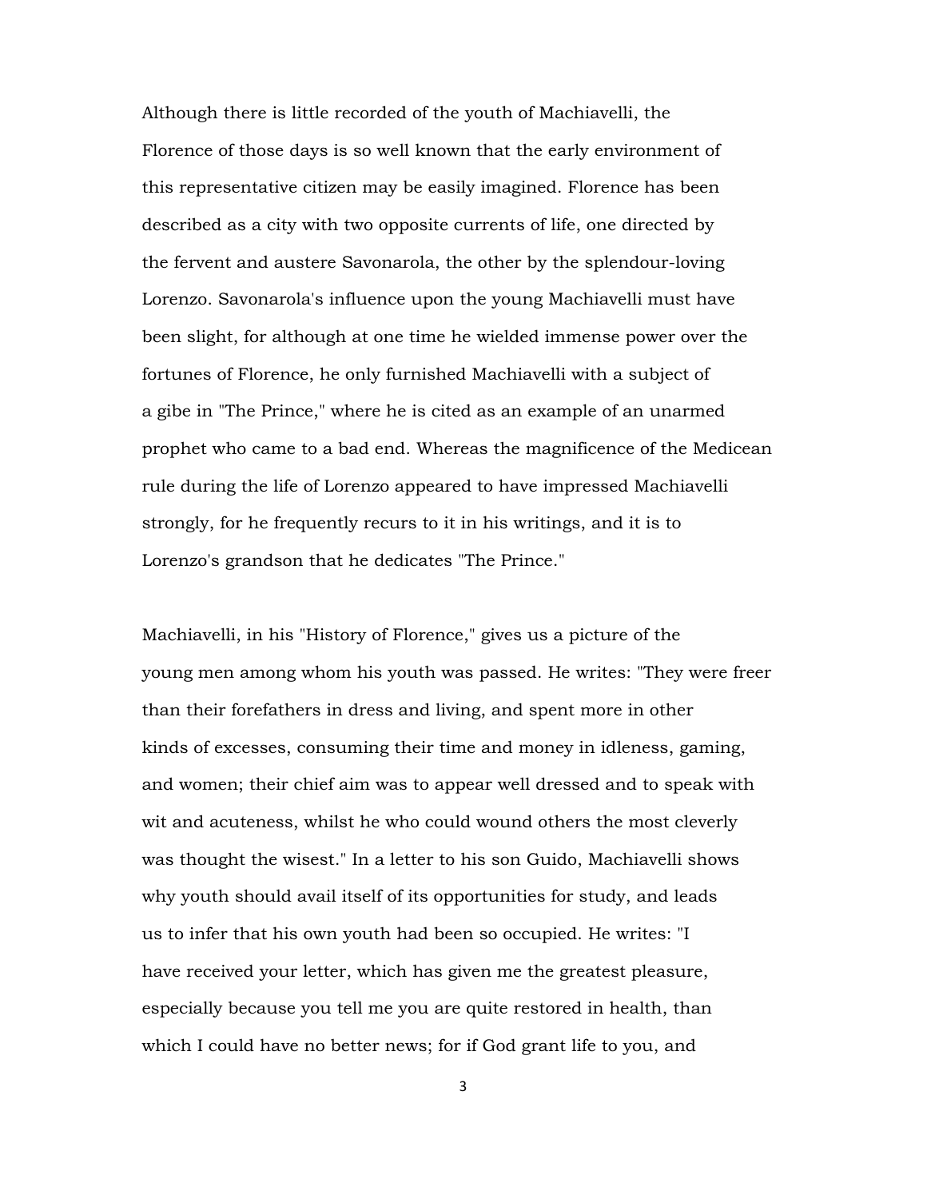Although there is little recorded of the youth of Machiavelli, the Florence of those days is so well known that the early environment of this representative citizen may be easily imagined. Florence has been described as a city with two opposite currents of life, one directed by the fervent and austere Savonarola, the other by the splendour-loving Lorenzo. Savonarola's influence upon the young Machiavelli must have been slight, for although at one time he wielded immense power over the fortunes of Florence, he only furnished Machiavelli with a subject of a gibe in "The Prince," where he is cited as an example of an unarmed prophet who came to a bad end. Whereas the magnificence of the Medicean rule during the life of Lorenzo appeared to have impressed Machiavelli strongly, for he frequently recurs to it in his writings, and it is to Lorenzo's grandson that he dedicates "The Prince."

Machiavelli, in his "History of Florence," gives us a picture of the young men among whom his youth was passed. He writes: "They were freer than their forefathers in dress and living, and spent more in other kinds of excesses, consuming their time and money in idleness, gaming, and women; their chief aim was to appear well dressed and to speak with wit and acuteness, whilst he who could wound others the most cleverly was thought the wisest." In a letter to his son Guido, Machiavelli shows why youth should avail itself of its opportunities for study, and leads us to infer that his own youth had been so occupied. He writes: "I have received your letter, which has given me the greatest pleasure, especially because you tell me you are quite restored in health, than which I could have no better news; for if God grant life to you, and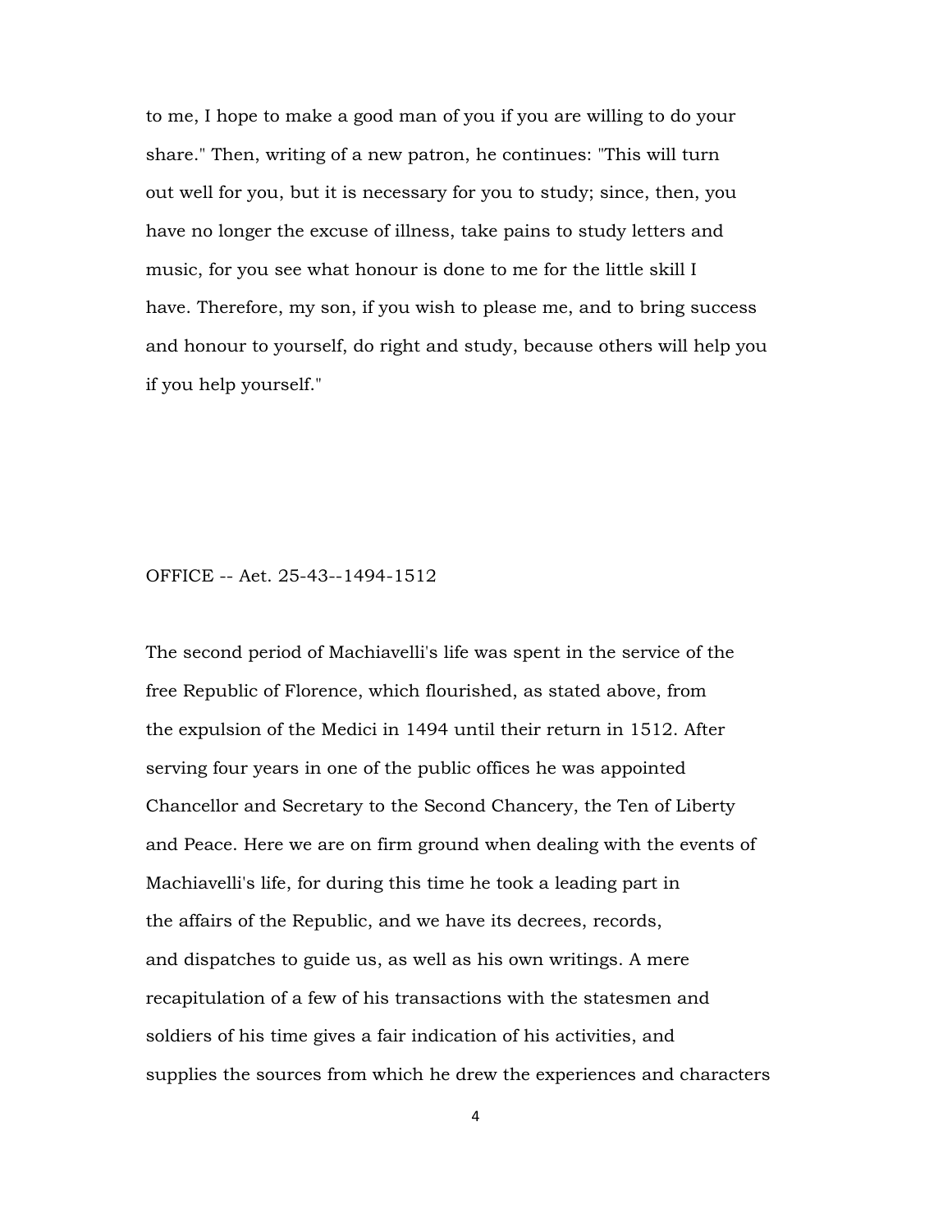to me, I hope to make a good man of you if you are willing to do your share." Then, writing of a new patron, he continues: "This will turn out well for you, but it is necessary for you to study; since, then, you have no longer the excuse of illness, take pains to study letters and music, for you see what honour is done to me for the little skill I have. Therefore, my son, if you wish to please me, and to bring success and honour to yourself, do right and study, because others will help you if you help yourself."

## OFFICE -- Aet. 25-43--1494-1512

The second period of Machiavelli's life was spent in the service of the free Republic of Florence, which flourished, as stated above, from the expulsion of the Medici in 1494 until their return in 1512. After serving four years in one of the public offices he was appointed Chancellor and Secretary to the Second Chancery, the Ten of Liberty and Peace. Here we are on firm ground when dealing with the events of Machiavelli's life, for during this time he took a leading part in the affairs of the Republic, and we have its decrees, records, and dispatches to guide us, as well as his own writings. A mere recapitulation of a few of his transactions with the statesmen and soldiers of his time gives a fair indication of his activities, and supplies the sources from which he drew the experiences and characters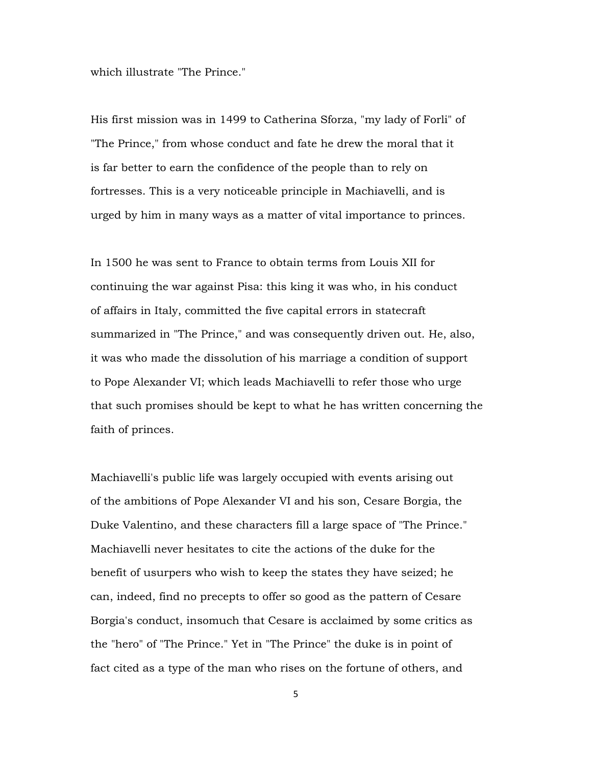which illustrate "The Prince."

His first mission was in 1499 to Catherina Sforza, "my lady of Forli" of "The Prince," from whose conduct and fate he drew the moral that it is far better to earn the confidence of the people than to rely on fortresses. This is a very noticeable principle in Machiavelli, and is urged by him in many ways as a matter of vital importance to princes.

In 1500 he was sent to France to obtain terms from Louis XII for continuing the war against Pisa: this king it was who, in his conduct of affairs in Italy, committed the five capital errors in statecraft summarized in "The Prince," and was consequently driven out. He, also, it was who made the dissolution of his marriage a condition of support to Pope Alexander VI; which leads Machiavelli to refer those who urge that such promises should be kept to what he has written concerning the faith of princes.

Machiavelli's public life was largely occupied with events arising out of the ambitions of Pope Alexander VI and his son, Cesare Borgia, the Duke Valentino, and these characters fill a large space of "The Prince." Machiavelli never hesitates to cite the actions of the duke for the benefit of usurpers who wish to keep the states they have seized; he can, indeed, find no precepts to offer so good as the pattern of Cesare Borgia's conduct, insomuch that Cesare is acclaimed by some critics as the "hero" of "The Prince." Yet in "The Prince" the duke is in point of fact cited as a type of the man who rises on the fortune of others, and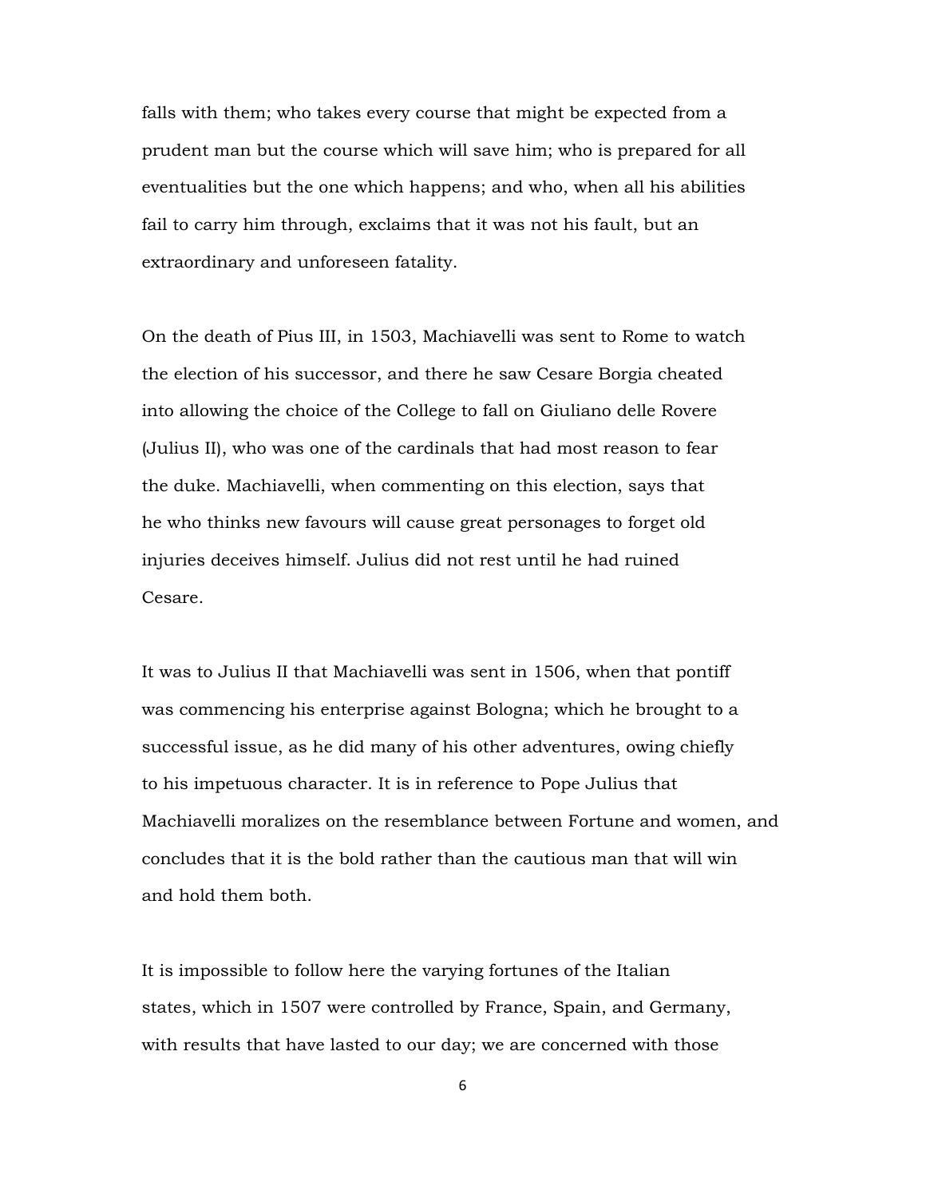falls with them; who takes every course that might be expected from a prudent man but the course which will save him; who is prepared for all eventualities but the one which happens; and who, when all his abilities fail to carry him through, exclaims that it was not his fault, but an extraordinary and unforeseen fatality.

On the death of Pius III, in 1503, Machiavelli was sent to Rome to watch the election of his successor, and there he saw Cesare Borgia cheated into allowing the choice of the College to fall on Giuliano delle Rovere (Julius II), who was one of the cardinals that had most reason to fear the duke. Machiavelli, when commenting on this election, says that he who thinks new favours will cause great personages to forget old injuries deceives himself. Julius did not rest until he had ruined Cesare.

It was to Julius II that Machiavelli was sent in 1506, when that pontiff was commencing his enterprise against Bologna; which he brought to a successful issue, as he did many of his other adventures, owing chiefly to his impetuous character. It is in reference to Pope Julius that Machiavelli moralizes on the resemblance between Fortune and women, and concludes that it is the bold rather than the cautious man that will win and hold them both.

It is impossible to follow here the varying fortunes of the Italian states, which in 1507 were controlled by France, Spain, and Germany, with results that have lasted to our day; we are concerned with those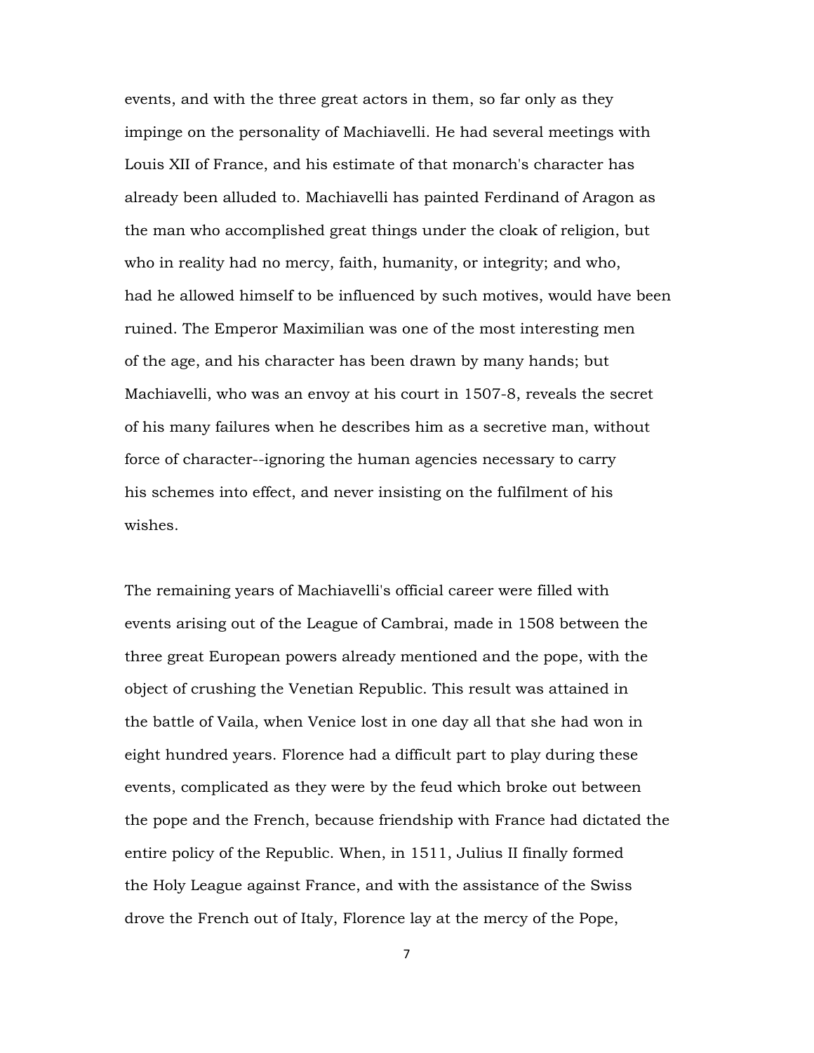events, and with the three great actors in them, so far only as they impinge on the personality of Machiavelli. He had several meetings with Louis XII of France, and his estimate of that monarch's character has already been alluded to. Machiavelli has painted Ferdinand of Aragon as the man who accomplished great things under the cloak of religion, but who in reality had no mercy, faith, humanity, or integrity; and who, had he allowed himself to be influenced by such motives, would have been ruined. The Emperor Maximilian was one of the most interesting men of the age, and his character has been drawn by many hands; but Machiavelli, who was an envoy at his court in 1507-8, reveals the secret of his many failures when he describes him as a secretive man, without force of character--ignoring the human agencies necessary to carry his schemes into effect, and never insisting on the fulfilment of his wishes.

The remaining years of Machiavelli's official career were filled with events arising out of the League of Cambrai, made in 1508 between the three great European powers already mentioned and the pope, with the object of crushing the Venetian Republic. This result was attained in the battle of Vaila, when Venice lost in one day all that she had won in eight hundred years. Florence had a difficult part to play during these events, complicated as they were by the feud which broke out between the pope and the French, because friendship with France had dictated the entire policy of the Republic. When, in 1511, Julius II finally formed the Holy League against France, and with the assistance of the Swiss drove the French out of Italy, Florence lay at the mercy of the Pope,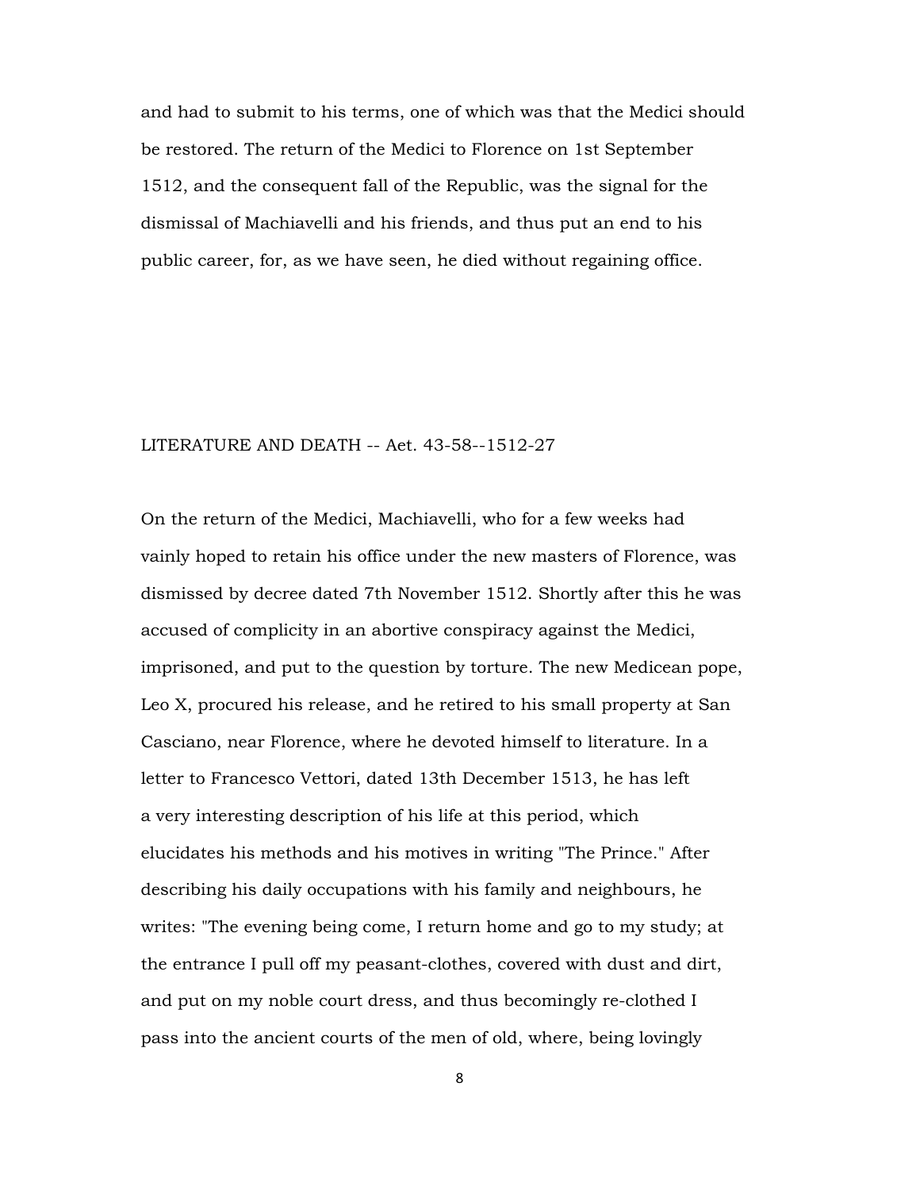and had to submit to his terms, one of which was that the Medici should be restored. The return of the Medici to Florence on 1st September 1512, and the consequent fall of the Republic, was the signal for the dismissal of Machiavelli and his friends, and thus put an end to his public career, for, as we have seen, he died without regaining office.

## LITERATURE AND DEATH -- Aet. 43-58--1512-27

On the return of the Medici, Machiavelli, who for a few weeks had vainly hoped to retain his office under the new masters of Florence, was dismissed by decree dated 7th November 1512. Shortly after this he was accused of complicity in an abortive conspiracy against the Medici, imprisoned, and put to the question by torture. The new Medicean pope, Leo X, procured his release, and he retired to his small property at San Casciano, near Florence, where he devoted himself to literature. In a letter to Francesco Vettori, dated 13th December 1513, he has left a very interesting description of his life at this period, which elucidates his methods and his motives in writing "The Prince." After describing his daily occupations with his family and neighbours, he writes: "The evening being come, I return home and go to my study; at the entrance I pull off my peasant-clothes, covered with dust and dirt, and put on my noble court dress, and thus becomingly re-clothed I pass into the ancient courts of the men of old, where, being lovingly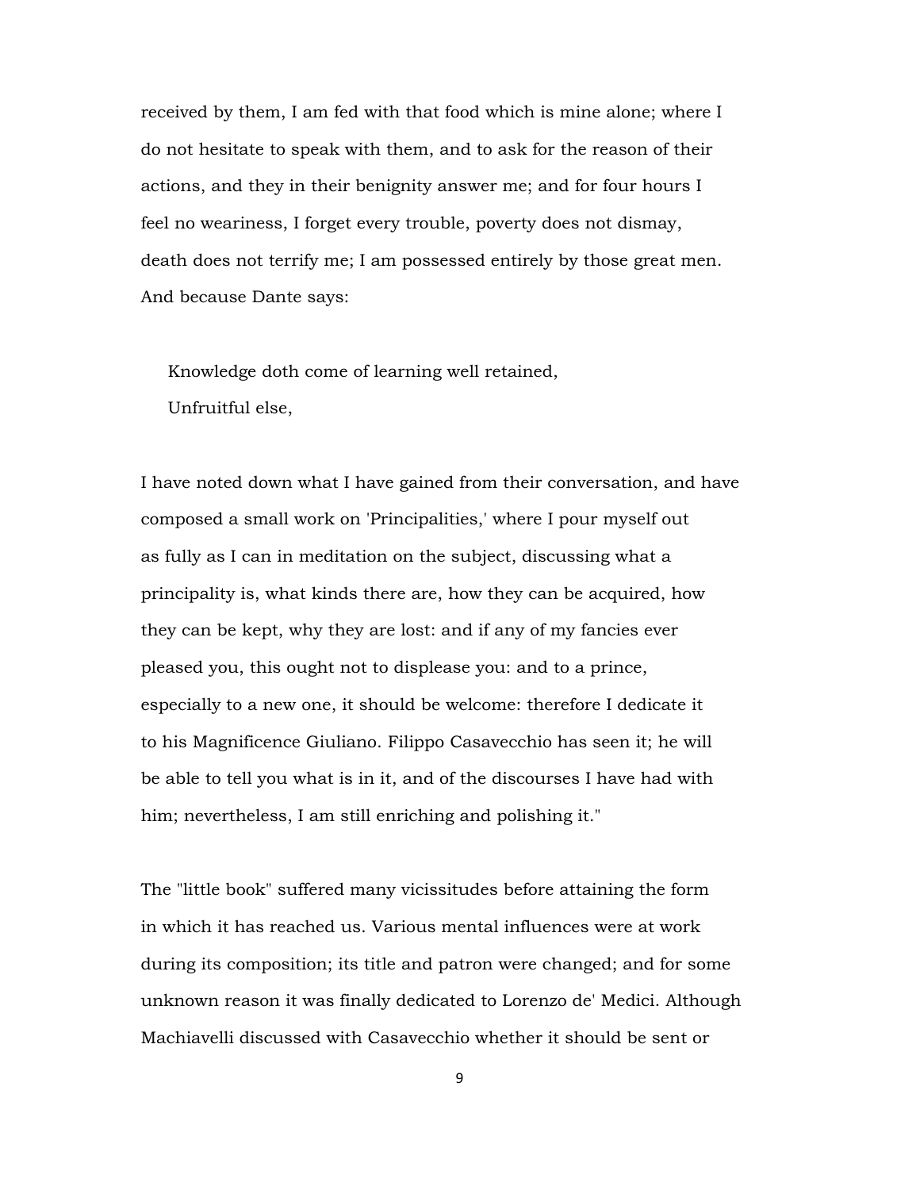received by them, I am fed with that food which is mine alone; where I do not hesitate to speak with them, and to ask for the reason of their actions, and they in their benignity answer me; and for four hours I feel no weariness, I forget every trouble, poverty does not dismay, death does not terrify me; I am possessed entirely by those great men. And because Dante says:

> Knowledge doth come of learning well retained,
> Unfruitful else,

I have noted down what I have gained from their conversation, and have composed a small work on 'Principalities,' where I pour myself out as fully as I can in meditation on the subject, discussing what a principality is, what kinds there are, how they can be acquired, how they can be kept, why they are lost: and if any of my fancies ever pleased you, this ought not to displease you: and to a prince, especially to a new one, it should be welcome: therefore I dedicate it to his Magnificence Giuliano. Filippo Casavecchio has seen it; he will be able to tell you what is in it, and of the discourses I have had with him; nevertheless, I am still enriching and polishing it."

The "little book" suffered many vicissitudes before attaining the form in which it has reached us. Various mental influences were at work during its composition; its title and patron were changed; and for some unknown reason it was finally dedicated to Lorenzo de' Medici. Although Machiavelli discussed with Casavecchio whether it should be sent or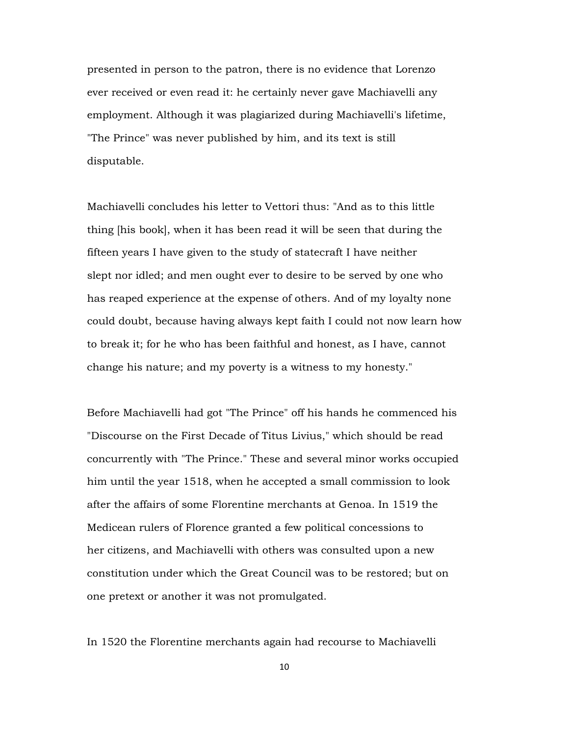presented in person to the patron, there is no evidence that Lorenzo ever received or even read it: he certainly never gave Machiavelli any employment. Although it was plagiarized during Machiavelli's lifetime, "The Prince" was never published by him, and its text is still disputable.

Machiavelli concludes his letter to Vettori thus: "And as to this little thing [his book], when it has been read it will be seen that during the fifteen years I have given to the study of statecraft I have neither slept nor idled; and men ought ever to desire to be served by one who has reaped experience at the expense of others. And of my loyalty none could doubt, because having always kept faith I could not now learn how to break it; for he who has been faithful and honest, as I have, cannot change his nature; and my poverty is a witness to my honesty."

Before Machiavelli had got "The Prince" off his hands he commenced his "Discourse on the First Decade of Titus Livius," which should be read concurrently with "The Prince." These and several minor works occupied him until the year 1518, when he accepted a small commission to look after the affairs of some Florentine merchants at Genoa. In 1519 the Medicean rulers of Florence granted a few political concessions to her citizens, and Machiavelli with others was consulted upon a new constitution under which the Great Council was to be restored; but on one pretext or another it was not promulgated.

In 1520 the Florentine merchants again had recourse to Machiavelli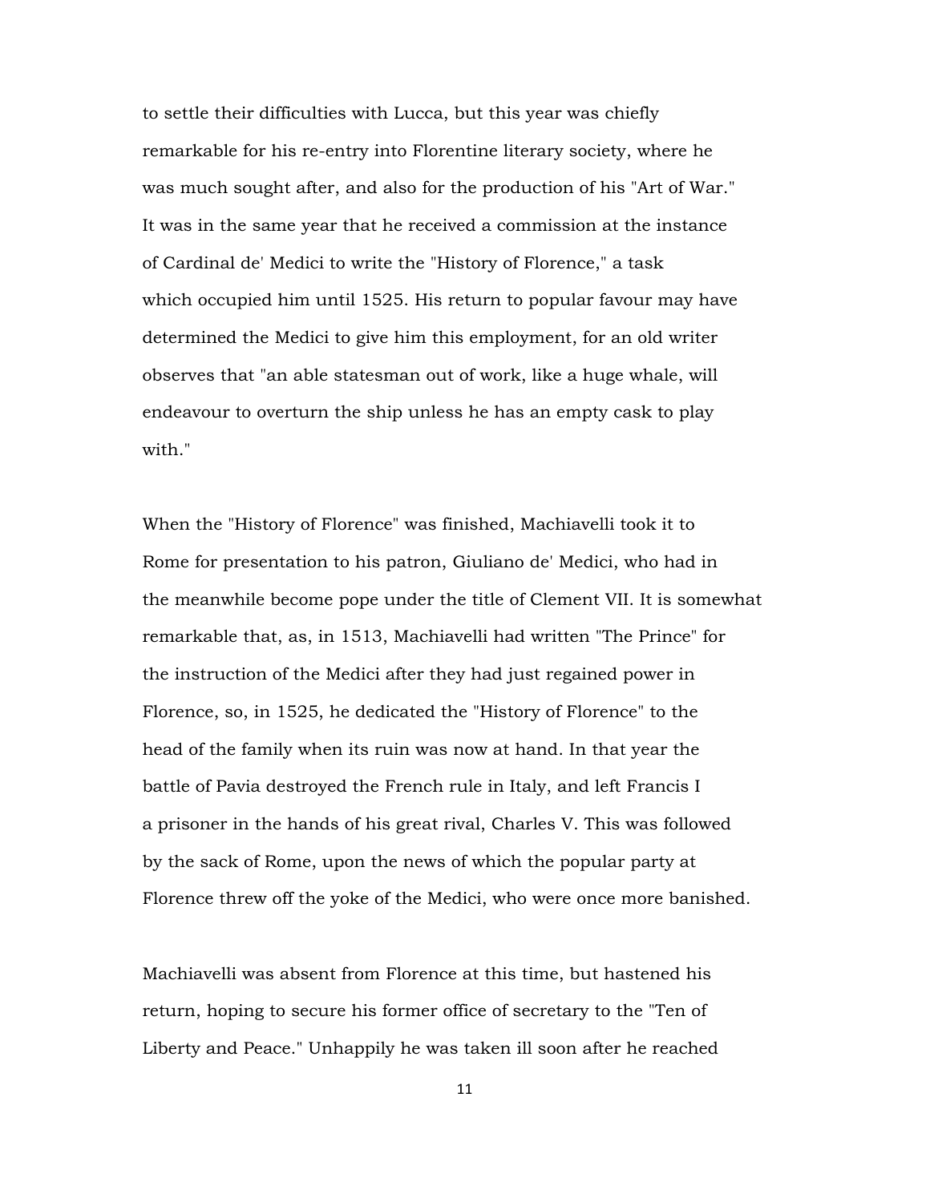to settle their difficulties with Lucca, but this year was chiefly remarkable for his re-entry into Florentine literary society, where he was much sought after, and also for the production of his "Art of War." It was in the same year that he received a commission at the instance of Cardinal de' Medici to write the "History of Florence," a task which occupied him until 1525. His return to popular favour may have determined the Medici to give him this employment, for an old writer observes that "an able statesman out of work, like a huge whale, will endeavour to overturn the ship unless he has an empty cask to play with."

When the "History of Florence" was finished, Machiavelli took it to Rome for presentation to his patron, Giuliano de' Medici, who had in the meanwhile become pope under the title of Clement VII. It is somewhat remarkable that, as, in 1513, Machiavelli had written "The Prince" for the instruction of the Medici after they had just regained power in Florence, so, in 1525, he dedicated the "History of Florence" to the head of the family when its ruin was now at hand. In that year the battle of Pavia destroyed the French rule in Italy, and left Francis I a prisoner in the hands of his great rival, Charles V. This was followed by the sack of Rome, upon the news of which the popular party at Florence threw off the yoke of the Medici, who were once more banished.

Machiavelli was absent from Florence at this time, but hastened his return, hoping to secure his former office of secretary to the "Ten of Liberty and Peace." Unhappily he was taken ill soon after he reached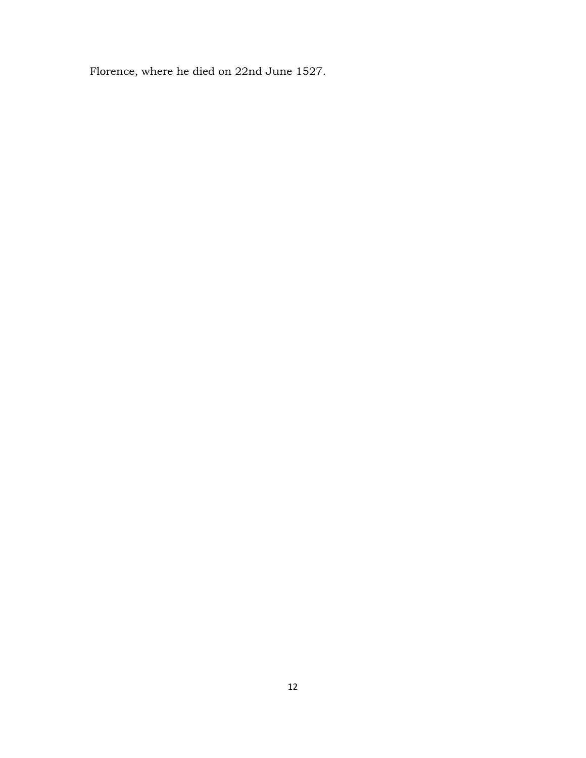Florence, where he died on 22nd June 1527.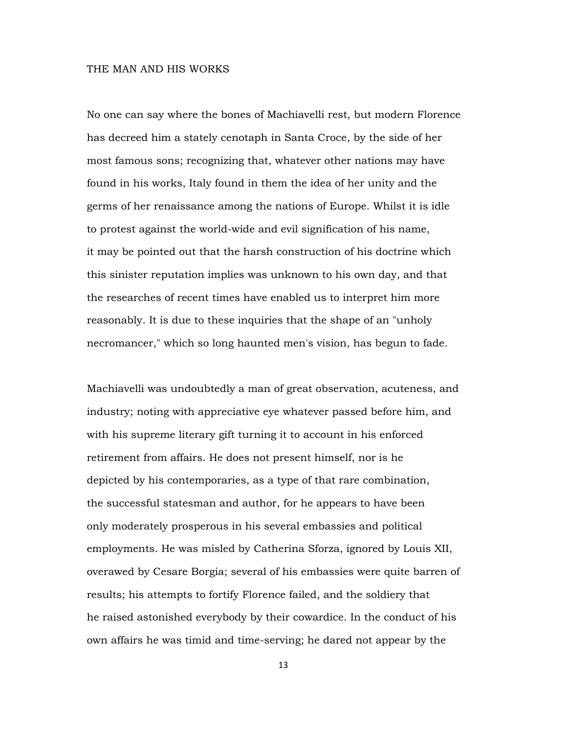## THE MAN AND HIS WORKS

No one can say where the bones of Machiavelli rest, but modern Florence has decreed him a stately cenotaph in Santa Croce, by the side of her most famous sons; recognizing that, whatever other nations may have found in his works, Italy found in them the idea of her unity and the germs of her renaissance among the nations of Europe. Whilst it is idle to protest against the world-wide and evil signification of his name, it may be pointed out that the harsh construction of his doctrine which this sinister reputation implies was unknown to his own day, and that the researches of recent times have enabled us to interpret him more reasonably. It is due to these inquiries that the shape of an "unholy necromancer," which so long haunted men's vision, has begun to fade.

Machiavelli was undoubtedly a man of great observation, acuteness, and industry; noting with appreciative eye whatever passed before him, and with his supreme literary gift turning it to account in his enforced retirement from affairs. He does not present himself, nor is he depicted by his contemporaries, as a type of that rare combination, the successful statesman and author, for he appears to have been only moderately prosperous in his several embassies and political employments. He was misled by Catherina Sforza, ignored by Louis XII, overawed by Cesare Borgia; several of his embassies were quite barren of results; his attempts to fortify Florence failed, and the soldiery that he raised astonished everybody by their cowardice. In the conduct of his own affairs he was timid and time-serving; he dared not appear by the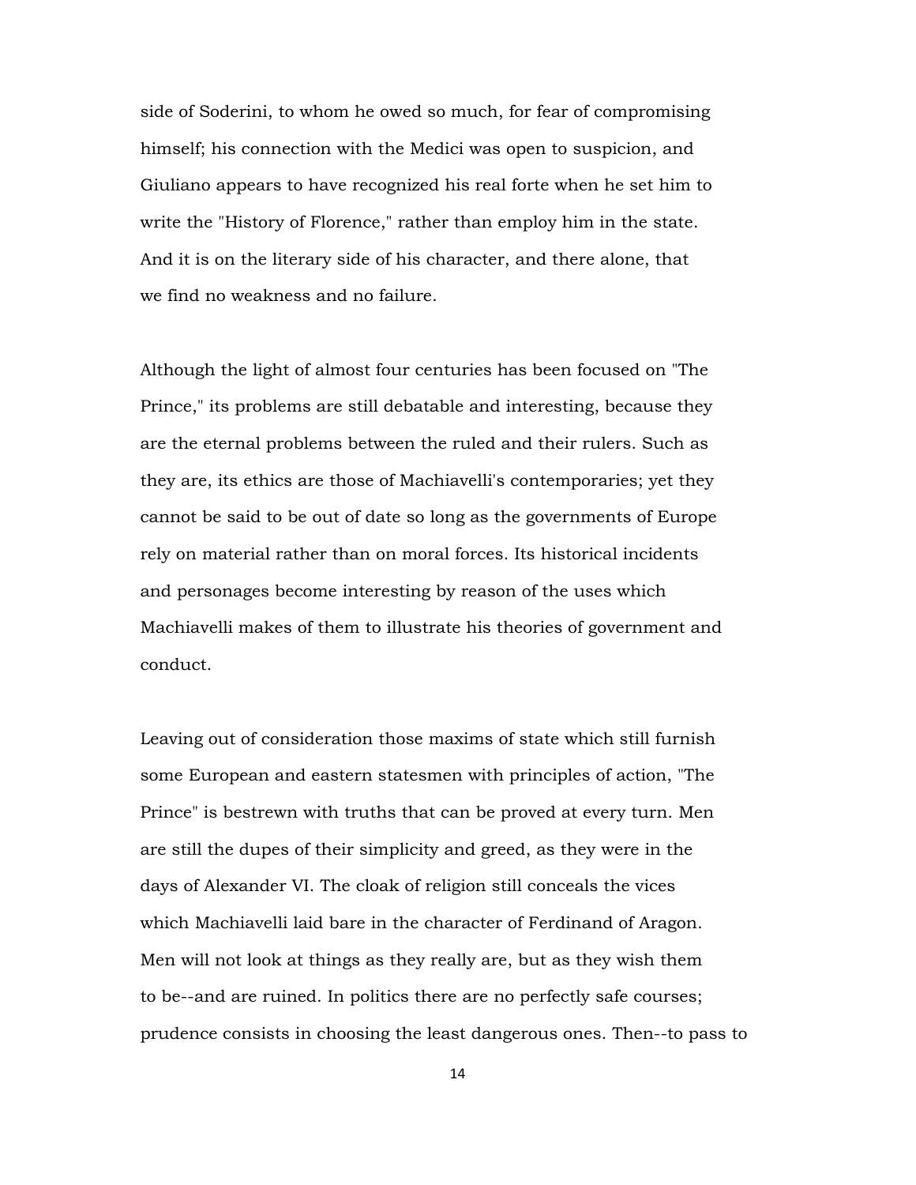side of Soderini, to whom he owed so much, for fear of compromising himself; his connection with the Medici was open to suspicion, and Giuliano appears to have recognized his real forte when he set him to write the "History of Florence," rather than employ him in the state. And it is on the literary side of his character, and there alone, that we find no weakness and no failure.

Although the light of almost four centuries has been focused on "The Prince," its problems are still debatable and interesting, because they are the eternal problems between the ruled and their rulers. Such as they are, its ethics are those of Machiavelli's contemporaries; yet they cannot be said to be out of date so long as the governments of Europe rely on material rather than on moral forces. Its historical incidents and personages become interesting by reason of the uses which Machiavelli makes of them to illustrate his theories of government and conduct.

Leaving out of consideration those maxims of state which still furnish some European and eastern statesmen with principles of action, "The Prince" is bestrewn with truths that can be proved at every turn. Men are still the dupes of their simplicity and greed, as they were in the days of Alexander VI. The cloak of religion still conceals the vices which Machiavelli laid bare in the character of Ferdinand of Aragon. Men will not look at things as they really are, but as they wish them to be--and are ruined. In politics there are no perfectly safe courses; prudence consists in choosing the least dangerous ones. Then--to pass to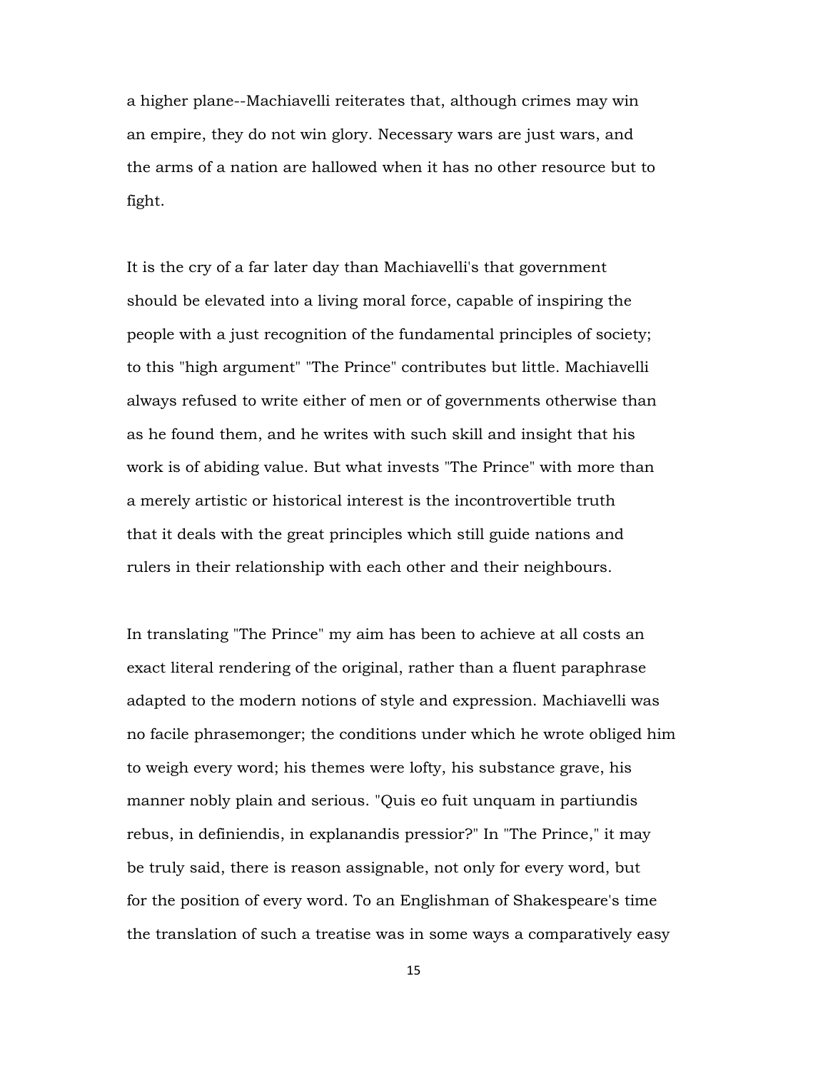a higher plane--Machiavelli reiterates that, although crimes may win an empire, they do not win glory. Necessary wars are just wars, and the arms of a nation are hallowed when it has no other resource but to fight.

It is the cry of a far later day than Machiavelli's that government should be elevated into a living moral force, capable of inspiring the people with a just recognition of the fundamental principles of society; to this "high argument" "The Prince" contributes but little. Machiavelli always refused to write either of men or of governments otherwise than as he found them, and he writes with such skill and insight that his work is of abiding value. But what invests "The Prince" with more than a merely artistic or historical interest is the incontrovertible truth that it deals with the great principles which still guide nations and rulers in their relationship with each other and their neighbours.

In translating "The Prince" my aim has been to achieve at all costs an exact literal rendering of the original, rather than a fluent paraphrase adapted to the modern notions of style and expression. Machiavelli was no facile phrasemonger; the conditions under which he wrote obliged him to weigh every word; his themes were lofty, his substance grave, his manner nobly plain and serious. "Quis eo fuit unquam in partiundis rebus, in definiendis, in explanandis pressior?" In "The Prince," it may be truly said, there is reason assignable, not only for every word, but for the position of every word. To an Englishman of Shakespeare's time the translation of such a treatise was in some ways a comparatively easy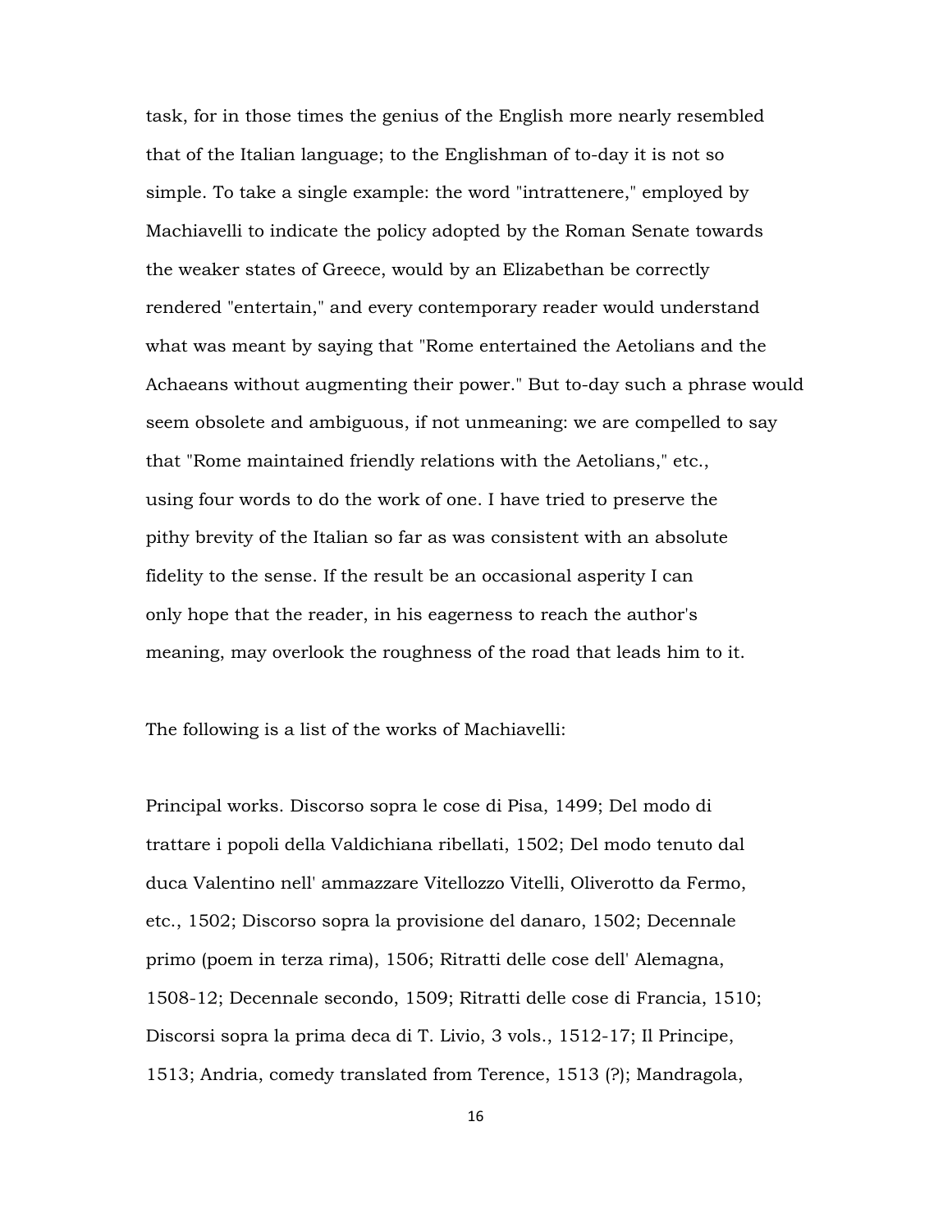task, for in those times the genius of the English more nearly resembled that of the Italian language; to the Englishman of to-day it is not so simple. To take a single example: the word "intrattenere," employed by Machiavelli to indicate the policy adopted by the Roman Senate towards the weaker states of Greece, would by an Elizabethan be correctly rendered "entertain," and every contemporary reader would understand what was meant by saying that "Rome entertained the Aetolians and the Achaeans without augmenting their power." But to-day such a phrase would seem obsolete and ambiguous, if not unmeaning: we are compelled to say that "Rome maintained friendly relations with the Aetolians," etc., using four words to do the work of one. I have tried to preserve the pithy brevity of the Italian so far as was consistent with an absolute fidelity to the sense. If the result be an occasional asperity I can only hope that the reader, in his eagerness to reach the author's meaning, may overlook the roughness of the road that leads him to it.

The following is a list of the works of Machiavelli:

Principal works. Discorso sopra le cose di Pisa, 1499; Del modo di trattare i popoli della Valdichiana ribellati, 1502; Del modo tenuto dal duca Valentino nell' ammazzare Vitellozzo Vitelli, Oliverotto da Fermo, etc., 1502; Discorso sopra la provisione del danaro, 1502; Decennale primo (poem in terza rima), 1506; Ritratti delle cose dell' Alemagna, 1508-12; Decennale secondo, 1509; Ritratti delle cose di Francia, 1510; Discorsi sopra la prima deca di T. Livio, 3 vols., 1512-17; Il Principe, 1513; Andria, comedy translated from Terence, 1513 (?); Mandragola,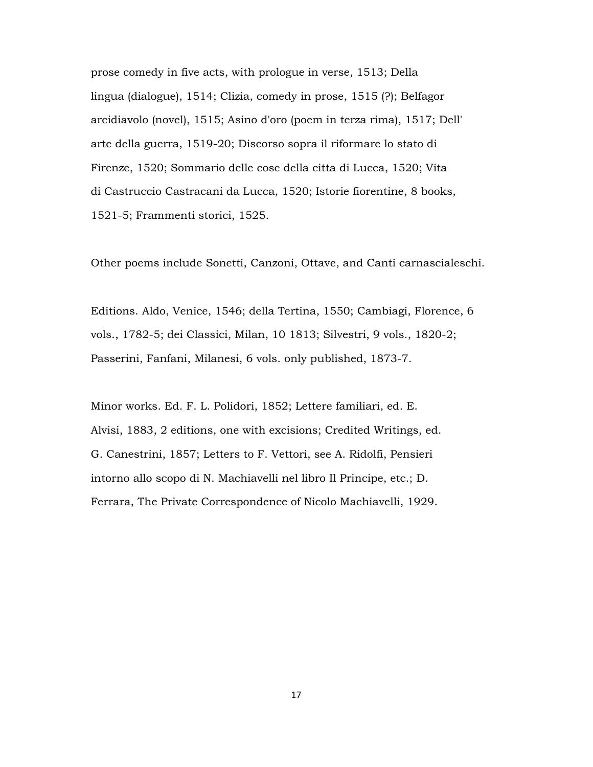prose comedy in five acts, with prologue in verse, 1513; Della lingua (dialogue), 1514; Clizia, comedy in prose, 1515 (?); Belfagor arcidiavolo (novel), 1515; Asino d'oro (poem in terza rima), 1517; Dell' arte della guerra, 1519-20; Discorso sopra il riformare lo stato di Firenze, 1520; Sommario delle cose della citta di Lucca, 1520; Vita di Castruccio Castracani da Lucca, 1520; Istorie fiorentine, 8 books, 1521-5; Frammenti storici, 1525.

Other poems include Sonetti, Canzoni, Ottave, and Canti carnascialeschi.

Editions. Aldo, Venice, 1546; della Tertina, 1550; Cambiagi, Florence, 6 vols., 1782-5; dei Classici, Milan, 10 1813; Silvestri, 9 vols., 1820-2; Passerini, Fanfani, Milanesi, 6 vols. only published, 1873-7.

Minor works. Ed. F. L. Polidori, 1852; Lettere familiari, ed. E. Alvisi, 1883, 2 editions, one with excisions; Credited Writings, ed. G. Canestrini, 1857; Letters to F. Vettori, see A. Ridolfi, Pensieri intorno allo scopo di N. Machiavelli nel libro Il Principe, etc.; D. Ferrara, The Private Correspondence of Nicolo Machiavelli, 1929.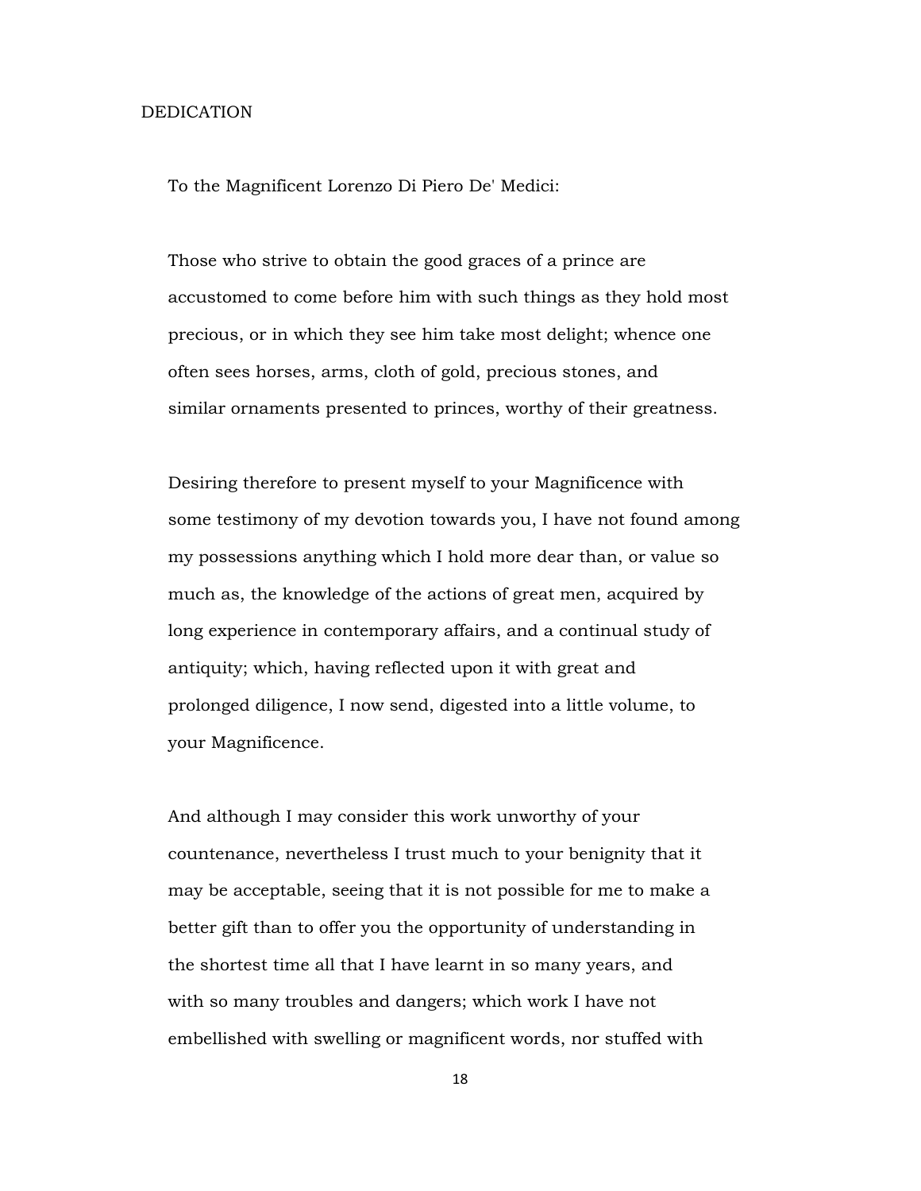# DEDICATION

To the Magnificent Lorenzo Di Piero De' Medici:

Those who strive to obtain the good graces of a prince are accustomed to come before him with such things as they hold most precious, or in which they see him take most delight; whence one often sees horses, arms, cloth of gold, precious stones, and similar ornaments presented to princes, worthy of their greatness.

Desiring therefore to present myself to your Magnificence with some testimony of my devotion towards you, I have not found among my possessions anything which I hold more dear than, or value so much as, the knowledge of the actions of great men, acquired by long experience in contemporary affairs, and a continual study of antiquity; which, having reflected upon it with great and prolonged diligence, I now send, digested into a little volume, to your Magnificence.

And although I may consider this work unworthy of your countenance, nevertheless I trust much to your benignity that it may be acceptable, seeing that it is not possible for me to make a better gift than to offer you the opportunity of understanding in the shortest time all that I have learnt in so many years, and with so many troubles and dangers; which work I have not embellished with swelling or magnificent words, nor stuffed with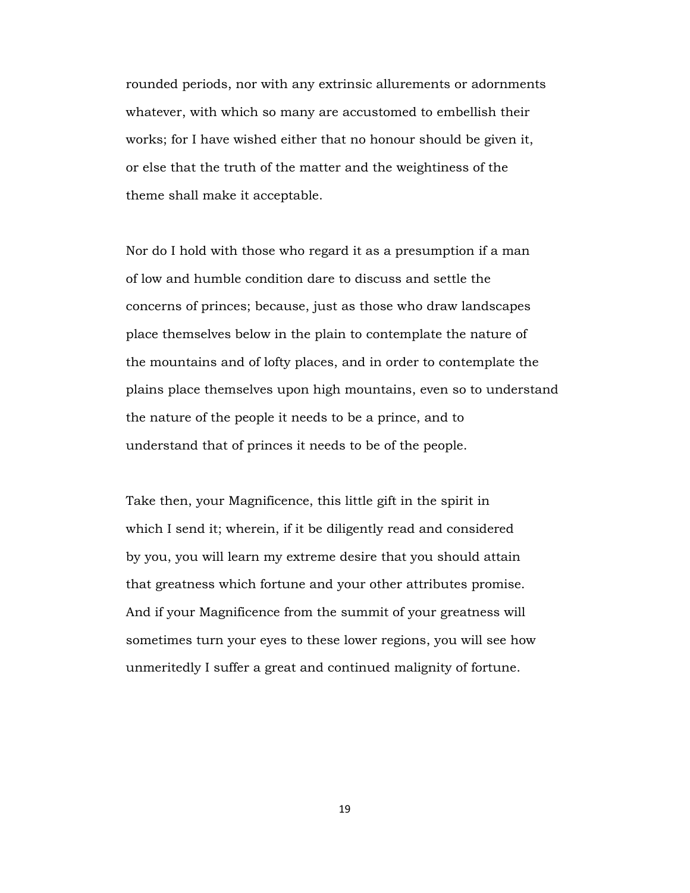rounded periods, nor with any extrinsic allurements or adornments whatever, with which so many are accustomed to embellish their works; for I have wished either that no honour should be given it, or else that the truth of the matter and the weightiness of the theme shall make it acceptable.

Nor do I hold with those who regard it as a presumption if a man of low and humble condition dare to discuss and settle the concerns of princes; because, just as those who draw landscapes place themselves below in the plain to contemplate the nature of the mountains and of lofty places, and in order to contemplate the plains place themselves upon high mountains, even so to understand the nature of the people it needs to be a prince, and to understand that of princes it needs to be of the people.

Take then, your Magnificence, this little gift in the spirit in which I send it; wherein, if it be diligently read and considered by you, you will learn my extreme desire that you should attain that greatness which fortune and your other attributes promise. And if your Magnificence from the summit of your greatness will sometimes turn your eyes to these lower regions, you will see how unmeritedly I suffer a great and continued malignity of fortune.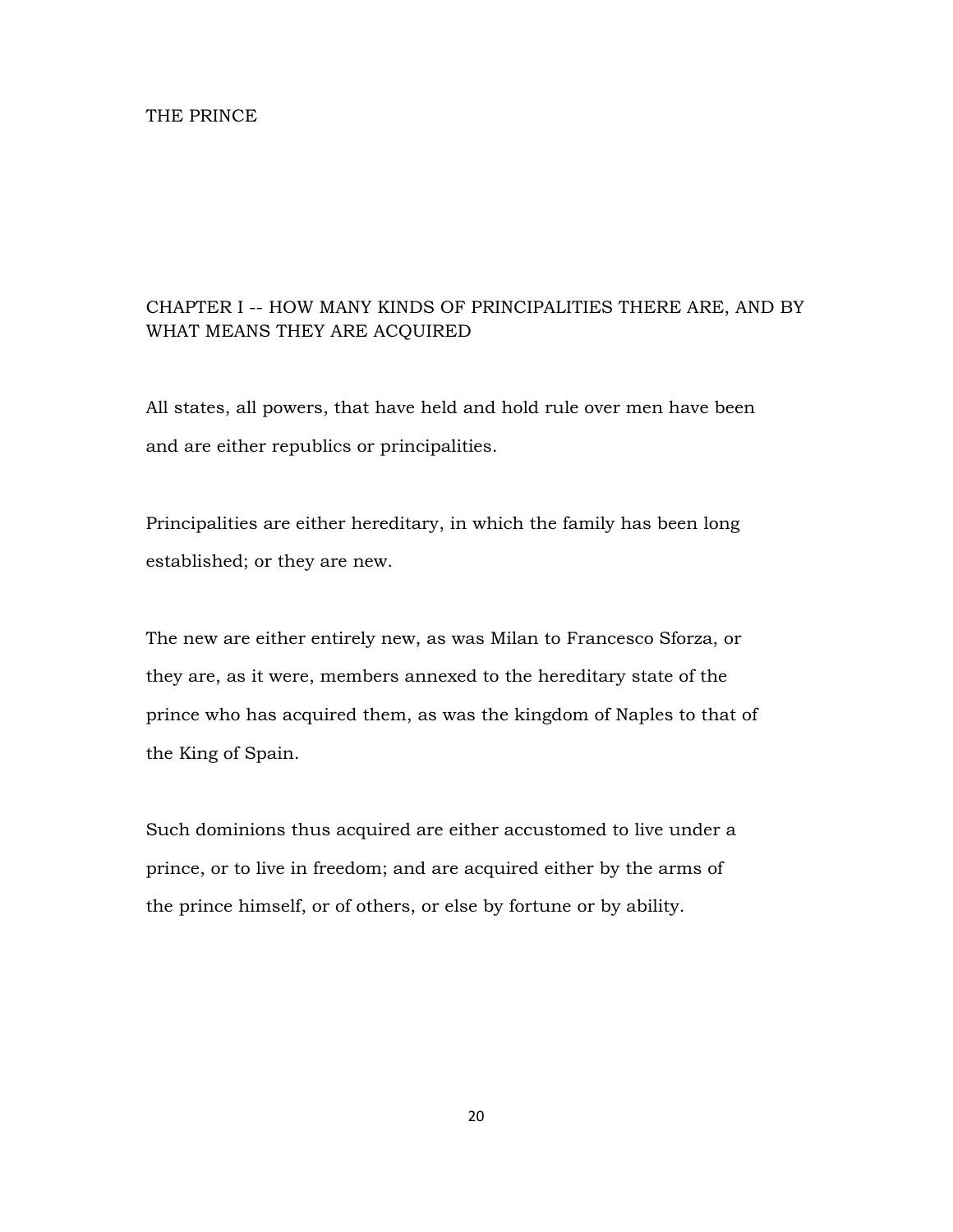# THE PRINCE

## CHAPTER I -- HOW MANY KINDS OF PRINCIPALITIES THERE ARE, AND BY WHAT MEANS THEY ARE ACQUIRED

All states, all powers, that have held and hold rule over men have been and are either republics or principalities.

Principalities are either hereditary, in which the family has been long established; or they are new.

The new are either entirely new, as was Milan to Francesco Sforza, or they are, as it were, members annexed to the hereditary state of the prince who has acquired them, as was the kingdom of Naples to that of the King of Spain.

Such dominions thus acquired are either accustomed to live under a prince, or to live in freedom; and are acquired either by the arms of the prince himself, or of others, or else by fortune or by ability.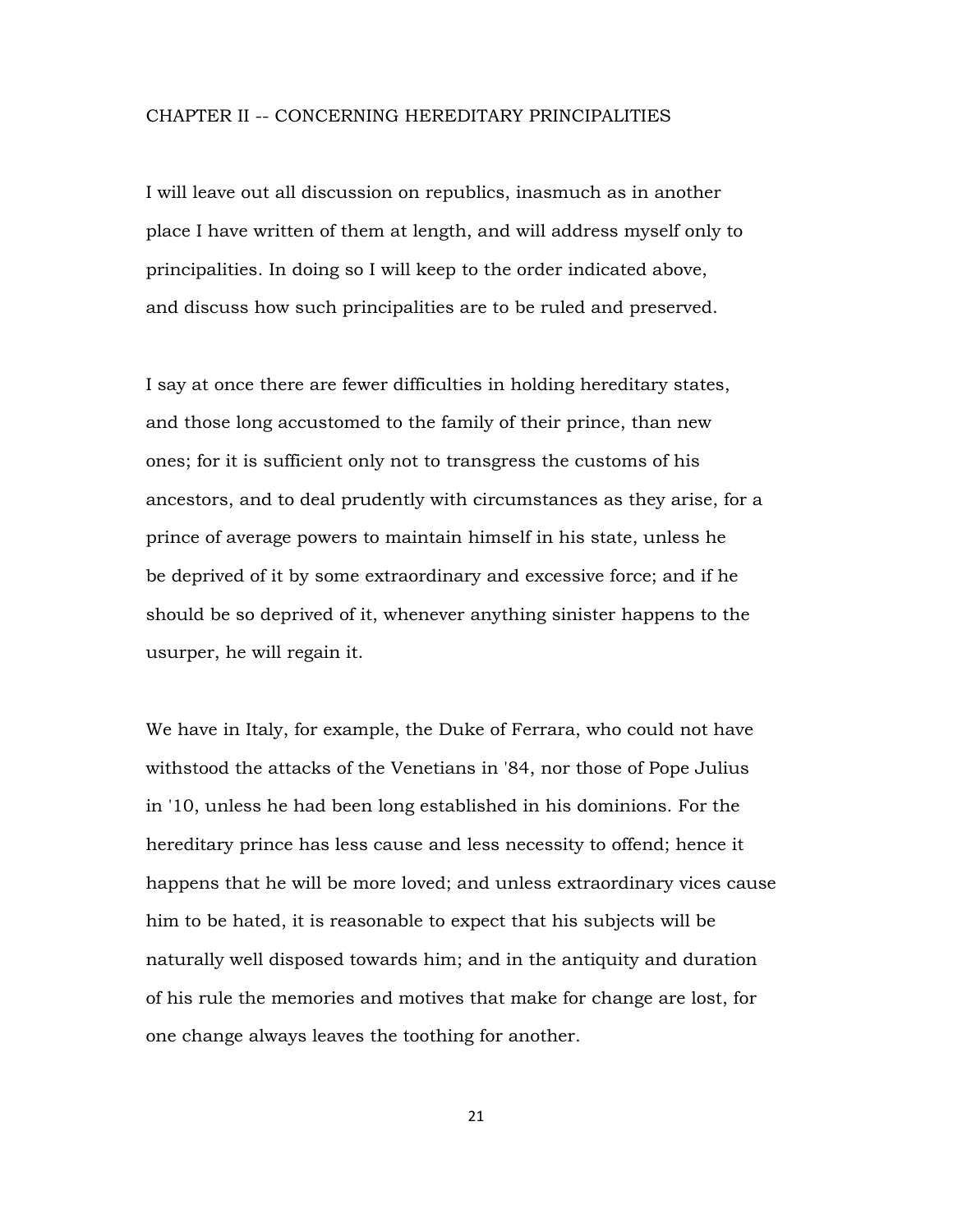## CHAPTER II -- CONCERNING HEREDITARY PRINCIPALITIES

I will leave out all discussion on republics, inasmuch as in another place I have written of them at length, and will address myself only to principalities. In doing so I will keep to the order indicated above, and discuss how such principalities are to be ruled and preserved.

I say at once there are fewer difficulties in holding hereditary states, and those long accustomed to the family of their prince, than new ones; for it is sufficient only not to transgress the customs of his ancestors, and to deal prudently with circumstances as they arise, for a prince of average powers to maintain himself in his state, unless he be deprived of it by some extraordinary and excessive force; and if he should be so deprived of it, whenever anything sinister happens to the usurper, he will regain it.

We have in Italy, for example, the Duke of Ferrara, who could not have withstood the attacks of the Venetians in '84, nor those of Pope Julius in '10, unless he had been long established in his dominions. For the hereditary prince has less cause and less necessity to offend; hence it happens that he will be more loved; and unless extraordinary vices cause him to be hated, it is reasonable to expect that his subjects will be naturally well disposed towards him; and in the antiquity and duration of his rule the memories and motives that make for change are lost, for one change always leaves the toothing for another.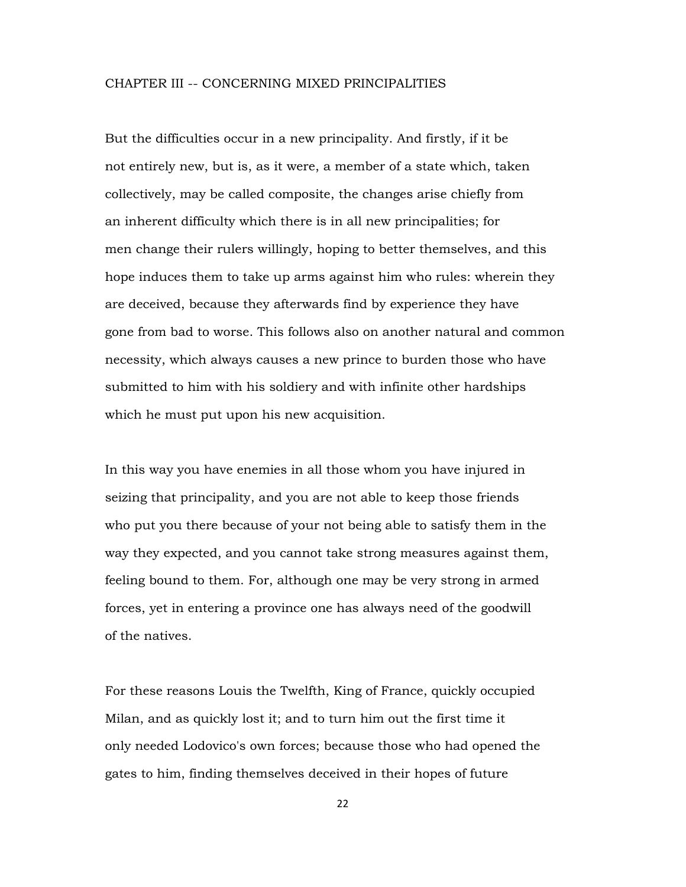## CHAPTER III -- CONCERNING MIXED PRINCIPALITIES

But the difficulties occur in a new principality. And firstly, if it be not entirely new, but is, as it were, a member of a state which, taken collectively, may be called composite, the changes arise chiefly from an inherent difficulty which there is in all new principalities; for men change their rulers willingly, hoping to better themselves, and this hope induces them to take up arms against him who rules: wherein they are deceived, because they afterwards find by experience they have gone from bad to worse. This follows also on another natural and common necessity, which always causes a new prince to burden those who have submitted to him with his soldiery and with infinite other hardships which he must put upon his new acquisition.

In this way you have enemies in all those whom you have injured in seizing that principality, and you are not able to keep those friends who put you there because of your not being able to satisfy them in the way they expected, and you cannot take strong measures against them, feeling bound to them. For, although one may be very strong in armed forces, yet in entering a province one has always need of the goodwill of the natives.

For these reasons Louis the Twelfth, King of France, quickly occupied Milan, and as quickly lost it; and to turn him out the first time it only needed Lodovico's own forces; because those who had opened the gates to him, finding themselves deceived in their hopes of future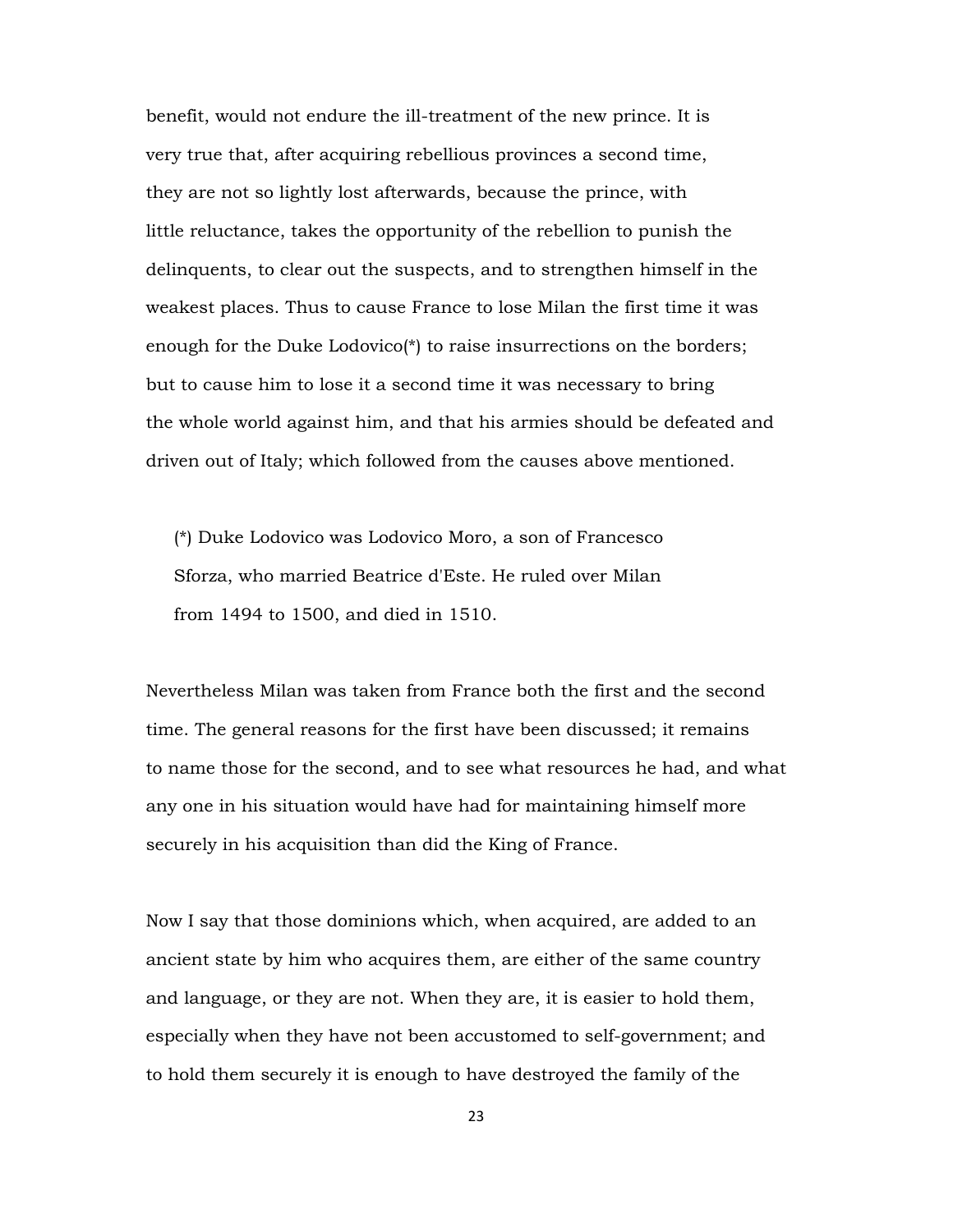benefit, would not endure the ill-treatment of the new prince. It is very true that, after acquiring rebellious provinces a second time, they are not so lightly lost afterwards, because the prince, with little reluctance, takes the opportunity of the rebellion to punish the delinquents, to clear out the suspects, and to strengthen himself in the weakest places. Thus to cause France to lose Milan the first time it was enough for the Duke Lodovico(*) to raise insurrections on the borders; but to cause him to lose it a second time it was necessary to bring the whole world against him, and that his armies should be defeated and driven out of Italy; which followed from the causes above mentioned.

> (*) Duke Lodovico was Lodovico Moro, a son of Francesco Sforza, who married Beatrice d'Este. He ruled over Milan from 1494 to 1500, and died in 1510.

Nevertheless Milan was taken from France both the first and the second time. The general reasons for the first have been discussed; it remains to name those for the second, and to see what resources he had, and what any one in his situation would have had for maintaining himself more securely in his acquisition than did the King of France.

Now I say that those dominions which, when acquired, are added to an ancient state by him who acquires them, are either of the same country and language, or they are not. When they are, it is easier to hold them, especially when they have not been accustomed to self-government; and to hold them securely it is enough to have destroyed the family of the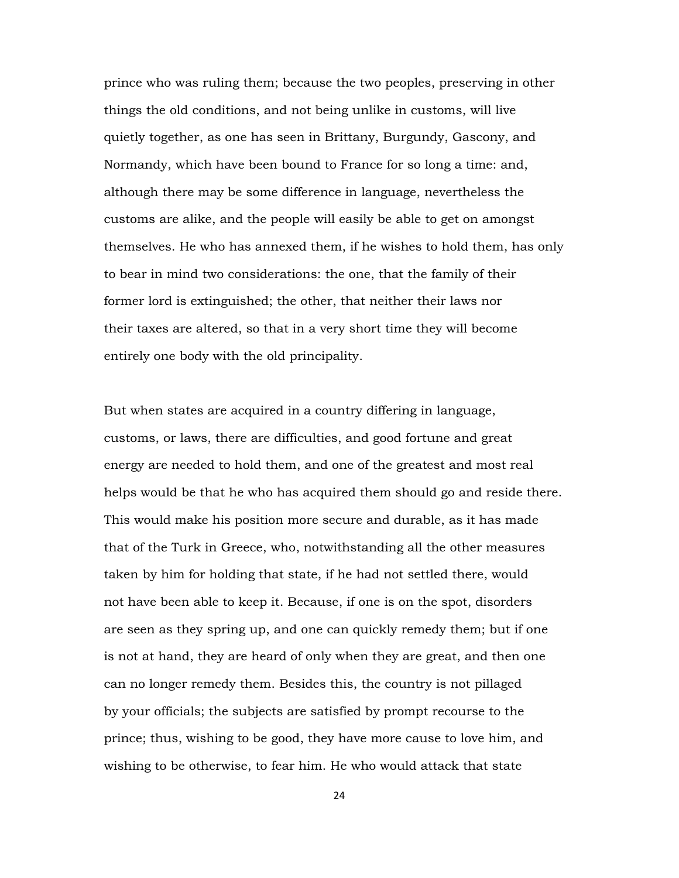prince who was ruling them; because the two peoples, preserving in other things the old conditions, and not being unlike in customs, will live quietly together, as one has seen in Brittany, Burgundy, Gascony, and Normandy, which have been bound to France for so long a time: and, although there may be some difference in language, nevertheless the customs are alike, and the people will easily be able to get on amongst themselves. He who has annexed them, if he wishes to hold them, has only to bear in mind two considerations: the one, that the family of their former lord is extinguished; the other, that neither their laws nor their taxes are altered, so that in a very short time they will become entirely one body with the old principality.

But when states are acquired in a country differing in language, customs, or laws, there are difficulties, and good fortune and great energy are needed to hold them, and one of the greatest and most real helps would be that he who has acquired them should go and reside there. This would make his position more secure and durable, as it has made that of the Turk in Greece, who, notwithstanding all the other measures taken by him for holding that state, if he had not settled there, would not have been able to keep it. Because, if one is on the spot, disorders are seen as they spring up, and one can quickly remedy them; but if one is not at hand, they are heard of only when they are great, and then one can no longer remedy them. Besides this, the country is not pillaged by your officials; the subjects are satisfied by prompt recourse to the prince; thus, wishing to be good, they have more cause to love him, and wishing to be otherwise, to fear him. He who would attack that state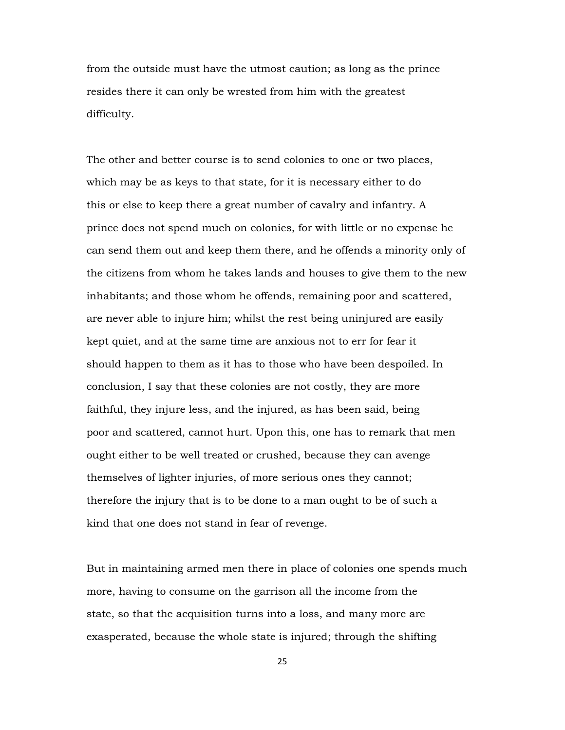from the outside must have the utmost caution; as long as the prince resides there it can only be wrested from him with the greatest difficulty.

The other and better course is to send colonies to one or two places, which may be as keys to that state, for it is necessary either to do this or else to keep there a great number of cavalry and infantry. A prince does not spend much on colonies, for with little or no expense he can send them out and keep them there, and he offends a minority only of the citizens from whom he takes lands and houses to give them to the new inhabitants; and those whom he offends, remaining poor and scattered, are never able to injure him; whilst the rest being uninjured are easily kept quiet, and at the same time are anxious not to err for fear it should happen to them as it has to those who have been despoiled. In conclusion, I say that these colonies are not costly, they are more faithful, they injure less, and the injured, as has been said, being poor and scattered, cannot hurt. Upon this, one has to remark that men ought either to be well treated or crushed, because they can avenge themselves of lighter injuries, of more serious ones they cannot; therefore the injury that is to be done to a man ought to be of such a kind that one does not stand in fear of revenge.

But in maintaining armed men there in place of colonies one spends much more, having to consume on the garrison all the income from the state, so that the acquisition turns into a loss, and many more are exasperated, because the whole state is injured; through the shifting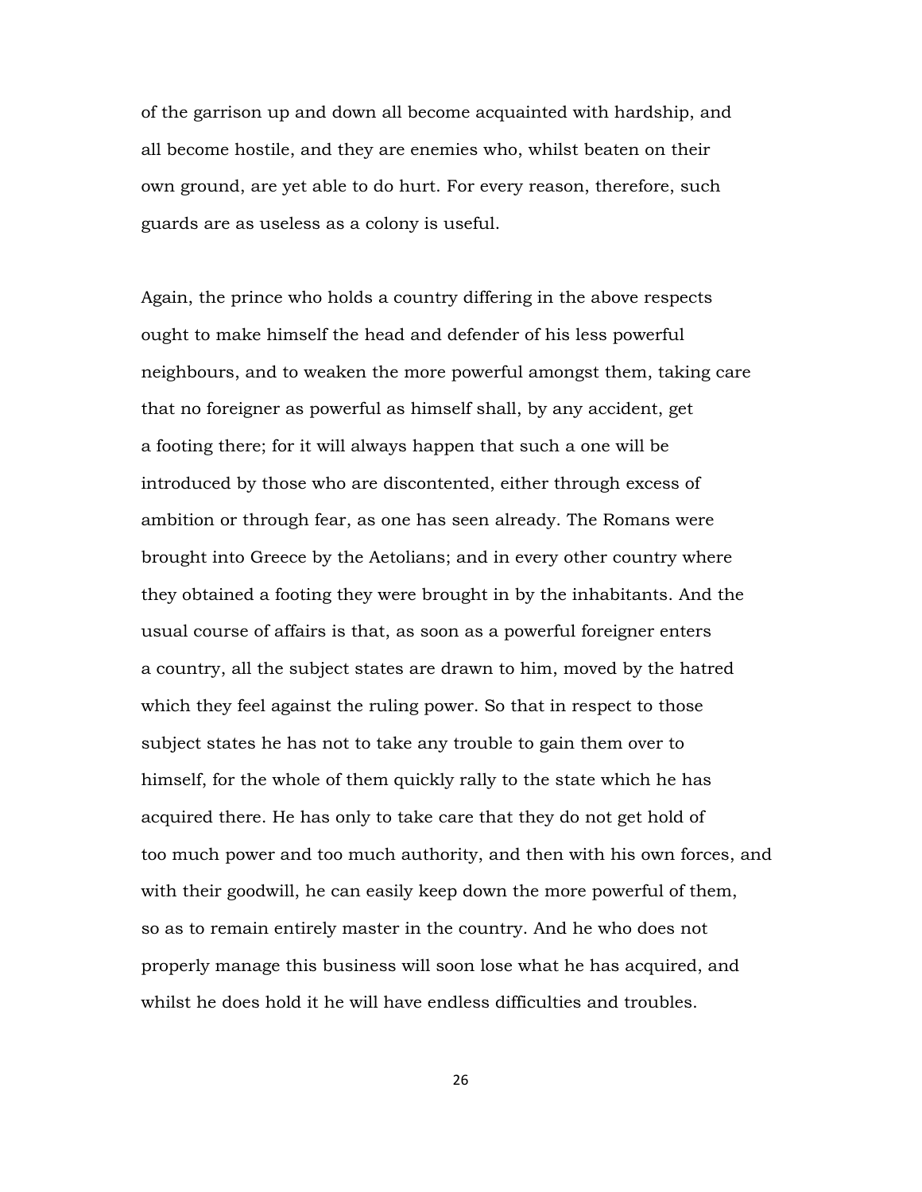of the garrison up and down all become acquainted with hardship, and all become hostile, and they are enemies who, whilst beaten on their own ground, are yet able to do hurt. For every reason, therefore, such guards are as useless as a colony is useful.

Again, the prince who holds a country differing in the above respects ought to make himself the head and defender of his less powerful neighbours, and to weaken the more powerful amongst them, taking care that no foreigner as powerful as himself shall, by any accident, get a footing there; for it will always happen that such a one will be introduced by those who are discontented, either through excess of ambition or through fear, as one has seen already. The Romans were brought into Greece by the Aetolians; and in every other country where they obtained a footing they were brought in by the inhabitants. And the usual course of affairs is that, as soon as a powerful foreigner enters a country, all the subject states are drawn to him, moved by the hatred which they feel against the ruling power. So that in respect to those subject states he has not to take any trouble to gain them over to himself, for the whole of them quickly rally to the state which he has acquired there. He has only to take care that they do not get hold of too much power and too much authority, and then with his own forces, and with their goodwill, he can easily keep down the more powerful of them, so as to remain entirely master in the country. And he who does not properly manage this business will soon lose what he has acquired, and whilst he does hold it he will have endless difficulties and troubles.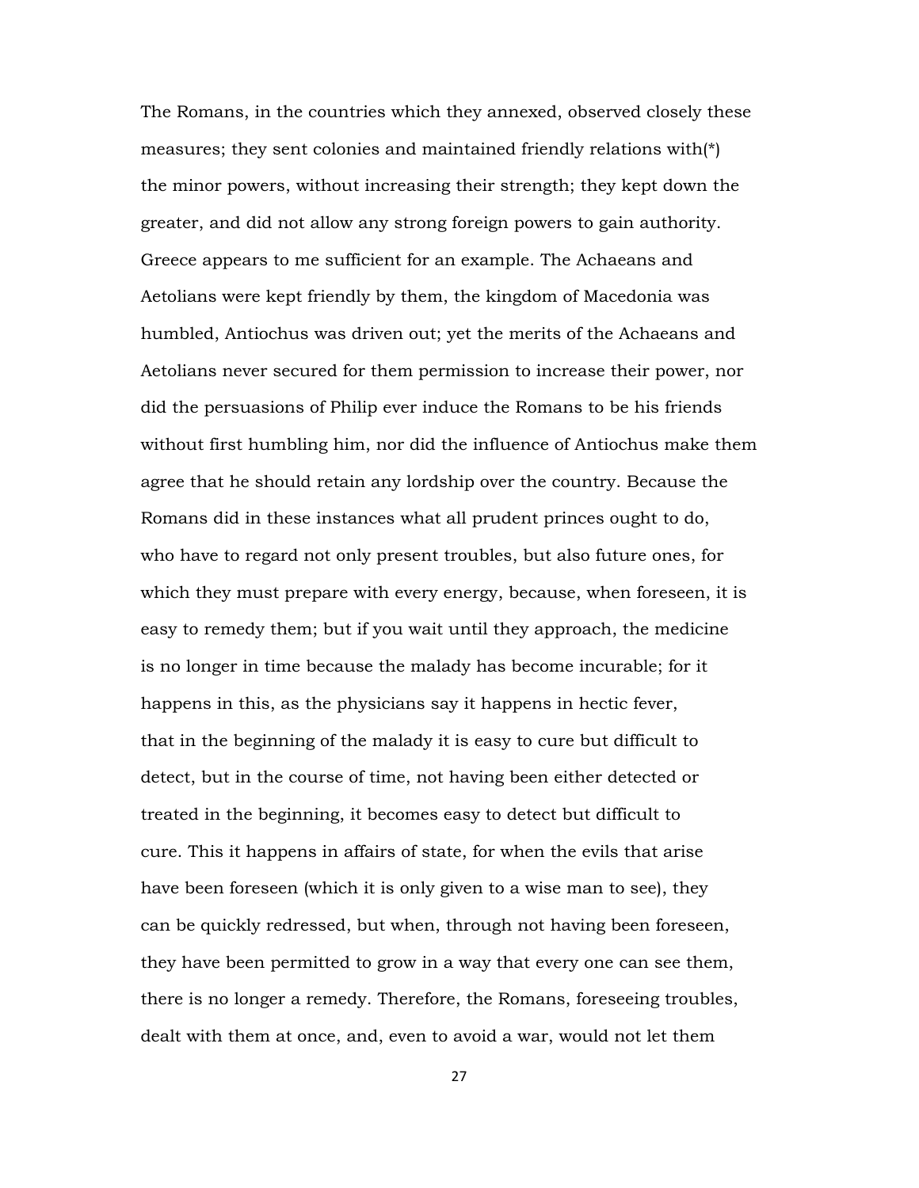The Romans, in the countries which they annexed, observed closely these measures; they sent colonies and maintained friendly relations with(*) the minor powers, without increasing their strength; they kept down the greater, and did not allow any strong foreign powers to gain authority. Greece appears to me sufficient for an example. The Achaeans and Aetolians were kept friendly by them, the kingdom of Macedonia was humbled, Antiochus was driven out; yet the merits of the Achaeans and Aetolians never secured for them permission to increase their power, nor did the persuasions of Philip ever induce the Romans to be his friends without first humbling him, nor did the influence of Antiochus make them agree that he should retain any lordship over the country. Because the Romans did in these instances what all prudent princes ought to do, who have to regard not only present troubles, but also future ones, for which they must prepare with every energy, because, when foreseen, it is easy to remedy them; but if you wait until they approach, the medicine is no longer in time because the malady has become incurable; for it happens in this, as the physicians say it happens in hectic fever, that in the beginning of the malady it is easy to cure but difficult to detect, but in the course of time, not having been either detected or treated in the beginning, it becomes easy to detect but difficult to cure. This it happens in affairs of state, for when the evils that arise have been foreseen (which it is only given to a wise man to see), they can be quickly redressed, but when, through not having been foreseen, they have been permitted to grow in a way that every one can see them, there is no longer a remedy. Therefore, the Romans, foreseeing troubles, dealt with them at once, and, even to avoid a war, would not let them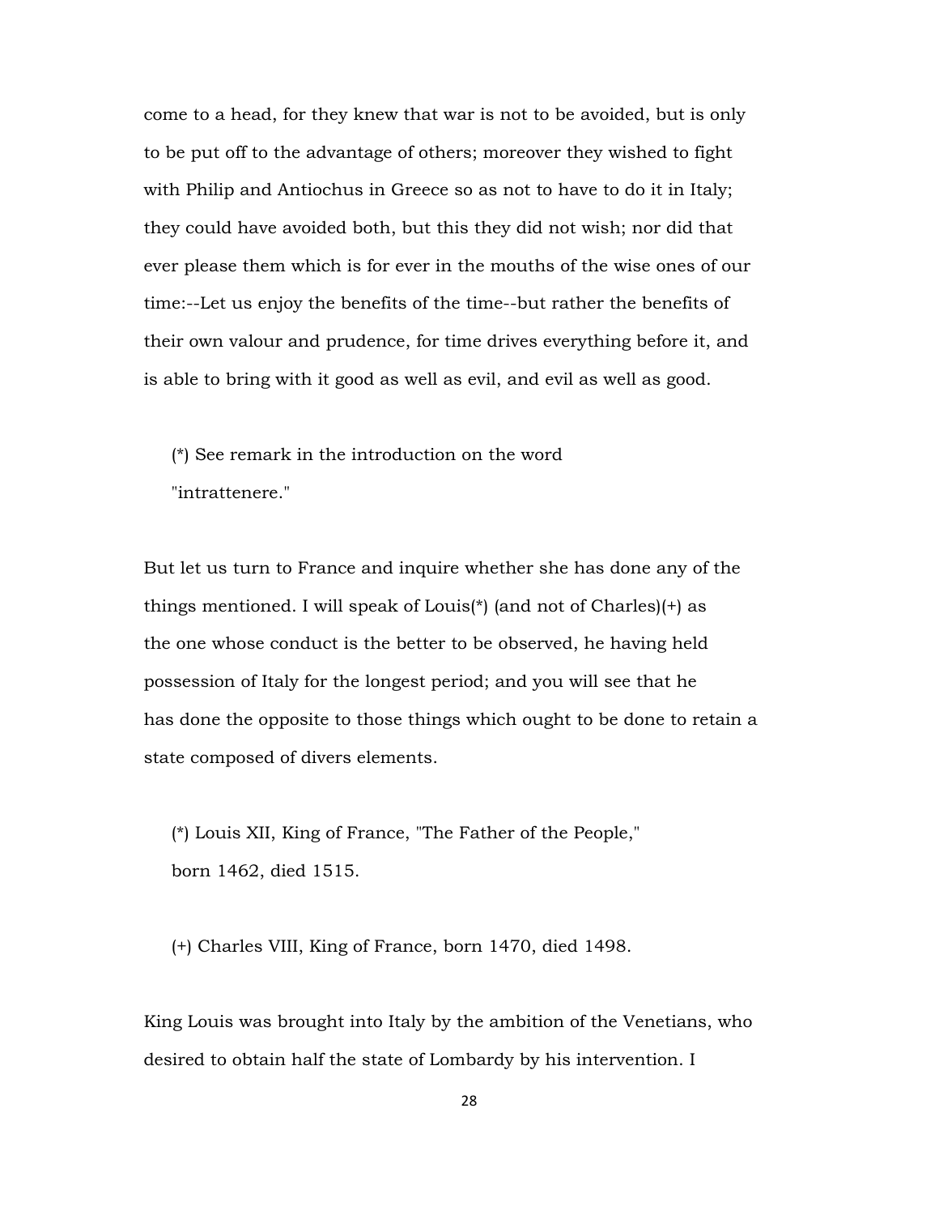come to a head, for they knew that war is not to be avoided, but is only to be put off to the advantage of others; moreover they wished to fight with Philip and Antiochus in Greece so as not to have to do it in Italy; they could have avoided both, but this they did not wish; nor did that ever please them which is for ever in the mouths of the wise ones of our time:--Let us enjoy the benefits of the time--but rather the benefits of their own valour and prudence, for time drives everything before it, and is able to bring with it good as well as evil, and evil as well as good.

(*) See remark in the introduction on the word "intrattenere."

But let us turn to France and inquire whether she has done any of the things mentioned. I will speak of Louis(*) (and not of Charles)(+) as the one whose conduct is the better to be observed, he having held possession of Italy for the longest period; and you will see that he has done the opposite to those things which ought to be done to retain a state composed of divers elements.

(*) Louis XII, King of France, "The Father of the People," born 1462, died 1515.

(+) Charles VIII, King of France, born 1470, died 1498.

King Louis was brought into Italy by the ambition of the Venetians, who desired to obtain half the state of Lombardy by his intervention. I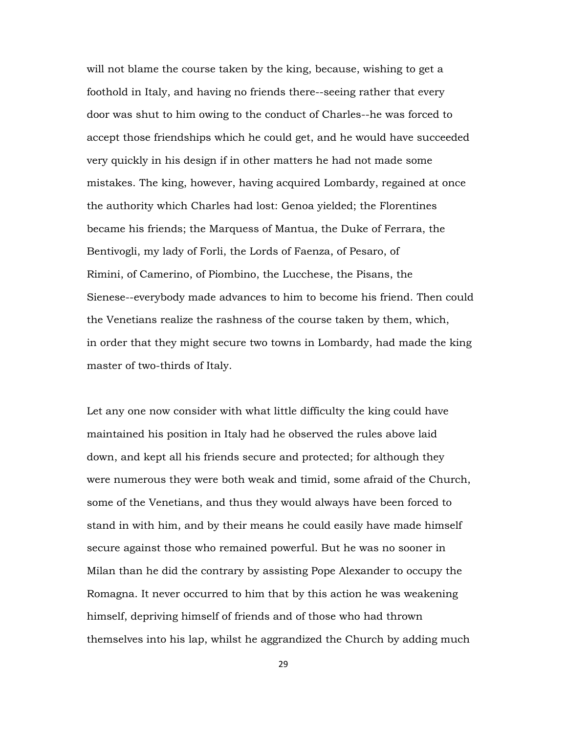will not blame the course taken by the king, because, wishing to get a foothold in Italy, and having no friends there--seeing rather that every door was shut to him owing to the conduct of Charles--he was forced to accept those friendships which he could get, and he would have succeeded very quickly in his design if in other matters he had not made some mistakes. The king, however, having acquired Lombardy, regained at once the authority which Charles had lost: Genoa yielded; the Florentines became his friends; the Marquess of Mantua, the Duke of Ferrara, the Bentivogli, my lady of Forli, the Lords of Faenza, of Pesaro, of Rimini, of Camerino, of Piombino, the Lucchese, the Pisans, the Sienese--everybody made advances to him to become his friend. Then could the Venetians realize the rashness of the course taken by them, which, in order that they might secure two towns in Lombardy, had made the king master of two-thirds of Italy.

Let any one now consider with what little difficulty the king could have maintained his position in Italy had he observed the rules above laid down, and kept all his friends secure and protected; for although they were numerous they were both weak and timid, some afraid of the Church, some of the Venetians, and thus they would always have been forced to stand in with him, and by their means he could easily have made himself secure against those who remained powerful. But he was no sooner in Milan than he did the contrary by assisting Pope Alexander to occupy the Romagna. It never occurred to him that by this action he was weakening himself, depriving himself of friends and of those who had thrown themselves into his lap, whilst he aggrandized the Church by adding much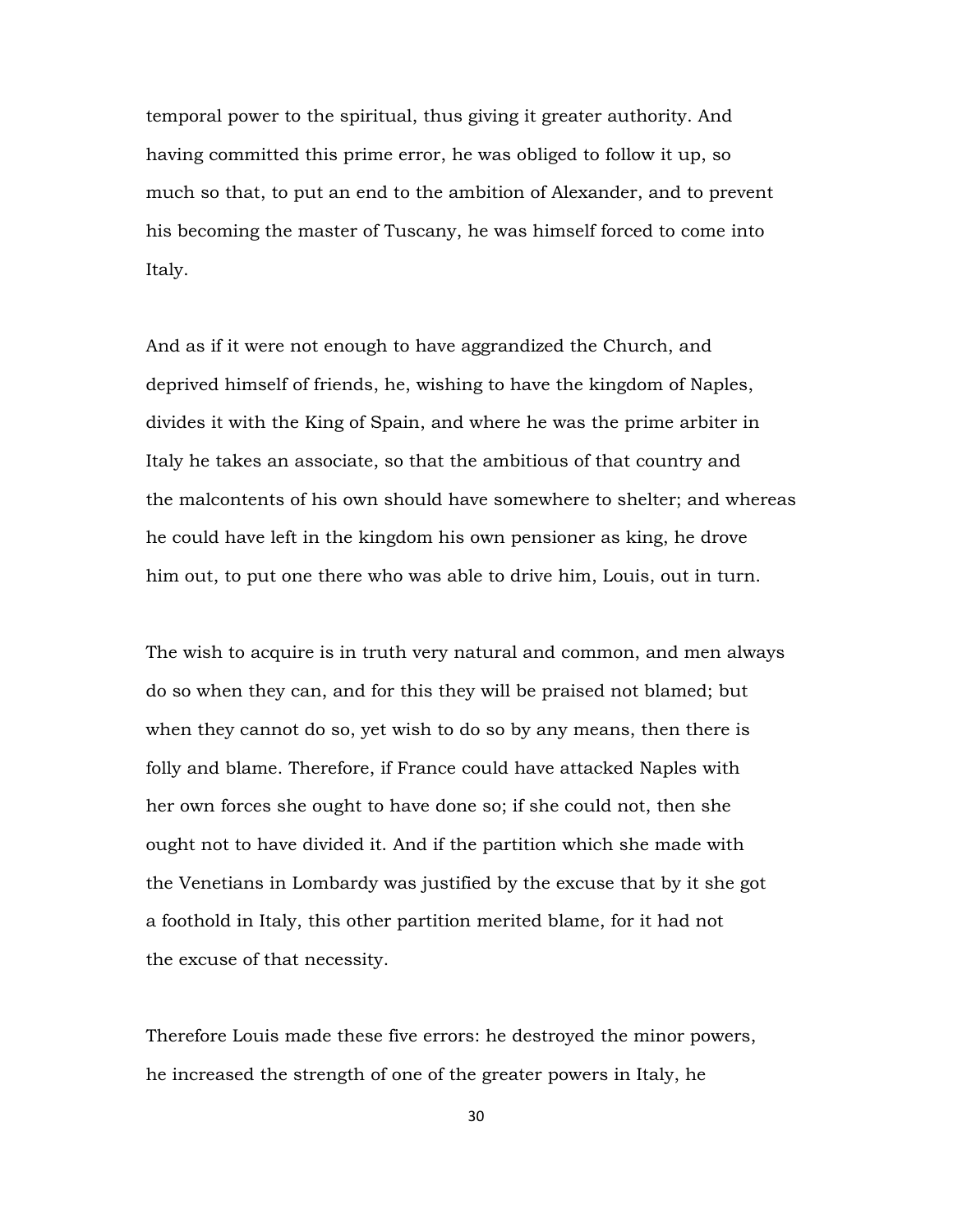temporal power to the spiritual, thus giving it greater authority. And having committed this prime error, he was obliged to follow it up, so much so that, to put an end to the ambition of Alexander, and to prevent his becoming the master of Tuscany, he was himself forced to come into Italy.

And as if it were not enough to have aggrandized the Church, and deprived himself of friends, he, wishing to have the kingdom of Naples, divides it with the King of Spain, and where he was the prime arbiter in Italy he takes an associate, so that the ambitious of that country and the malcontents of his own should have somewhere to shelter; and whereas he could have left in the kingdom his own pensioner as king, he drove him out, to put one there who was able to drive him, Louis, out in turn.

The wish to acquire is in truth very natural and common, and men always do so when they can, and for this they will be praised not blamed; but when they cannot do so, yet wish to do so by any means, then there is folly and blame. Therefore, if France could have attacked Naples with her own forces she ought to have done so; if she could not, then she ought not to have divided it. And if the partition which she made with the Venetians in Lombardy was justified by the excuse that by it she got a foothold in Italy, this other partition merited blame, for it had not the excuse of that necessity.

Therefore Louis made these five errors: he destroyed the minor powers, he increased the strength of one of the greater powers in Italy, he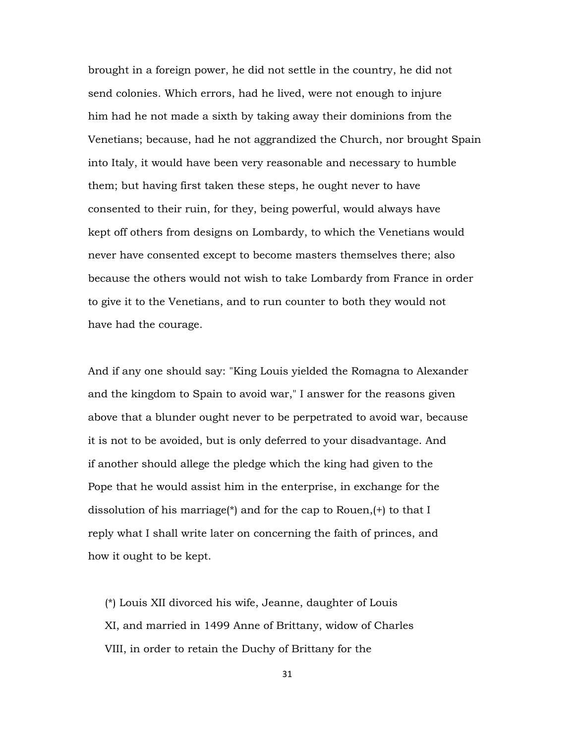brought in a foreign power, he did not settle in the country, he did not send colonies. Which errors, had he lived, were not enough to injure him had he not made a sixth by taking away their dominions from the Venetians; because, had he not aggrandized the Church, nor brought Spain into Italy, it would have been very reasonable and necessary to humble them; but having first taken these steps, he ought never to have consented to their ruin, for they, being powerful, would always have kept off others from designs on Lombardy, to which the Venetians would never have consented except to become masters themselves there; also because the others would not wish to take Lombardy from France in order to give it to the Venetians, and to run counter to both they would not have had the courage.

And if any one should say: "King Louis yielded the Romagna to Alexander and the kingdom to Spain to avoid war," I answer for the reasons given above that a blunder ought never to be perpetrated to avoid war, because it is not to be avoided, but is only deferred to your disadvantage. And if another should allege the pledge which the king had given to the Pope that he would assist him in the enterprise, in exchange for the dissolution of his marriage(*) and for the cap to Rouen,(+) to that I reply what I shall write later on concerning the faith of princes, and how it ought to be kept.

(*) Louis XII divorced his wife, Jeanne, daughter of Louis XI, and married in 1499 Anne of Brittany, widow of Charles VIII, in order to retain the Duchy of Brittany for the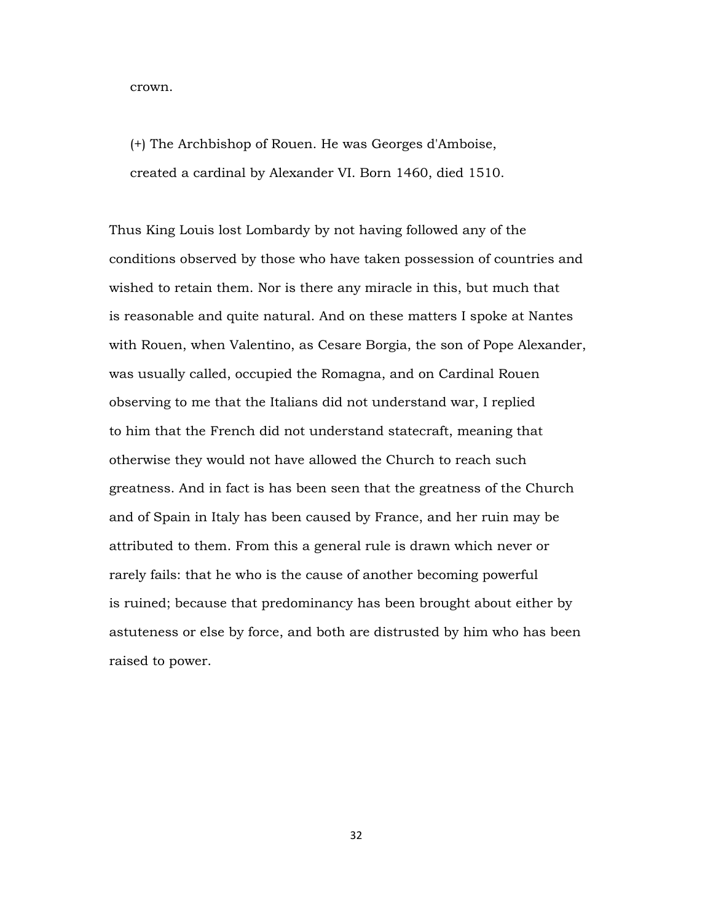crown.

(+) The Archbishop of Rouen. He was Georges d'Amboise, created a cardinal by Alexander VI. Born 1460, died 1510.

Thus King Louis lost Lombardy by not having followed any of the conditions observed by those who have taken possession of countries and wished to retain them. Nor is there any miracle in this, but much that is reasonable and quite natural. And on these matters I spoke at Nantes with Rouen, when Valentino, as Cesare Borgia, the son of Pope Alexander, was usually called, occupied the Romagna, and on Cardinal Rouen observing to me that the Italians did not understand war, I replied to him that the French did not understand statecraft, meaning that otherwise they would not have allowed the Church to reach such greatness. And in fact is has been seen that the greatness of the Church and of Spain in Italy has been caused by France, and her ruin may be attributed to them. From this a general rule is drawn which never or rarely fails: that he who is the cause of another becoming powerful is ruined; because that predominancy has been brought about either by astuteness or else by force, and both are distrusted by him who has been raised to power.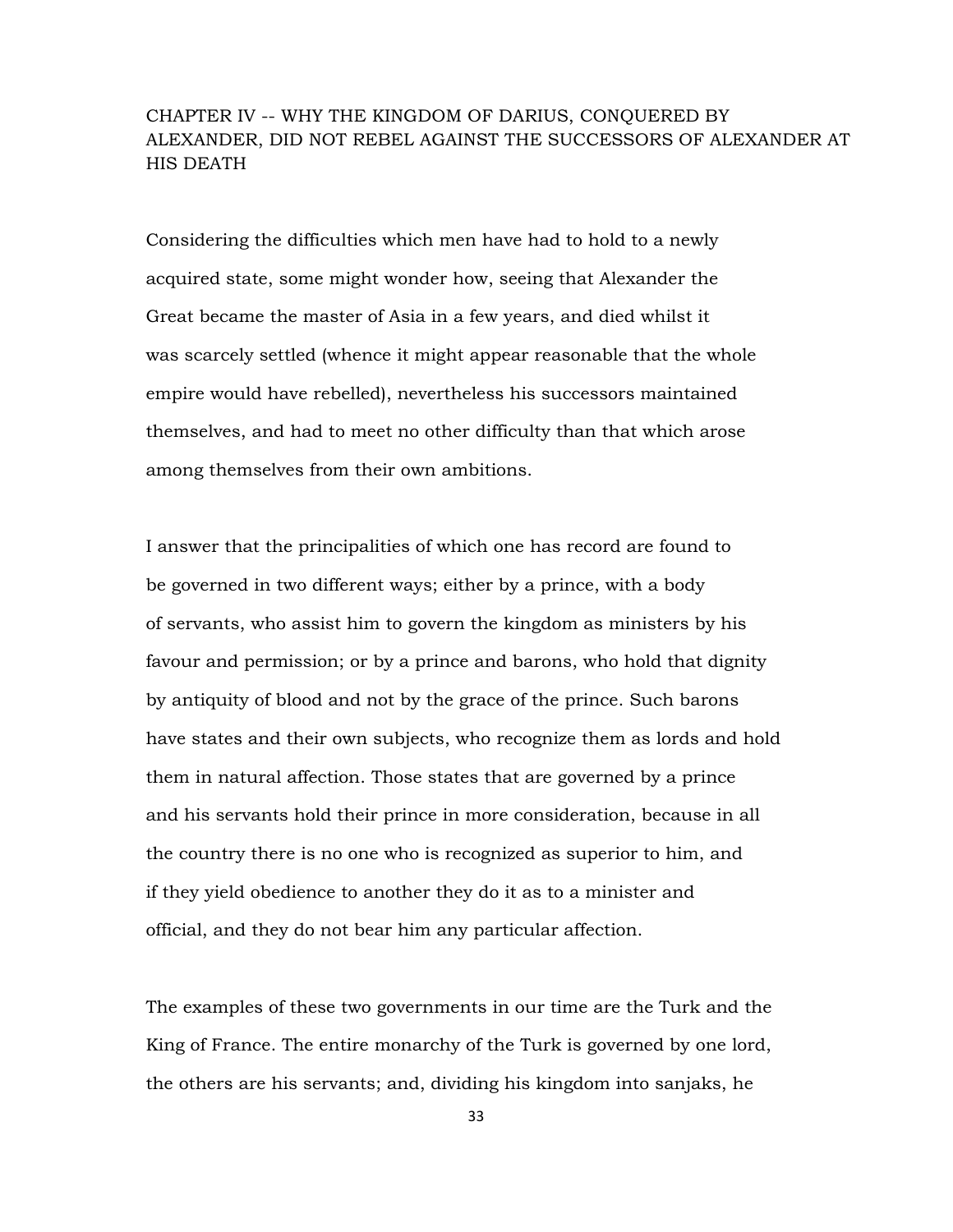## CHAPTER IV -- WHY THE KINGDOM OF DARIUS, CONQUERED BY ALEXANDER, DID NOT REBEL AGAINST THE SUCCESSORS OF ALEXANDER AT HIS DEATH

Considering the difficulties which men have had to hold to a newly acquired state, some might wonder how, seeing that Alexander the Great became the master of Asia in a few years, and died whilst it was scarcely settled (whence it might appear reasonable that the whole empire would have rebelled), nevertheless his successors maintained themselves, and had to meet no other difficulty than that which arose among themselves from their own ambitions.

I answer that the principalities of which one has record are found to be governed in two different ways; either by a prince, with a body of servants, who assist him to govern the kingdom as ministers by his favour and permission; or by a prince and barons, who hold that dignity by antiquity of blood and not by the grace of the prince. Such barons have states and their own subjects, who recognize them as lords and hold them in natural affection. Those states that are governed by a prince and his servants hold their prince in more consideration, because in all the country there is no one who is recognized as superior to him, and if they yield obedience to another they do it as to a minister and official, and they do not bear him any particular affection.

The examples of these two governments in our time are the Turk and the King of France. The entire monarchy of the Turk is governed by one lord, the others are his servants; and, dividing his kingdom into sanjaks, he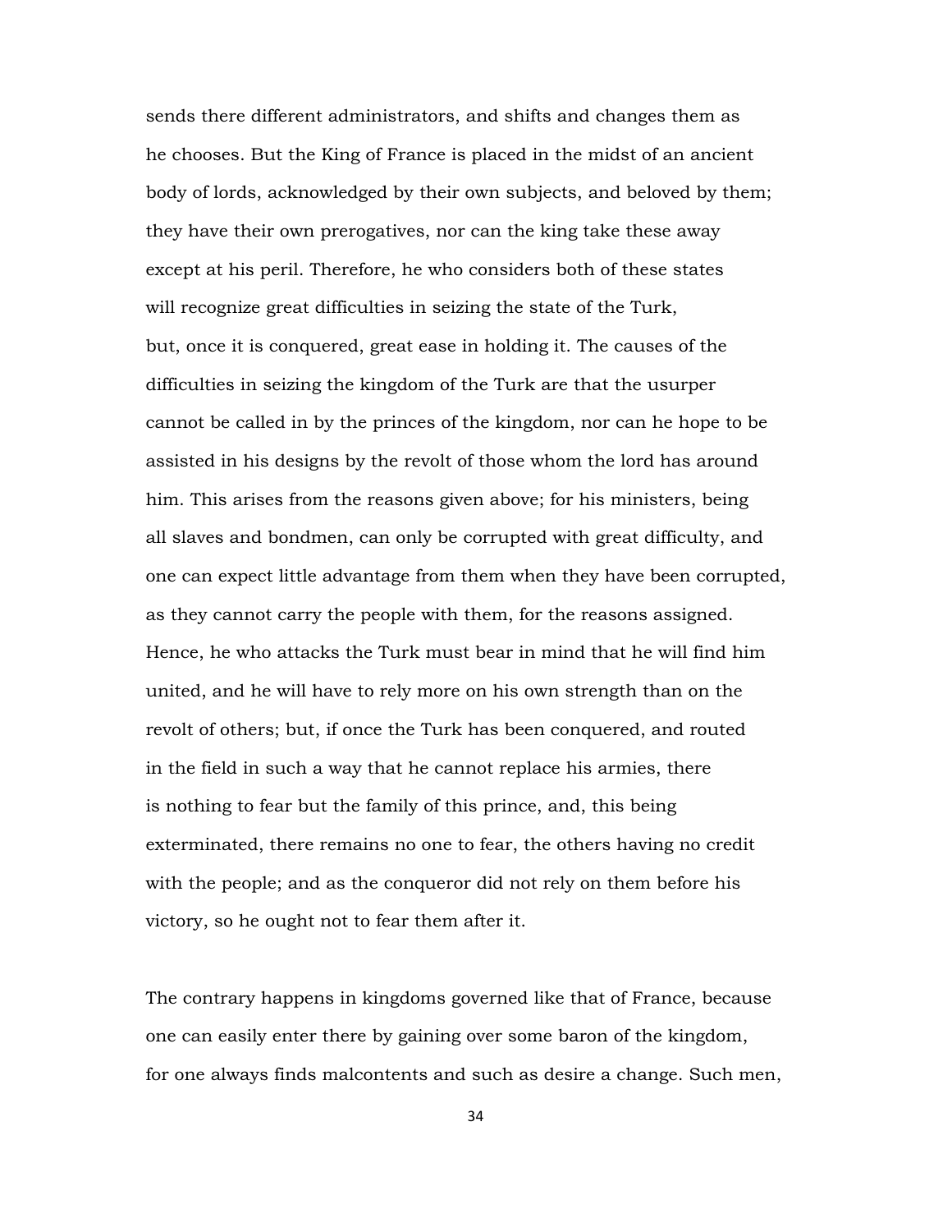sends there different administrators, and shifts and changes them as he chooses. But the King of France is placed in the midst of an ancient body of lords, acknowledged by their own subjects, and beloved by them; they have their own prerogatives, nor can the king take these away except at his peril. Therefore, he who considers both of these states will recognize great difficulties in seizing the state of the Turk, but, once it is conquered, great ease in holding it. The causes of the difficulties in seizing the kingdom of the Turk are that the usurper cannot be called in by the princes of the kingdom, nor can he hope to be assisted in his designs by the revolt of those whom the lord has around him. This arises from the reasons given above; for his ministers, being all slaves and bondmen, can only be corrupted with great difficulty, and one can expect little advantage from them when they have been corrupted, as they cannot carry the people with them, for the reasons assigned. Hence, he who attacks the Turk must bear in mind that he will find him united, and he will have to rely more on his own strength than on the revolt of others; but, if once the Turk has been conquered, and routed in the field in such a way that he cannot replace his armies, there is nothing to fear but the family of this prince, and, this being exterminated, there remains no one to fear, the others having no credit with the people; and as the conqueror did not rely on them before his victory, so he ought not to fear them after it.

The contrary happens in kingdoms governed like that of France, because one can easily enter there by gaining over some baron of the kingdom, for one always finds malcontents and such as desire a change. Such men,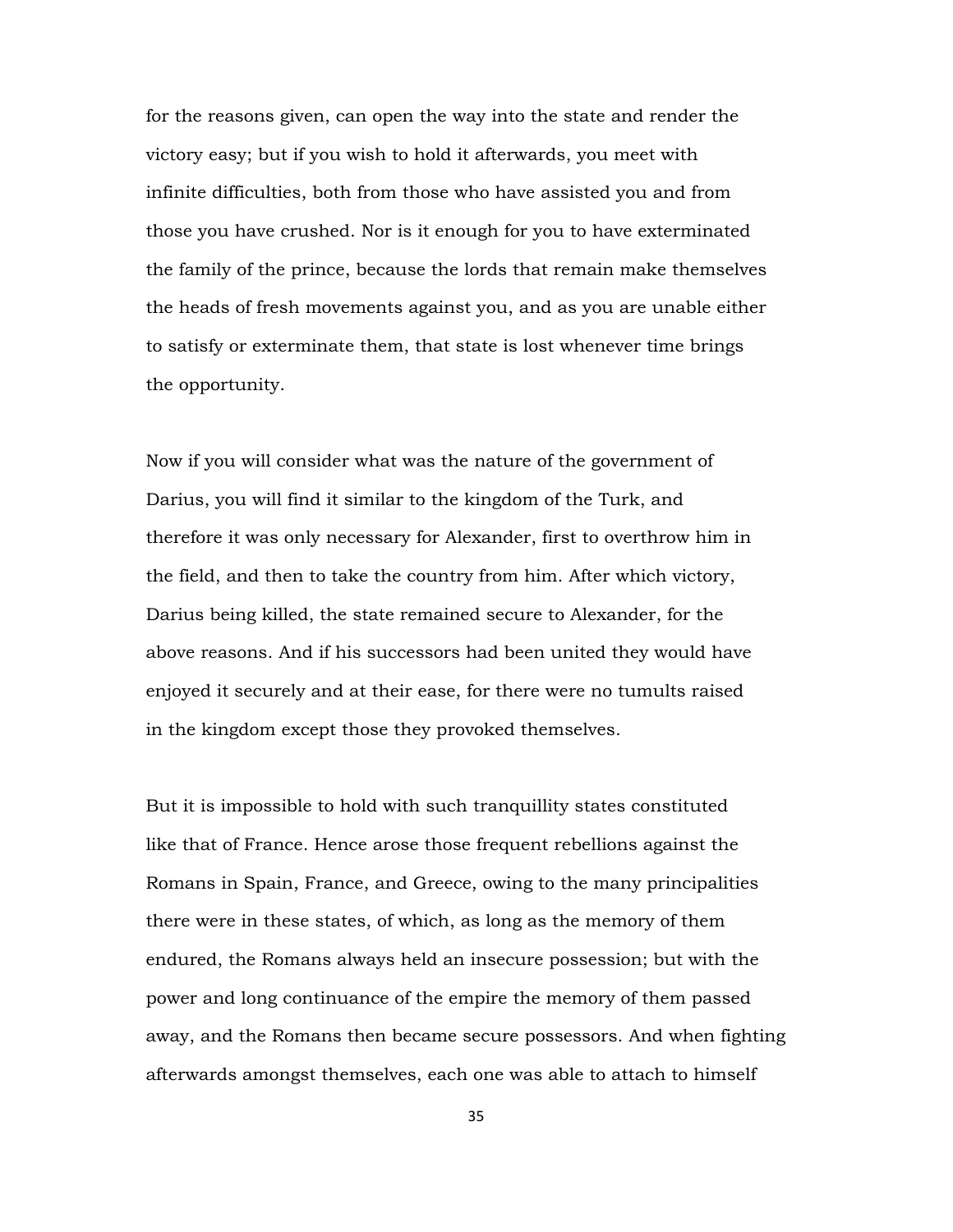for the reasons given, can open the way into the state and render the victory easy; but if you wish to hold it afterwards, you meet with infinite difficulties, both from those who have assisted you and from those you have crushed. Nor is it enough for you to have exterminated the family of the prince, because the lords that remain make themselves the heads of fresh movements against you, and as you are unable either to satisfy or exterminate them, that state is lost whenever time brings the opportunity.

Now if you will consider what was the nature of the government of Darius, you will find it similar to the kingdom of the Turk, and therefore it was only necessary for Alexander, first to overthrow him in the field, and then to take the country from him. After which victory, Darius being killed, the state remained secure to Alexander, for the above reasons. And if his successors had been united they would have enjoyed it securely and at their ease, for there were no tumults raised in the kingdom except those they provoked themselves.

But it is impossible to hold with such tranquillity states constituted like that of France. Hence arose those frequent rebellions against the Romans in Spain, France, and Greece, owing to the many principalities there were in these states, of which, as long as the memory of them endured, the Romans always held an insecure possession; but with the power and long continuance of the empire the memory of them passed away, and the Romans then became secure possessors. And when fighting afterwards amongst themselves, each one was able to attach to himself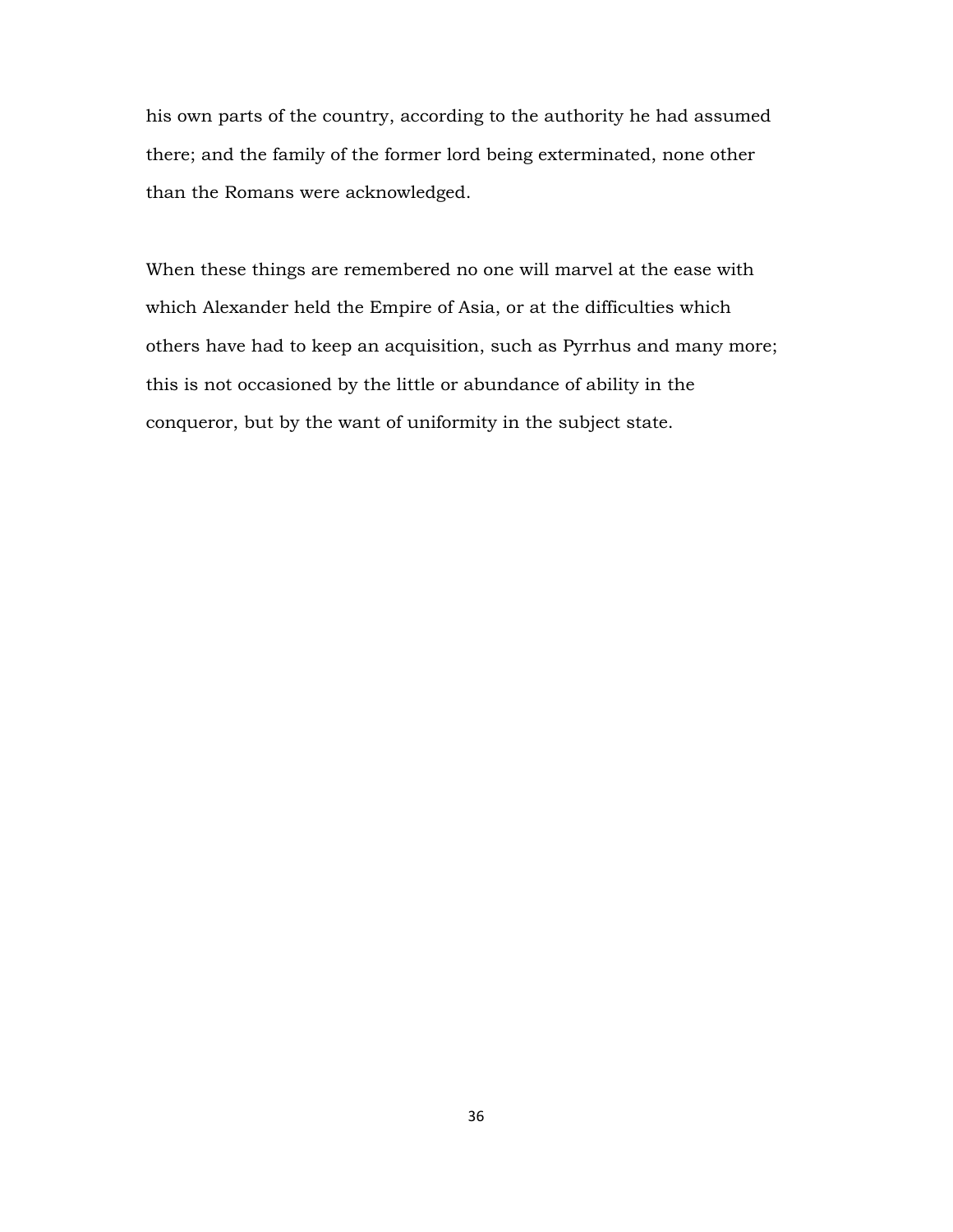his own parts of the country, according to the authority he had assumed there; and the family of the former lord being exterminated, none other than the Romans were acknowledged.

When these things are remembered no one will marvel at the ease with which Alexander held the Empire of Asia, or at the difficulties which others have had to keep an acquisition, such as Pyrrhus and many more; this is not occasioned by the little or abundance of ability in the conqueror, but by the want of uniformity in the subject state.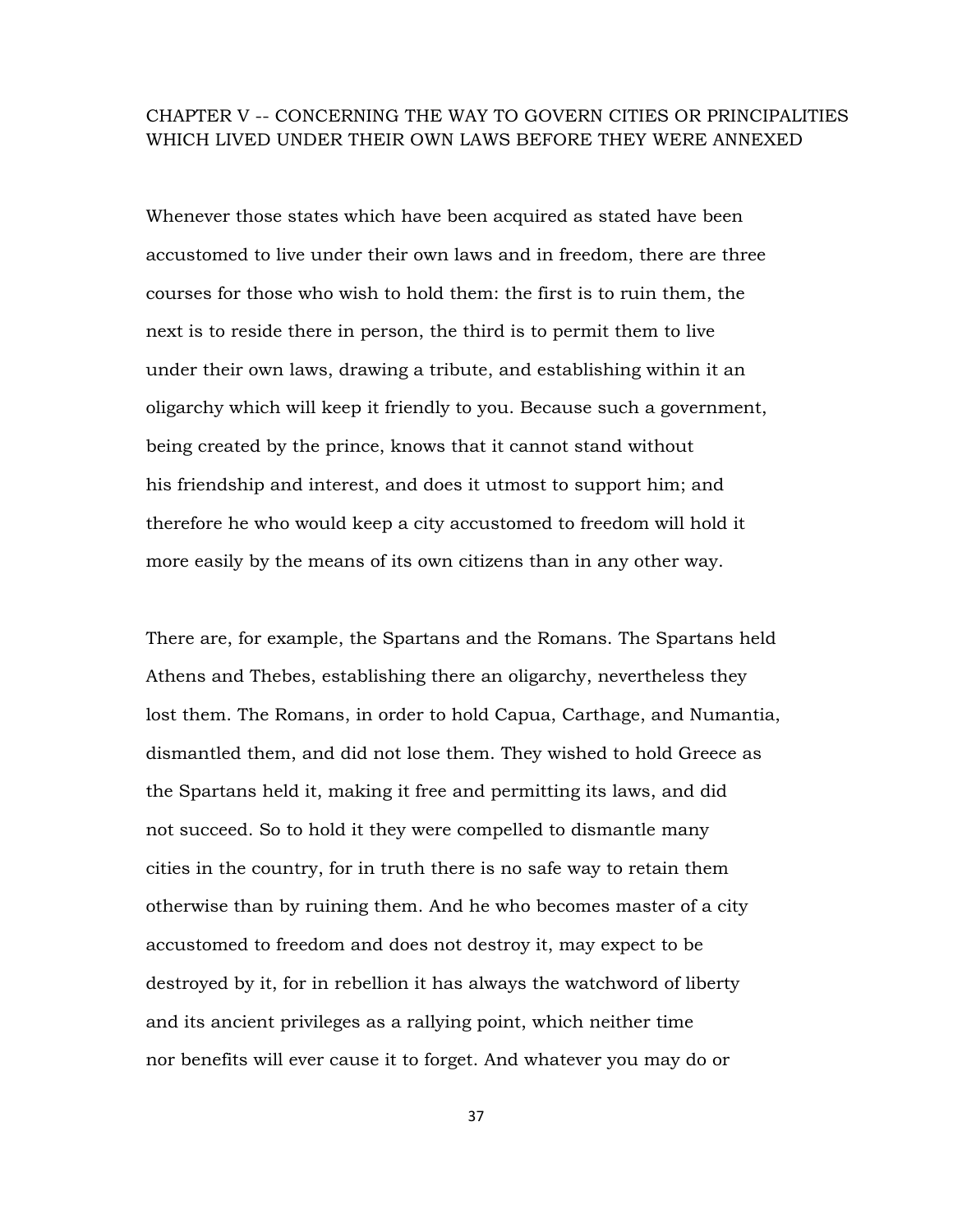## CHAPTER V -- CONCERNING THE WAY TO GOVERN CITIES OR PRINCIPALITIES WHICH LIVED UNDER THEIR OWN LAWS BEFORE THEY WERE ANNEXED

Whenever those states which have been acquired as stated have been accustomed to live under their own laws and in freedom, there are three courses for those who wish to hold them: the first is to ruin them, the next is to reside there in person, the third is to permit them to live under their own laws, drawing a tribute, and establishing within it an oligarchy which will keep it friendly to you. Because such a government, being created by the prince, knows that it cannot stand without his friendship and interest, and does it utmost to support him; and therefore he who would keep a city accustomed to freedom will hold it more easily by the means of its own citizens than in any other way.

There are, for example, the Spartans and the Romans. The Spartans held Athens and Thebes, establishing there an oligarchy, nevertheless they lost them. The Romans, in order to hold Capua, Carthage, and Numantia, dismantled them, and did not lose them. They wished to hold Greece as the Spartans held it, making it free and permitting its laws, and did not succeed. So to hold it they were compelled to dismantle many cities in the country, for in truth there is no safe way to retain them otherwise than by ruining them. And he who becomes master of a city accustomed to freedom and does not destroy it, may expect to be destroyed by it, for in rebellion it has always the watchword of liberty and its ancient privileges as a rallying point, which neither time nor benefits will ever cause it to forget. And whatever you may do or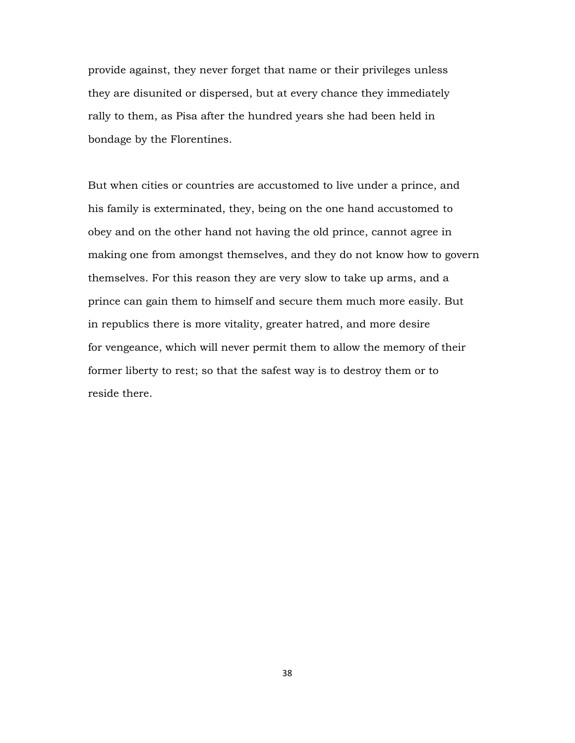provide against, they never forget that name or their privileges unless they are disunited or dispersed, but at every chance they immediately rally to them, as Pisa after the hundred years she had been held in bondage by the Florentines.

But when cities or countries are accustomed to live under a prince, and his family is exterminated, they, being on the one hand accustomed to obey and on the other hand not having the old prince, cannot agree in making one from amongst themselves, and they do not know how to govern themselves. For this reason they are very slow to take up arms, and a prince can gain them to himself and secure them much more easily. But in republics there is more vitality, greater hatred, and more desire for vengeance, which will never permit them to allow the memory of their former liberty to rest; so that the safest way is to destroy them or to reside there.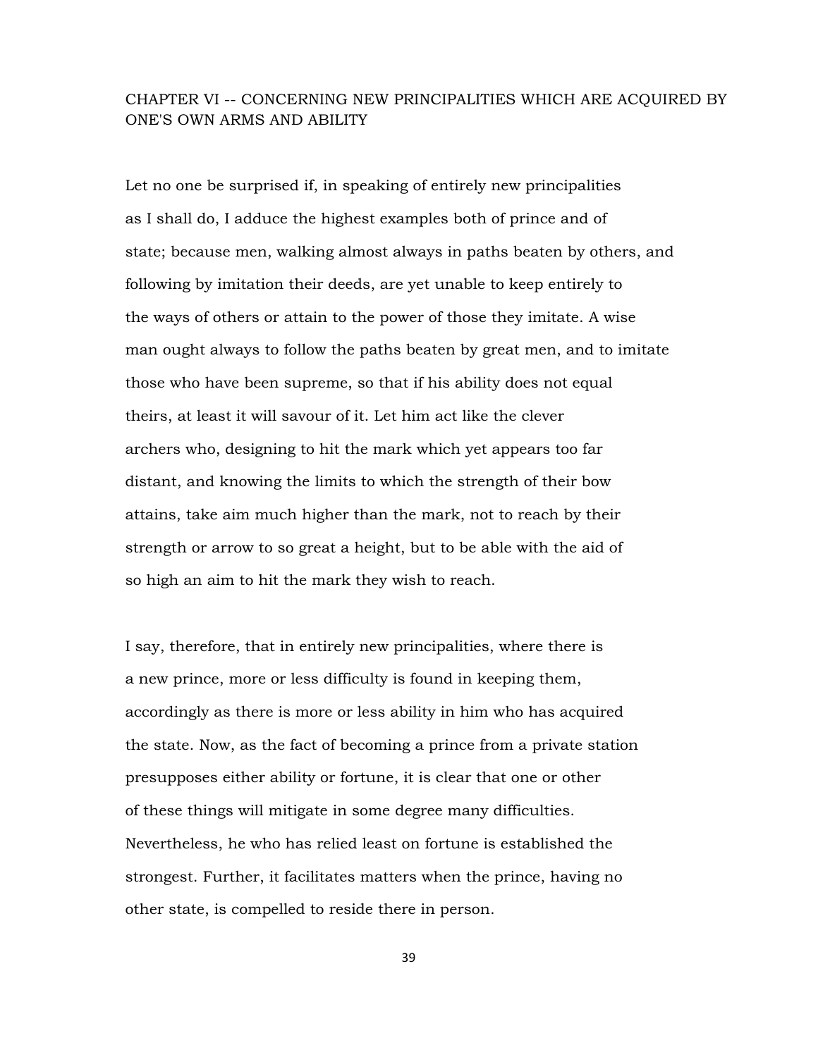## CHAPTER VI -- CONCERNING NEW PRINCIPALITIES WHICH ARE ACQUIRED BY ONE'S OWN ARMS AND ABILITY

Let no one be surprised if, in speaking of entirely new principalities as I shall do, I adduce the highest examples both of prince and of state; because men, walking almost always in paths beaten by others, and following by imitation their deeds, are yet unable to keep entirely to the ways of others or attain to the power of those they imitate. A wise man ought always to follow the paths beaten by great men, and to imitate those who have been supreme, so that if his ability does not equal theirs, at least it will savour of it. Let him act like the clever archers who, designing to hit the mark which yet appears too far distant, and knowing the limits to which the strength of their bow attains, take aim much higher than the mark, not to reach by their strength or arrow to so great a height, but to be able with the aid of so high an aim to hit the mark they wish to reach.

I say, therefore, that in entirely new principalities, where there is a new prince, more or less difficulty is found in keeping them, accordingly as there is more or less ability in him who has acquired the state. Now, as the fact of becoming a prince from a private station presupposes either ability or fortune, it is clear that one or other of these things will mitigate in some degree many difficulties. Nevertheless, he who has relied least on fortune is established the strongest. Further, it facilitates matters when the prince, having no other state, is compelled to reside there in person.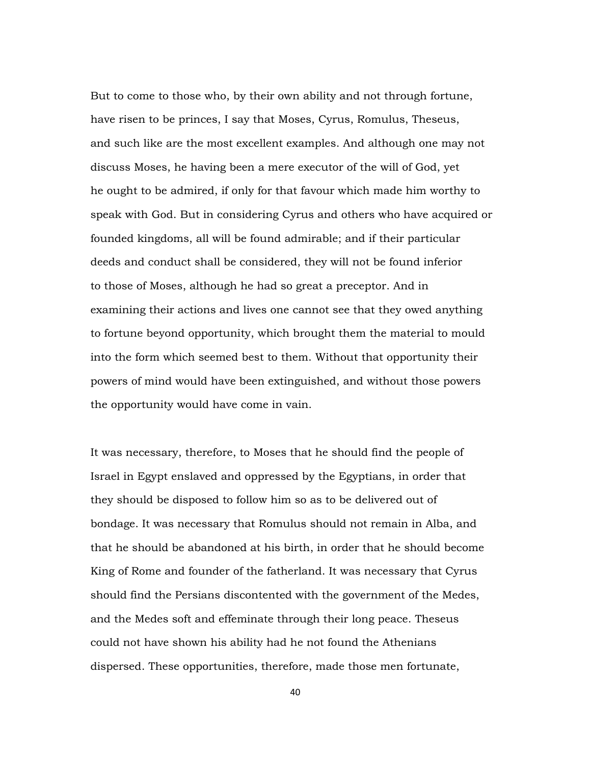But to come to those who, by their own ability and not through fortune, have risen to be princes, I say that Moses, Cyrus, Romulus, Theseus, and such like are the most excellent examples. And although one may not discuss Moses, he having been a mere executor of the will of God, yet he ought to be admired, if only for that favour which made him worthy to speak with God. But in considering Cyrus and others who have acquired or founded kingdoms, all will be found admirable; and if their particular deeds and conduct shall be considered, they will not be found inferior to those of Moses, although he had so great a preceptor. And in examining their actions and lives one cannot see that they owed anything to fortune beyond opportunity, which brought them the material to mould into the form which seemed best to them. Without that opportunity their powers of mind would have been extinguished, and without those powers the opportunity would have come in vain.

It was necessary, therefore, to Moses that he should find the people of Israel in Egypt enslaved and oppressed by the Egyptians, in order that they should be disposed to follow him so as to be delivered out of bondage. It was necessary that Romulus should not remain in Alba, and that he should be abandoned at his birth, in order that he should become King of Rome and founder of the fatherland. It was necessary that Cyrus should find the Persians discontented with the government of the Medes, and the Medes soft and effeminate through their long peace. Theseus could not have shown his ability had he not found the Athenians dispersed. These opportunities, therefore, made those men fortunate,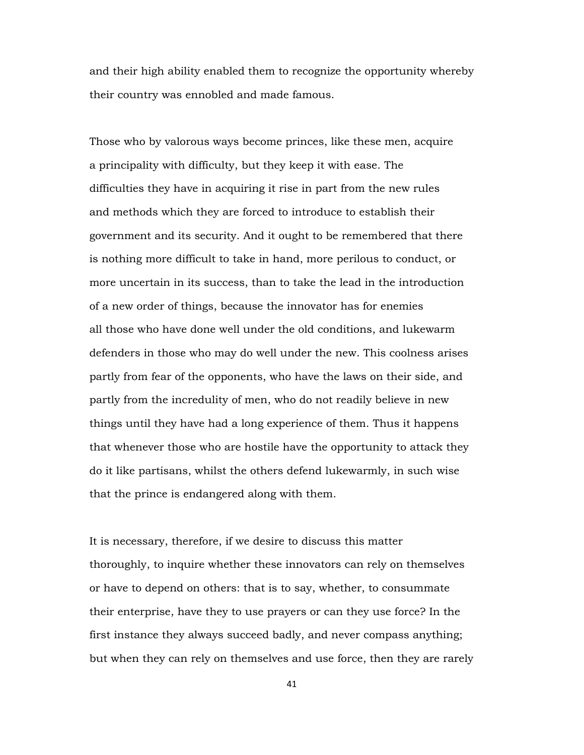and their high ability enabled them to recognize the opportunity whereby their country was ennobled and made famous.

Those who by valorous ways become princes, like these men, acquire a principality with difficulty, but they keep it with ease. The difficulties they have in acquiring it rise in part from the new rules and methods which they are forced to introduce to establish their government and its security. And it ought to be remembered that there is nothing more difficult to take in hand, more perilous to conduct, or more uncertain in its success, than to take the lead in the introduction of a new order of things, because the innovator has for enemies all those who have done well under the old conditions, and lukewarm defenders in those who may do well under the new. This coolness arises partly from fear of the opponents, who have the laws on their side, and partly from the incredulity of men, who do not readily believe in new things until they have had a long experience of them. Thus it happens that whenever those who are hostile have the opportunity to attack they do it like partisans, whilst the others defend lukewarmly, in such wise that the prince is endangered along with them.

It is necessary, therefore, if we desire to discuss this matter thoroughly, to inquire whether these innovators can rely on themselves or have to depend on others: that is to say, whether, to consummate their enterprise, have they to use prayers or can they use force? In the first instance they always succeed badly, and never compass anything; but when they can rely on themselves and use force, then they are rarely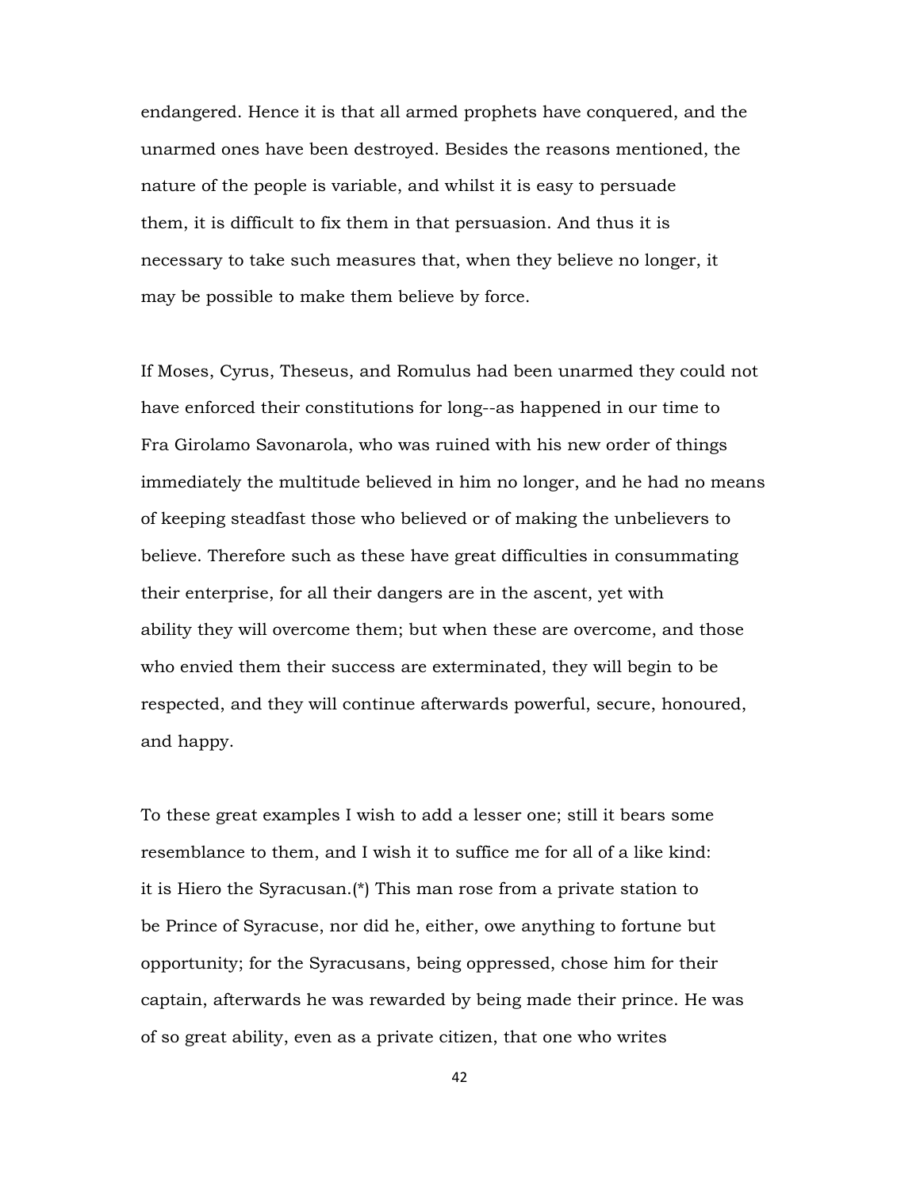endangered. Hence it is that all armed prophets have conquered, and the unarmed ones have been destroyed. Besides the reasons mentioned, the nature of the people is variable, and whilst it is easy to persuade them, it is difficult to fix them in that persuasion. And thus it is necessary to take such measures that, when they believe no longer, it may be possible to make them believe by force.

If Moses, Cyrus, Theseus, and Romulus had been unarmed they could not have enforced their constitutions for long--as happened in our time to Fra Girolamo Savonarola, who was ruined with his new order of things immediately the multitude believed in him no longer, and he had no means of keeping steadfast those who believed or of making the unbelievers to believe. Therefore such as these have great difficulties in consummating their enterprise, for all their dangers are in the ascent, yet with ability they will overcome them; but when these are overcome, and those who envied them their success are exterminated, they will begin to be respected, and they will continue afterwards powerful, secure, honoured, and happy.

To these great examples I wish to add a lesser one; still it bears some resemblance to them, and I wish it to suffice me for all of a like kind: it is Hiero the Syracusan.(*) This man rose from a private station to be Prince of Syracuse, nor did he, either, owe anything to fortune but opportunity; for the Syracusans, being oppressed, chose him for their captain, afterwards he was rewarded by being made their prince. He was of so great ability, even as a private citizen, that one who writes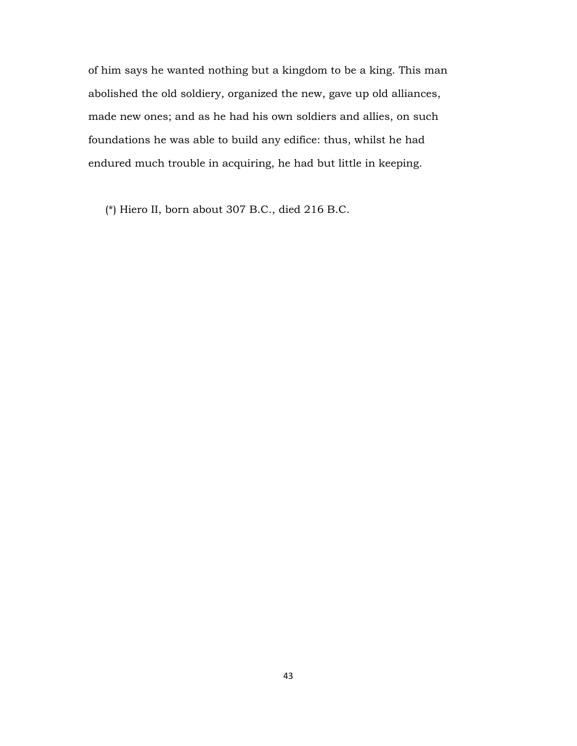of him says he wanted nothing but a kingdom to be a king. This man abolished the old soldiery, organized the new, gave up old alliances, made new ones; and as he had his own soldiers and allies, on such foundations he was able to build any edifice: thus, whilst he had endured much trouble in acquiring, he had but little in keeping.

(*) Hiero II, born about 307 B.C., died 216 B.C.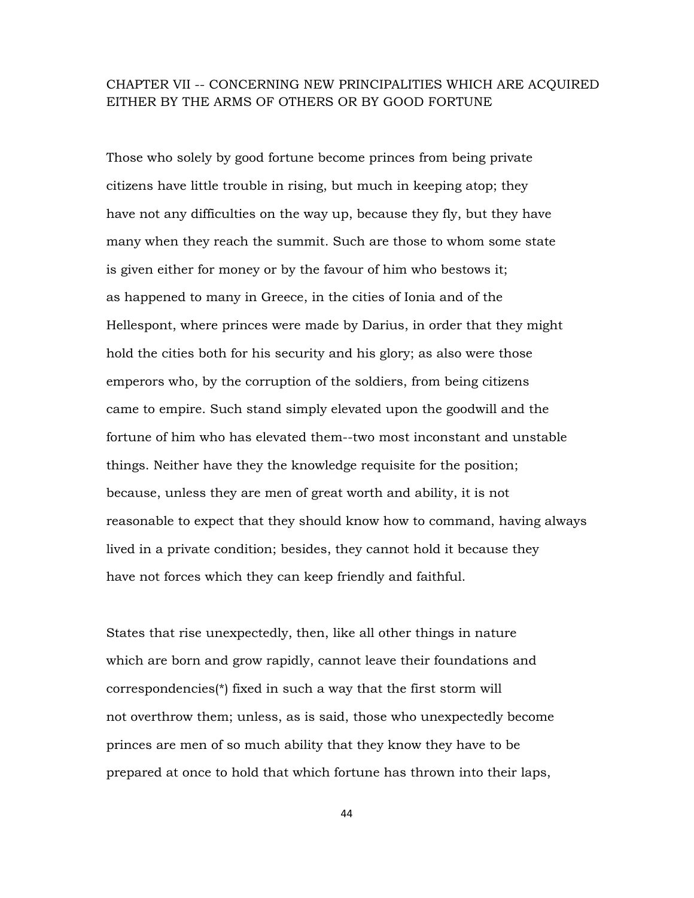## CHAPTER VII -- CONCERNING NEW PRINCIPALITIES WHICH ARE ACQUIRED EITHER BY THE ARMS OF OTHERS OR BY GOOD FORTUNE

Those who solely by good fortune become princes from being private citizens have little trouble in rising, but much in keeping atop; they have not any difficulties on the way up, because they fly, but they have many when they reach the summit. Such are those to whom some state is given either for money or by the favour of him who bestows it; as happened to many in Greece, in the cities of Ionia and of the Hellespont, where princes were made by Darius, in order that they might hold the cities both for his security and his glory; as also were those emperors who, by the corruption of the soldiers, from being citizens came to empire. Such stand simply elevated upon the goodwill and the fortune of him who has elevated them--two most inconstant and unstable things. Neither have they the knowledge requisite for the position; because, unless they are men of great worth and ability, it is not reasonable to expect that they should know how to command, having always lived in a private condition; besides, they cannot hold it because they have not forces which they can keep friendly and faithful.

States that rise unexpectedly, then, like all other things in nature which are born and grow rapidly, cannot leave their foundations and correspondencies(*) fixed in such a way that the first storm will not overthrow them; unless, as is said, those who unexpectedly become princes are men of so much ability that they know they have to be prepared at once to hold that which fortune has thrown into their laps,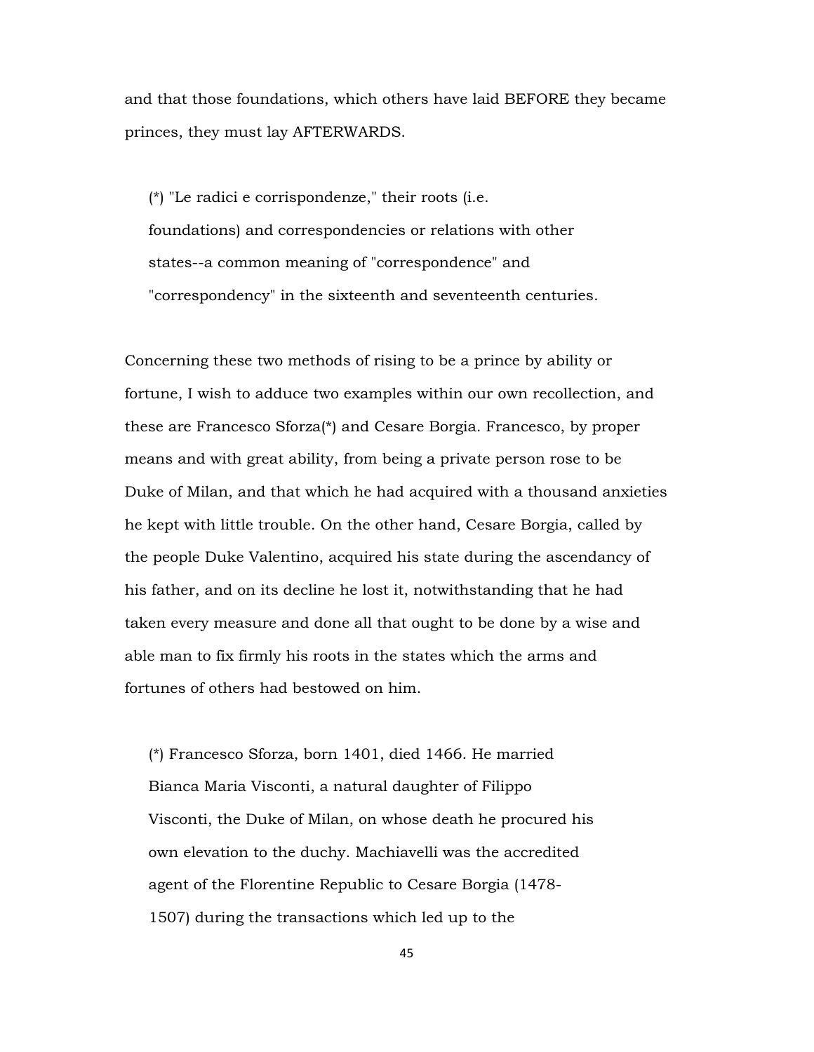and that those foundations, which others have laid BEFORE they became princes, they must lay AFTERWARDS.

> (*) "Le radici e corrispondenze," their roots (i.e. foundations) and correspondencies or relations with other states--a common meaning of "correspondence" and "correspondency" in the sixteenth and seventeenth centuries.

Concerning these two methods of rising to be a prince by ability or fortune, I wish to adduce two examples within our own recollection, and these are Francesco Sforza(*) and Cesare Borgia. Francesco, by proper means and with great ability, from being a private person rose to be Duke of Milan, and that which he had acquired with a thousand anxieties he kept with little trouble. On the other hand, Cesare Borgia, called by the people Duke Valentino, acquired his state during the ascendancy of his father, and on its decline he lost it, notwithstanding that he had taken every measure and done all that ought to be done by a wise and able man to fix firmly his roots in the states which the arms and fortunes of others had bestowed on him.

> (*) Francesco Sforza, born 1401, died 1466. He married Bianca Maria Visconti, a natural daughter of Filippo Visconti, the Duke of Milan, on whose death he procured his own elevation to the duchy. Machiavelli was the accredited agent of the Florentine Republic to Cesare Borgia (1478-1507) during the transactions which led up to the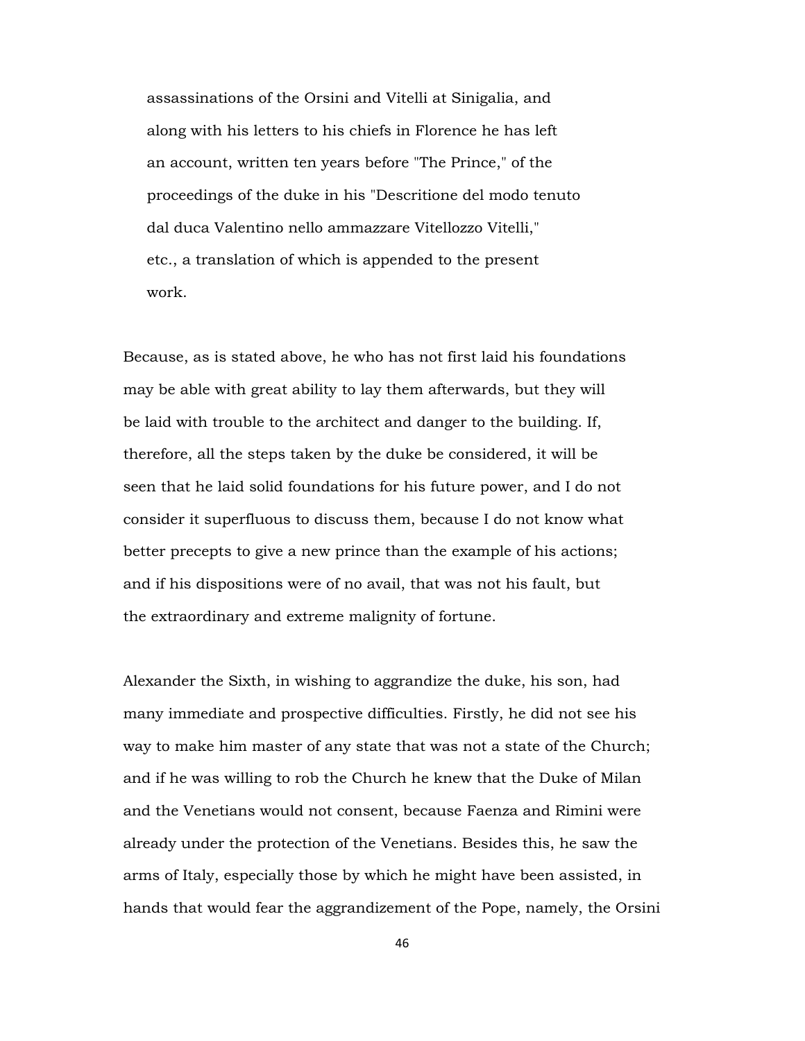assassinations of the Orsini and Vitelli at Sinigalia, and along with his letters to his chiefs in Florence he has left an account, written ten years before "The Prince," of the proceedings of the duke in his "Descritione del modo tenuto dal duca Valentino nello ammazzare Vitellozzo Vitelli," etc., a translation of which is appended to the present work.

Because, as is stated above, he who has not first laid his foundations may be able with great ability to lay them afterwards, but they will be laid with trouble to the architect and danger to the building. If, therefore, all the steps taken by the duke be considered, it will be seen that he laid solid foundations for his future power, and I do not consider it superfluous to discuss them, because I do not know what better precepts to give a new prince than the example of his actions; and if his dispositions were of no avail, that was not his fault, but the extraordinary and extreme malignity of fortune.

Alexander the Sixth, in wishing to aggrandize the duke, his son, had many immediate and prospective difficulties. Firstly, he did not see his way to make him master of any state that was not a state of the Church; and if he was willing to rob the Church he knew that the Duke of Milan and the Venetians would not consent, because Faenza and Rimini were already under the protection of the Venetians. Besides this, he saw the arms of Italy, especially those by which he might have been assisted, in hands that would fear the aggrandizement of the Pope, namely, the Orsini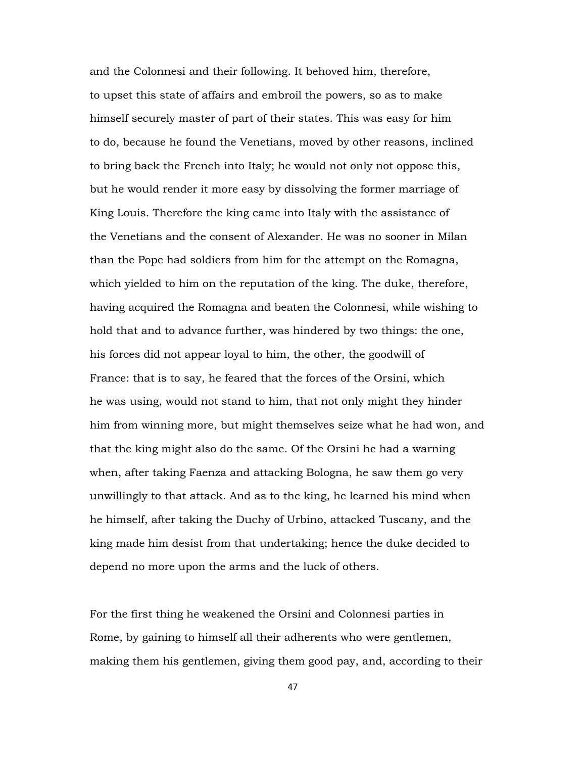and the Colonnesi and their following. It behoved him, therefore, to upset this state of affairs and embroil the powers, so as to make himself securely master of part of their states. This was easy for him to do, because he found the Venetians, moved by other reasons, inclined to bring back the French into Italy; he would not only not oppose this, but he would render it more easy by dissolving the former marriage of King Louis. Therefore the king came into Italy with the assistance of the Venetians and the consent of Alexander. He was no sooner in Milan than the Pope had soldiers from him for the attempt on the Romagna, which yielded to him on the reputation of the king. The duke, therefore, having acquired the Romagna and beaten the Colonnesi, while wishing to hold that and to advance further, was hindered by two things: the one, his forces did not appear loyal to him, the other, the goodwill of France: that is to say, he feared that the forces of the Orsini, which he was using, would not stand to him, that not only might they hinder him from winning more, but might themselves seize what he had won, and that the king might also do the same. Of the Orsini he had a warning when, after taking Faenza and attacking Bologna, he saw them go very unwillingly to that attack. And as to the king, he learned his mind when he himself, after taking the Duchy of Urbino, attacked Tuscany, and the king made him desist from that undertaking; hence the duke decided to depend no more upon the arms and the luck of others.

For the first thing he weakened the Orsini and Colonnesi parties in Rome, by gaining to himself all their adherents who were gentlemen, making them his gentlemen, giving them good pay, and, according to their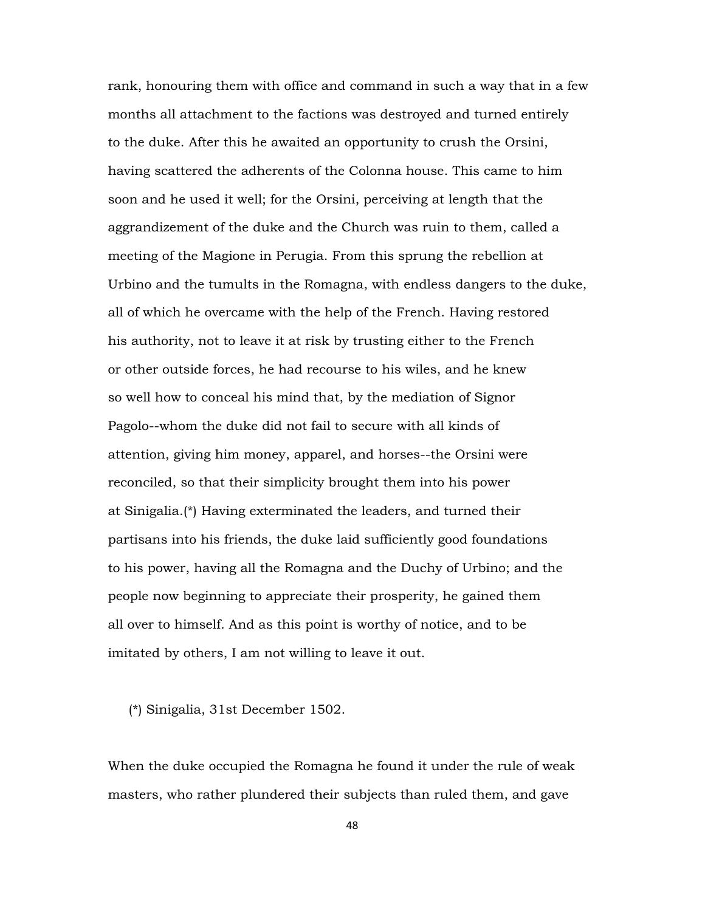rank, honouring them with office and command in such a way that in a few months all attachment to the factions was destroyed and turned entirely to the duke. After this he awaited an opportunity to crush the Orsini, having scattered the adherents of the Colonna house. This came to him soon and he used it well; for the Orsini, perceiving at length that the aggrandizement of the duke and the Church was ruin to them, called a meeting of the Magione in Perugia. From this sprung the rebellion at Urbino and the tumults in the Romagna, with endless dangers to the duke, all of which he overcame with the help of the French. Having restored his authority, not to leave it at risk by trusting either to the French or other outside forces, he had recourse to his wiles, and he knew so well how to conceal his mind that, by the mediation of Signor Pagolo--whom the duke did not fail to secure with all kinds of attention, giving him money, apparel, and horses--the Orsini were reconciled, so that their simplicity brought them into his power at Sinigalia.(*) Having exterminated the leaders, and turned their partisans into his friends, the duke laid sufficiently good foundations to his power, having all the Romagna and the Duchy of Urbino; and the people now beginning to appreciate their prosperity, he gained them all over to himself. And as this point is worthy of notice, and to be imitated by others, I am not willing to leave it out.

(*) Sinigalia, 31st December 1502.

When the duke occupied the Romagna he found it under the rule of weak masters, who rather plundered their subjects than ruled them, and gave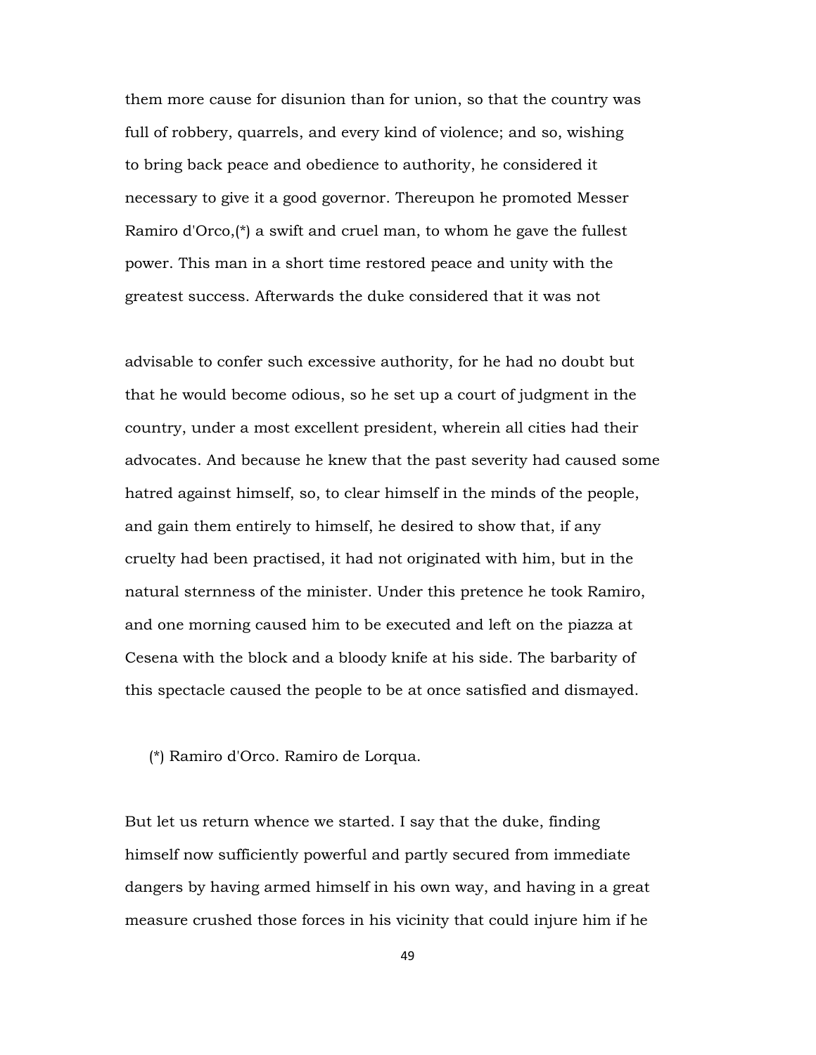them more cause for disunion than for union, so that the country was full of robbery, quarrels, and every kind of violence; and so, wishing to bring back peace and obedience to authority, he considered it necessary to give it a good governor. Thereupon he promoted Messer Ramiro d'Orco,(*) a swift and cruel man, to whom he gave the fullest power. This man in a short time restored peace and unity with the greatest success. Afterwards the duke considered that it was not

advisable to confer such excessive authority, for he had no doubt but that he would become odious, so he set up a court of judgment in the country, under a most excellent president, wherein all cities had their advocates. And because he knew that the past severity had caused some hatred against himself, so, to clear himself in the minds of the people, and gain them entirely to himself, he desired to show that, if any cruelty had been practised, it had not originated with him, but in the natural sternness of the minister. Under this pretence he took Ramiro, and one morning caused him to be executed and left on the piazza at Cesena with the block and a bloody knife at his side. The barbarity of this spectacle caused the people to be at once satisfied and dismayed.

(*) Ramiro d'Orco. Ramiro de Lorqua.

But let us return whence we started. I say that the duke, finding himself now sufficiently powerful and partly secured from immediate dangers by having armed himself in his own way, and having in a great measure crushed those forces in his vicinity that could injure him if he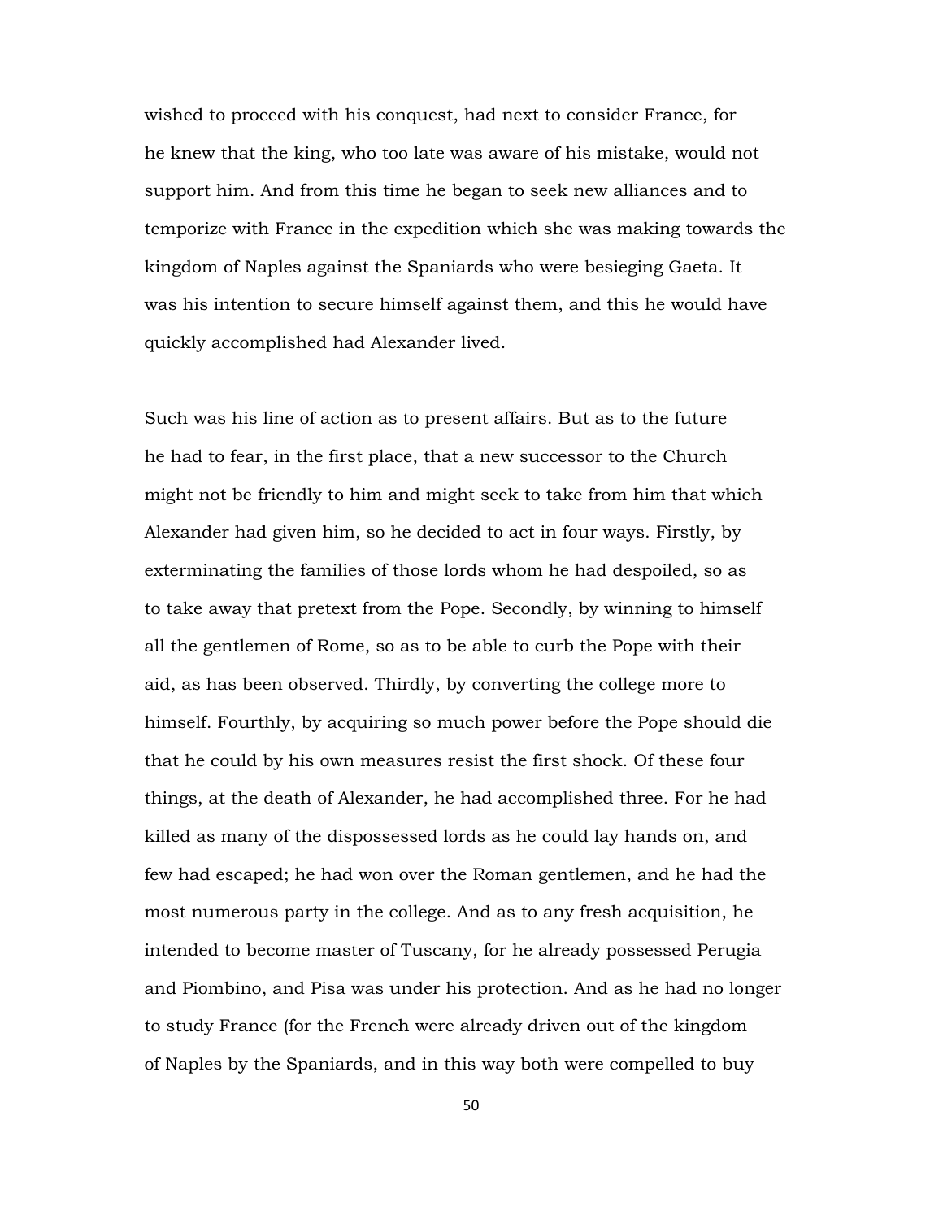wished to proceed with his conquest, had next to consider France, for he knew that the king, who too late was aware of his mistake, would not support him. And from this time he began to seek new alliances and to temporize with France in the expedition which she was making towards the kingdom of Naples against the Spaniards who were besieging Gaeta. It was his intention to secure himself against them, and this he would have quickly accomplished had Alexander lived.

Such was his line of action as to present affairs. But as to the future he had to fear, in the first place, that a new successor to the Church might not be friendly to him and might seek to take from him that which Alexander had given him, so he decided to act in four ways. Firstly, by exterminating the families of those lords whom he had despoiled, so as to take away that pretext from the Pope. Secondly, by winning to himself all the gentlemen of Rome, so as to be able to curb the Pope with their aid, as has been observed. Thirdly, by converting the college more to himself. Fourthly, by acquiring so much power before the Pope should die that he could by his own measures resist the first shock. Of these four things, at the death of Alexander, he had accomplished three. For he had killed as many of the dispossessed lords as he could lay hands on, and few had escaped; he had won over the Roman gentlemen, and he had the most numerous party in the college. And as to any fresh acquisition, he intended to become master of Tuscany, for he already possessed Perugia and Piombino, and Pisa was under his protection. And as he had no longer to study France (for the French were already driven out of the kingdom of Naples by the Spaniards, and in this way both were compelled to buy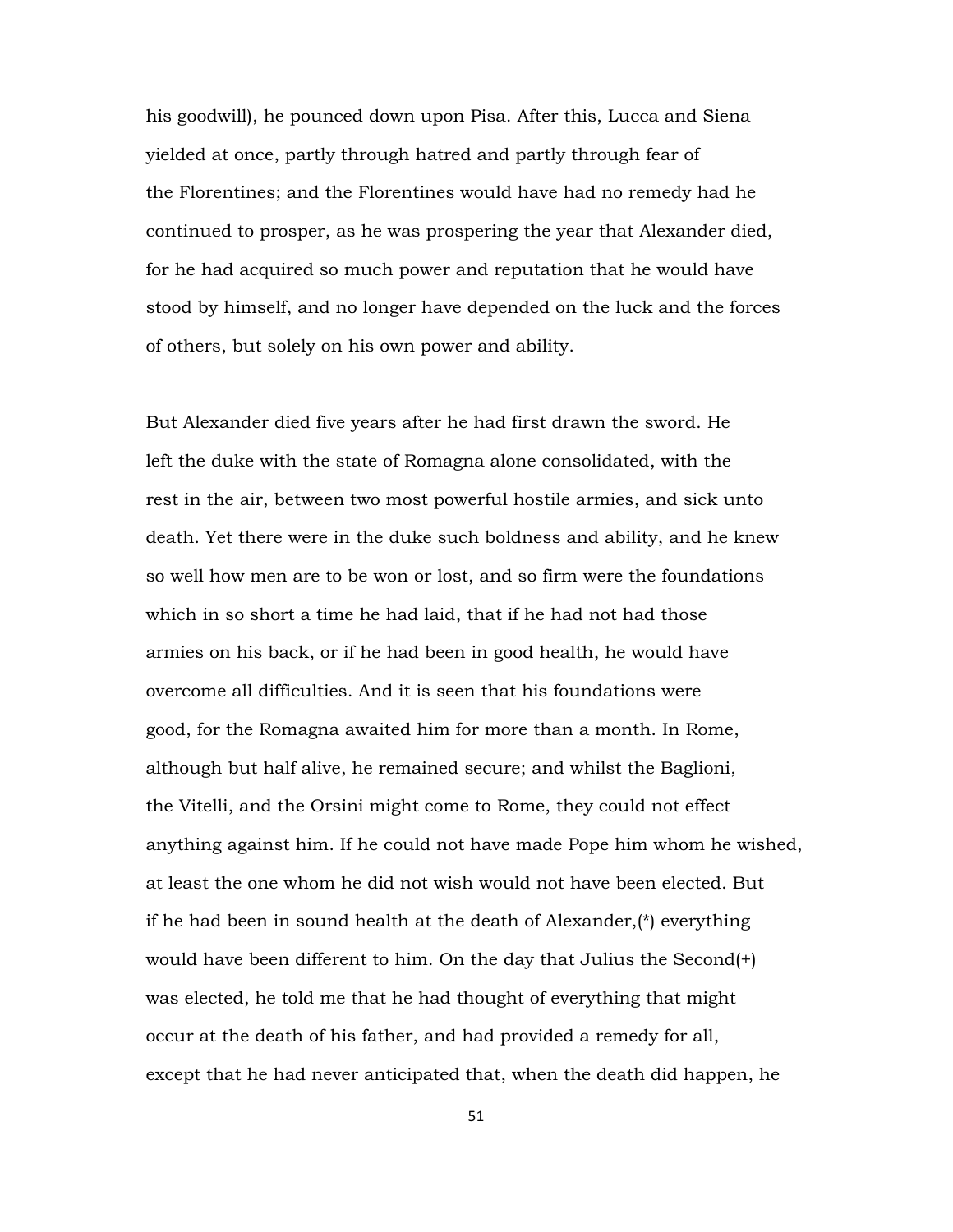his goodwill), he pounced down upon Pisa. After this, Lucca and Siena yielded at once, partly through hatred and partly through fear of the Florentines; and the Florentines would have had no remedy had he continued to prosper, as he was prospering the year that Alexander died, for he had acquired so much power and reputation that he would have stood by himself, and no longer have depended on the luck and the forces of others, but solely on his own power and ability.

But Alexander died five years after he had first drawn the sword. He left the duke with the state of Romagna alone consolidated, with the rest in the air, between two most powerful hostile armies, and sick unto death. Yet there were in the duke such boldness and ability, and he knew so well how men are to be won or lost, and so firm were the foundations which in so short a time he had laid, that if he had not had those armies on his back, or if he had been in good health, he would have overcome all difficulties. And it is seen that his foundations were good, for the Romagna awaited him for more than a month. In Rome, although but half alive, he remained secure; and whilst the Baglioni, the Vitelli, and the Orsini might come to Rome, they could not effect anything against him. If he could not have made Pope him whom he wished, at least the one whom he did not wish would not have been elected. But if he had been in sound health at the death of Alexander,(*) everything would have been different to him. On the day that Julius the Second(+) was elected, he told me that he had thought of everything that might occur at the death of his father, and had provided a remedy for all, except that he had never anticipated that, when the death did happen, he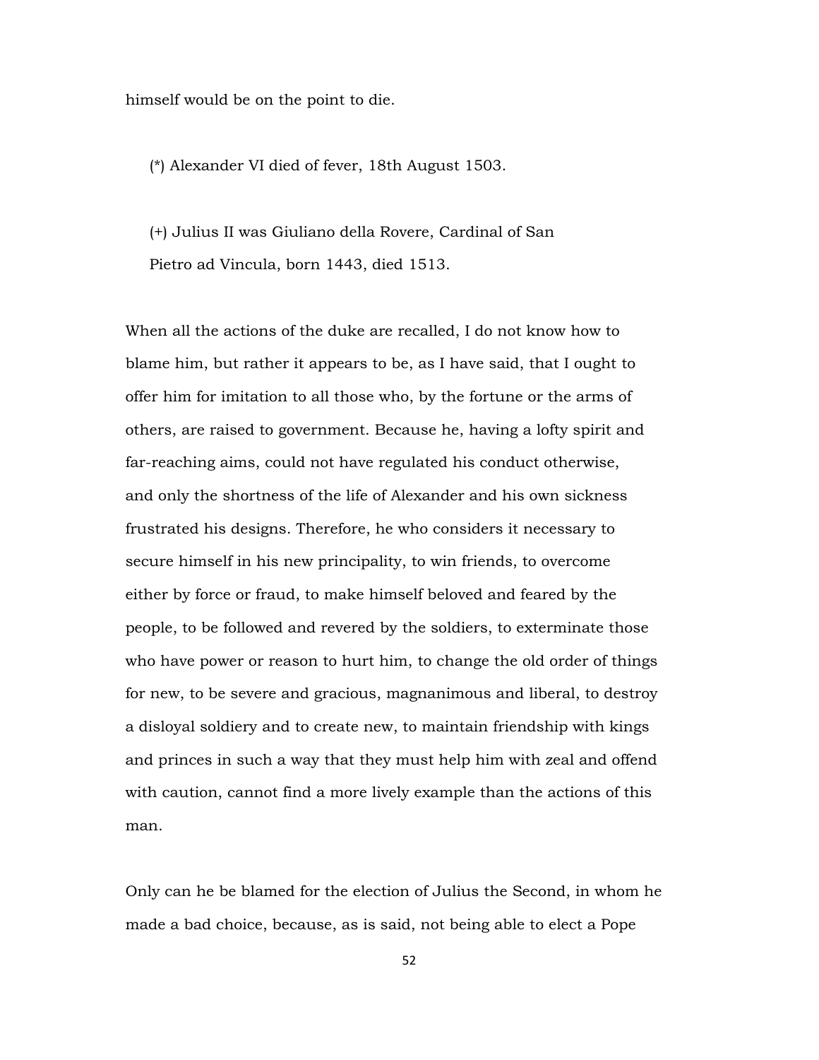himself would be on the point to die.

(*) Alexander VI died of fever, 18th August 1503.

(+) Julius II was Giuliano della Rovere, Cardinal of San Pietro ad Vincula, born 1443, died 1513.

When all the actions of the duke are recalled, I do not know how to blame him, but rather it appears to be, as I have said, that I ought to offer him for imitation to all those who, by the fortune or the arms of others, are raised to government. Because he, having a lofty spirit and far-reaching aims, could not have regulated his conduct otherwise, and only the shortness of the life of Alexander and his own sickness frustrated his designs. Therefore, he who considers it necessary to secure himself in his new principality, to win friends, to overcome either by force or fraud, to make himself beloved and feared by the people, to be followed and revered by the soldiers, to exterminate those who have power or reason to hurt him, to change the old order of things for new, to be severe and gracious, magnanimous and liberal, to destroy a disloyal soldiery and to create new, to maintain friendship with kings and princes in such a way that they must help him with zeal and offend with caution, cannot find a more lively example than the actions of this man.

Only can he be blamed for the election of Julius the Second, in whom he made a bad choice, because, as is said, not being able to elect a Pope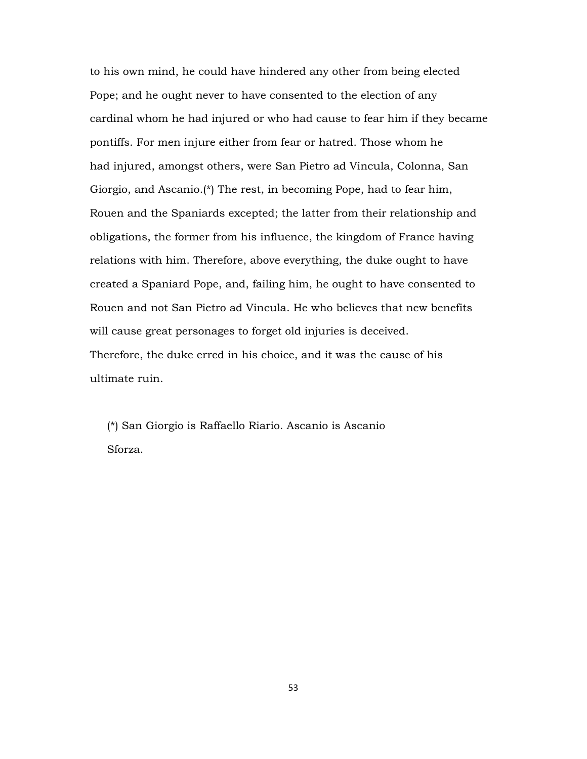to his own mind, he could have hindered any other from being elected Pope; and he ought never to have consented to the election of any cardinal whom he had injured or who had cause to fear him if they became pontiffs. For men injure either from fear or hatred. Those whom he had injured, amongst others, were San Pietro ad Vincula, Colonna, San Giorgio, and Ascanio.(*) The rest, in becoming Pope, had to fear him, Rouen and the Spaniards excepted; the latter from their relationship and obligations, the former from his influence, the kingdom of France having relations with him. Therefore, above everything, the duke ought to have created a Spaniard Pope, and, failing him, he ought to have consented to Rouen and not San Pietro ad Vincula. He who believes that new benefits will cause great personages to forget old injuries is deceived. Therefore, the duke erred in his choice, and it was the cause of his ultimate ruin.

(*) San Giorgio is Raffaello Riario. Ascanio is Ascanio Sforza.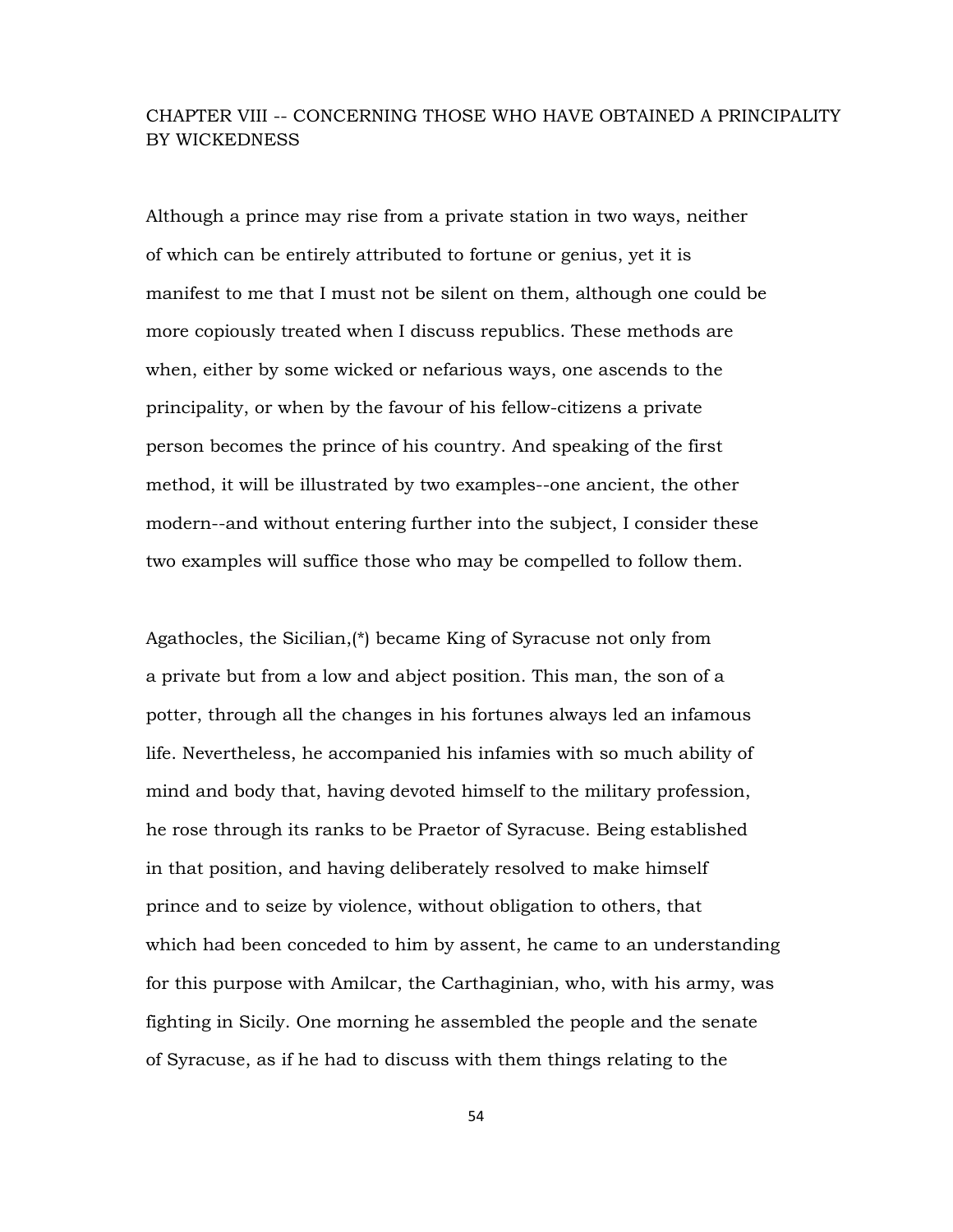## CHAPTER VIII -- CONCERNING THOSE WHO HAVE OBTAINED A PRINCIPALITY BY WICKEDNESS

Although a prince may rise from a private station in two ways, neither of which can be entirely attributed to fortune or genius, yet it is manifest to me that I must not be silent on them, although one could be more copiously treated when I discuss republics. These methods are when, either by some wicked or nefarious ways, one ascends to the principality, or when by the favour of his fellow-citizens a private person becomes the prince of his country. And speaking of the first method, it will be illustrated by two examples--one ancient, the other modern--and without entering further into the subject, I consider these two examples will suffice those who may be compelled to follow them.

Agathocles, the Sicilian,(*) became King of Syracuse not only from a private but from a low and abject position. This man, the son of a potter, through all the changes in his fortunes always led an infamous life. Nevertheless, he accompanied his infamies with so much ability of mind and body that, having devoted himself to the military profession, he rose through its ranks to be Praetor of Syracuse. Being established in that position, and having deliberately resolved to make himself prince and to seize by violence, without obligation to others, that which had been conceded to him by assent, he came to an understanding for this purpose with Amilcar, the Carthaginian, who, with his army, was fighting in Sicily. One morning he assembled the people and the senate of Syracuse, as if he had to discuss with them things relating to the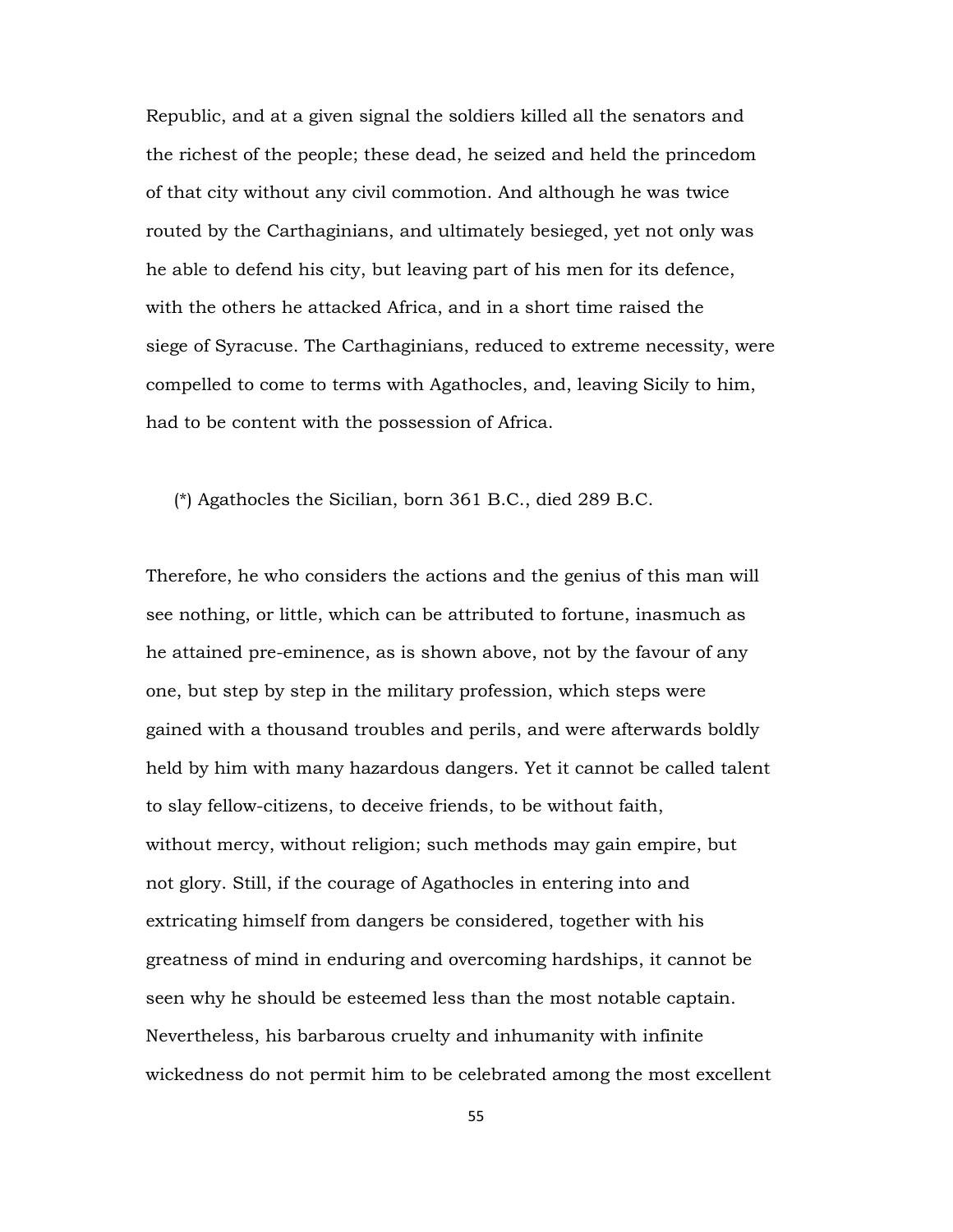Republic, and at a given signal the soldiers killed all the senators and the richest of the people; these dead, he seized and held the princedom of that city without any civil commotion. And although he was twice routed by the Carthaginians, and ultimately besieged, yet not only was he able to defend his city, but leaving part of his men for its defence, with the others he attacked Africa, and in a short time raised the siege of Syracuse. The Carthaginians, reduced to extreme necessity, were compelled to come to terms with Agathocles, and, leaving Sicily to him, had to be content with the possession of Africa.

(*) Agathocles the Sicilian, born 361 B.C., died 289 B.C.

Therefore, he who considers the actions and the genius of this man will see nothing, or little, which can be attributed to fortune, inasmuch as he attained pre-eminence, as is shown above, not by the favour of any one, but step by step in the military profession, which steps were gained with a thousand troubles and perils, and were afterwards boldly held by him with many hazardous dangers. Yet it cannot be called talent to slay fellow-citizens, to deceive friends, to be without faith, without mercy, without religion; such methods may gain empire, but not glory. Still, if the courage of Agathocles in entering into and extricating himself from dangers be considered, together with his greatness of mind in enduring and overcoming hardships, it cannot be seen why he should be esteemed less than the most notable captain. Nevertheless, his barbarous cruelty and inhumanity with infinite wickedness do not permit him to be celebrated among the most excellent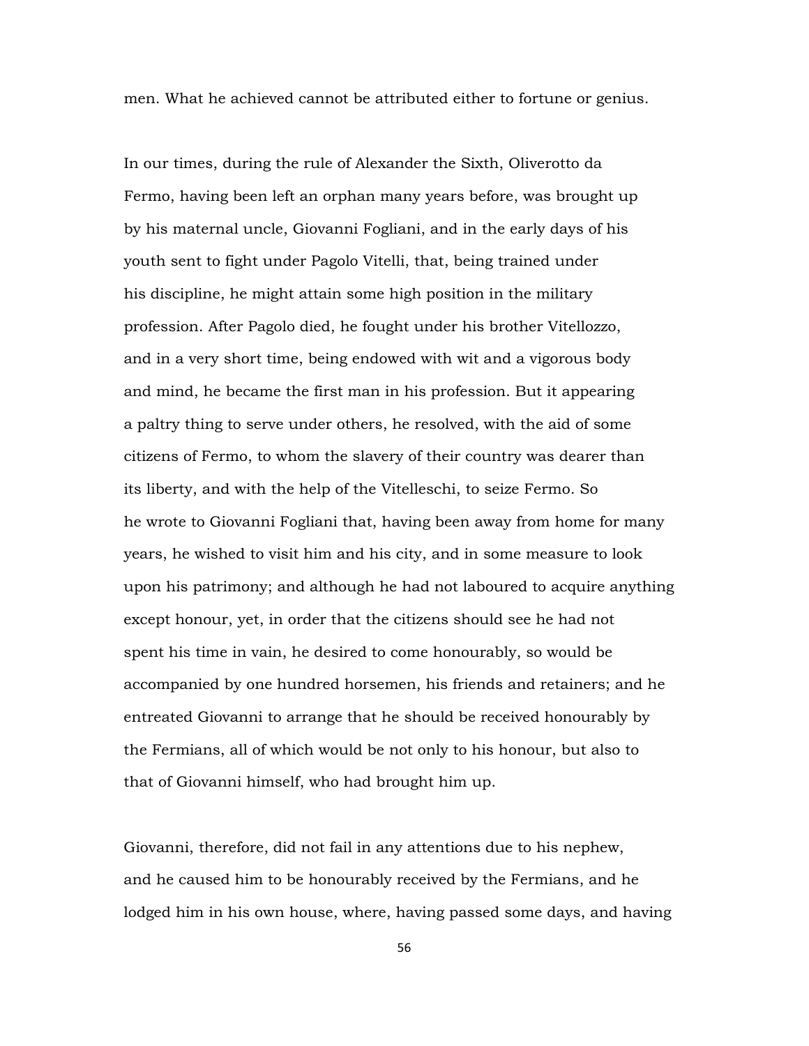men. What he achieved cannot be attributed either to fortune or genius.

In our times, during the rule of Alexander the Sixth, Oliverotto da Fermo, having been left an orphan many years before, was brought up by his maternal uncle, Giovanni Fogliani, and in the early days of his youth sent to fight under Pagolo Vitelli, that, being trained under his discipline, he might attain some high position in the military profession. After Pagolo died, he fought under his brother Vitellozzo, and in a very short time, being endowed with wit and a vigorous body and mind, he became the first man in his profession. But it appearing a paltry thing to serve under others, he resolved, with the aid of some citizens of Fermo, to whom the slavery of their country was dearer than its liberty, and with the help of the Vitelleschi, to seize Fermo. So he wrote to Giovanni Fogliani that, having been away from home for many years, he wished to visit him and his city, and in some measure to look upon his patrimony; and although he had not laboured to acquire anything except honour, yet, in order that the citizens should see he had not spent his time in vain, he desired to come honourably, so would be accompanied by one hundred horsemen, his friends and retainers; and he entreated Giovanni to arrange that he should be received honourably by the Fermians, all of which would be not only to his honour, but also to that of Giovanni himself, who had brought him up.

Giovanni, therefore, did not fail in any attentions due to his nephew, and he caused him to be honourably received by the Fermians, and he lodged him in his own house, where, having passed some days, and having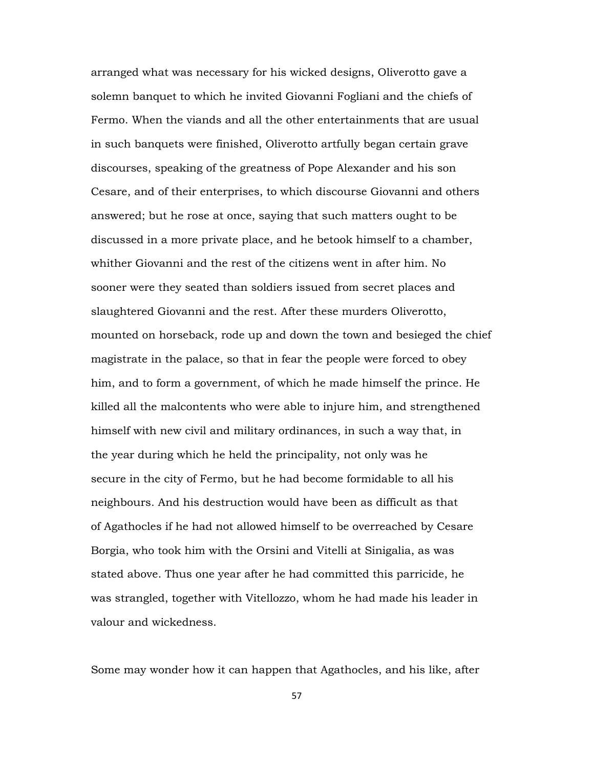arranged what was necessary for his wicked designs, Oliverotto gave a solemn banquet to which he invited Giovanni Fogliani and the chiefs of Fermo. When the viands and all the other entertainments that are usual in such banquets were finished, Oliverotto artfully began certain grave discourses, speaking of the greatness of Pope Alexander and his son Cesare, and of their enterprises, to which discourse Giovanni and others answered; but he rose at once, saying that such matters ought to be discussed in a more private place, and he betook himself to a chamber, whither Giovanni and the rest of the citizens went in after him. No sooner were they seated than soldiers issued from secret places and slaughtered Giovanni and the rest. After these murders Oliverotto, mounted on horseback, rode up and down the town and besieged the chief magistrate in the palace, so that in fear the people were forced to obey him, and to form a government, of which he made himself the prince. He killed all the malcontents who were able to injure him, and strengthened himself with new civil and military ordinances, in such a way that, in the year during which he held the principality, not only was he secure in the city of Fermo, but he had become formidable to all his neighbours. And his destruction would have been as difficult as that of Agathocles if he had not allowed himself to be overreached by Cesare Borgia, who took him with the Orsini and Vitelli at Sinigalia, as was stated above. Thus one year after he had committed this parricide, he was strangled, together with Vitellozzo, whom he had made his leader in valour and wickedness.

Some may wonder how it can happen that Agathocles, and his like, after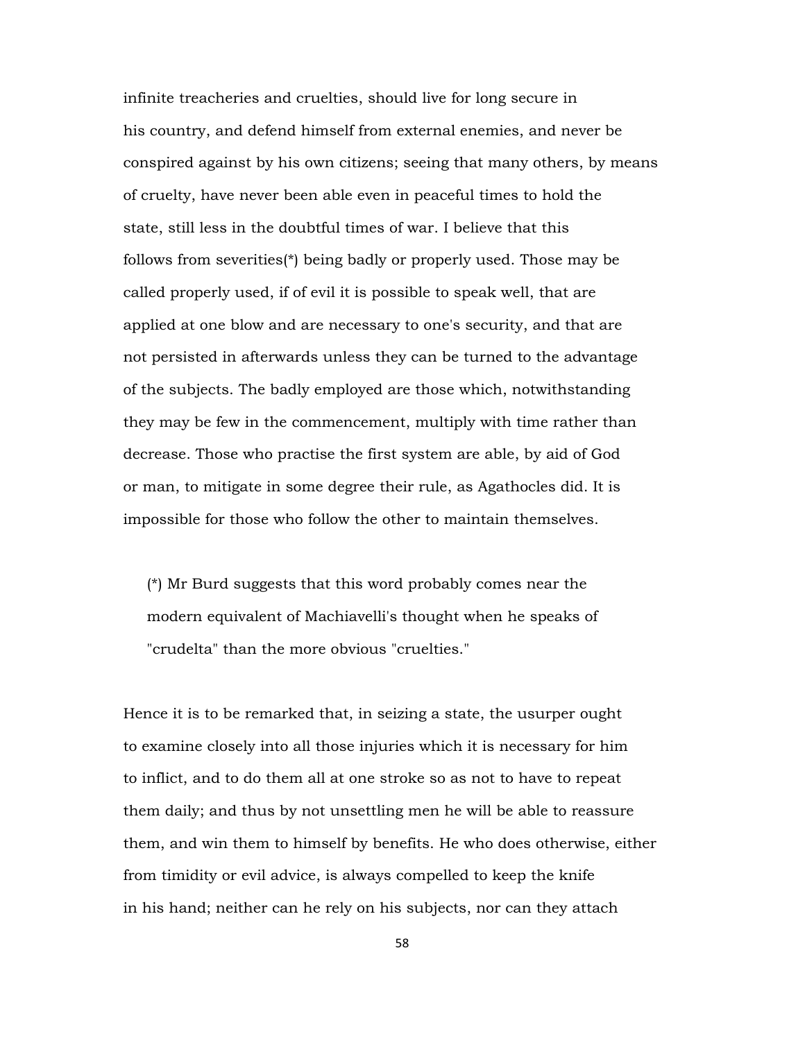infinite treacheries and cruelties, should live for long secure in his country, and defend himself from external enemies, and never be conspired against by his own citizens; seeing that many others, by means of cruelty, have never been able even in peaceful times to hold the state, still less in the doubtful times of war. I believe that this follows from severities(*) being badly or properly used. Those may be called properly used, if of evil it is possible to speak well, that are applied at one blow and are necessary to one's security, and that are not persisted in afterwards unless they can be turned to the advantage of the subjects. The badly employed are those which, notwithstanding they may be few in the commencement, multiply with time rather than decrease. Those who practise the first system are able, by aid of God or man, to mitigate in some degree their rule, as Agathocles did. It is impossible for those who follow the other to maintain themselves.

(*) Mr Burd suggests that this word probably comes near the modern equivalent of Machiavelli's thought when he speaks of "crudelta" than the more obvious "cruelties."

Hence it is to be remarked that, in seizing a state, the usurper ought to examine closely into all those injuries which it is necessary for him to inflict, and to do them all at one stroke so as not to have to repeat them daily; and thus by not unsettling men he will be able to reassure them, and win them to himself by benefits. He who does otherwise, either from timidity or evil advice, is always compelled to keep the knife in his hand; neither can he rely on his subjects, nor can they attach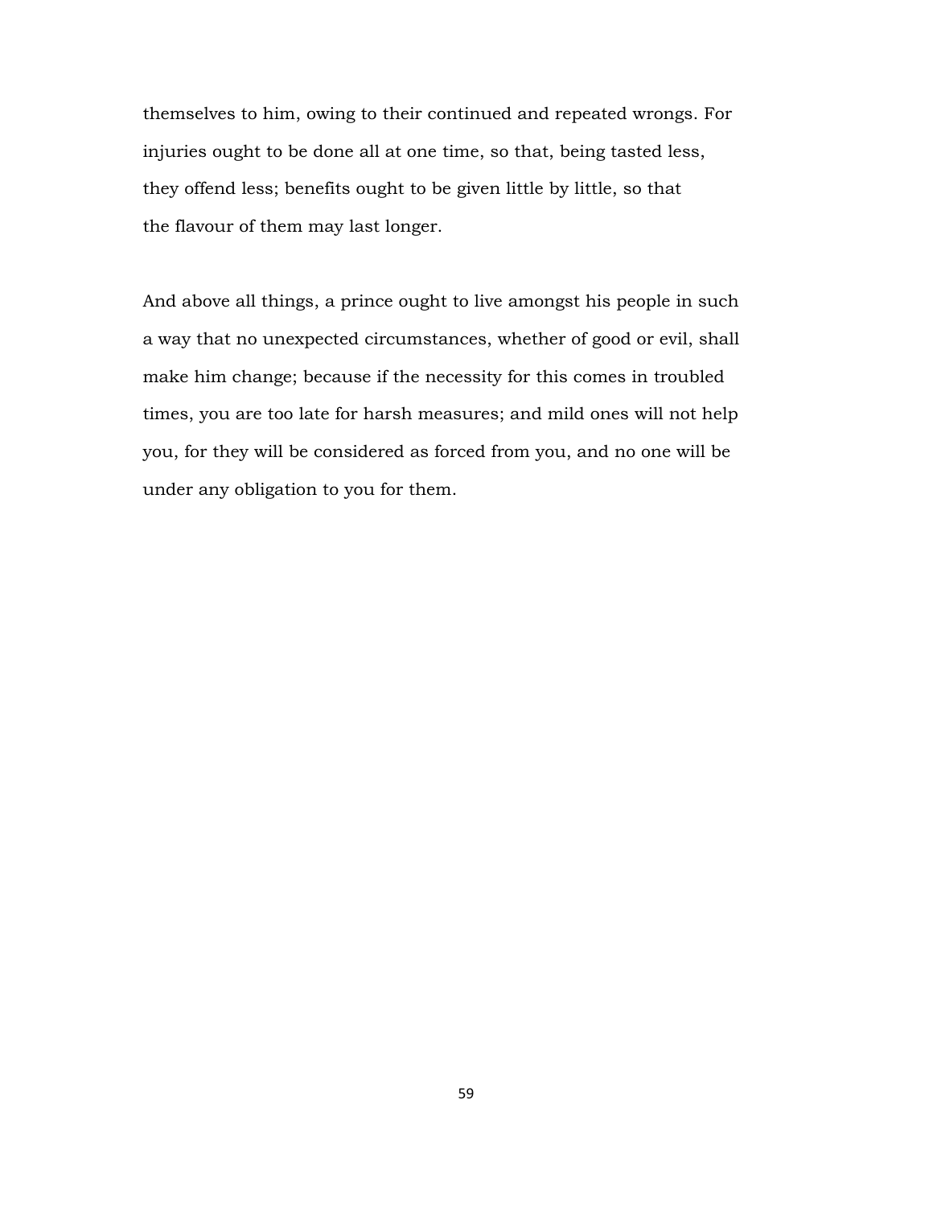themselves to him, owing to their continued and repeated wrongs. For injuries ought to be done all at one time, so that, being tasted less, they offend less; benefits ought to be given little by little, so that the flavour of them may last longer.

And above all things, a prince ought to live amongst his people in such a way that no unexpected circumstances, whether of good or evil, shall make him change; because if the necessity for this comes in troubled times, you are too late for harsh measures; and mild ones will not help you, for they will be considered as forced from you, and no one will be under any obligation to you for them.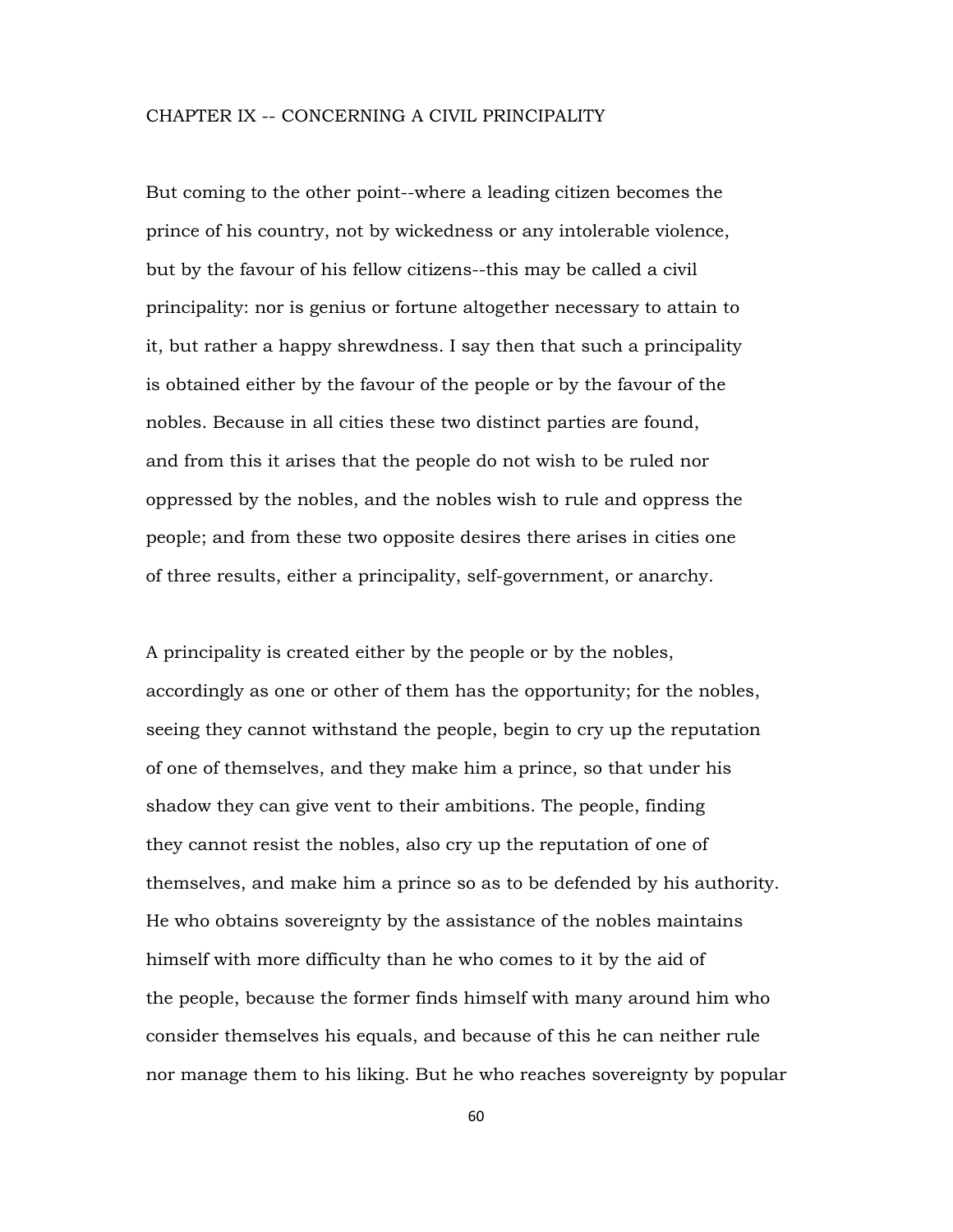## CHAPTER IX -- CONCERNING A CIVIL PRINCIPALITY

But coming to the other point--where a leading citizen becomes the prince of his country, not by wickedness or any intolerable violence, but by the favour of his fellow citizens--this may be called a civil principality: nor is genius or fortune altogether necessary to attain to it, but rather a happy shrewdness. I say then that such a principality is obtained either by the favour of the people or by the favour of the nobles. Because in all cities these two distinct parties are found, and from this it arises that the people do not wish to be ruled nor oppressed by the nobles, and the nobles wish to rule and oppress the people; and from these two opposite desires there arises in cities one of three results, either a principality, self-government, or anarchy.

A principality is created either by the people or by the nobles, accordingly as one or other of them has the opportunity; for the nobles, seeing they cannot withstand the people, begin to cry up the reputation of one of themselves, and they make him a prince, so that under his shadow they can give vent to their ambitions. The people, finding they cannot resist the nobles, also cry up the reputation of one of themselves, and make him a prince so as to be defended by his authority. He who obtains sovereignty by the assistance of the nobles maintains himself with more difficulty than he who comes to it by the aid of the people, because the former finds himself with many around him who consider themselves his equals, and because of this he can neither rule nor manage them to his liking. But he who reaches sovereignty by popular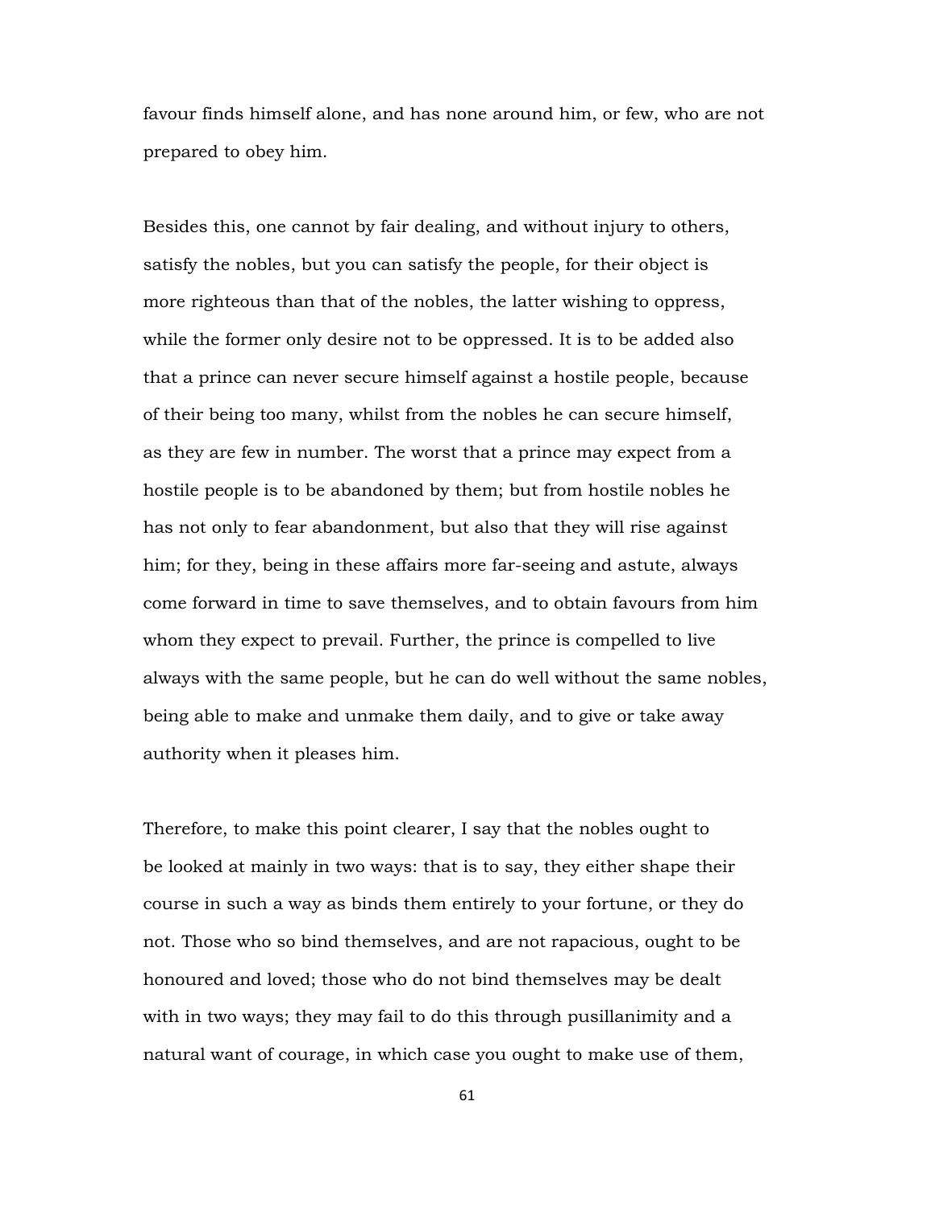favour finds himself alone, and has none around him, or few, who are not prepared to obey him.

Besides this, one cannot by fair dealing, and without injury to others, satisfy the nobles, but you can satisfy the people, for their object is more righteous than that of the nobles, the latter wishing to oppress, while the former only desire not to be oppressed. It is to be added also that a prince can never secure himself against a hostile people, because of their being too many, whilst from the nobles he can secure himself, as they are few in number. The worst that a prince may expect from a hostile people is to be abandoned by them; but from hostile nobles he has not only to fear abandonment, but also that they will rise against him; for they, being in these affairs more far-seeing and astute, always come forward in time to save themselves, and to obtain favours from him whom they expect to prevail. Further, the prince is compelled to live always with the same people, but he can do well without the same nobles, being able to make and unmake them daily, and to give or take away authority when it pleases him.

Therefore, to make this point clearer, I say that the nobles ought to be looked at mainly in two ways: that is to say, they either shape their course in such a way as binds them entirely to your fortune, or they do not. Those who so bind themselves, and are not rapacious, ought to be honoured and loved; those who do not bind themselves may be dealt with in two ways; they may fail to do this through pusillanimity and a natural want of courage, in which case you ought to make use of them,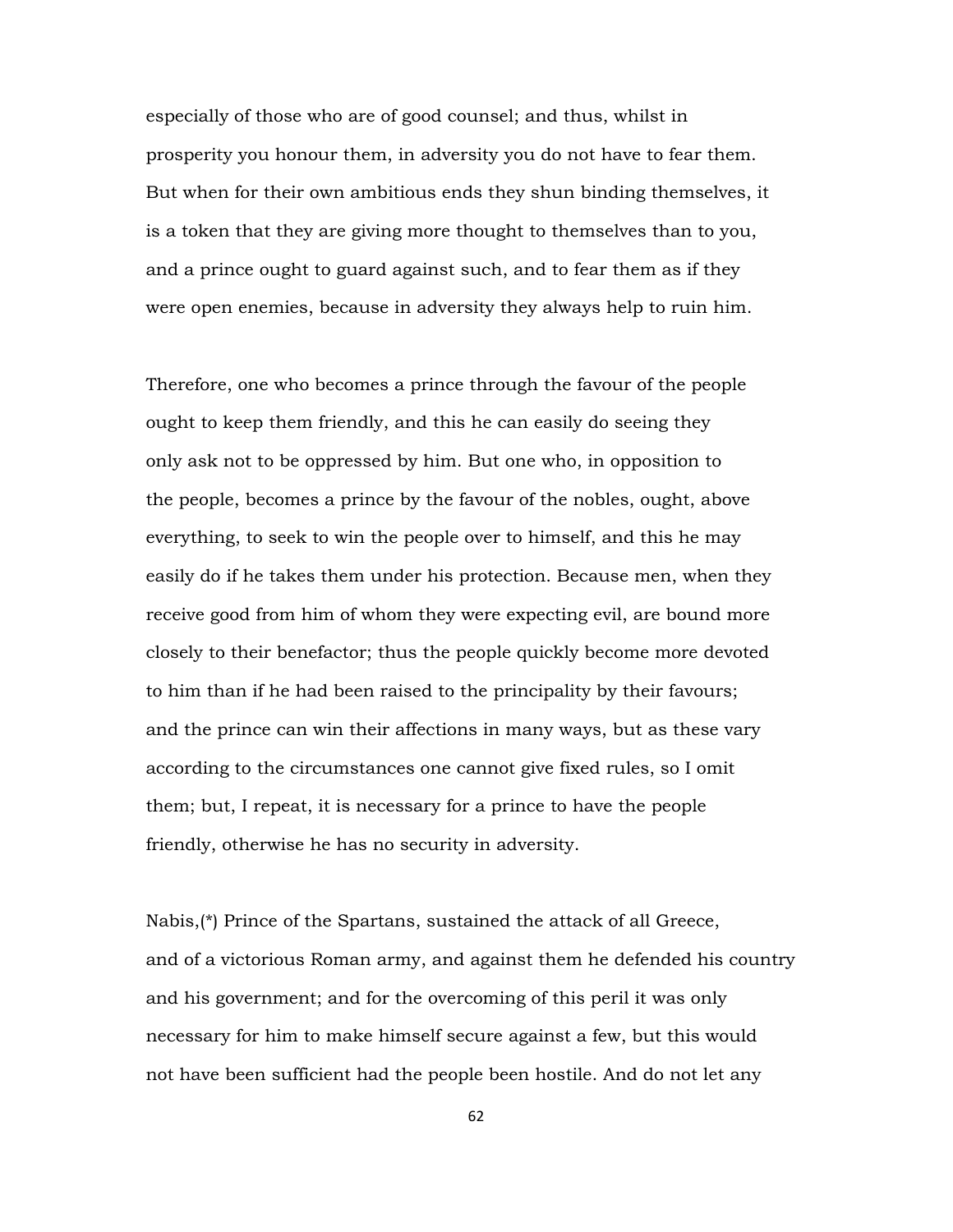especially of those who are of good counsel; and thus, whilst in prosperity you honour them, in adversity you do not have to fear them. But when for their own ambitious ends they shun binding themselves, it is a token that they are giving more thought to themselves than to you, and a prince ought to guard against such, and to fear them as if they were open enemies, because in adversity they always help to ruin him.

Therefore, one who becomes a prince through the favour of the people ought to keep them friendly, and this he can easily do seeing they only ask not to be oppressed by him. But one who, in opposition to the people, becomes a prince by the favour of the nobles, ought, above everything, to seek to win the people over to himself, and this he may easily do if he takes them under his protection. Because men, when they receive good from him of whom they were expecting evil, are bound more closely to their benefactor; thus the people quickly become more devoted to him than if he had been raised to the principality by their favours; and the prince can win their affections in many ways, but as these vary according to the circumstances one cannot give fixed rules, so I omit them; but, I repeat, it is necessary for a prince to have the people friendly, otherwise he has no security in adversity.

Nabis,(*) Prince of the Spartans, sustained the attack of all Greece, and of a victorious Roman army, and against them he defended his country and his government; and for the overcoming of this peril it was only necessary for him to make himself secure against a few, but this would not have been sufficient had the people been hostile. And do not let any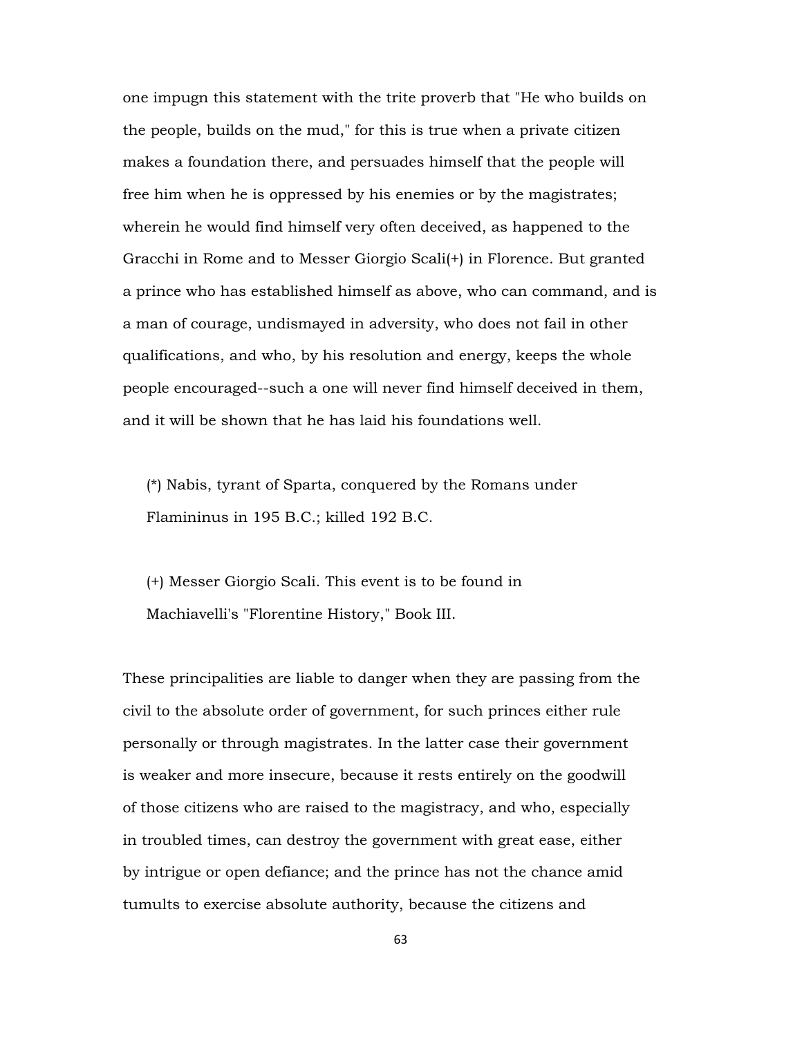one impugn this statement with the trite proverb that "He who builds on the people, builds on the mud," for this is true when a private citizen makes a foundation there, and persuades himself that the people will free him when he is oppressed by his enemies or by the magistrates; wherein he would find himself very often deceived, as happened to the Gracchi in Rome and to Messer Giorgio Scali(+) in Florence. But granted a prince who has established himself as above, who can command, and is a man of courage, undismayed in adversity, who does not fail in other qualifications, and who, by his resolution and energy, keeps the whole people encouraged--such a one will never find himself deceived in them, and it will be shown that he has laid his foundations well.

(*) Nabis, tyrant of Sparta, conquered by the Romans under Flamininus in 195 B.C.; killed 192 B.C.

(+) Messer Giorgio Scali. This event is to be found in Machiavelli's "Florentine History," Book III.

These principalities are liable to danger when they are passing from the civil to the absolute order of government, for such princes either rule personally or through magistrates. In the latter case their government is weaker and more insecure, because it rests entirely on the goodwill of those citizens who are raised to the magistracy, and who, especially in troubled times, can destroy the government with great ease, either by intrigue or open defiance; and the prince has not the chance amid tumults to exercise absolute authority, because the citizens and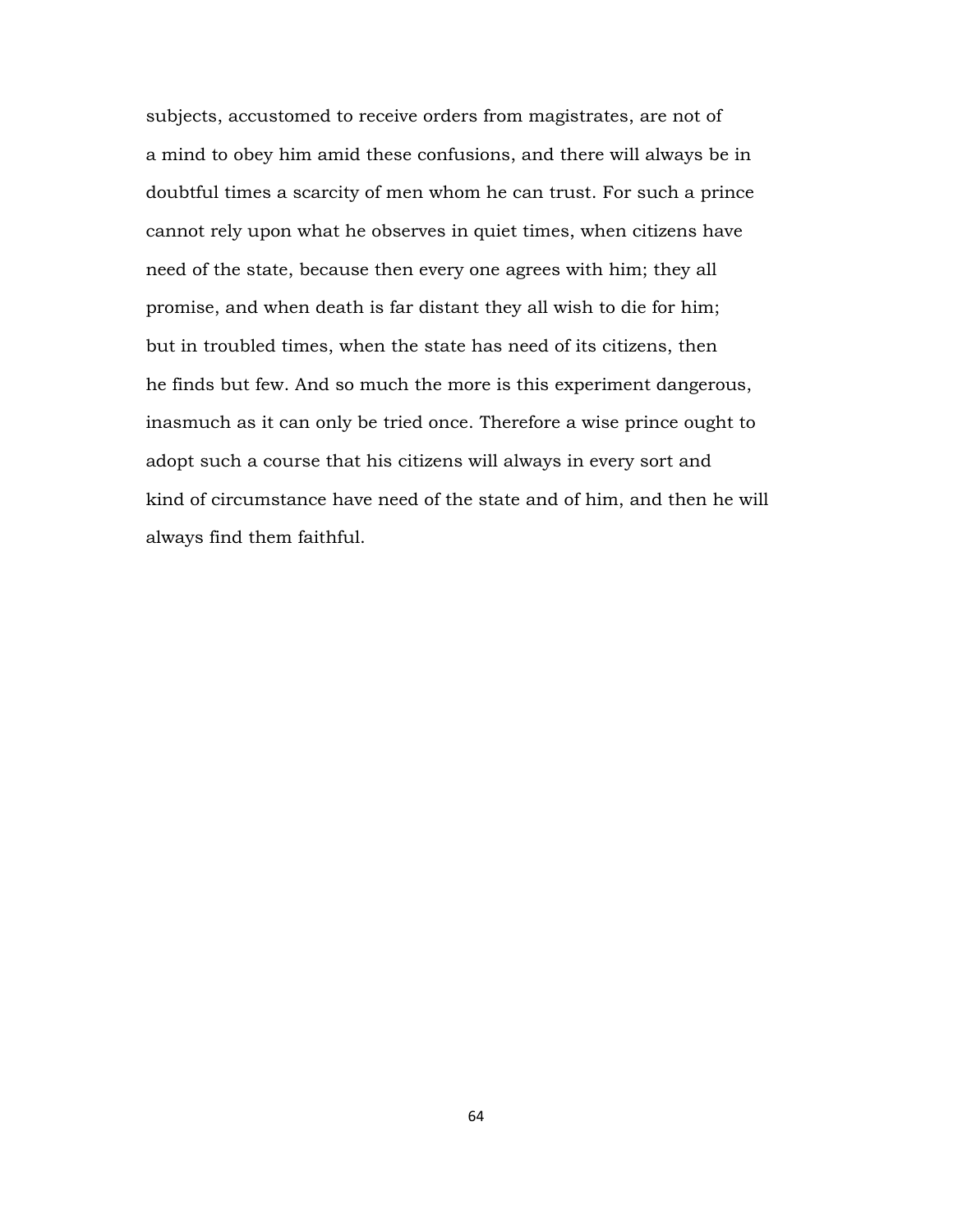subjects, accustomed to receive orders from magistrates, are not of a mind to obey him amid these confusions, and there will always be in doubtful times a scarcity of men whom he can trust. For such a prince cannot rely upon what he observes in quiet times, when citizens have need of the state, because then every one agrees with him; they all promise, and when death is far distant they all wish to die for him; but in troubled times, when the state has need of its citizens, then he finds but few. And so much the more is this experiment dangerous, inasmuch as it can only be tried once. Therefore a wise prince ought to adopt such a course that his citizens will always in every sort and kind of circumstance have need of the state and of him, and then he will always find them faithful.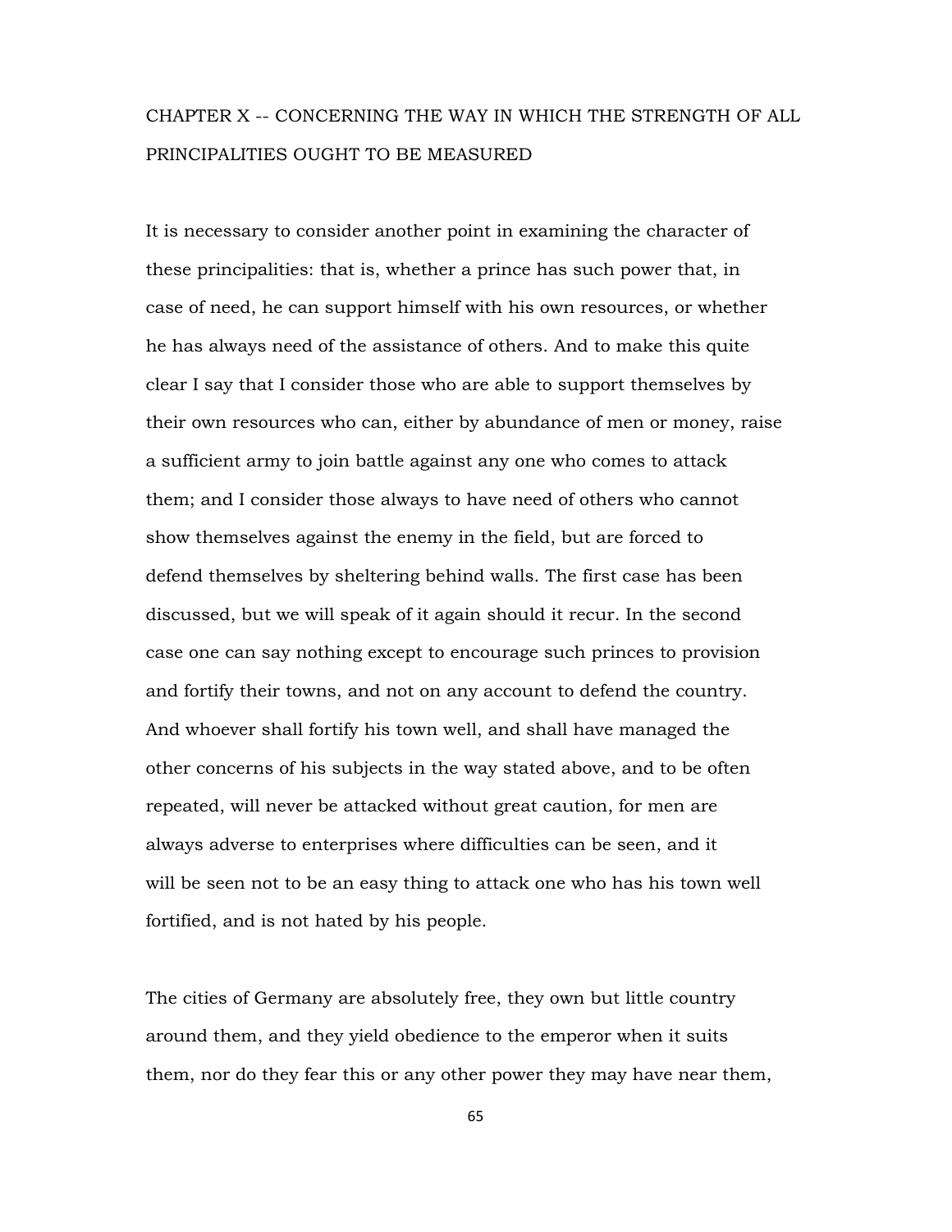## CHAPTER X -- CONCERNING THE WAY IN WHICH THE STRENGTH OF ALL PRINCIPALITIES OUGHT TO BE MEASURED

It is necessary to consider another point in examining the character of these principalities: that is, whether a prince has such power that, in case of need, he can support himself with his own resources, or whether he has always need of the assistance of others. And to make this quite clear I say that I consider those who are able to support themselves by their own resources who can, either by abundance of men or money, raise a sufficient army to join battle against any one who comes to attack them; and I consider those always to have need of others who cannot show themselves against the enemy in the field, but are forced to defend themselves by sheltering behind walls. The first case has been discussed, but we will speak of it again should it recur. In the second case one can say nothing except to encourage such princes to provision and fortify their towns, and not on any account to defend the country. And whoever shall fortify his town well, and shall have managed the other concerns of his subjects in the way stated above, and to be often repeated, will never be attacked without great caution, for men are always adverse to enterprises where difficulties can be seen, and it will be seen not to be an easy thing to attack one who has his town well fortified, and is not hated by his people.

The cities of Germany are absolutely free, they own but little country around them, and they yield obedience to the emperor when it suits them, nor do they fear this or any other power they may have near them,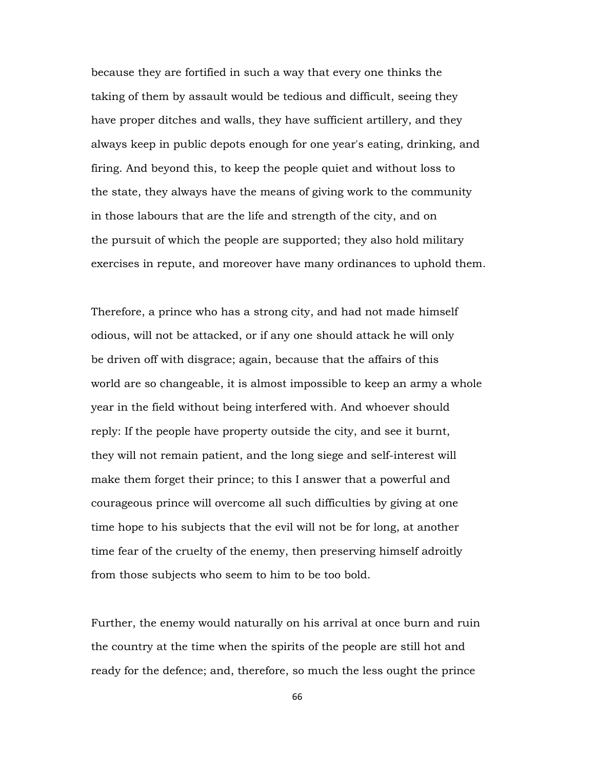because they are fortified in such a way that every one thinks the taking of them by assault would be tedious and difficult, seeing they have proper ditches and walls, they have sufficient artillery, and they always keep in public depots enough for one year's eating, drinking, and firing. And beyond this, to keep the people quiet and without loss to the state, they always have the means of giving work to the community in those labours that are the life and strength of the city, and on the pursuit of which the people are supported; they also hold military exercises in repute, and moreover have many ordinances to uphold them.

Therefore, a prince who has a strong city, and had not made himself odious, will not be attacked, or if any one should attack he will only be driven off with disgrace; again, because that the affairs of this world are so changeable, it is almost impossible to keep an army a whole year in the field without being interfered with. And whoever should reply: If the people have property outside the city, and see it burnt, they will not remain patient, and the long siege and self-interest will make them forget their prince; to this I answer that a powerful and courageous prince will overcome all such difficulties by giving at one time hope to his subjects that the evil will not be for long, at another time fear of the cruelty of the enemy, then preserving himself adroitly from those subjects who seem to him to be too bold.

Further, the enemy would naturally on his arrival at once burn and ruin the country at the time when the spirits of the people are still hot and ready for the defence; and, therefore, so much the less ought the prince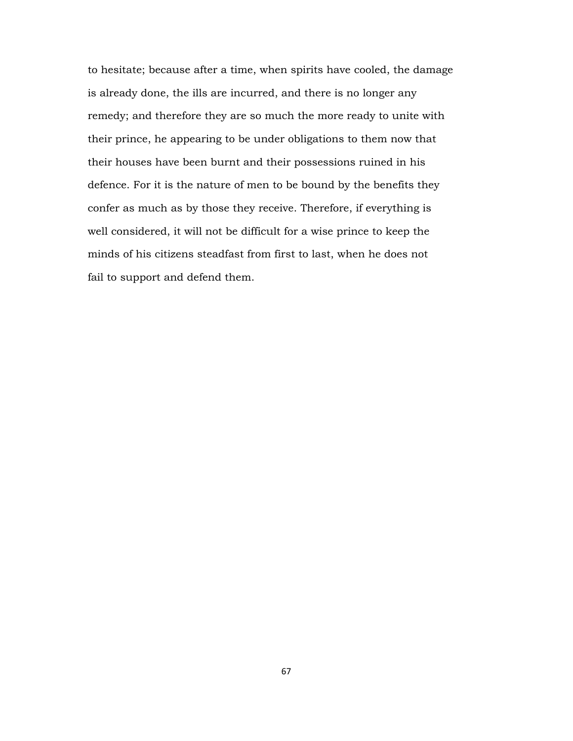to hesitate; because after a time, when spirits have cooled, the damage is already done, the ills are incurred, and there is no longer any remedy; and therefore they are so much the more ready to unite with their prince, he appearing to be under obligations to them now that their houses have been burnt and their possessions ruined in his defence. For it is the nature of men to be bound by the benefits they confer as much as by those they receive. Therefore, if everything is well considered, it will not be difficult for a wise prince to keep the minds of his citizens steadfast from first to last, when he does not fail to support and defend them.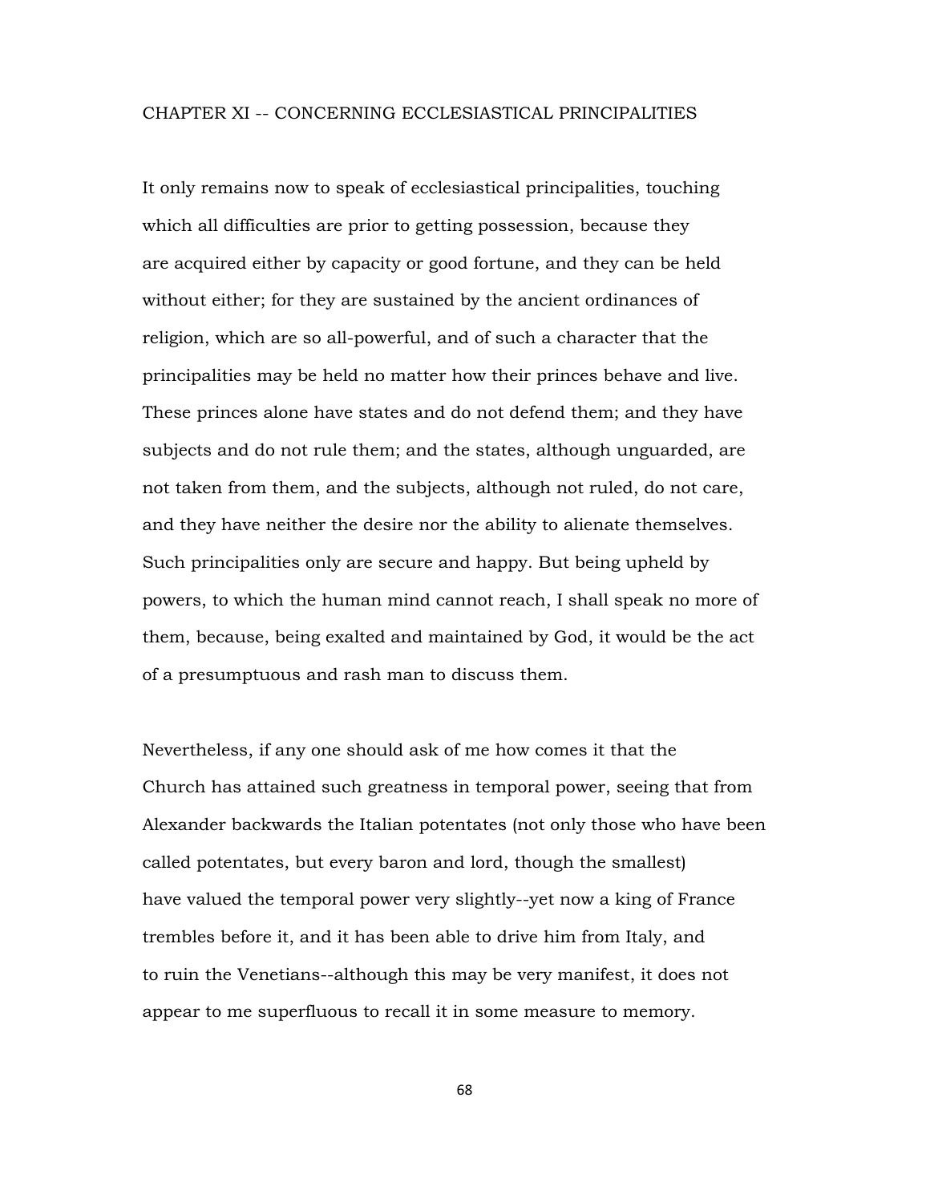## CHAPTER XI -- CONCERNING ECCLESIASTICAL PRINCIPALITIES

It only remains now to speak of ecclesiastical principalities, touching which all difficulties are prior to getting possession, because they are acquired either by capacity or good fortune, and they can be held without either; for they are sustained by the ancient ordinances of religion, which are so all-powerful, and of such a character that the principalities may be held no matter how their princes behave and live. These princes alone have states and do not defend them; and they have subjects and do not rule them; and the states, although unguarded, are not taken from them, and the subjects, although not ruled, do not care, and they have neither the desire nor the ability to alienate themselves. Such principalities only are secure and happy. But being upheld by powers, to which the human mind cannot reach, I shall speak no more of them, because, being exalted and maintained by God, it would be the act of a presumptuous and rash man to discuss them.

Nevertheless, if any one should ask of me how comes it that the Church has attained such greatness in temporal power, seeing that from Alexander backwards the Italian potentates (not only those who have been called potentates, but every baron and lord, though the smallest) have valued the temporal power very slightly--yet now a king of France trembles before it, and it has been able to drive him from Italy, and to ruin the Venetians--although this may be very manifest, it does not appear to me superfluous to recall it in some measure to memory.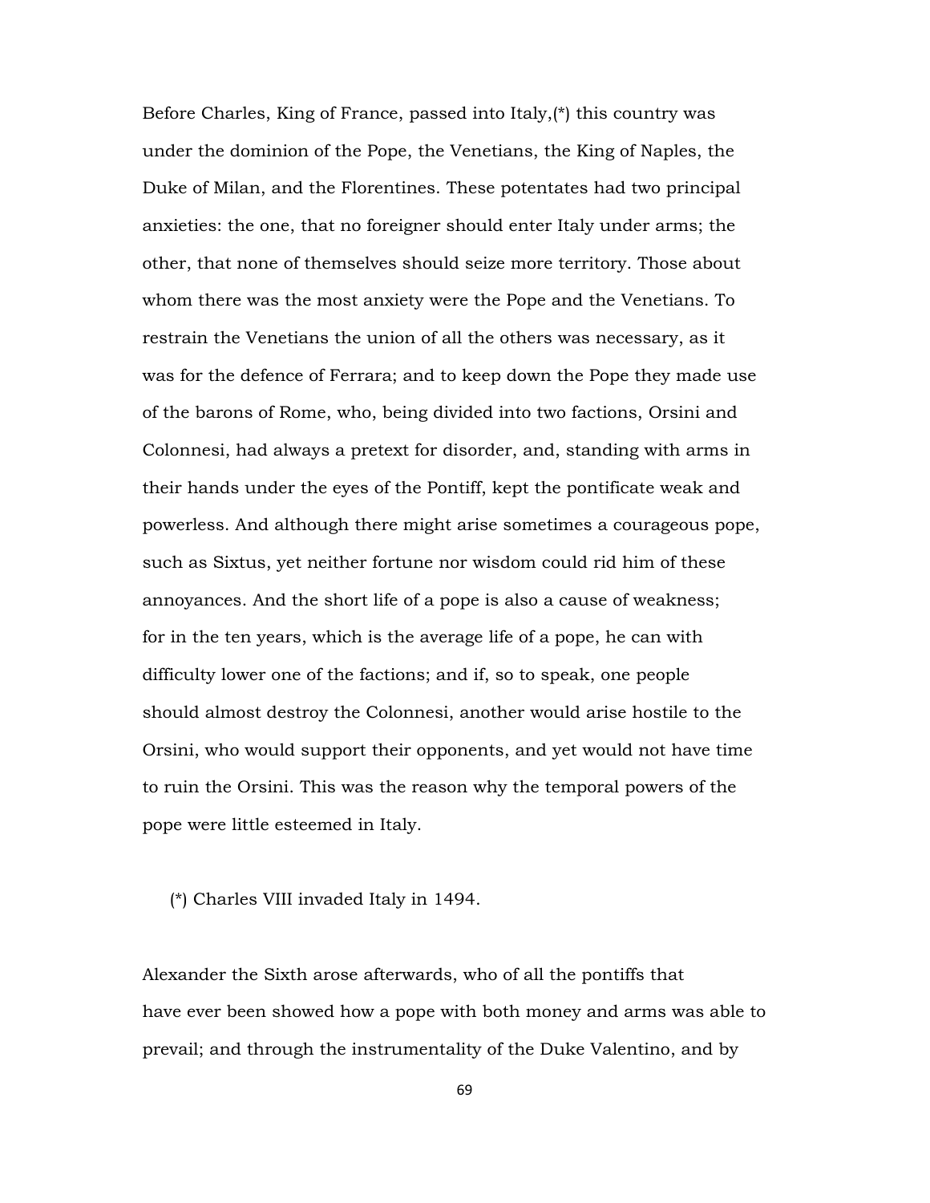Before Charles, King of France, passed into Italy,(*) this country was under the dominion of the Pope, the Venetians, the King of Naples, the Duke of Milan, and the Florentines. These potentates had two principal anxieties: the one, that no foreigner should enter Italy under arms; the other, that none of themselves should seize more territory. Those about whom there was the most anxiety were the Pope and the Venetians. To restrain the Venetians the union of all the others was necessary, as it was for the defence of Ferrara; and to keep down the Pope they made use of the barons of Rome, who, being divided into two factions, Orsini and Colonnesi, had always a pretext for disorder, and, standing with arms in their hands under the eyes of the Pontiff, kept the pontificate weak and powerless. And although there might arise sometimes a courageous pope, such as Sixtus, yet neither fortune nor wisdom could rid him of these annoyances. And the short life of a pope is also a cause of weakness; for in the ten years, which is the average life of a pope, he can with difficulty lower one of the factions; and if, so to speak, one people should almost destroy the Colonnesi, another would arise hostile to the Orsini, who would support their opponents, and yet would not have time to ruin the Orsini. This was the reason why the temporal powers of the pope were little esteemed in Italy.

(*) Charles VIII invaded Italy in 1494.

Alexander the Sixth arose afterwards, who of all the pontiffs that have ever been showed how a pope with both money and arms was able to prevail; and through the instrumentality of the Duke Valentino, and by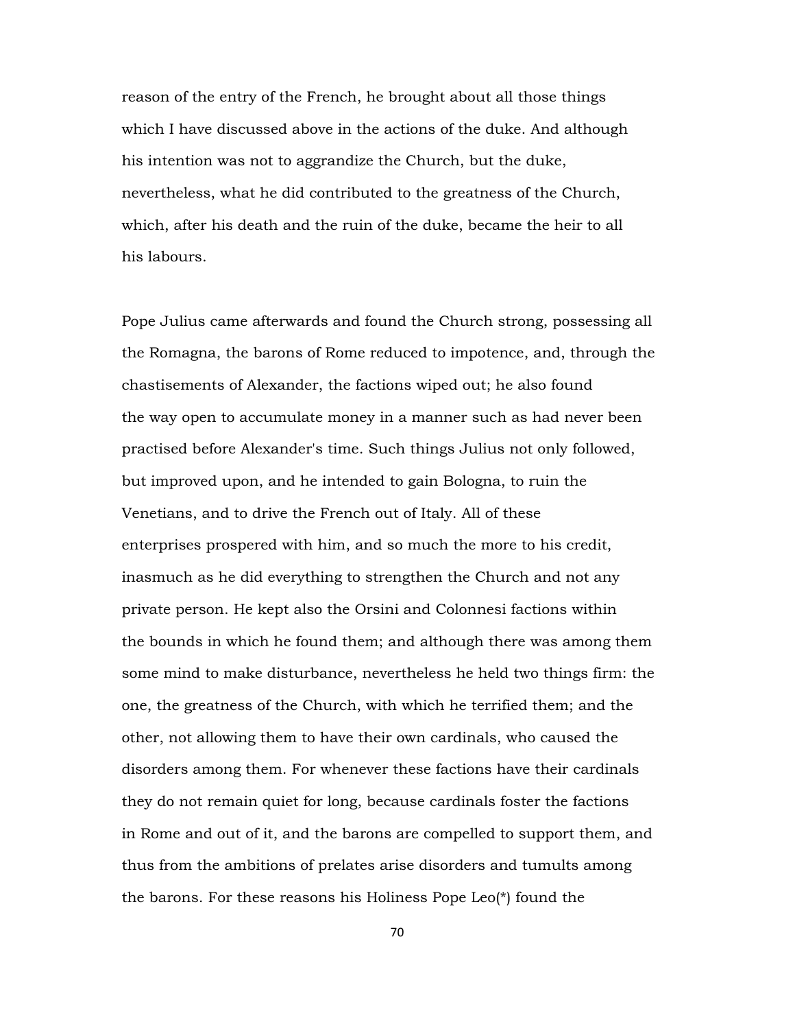reason of the entry of the French, he brought about all those things which I have discussed above in the actions of the duke. And although his intention was not to aggrandize the Church, but the duke, nevertheless, what he did contributed to the greatness of the Church, which, after his death and the ruin of the duke, became the heir to all his labours.

Pope Julius came afterwards and found the Church strong, possessing all the Romagna, the barons of Rome reduced to impotence, and, through the chastisements of Alexander, the factions wiped out; he also found the way open to accumulate money in a manner such as had never been practised before Alexander's time. Such things Julius not only followed, but improved upon, and he intended to gain Bologna, to ruin the Venetians, and to drive the French out of Italy. All of these enterprises prospered with him, and so much the more to his credit, inasmuch as he did everything to strengthen the Church and not any private person. He kept also the Orsini and Colonnesi factions within the bounds in which he found them; and although there was among them some mind to make disturbance, nevertheless he held two things firm: the one, the greatness of the Church, with which he terrified them; and the other, not allowing them to have their own cardinals, who caused the disorders among them. For whenever these factions have their cardinals they do not remain quiet for long, because cardinals foster the factions in Rome and out of it, and the barons are compelled to support them, and thus from the ambitions of prelates arise disorders and tumults among the barons. For these reasons his Holiness Pope Leo(*) found the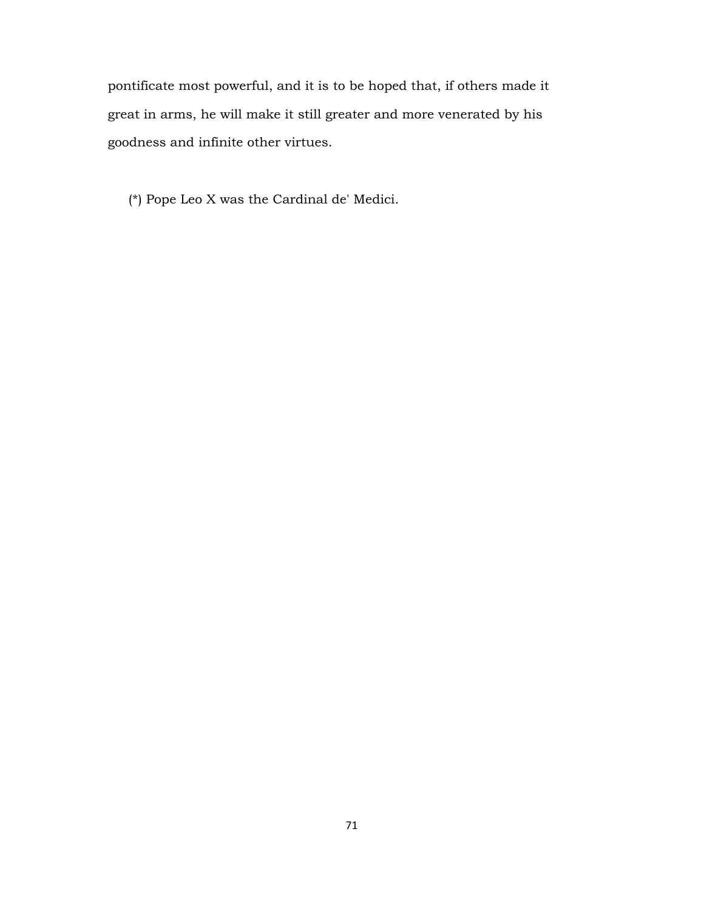pontificate most powerful, and it is to be hoped that, if others made it great in arms, he will make it still greater and more venerated by his goodness and infinite other virtues.

(*) Pope Leo X was the Cardinal de' Medici.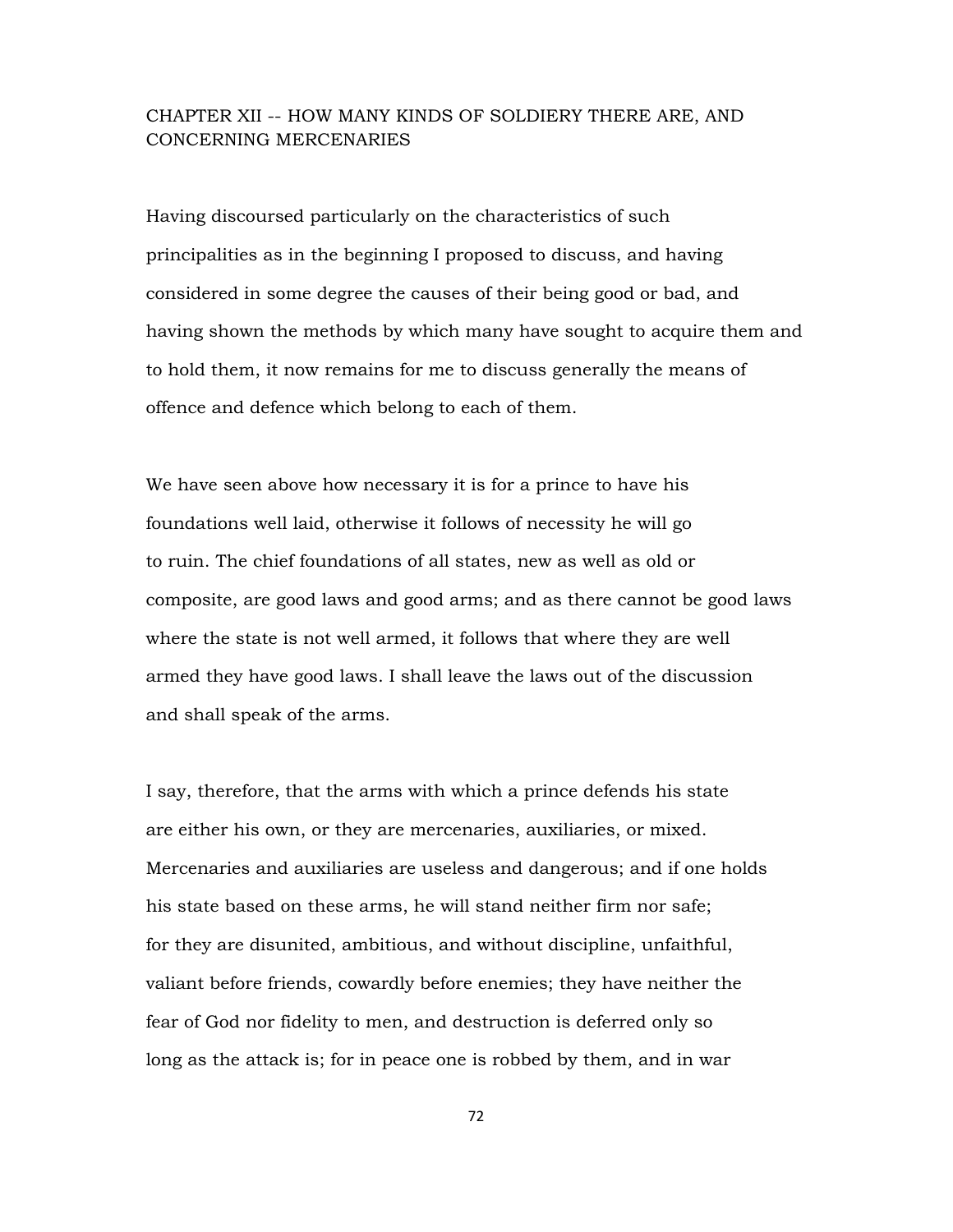## CHAPTER XII -- HOW MANY KINDS OF SOLDIERY THERE ARE, AND CONCERNING MERCENARIES

Having discoursed particularly on the characteristics of such principalities as in the beginning I proposed to discuss, and having considered in some degree the causes of their being good or bad, and having shown the methods by which many have sought to acquire them and to hold them, it now remains for me to discuss generally the means of offence and defence which belong to each of them.

We have seen above how necessary it is for a prince to have his foundations well laid, otherwise it follows of necessity he will go to ruin. The chief foundations of all states, new as well as old or composite, are good laws and good arms; and as there cannot be good laws where the state is not well armed, it follows that where they are well armed they have good laws. I shall leave the laws out of the discussion and shall speak of the arms.

I say, therefore, that the arms with which a prince defends his state are either his own, or they are mercenaries, auxiliaries, or mixed. Mercenaries and auxiliaries are useless and dangerous; and if one holds his state based on these arms, he will stand neither firm nor safe; for they are disunited, ambitious, and without discipline, unfaithful, valiant before friends, cowardly before enemies; they have neither the fear of God nor fidelity to men, and destruction is deferred only so long as the attack is; for in peace one is robbed by them, and in war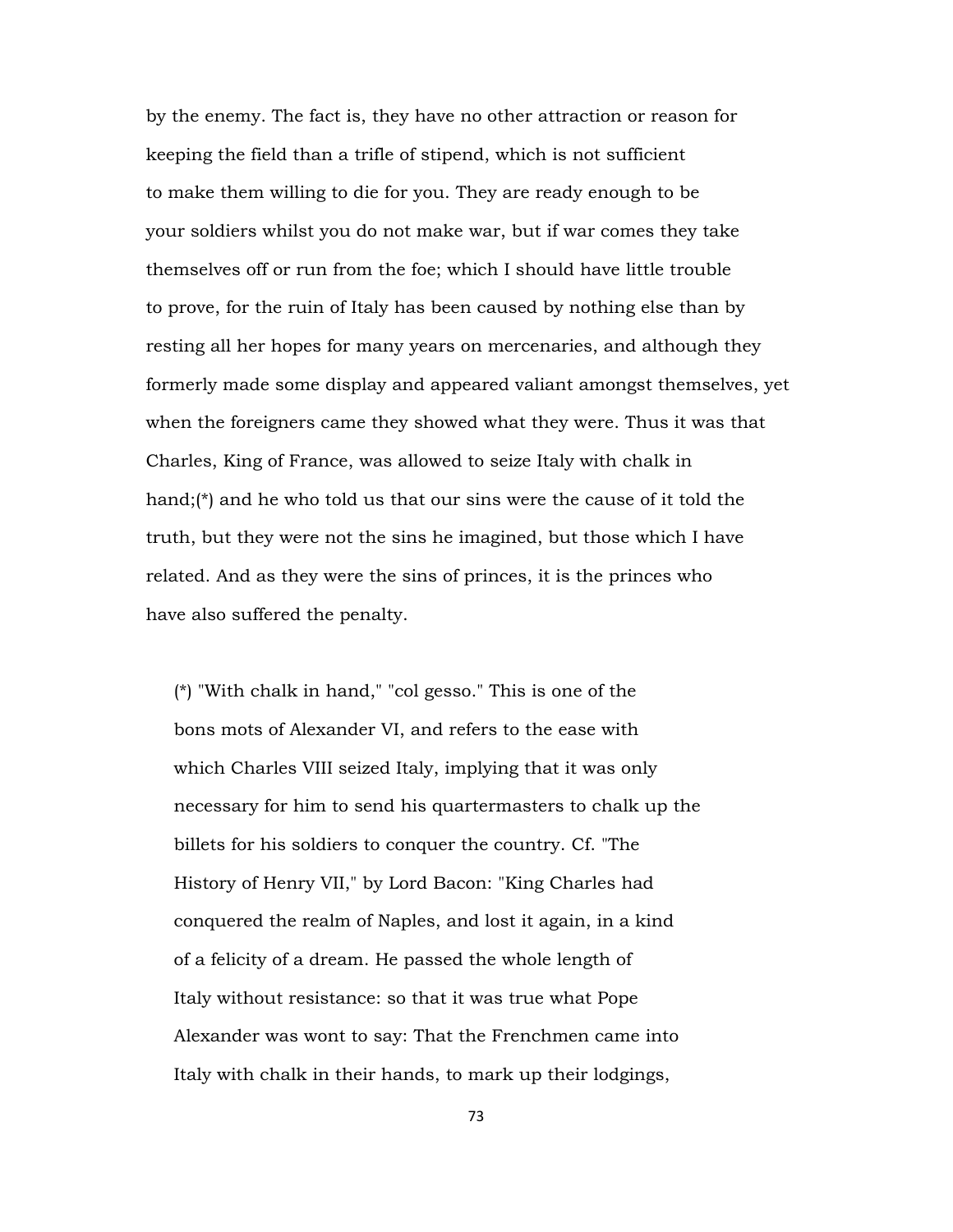by the enemy. The fact is, they have no other attraction or reason for keeping the field than a trifle of stipend, which is not sufficient to make them willing to die for you. They are ready enough to be your soldiers whilst you do not make war, but if war comes they take themselves off or run from the foe; which I should have little trouble to prove, for the ruin of Italy has been caused by nothing else than by resting all her hopes for many years on mercenaries, and although they formerly made some display and appeared valiant amongst themselves, yet when the foreigners came they showed what they were. Thus it was that Charles, King of France, was allowed to seize Italy with chalk in hand;(*) and he who told us that our sins were the cause of it told the truth, but they were not the sins he imagined, but those which I have related. And as they were the sins of princes, it is the princes who have also suffered the penalty.

(*) "With chalk in hand," "col gesso." This is one of the bons mots of Alexander VI, and refers to the ease with which Charles VIII seized Italy, implying that it was only necessary for him to send his quartermasters to chalk up the billets for his soldiers to conquer the country. Cf. "The History of Henry VII," by Lord Bacon: "King Charles had conquered the realm of Naples, and lost it again, in a kind of a felicity of a dream. He passed the whole length of Italy without resistance: so that it was true what Pope Alexander was wont to say: That the Frenchmen came into Italy with chalk in their hands, to mark up their lodgings,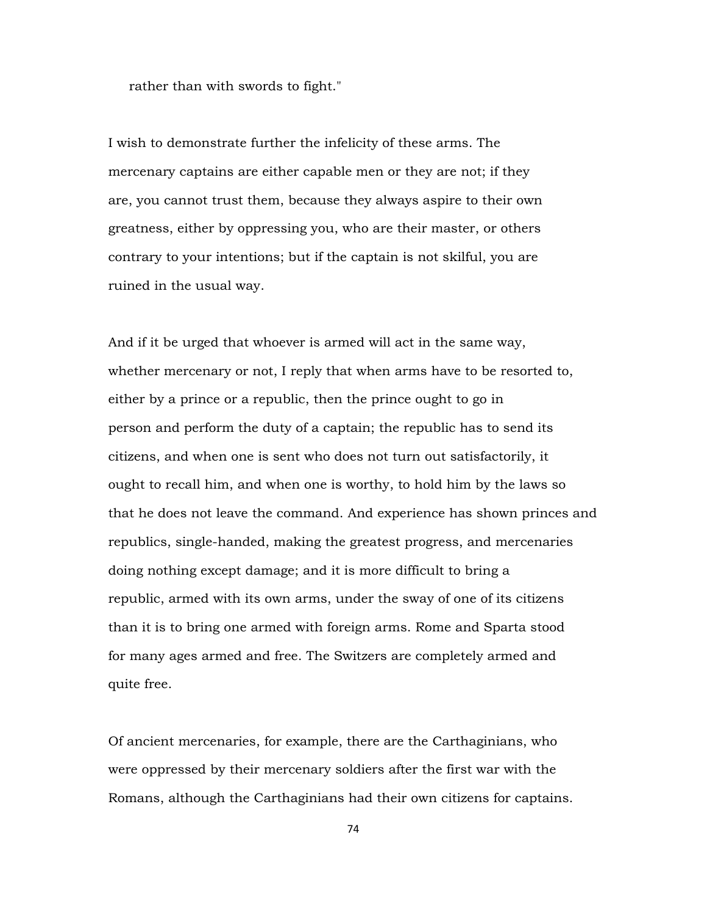rather than with swords to fight."

I wish to demonstrate further the infelicity of these arms. The mercenary captains are either capable men or they are not; if they are, you cannot trust them, because they always aspire to their own greatness, either by oppressing you, who are their master, or others contrary to your intentions; but if the captain is not skilful, you are ruined in the usual way.

And if it be urged that whoever is armed will act in the same way, whether mercenary or not, I reply that when arms have to be resorted to, either by a prince or a republic, then the prince ought to go in person and perform the duty of a captain; the republic has to send its citizens, and when one is sent who does not turn out satisfactorily, it ought to recall him, and when one is worthy, to hold him by the laws so that he does not leave the command. And experience has shown princes and republics, single-handed, making the greatest progress, and mercenaries doing nothing except damage; and it is more difficult to bring a republic, armed with its own arms, under the sway of one of its citizens than it is to bring one armed with foreign arms. Rome and Sparta stood for many ages armed and free. The Switzers are completely armed and quite free.

Of ancient mercenaries, for example, there are the Carthaginians, who were oppressed by their mercenary soldiers after the first war with the Romans, although the Carthaginians had their own citizens for captains.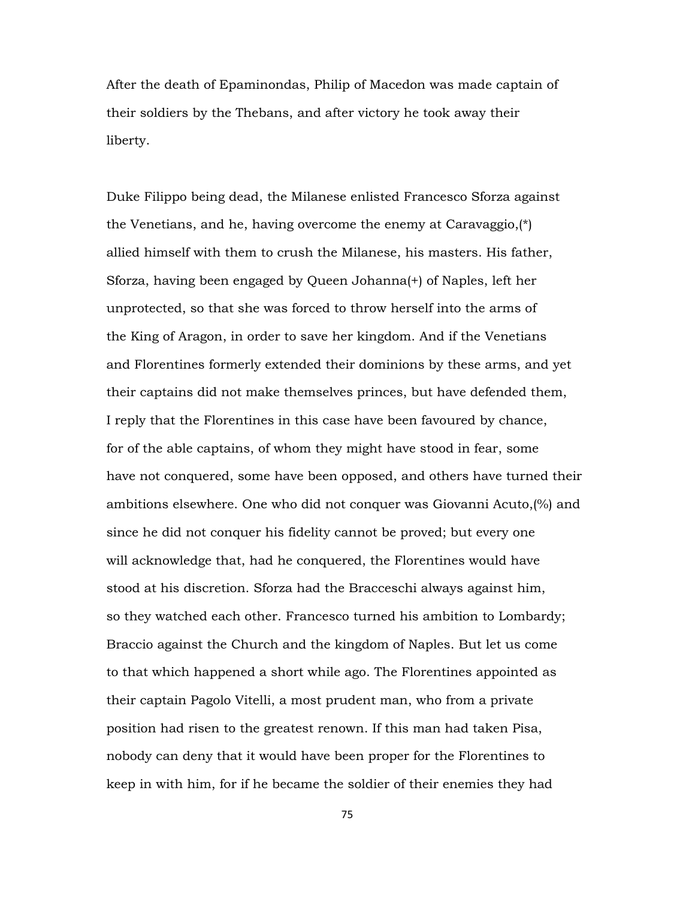After the death of Epaminondas, Philip of Macedon was made captain of their soldiers by the Thebans, and after victory he took away their liberty.

Duke Filippo being dead, the Milanese enlisted Francesco Sforza against the Venetians, and he, having overcome the enemy at Caravaggio,(*) allied himself with them to crush the Milanese, his masters. His father, Sforza, having been engaged by Queen Johanna(+) of Naples, left her unprotected, so that she was forced to throw herself into the arms of the King of Aragon, in order to save her kingdom. And if the Venetians and Florentines formerly extended their dominions by these arms, and yet their captains did not make themselves princes, but have defended them, I reply that the Florentines in this case have been favoured by chance, for of the able captains, of whom they might have stood in fear, some have not conquered, some have been opposed, and others have turned their ambitions elsewhere. One who did not conquer was Giovanni Acuto,(%) and since he did not conquer his fidelity cannot be proved; but every one will acknowledge that, had he conquered, the Florentines would have stood at his discretion. Sforza had the Bracceschi always against him, so they watched each other. Francesco turned his ambition to Lombardy; Braccio against the Church and the kingdom of Naples. But let us come to that which happened a short while ago. The Florentines appointed as their captain Pagolo Vitelli, a most prudent man, who from a private position had risen to the greatest renown. If this man had taken Pisa, nobody can deny that it would have been proper for the Florentines to keep in with him, for if he became the soldier of their enemies they had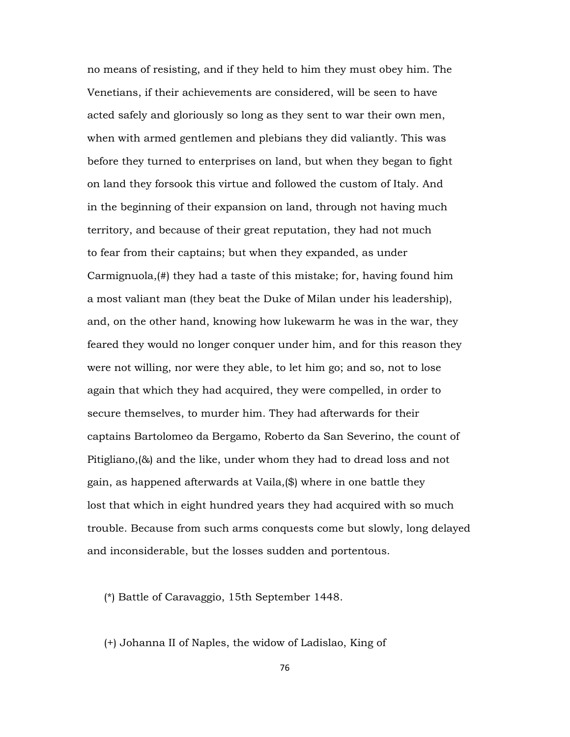no means of resisting, and if they held to him they must obey him. The Venetians, if their achievements are considered, will be seen to have acted safely and gloriously so long as they sent to war their own men, when with armed gentlemen and plebians they did valiantly. This was before they turned to enterprises on land, but when they began to fight on land they forsook this virtue and followed the custom of Italy. And in the beginning of their expansion on land, through not having much territory, and because of their great reputation, they had not much to fear from their captains; but when they expanded, as under Carmignuola,(#) they had a taste of this mistake; for, having found him a most valiant man (they beat the Duke of Milan under his leadership), and, on the other hand, knowing how lukewarm he was in the war, they feared they would no longer conquer under him, and for this reason they were not willing, nor were they able, to let him go; and so, not to lose again that which they had acquired, they were compelled, in order to secure themselves, to murder him. They had afterwards for their captains Bartolomeo da Bergamo, Roberto da San Severino, the count of Pitigliano,(&) and the like, under whom they had to dread loss and not gain, as happened afterwards at Vaila,($) where in one battle they lost that which in eight hundred years they had acquired with so much trouble. Because from such arms conquests come but slowly, long delayed and inconsiderable, but the losses sudden and portentous.

(*) Battle of Caravaggio, 15th September 1448.

(+) Johanna II of Naples, the widow of Ladislao, King of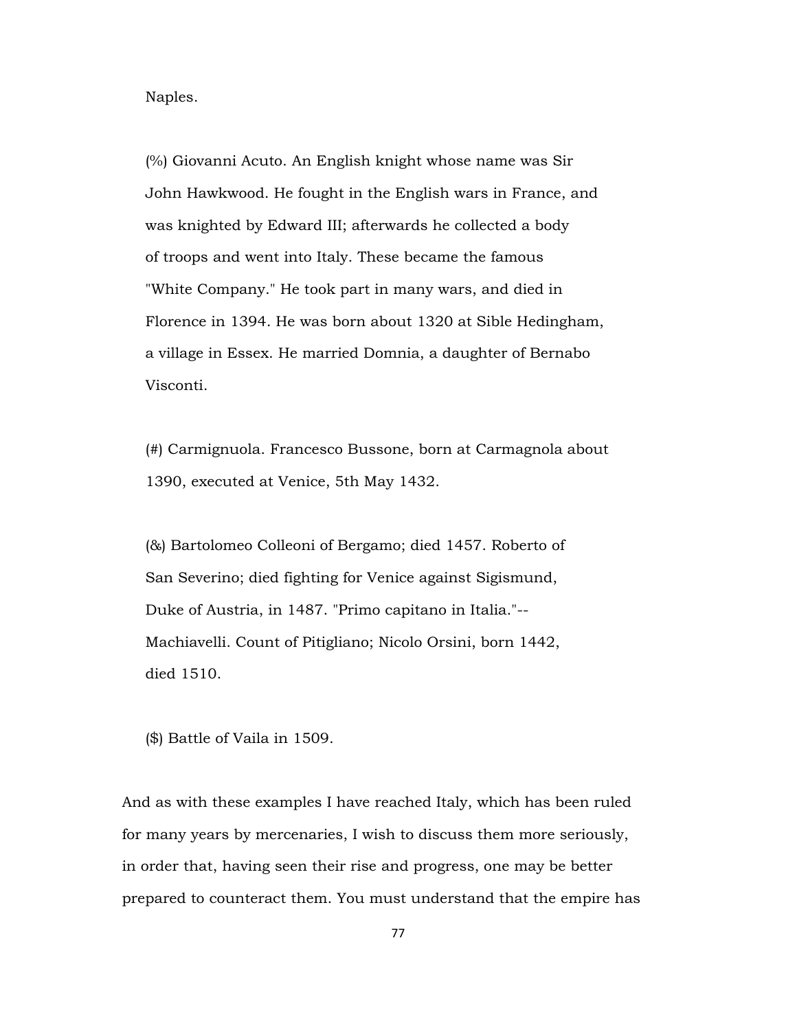Naples.

(%) Giovanni Acuto. An English knight whose name was Sir John Hawkwood. He fought in the English wars in France, and was knighted by Edward III; afterwards he collected a body of troops and went into Italy. These became the famous "White Company." He took part in many wars, and died in Florence in 1394. He was born about 1320 at Sible Hedingham, a village in Essex. He married Domnia, a daughter of Bernabo Visconti.

(#) Carmignuola. Francesco Bussone, born at Carmagnola about 1390, executed at Venice, 5th May 1432.

(&) Bartolomeo Colleoni of Bergamo; died 1457. Roberto of San Severino; died fighting for Venice against Sigismund, Duke of Austria, in 1487. "Primo capitano in Italia."--Machiavelli. Count of Pitigliano; Nicolo Orsini, born 1442, died 1510.

($) Battle of Vaila in 1509.

And as with these examples I have reached Italy, which has been ruled for many years by mercenaries, I wish to discuss them more seriously, in order that, having seen their rise and progress, one may be better prepared to counteract them. You must understand that the empire has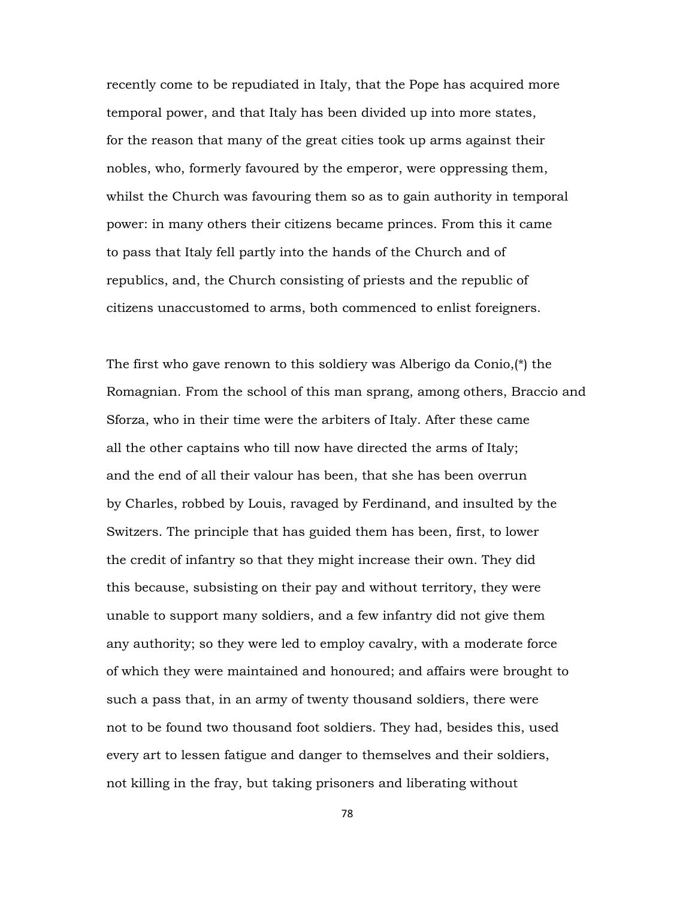recently come to be repudiated in Italy, that the Pope has acquired more temporal power, and that Italy has been divided up into more states, for the reason that many of the great cities took up arms against their nobles, who, formerly favoured by the emperor, were oppressing them, whilst the Church was favouring them so as to gain authority in temporal power: in many others their citizens became princes. From this it came to pass that Italy fell partly into the hands of the Church and of republics, and, the Church consisting of priests and the republic of citizens unaccustomed to arms, both commenced to enlist foreigners.

The first who gave renown to this soldiery was Alberigo da Conio,(*) the Romagnian. From the school of this man sprang, among others, Braccio and Sforza, who in their time were the arbiters of Italy. After these came all the other captains who till now have directed the arms of Italy; and the end of all their valour has been, that she has been overrun by Charles, robbed by Louis, ravaged by Ferdinand, and insulted by the Switzers. The principle that has guided them has been, first, to lower the credit of infantry so that they might increase their own. They did this because, subsisting on their pay and without territory, they were unable to support many soldiers, and a few infantry did not give them any authority; so they were led to employ cavalry, with a moderate force of which they were maintained and honoured; and affairs were brought to such a pass that, in an army of twenty thousand soldiers, there were not to be found two thousand foot soldiers. They had, besides this, used every art to lessen fatigue and danger to themselves and their soldiers, not killing in the fray, but taking prisoners and liberating without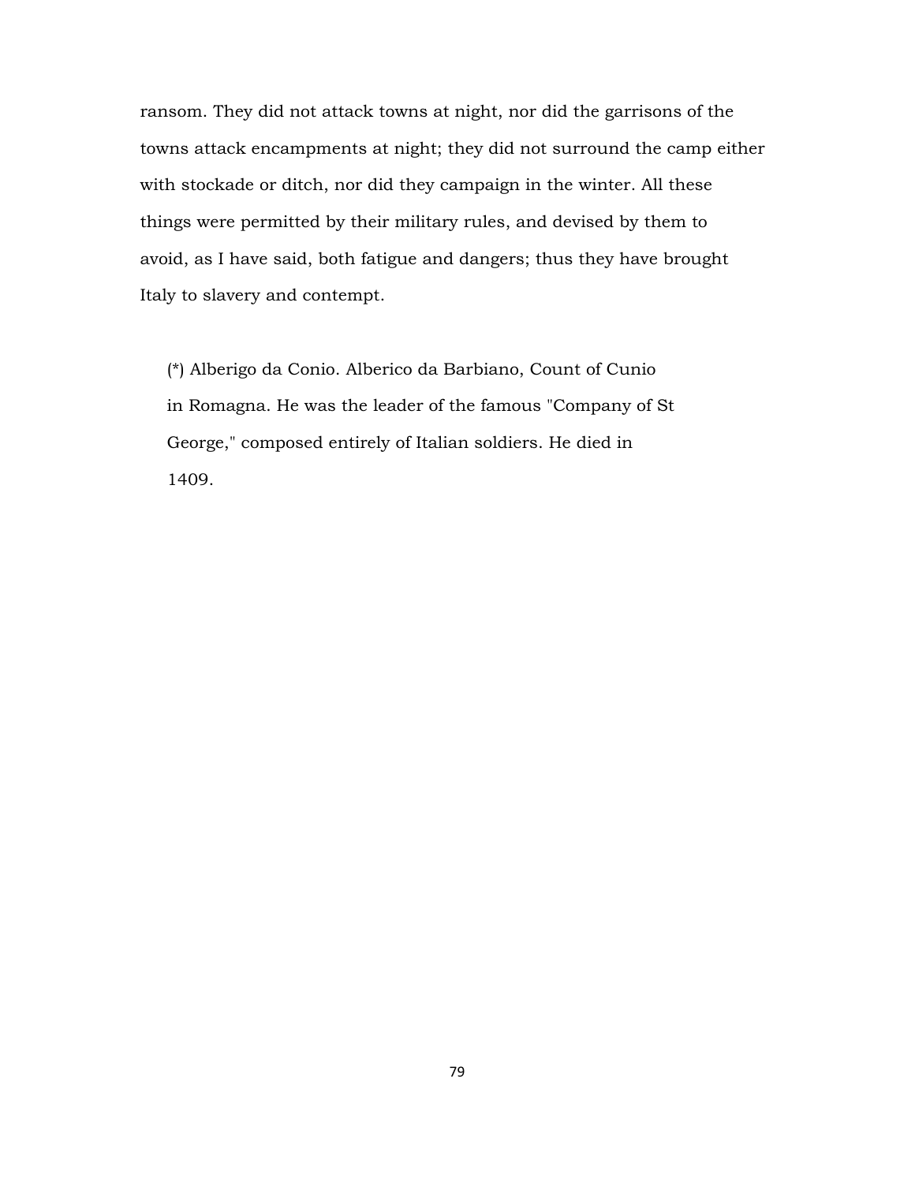ransom. They did not attack towns at night, nor did the garrisons of the towns attack encampments at night; they did not surround the camp either with stockade or ditch, nor did they campaign in the winter. All these things were permitted by their military rules, and devised by them to avoid, as I have said, both fatigue and dangers; thus they have brought Italy to slavery and contempt.

(*) Alberigo da Conio. Alberico da Barbiano, Count of Cunio in Romagna. He was the leader of the famous "Company of St George," composed entirely of Italian soldiers. He died in 1409.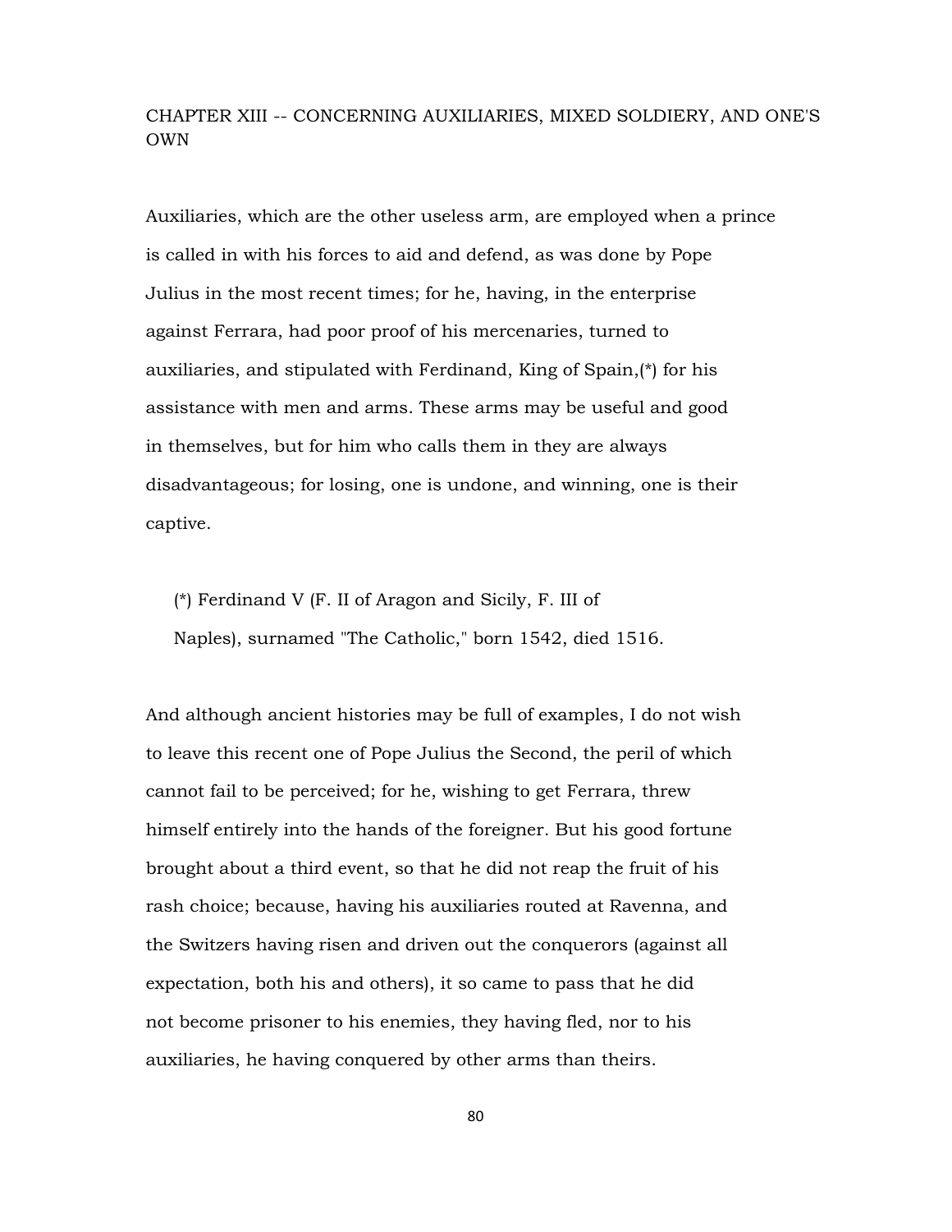## CHAPTER XIII -- CONCERNING AUXILIARIES, MIXED SOLDIERY, AND ONE'S OWN

Auxiliaries, which are the other useless arm, are employed when a prince is called in with his forces to aid and defend, as was done by Pope Julius in the most recent times; for he, having, in the enterprise against Ferrara, had poor proof of his mercenaries, turned to auxiliaries, and stipulated with Ferdinand, King of Spain,(*) for his assistance with men and arms. These arms may be useful and good in themselves, but for him who calls them in they are always disadvantageous; for losing, one is undone, and winning, one is their captive.

> (*) Ferdinand V (F. II of Aragon and Sicily, F. III of Naples), surnamed "The Catholic," born 1542, died 1516.

And although ancient histories may be full of examples, I do not wish to leave this recent one of Pope Julius the Second, the peril of which cannot fail to be perceived; for he, wishing to get Ferrara, threw himself entirely into the hands of the foreigner. But his good fortune brought about a third event, so that he did not reap the fruit of his rash choice; because, having his auxiliaries routed at Ravenna, and the Switzers having risen and driven out the conquerors (against all expectation, both his and others), it so came to pass that he did not become prisoner to his enemies, they having fled, nor to his auxiliaries, he having conquered by other arms than theirs.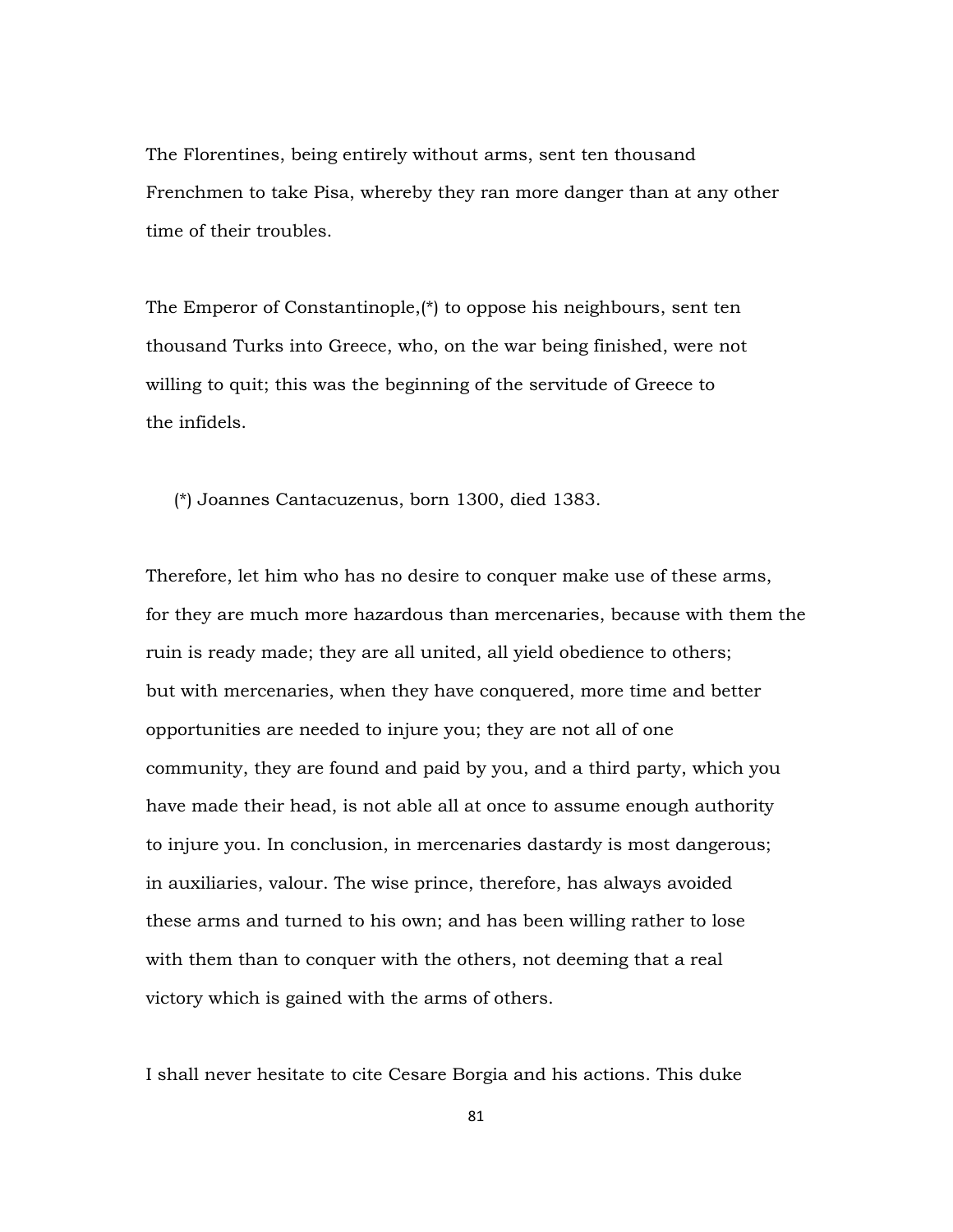The Florentines, being entirely without arms, sent ten thousand Frenchmen to take Pisa, whereby they ran more danger than at any other time of their troubles.

The Emperor of Constantinople,(*) to oppose his neighbours, sent ten thousand Turks into Greece, who, on the war being finished, were not willing to quit; this was the beginning of the servitude of Greece to the infidels.

(*) Joannes Cantacuzenus, born 1300, died 1383.

Therefore, let him who has no desire to conquer make use of these arms, for they are much more hazardous than mercenaries, because with them the ruin is ready made; they are all united, all yield obedience to others; but with mercenaries, when they have conquered, more time and better opportunities are needed to injure you; they are not all of one community, they are found and paid by you, and a third party, which you have made their head, is not able all at once to assume enough authority to injure you. In conclusion, in mercenaries dastardy is most dangerous; in auxiliaries, valour. The wise prince, therefore, has always avoided these arms and turned to his own; and has been willing rather to lose with them than to conquer with the others, not deeming that a real victory which is gained with the arms of others.

I shall never hesitate to cite Cesare Borgia and his actions. This duke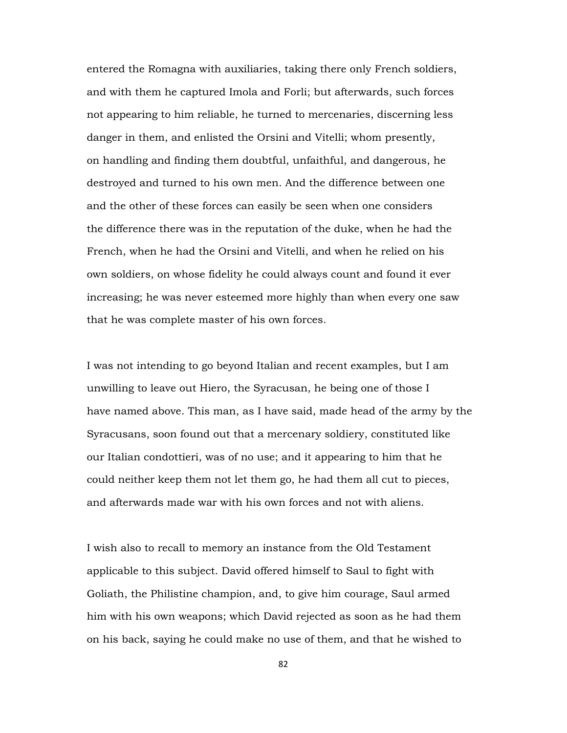entered the Romagna with auxiliaries, taking there only French soldiers, and with them he captured Imola and Forli; but afterwards, such forces not appearing to him reliable, he turned to mercenaries, discerning less danger in them, and enlisted the Orsini and Vitelli; whom presently, on handling and finding them doubtful, unfaithful, and dangerous, he destroyed and turned to his own men. And the difference between one and the other of these forces can easily be seen when one considers the difference there was in the reputation of the duke, when he had the French, when he had the Orsini and Vitelli, and when he relied on his own soldiers, on whose fidelity he could always count and found it ever increasing; he was never esteemed more highly than when every one saw that he was complete master of his own forces.

I was not intending to go beyond Italian and recent examples, but I am unwilling to leave out Hiero, the Syracusan, he being one of those I have named above. This man, as I have said, made head of the army by the Syracusans, soon found out that a mercenary soldiery, constituted like our Italian condottieri, was of no use; and it appearing to him that he could neither keep them not let them go, he had them all cut to pieces, and afterwards made war with his own forces and not with aliens.

I wish also to recall to memory an instance from the Old Testament applicable to this subject. David offered himself to Saul to fight with Goliath, the Philistine champion, and, to give him courage, Saul armed him with his own weapons; which David rejected as soon as he had them on his back, saying he could make no use of them, and that he wished to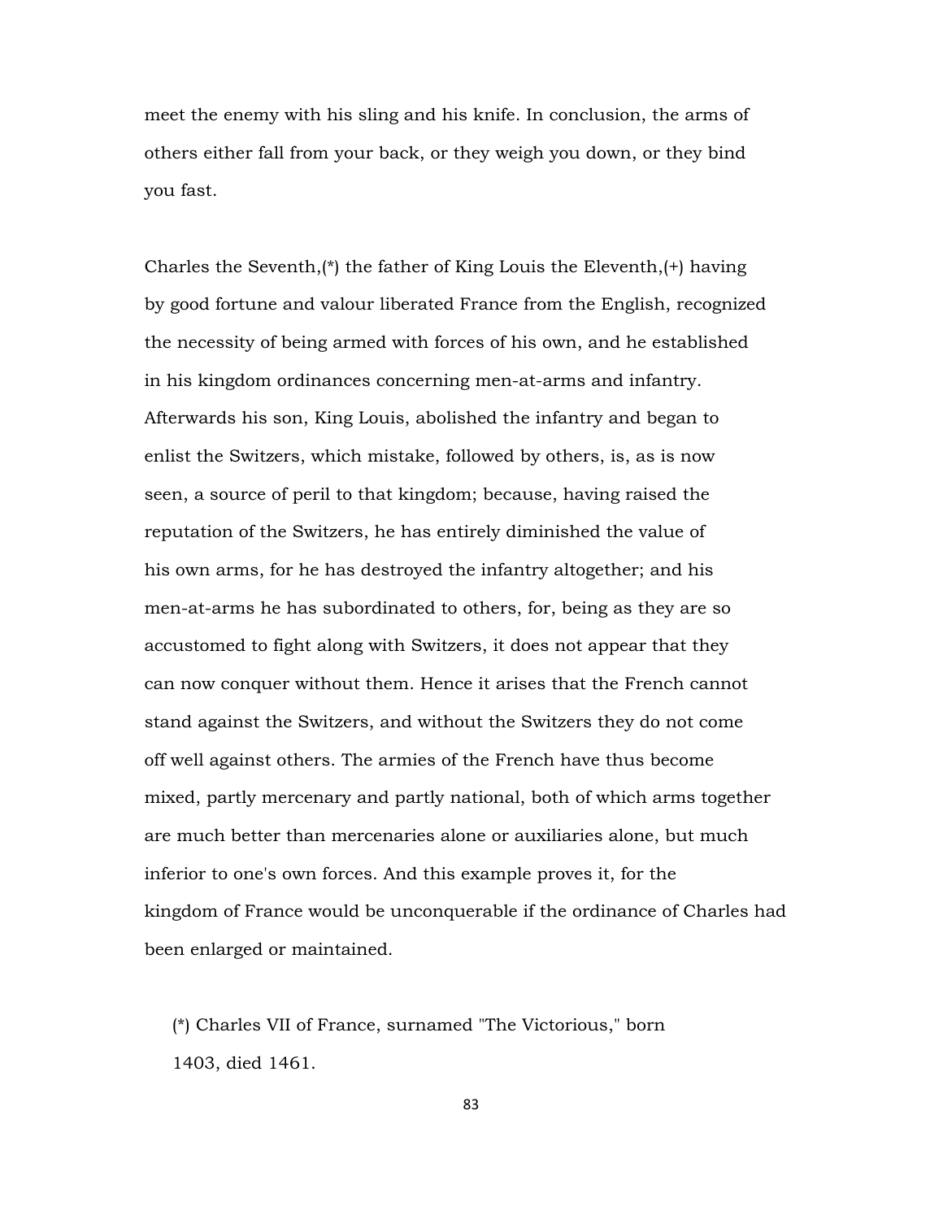meet the enemy with his sling and his knife. In conclusion, the arms of others either fall from your back, or they weigh you down, or they bind you fast.

Charles the Seventh,(*) the father of King Louis the Eleventh,(+) having by good fortune and valour liberated France from the English, recognized the necessity of being armed with forces of his own, and he established in his kingdom ordinances concerning men-at-arms and infantry. Afterwards his son, King Louis, abolished the infantry and began to enlist the Switzers, which mistake, followed by others, is, as is now seen, a source of peril to that kingdom; because, having raised the reputation of the Switzers, he has entirely diminished the value of his own arms, for he has destroyed the infantry altogether; and his men-at-arms he has subordinated to others, for, being as they are so accustomed to fight along with Switzers, it does not appear that they can now conquer without them. Hence it arises that the French cannot stand against the Switzers, and without the Switzers they do not come off well against others. The armies of the French have thus become mixed, partly mercenary and partly national, both of which arms together are much better than mercenaries alone or auxiliaries alone, but much inferior to one's own forces. And this example proves it, for the kingdom of France would be unconquerable if the ordinance of Charles had been enlarged or maintained.

(*) Charles VII of France, surnamed "The Victorious," born 1403, died 1461.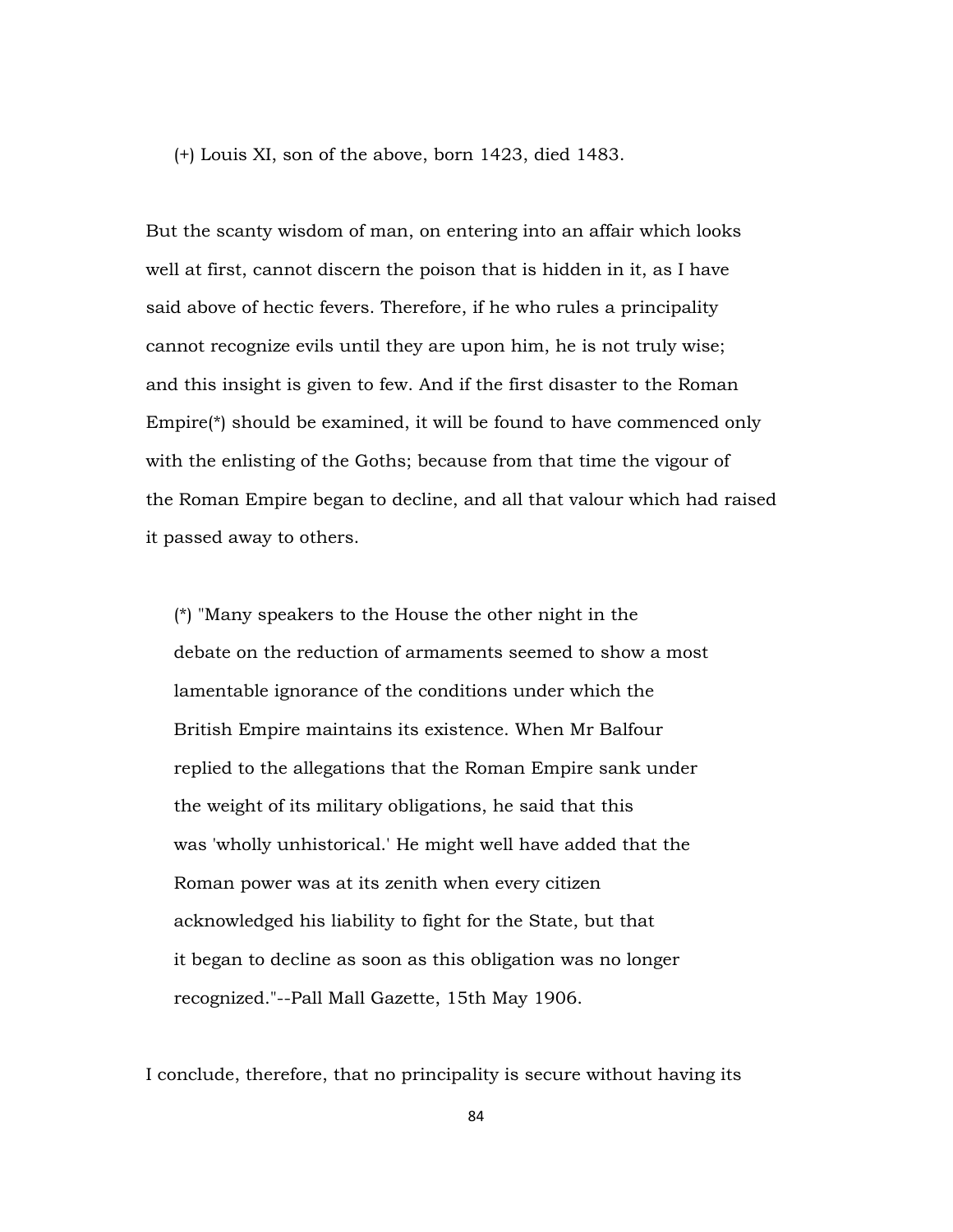(+) Louis XI, son of the above, born 1423, died 1483.

But the scanty wisdom of man, on entering into an affair which looks well at first, cannot discern the poison that is hidden in it, as I have said above of hectic fevers. Therefore, if he who rules a principality cannot recognize evils until they are upon him, he is not truly wise; and this insight is given to few. And if the first disaster to the Roman Empire(*) should be examined, it will be found to have commenced only with the enlisting of the Goths; because from that time the vigour of the Roman Empire began to decline, and all that valour which had raised it passed away to others.

> (*) "Many speakers to the House the other night in the debate on the reduction of armaments seemed to show a most lamentable ignorance of the conditions under which the British Empire maintains its existence. When Mr Balfour replied to the allegations that the Roman Empire sank under the weight of its military obligations, he said that this was 'wholly unhistorical.' He might well have added that the Roman power was at its zenith when every citizen acknowledged his liability to fight for the State, but that it began to decline as soon as this obligation was no longer recognized."--Pall Mall Gazette, 15th May 1906.

I conclude, therefore, that no principality is secure without having its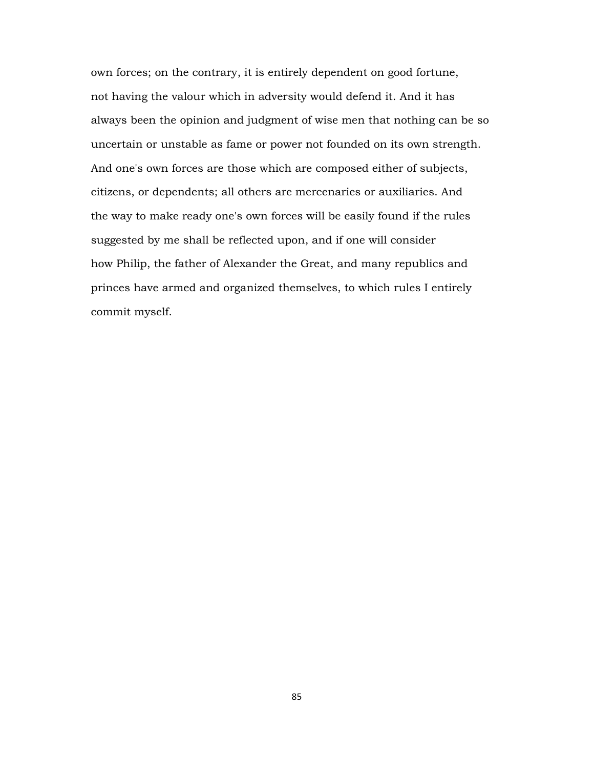own forces; on the contrary, it is entirely dependent on good fortune, not having the valour which in adversity would defend it. And it has always been the opinion and judgment of wise men that nothing can be so uncertain or unstable as fame or power not founded on its own strength. And one's own forces are those which are composed either of subjects, citizens, or dependents; all others are mercenaries or auxiliaries. And the way to make ready one's own forces will be easily found if the rules suggested by me shall be reflected upon, and if one will consider how Philip, the father of Alexander the Great, and many republics and princes have armed and organized themselves, to which rules I entirely commit myself.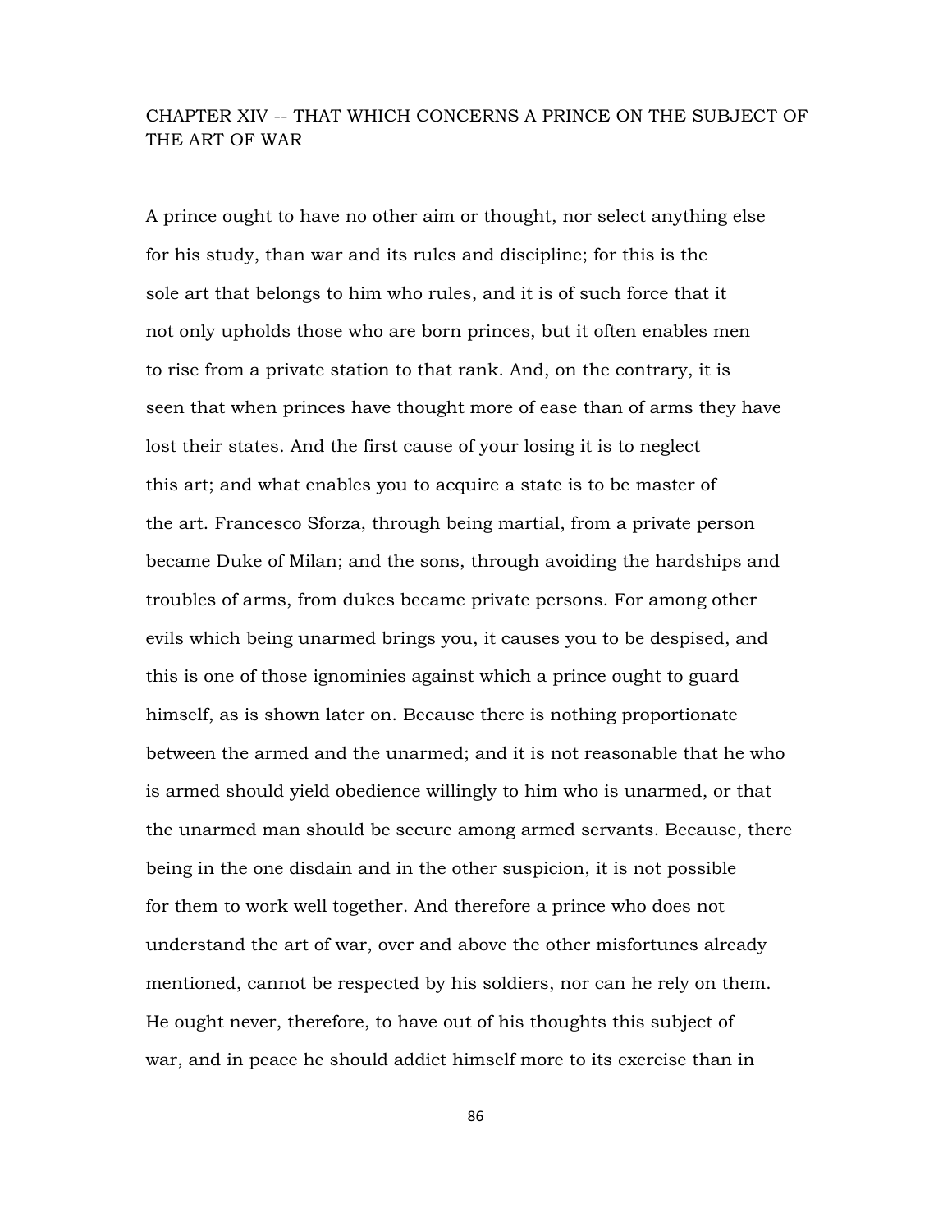## CHAPTER XIV -- THAT WHICH CONCERNS A PRINCE ON THE SUBJECT OF THE ART OF WAR

A prince ought to have no other aim or thought, nor select anything else for his study, than war and its rules and discipline; for this is the sole art that belongs to him who rules, and it is of such force that it not only upholds those who are born princes, but it often enables men to rise from a private station to that rank. And, on the contrary, it is seen that when princes have thought more of ease than of arms they have lost their states. And the first cause of your losing it is to neglect this art; and what enables you to acquire a state is to be master of the art. Francesco Sforza, through being martial, from a private person became Duke of Milan; and the sons, through avoiding the hardships and troubles of arms, from dukes became private persons. For among other evils which being unarmed brings you, it causes you to be despised, and this is one of those ignominies against which a prince ought to guard himself, as is shown later on. Because there is nothing proportionate between the armed and the unarmed; and it is not reasonable that he who is armed should yield obedience willingly to him who is unarmed, or that the unarmed man should be secure among armed servants. Because, there being in the one disdain and in the other suspicion, it is not possible for them to work well together. And therefore a prince who does not understand the art of war, over and above the other misfortunes already mentioned, cannot be respected by his soldiers, nor can he rely on them. He ought never, therefore, to have out of his thoughts this subject of war, and in peace he should addict himself more to its exercise than in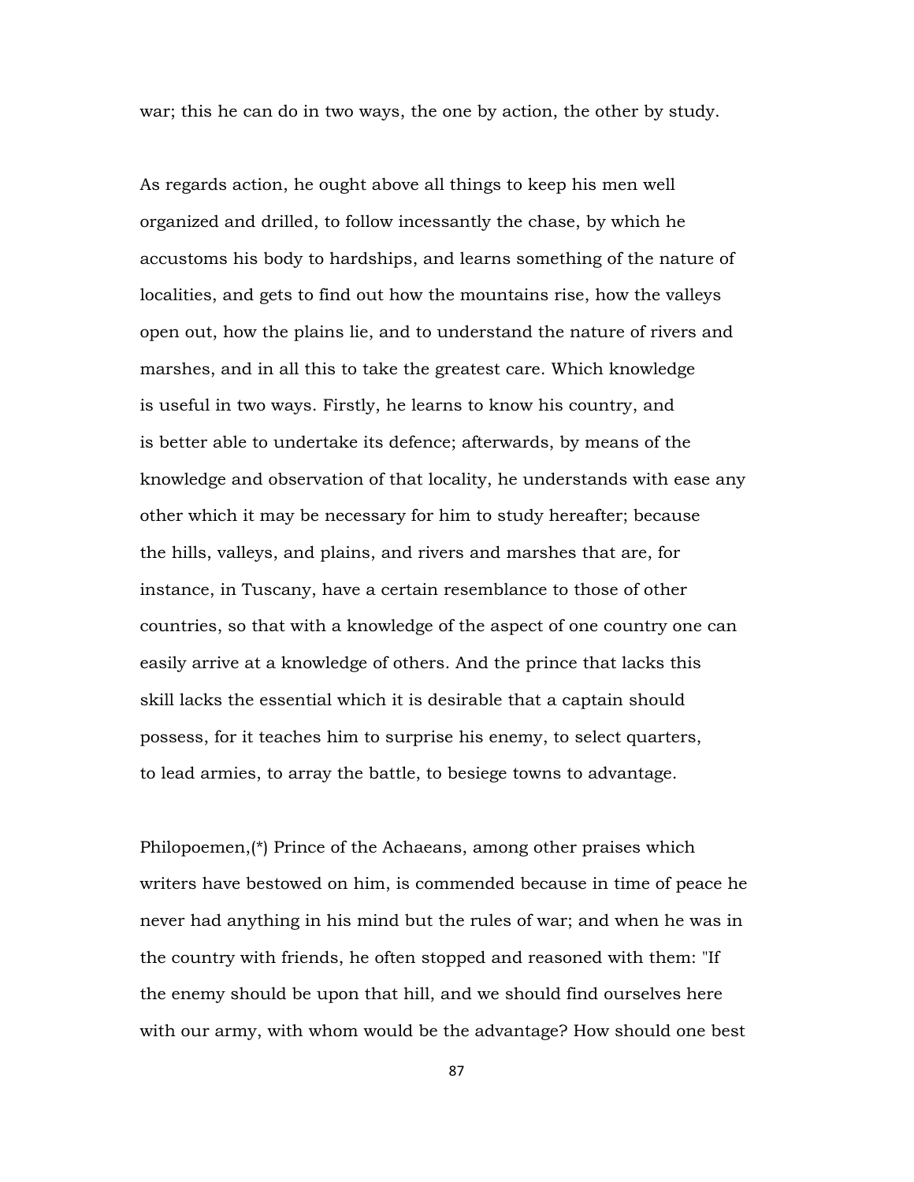war; this he can do in two ways, the one by action, the other by study.

As regards action, he ought above all things to keep his men well organized and drilled, to follow incessantly the chase, by which he accustoms his body to hardships, and learns something of the nature of localities, and gets to find out how the mountains rise, how the valleys open out, how the plains lie, and to understand the nature of rivers and marshes, and in all this to take the greatest care. Which knowledge is useful in two ways. Firstly, he learns to know his country, and is better able to undertake its defence; afterwards, by means of the knowledge and observation of that locality, he understands with ease any other which it may be necessary for him to study hereafter; because the hills, valleys, and plains, and rivers and marshes that are, for instance, in Tuscany, have a certain resemblance to those of other countries, so that with a knowledge of the aspect of one country one can easily arrive at a knowledge of others. And the prince that lacks this skill lacks the essential which it is desirable that a captain should possess, for it teaches him to surprise his enemy, to select quarters, to lead armies, to array the battle, to besiege towns to advantage.

Philopoemen,(*) Prince of the Achaeans, among other praises which writers have bestowed on him, is commended because in time of peace he never had anything in his mind but the rules of war; and when he was in the country with friends, he often stopped and reasoned with them: "If the enemy should be upon that hill, and we should find ourselves here with our army, with whom would be the advantage? How should one best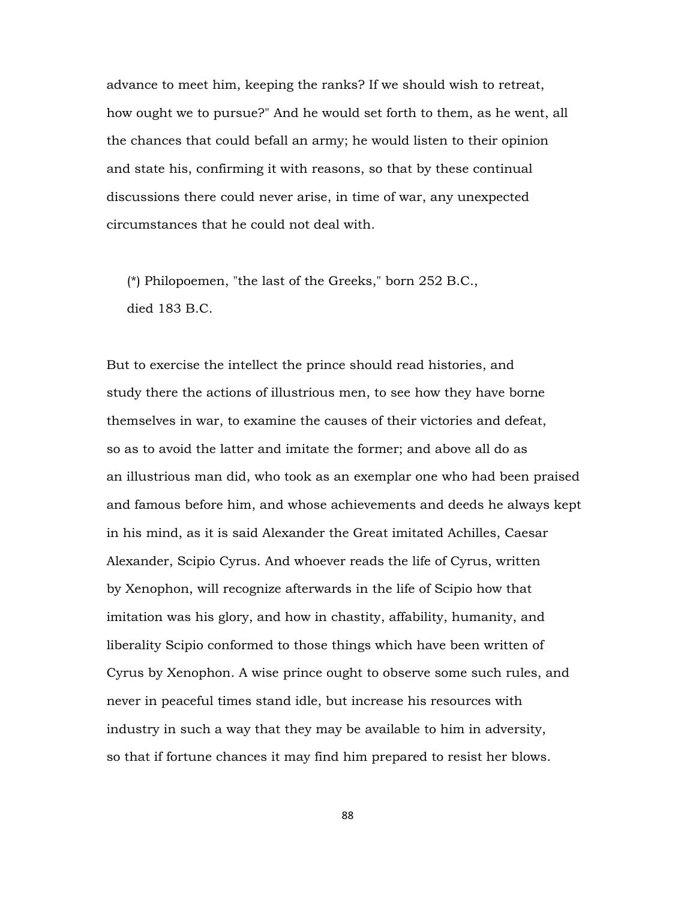advance to meet him, keeping the ranks? If we should wish to retreat, how ought we to pursue?" And he would set forth to them, as he went, all the chances that could befall an army; he would listen to their opinion and state his, confirming it with reasons, so that by these continual discussions there could never arise, in time of war, any unexpected circumstances that he could not deal with.

(*) Philopoemen, "the last of the Greeks," born 252 B.C., died 183 B.C.

But to exercise the intellect the prince should read histories, and study there the actions of illustrious men, to see how they have borne themselves in war, to examine the causes of their victories and defeat, so as to avoid the latter and imitate the former; and above all do as an illustrious man did, who took as an exemplar one who had been praised and famous before him, and whose achievements and deeds he always kept in his mind, as it is said Alexander the Great imitated Achilles, Caesar Alexander, Scipio Cyrus. And whoever reads the life of Cyrus, written by Xenophon, will recognize afterwards in the life of Scipio how that imitation was his glory, and how in chastity, affability, humanity, and liberality Scipio conformed to those things which have been written of Cyrus by Xenophon. A wise prince ought to observe some such rules, and never in peaceful times stand idle, but increase his resources with industry in such a way that they may be available to him in adversity, so that if fortune chances it may find him prepared to resist her blows.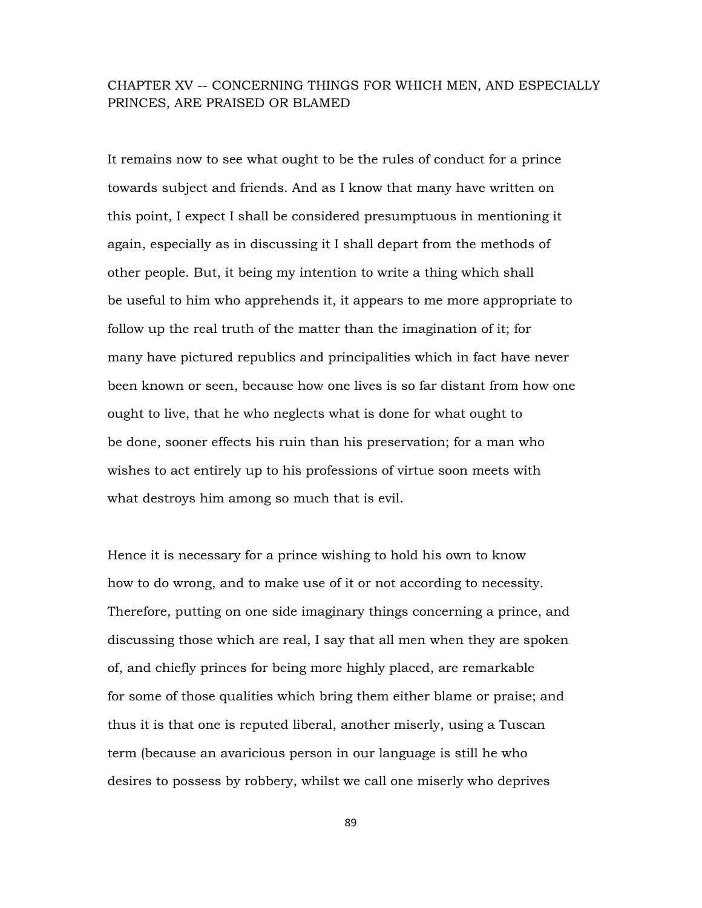## CHAPTER XV -- CONCERNING THINGS FOR WHICH MEN, AND ESPECIALLY PRINCES, ARE PRAISED OR BLAMED

It remains now to see what ought to be the rules of conduct for a prince towards subject and friends. And as I know that many have written on this point, I expect I shall be considered presumptuous in mentioning it again, especially as in discussing it I shall depart from the methods of other people. But, it being my intention to write a thing which shall be useful to him who apprehends it, it appears to me more appropriate to follow up the real truth of the matter than the imagination of it; for many have pictured republics and principalities which in fact have never been known or seen, because how one lives is so far distant from how one ought to live, that he who neglects what is done for what ought to be done, sooner effects his ruin than his preservation; for a man who wishes to act entirely up to his professions of virtue soon meets with what destroys him among so much that is evil.

Hence it is necessary for a prince wishing to hold his own to know how to do wrong, and to make use of it or not according to necessity. Therefore, putting on one side imaginary things concerning a prince, and discussing those which are real, I say that all men when they are spoken of, and chiefly princes for being more highly placed, are remarkable for some of those qualities which bring them either blame or praise; and thus it is that one is reputed liberal, another miserly, using a Tuscan term (because an avaricious person in our language is still he who desires to possess by robbery, whilst we call one miserly who deprives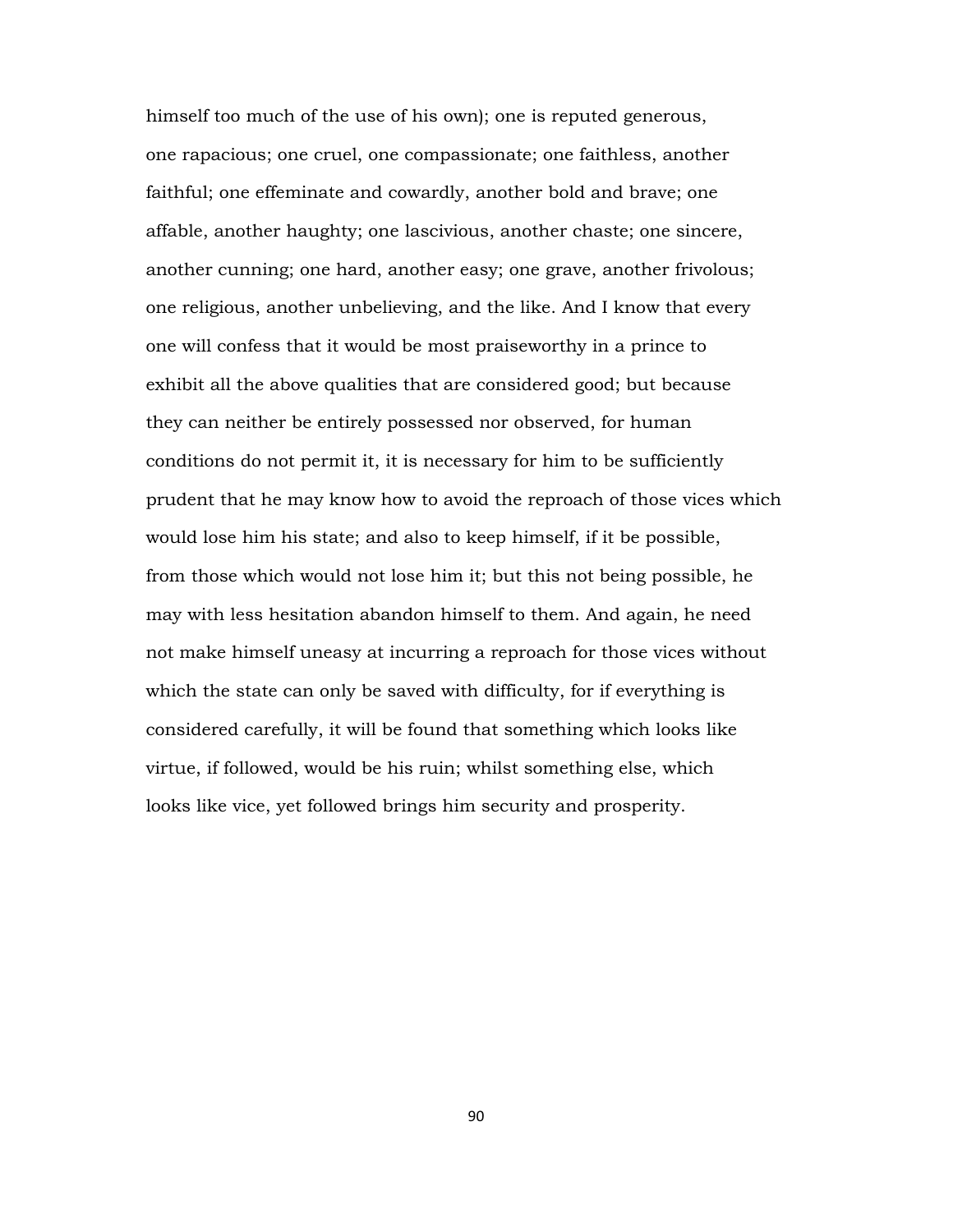himself too much of the use of his own); one is reputed generous, one rapacious; one cruel, one compassionate; one faithless, another faithful; one effeminate and cowardly, another bold and brave; one affable, another haughty; one lascivious, another chaste; one sincere, another cunning; one hard, another easy; one grave, another frivolous; one religious, another unbelieving, and the like. And I know that every one will confess that it would be most praiseworthy in a prince to exhibit all the above qualities that are considered good; but because they can neither be entirely possessed nor observed, for human conditions do not permit it, it is necessary for him to be sufficiently prudent that he may know how to avoid the reproach of those vices which would lose him his state; and also to keep himself, if it be possible, from those which would not lose him it; but this not being possible, he may with less hesitation abandon himself to them. And again, he need not make himself uneasy at incurring a reproach for those vices without which the state can only be saved with difficulty, for if everything is considered carefully, it will be found that something which looks like virtue, if followed, would be his ruin; whilst something else, which looks like vice, yet followed brings him security and prosperity.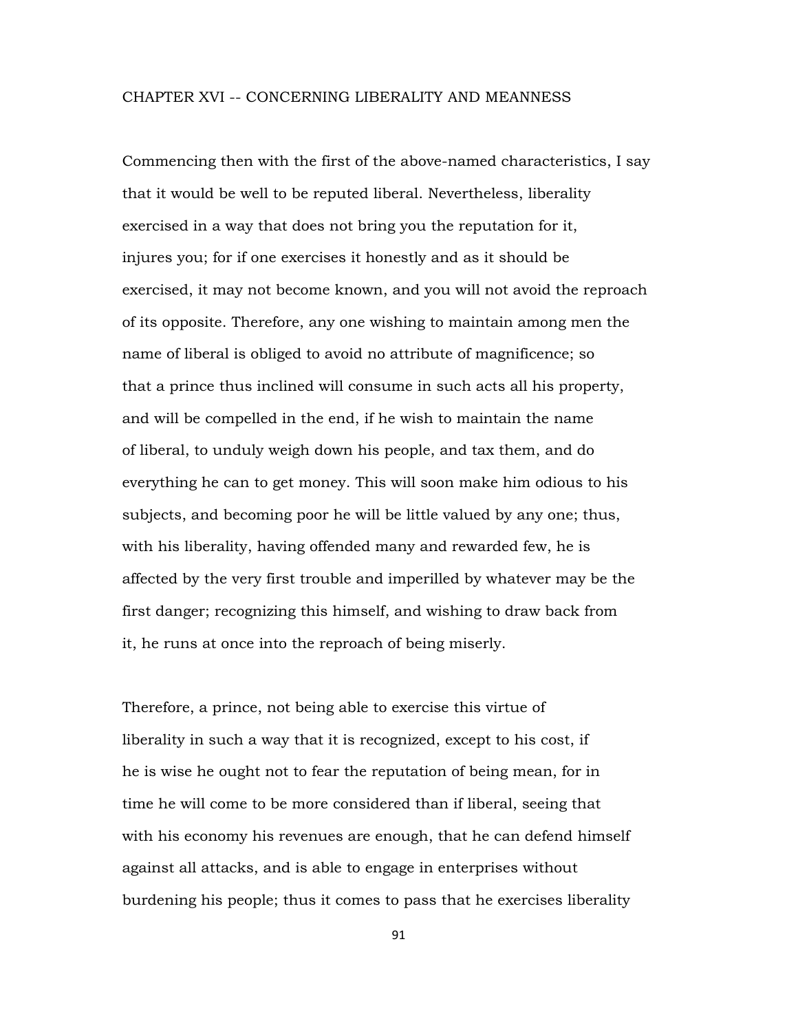## CHAPTER XVI -- CONCERNING LIBERALITY AND MEANNESS

Commencing then with the first of the above-named characteristics, I say that it would be well to be reputed liberal. Nevertheless, liberality exercised in a way that does not bring you the reputation for it, injures you; for if one exercises it honestly and as it should be exercised, it may not become known, and you will not avoid the reproach of its opposite. Therefore, any one wishing to maintain among men the name of liberal is obliged to avoid no attribute of magnificence; so that a prince thus inclined will consume in such acts all his property, and will be compelled in the end, if he wish to maintain the name of liberal, to unduly weigh down his people, and tax them, and do everything he can to get money. This will soon make him odious to his subjects, and becoming poor he will be little valued by any one; thus, with his liberality, having offended many and rewarded few, he is affected by the very first trouble and imperilled by whatever may be the first danger; recognizing this himself, and wishing to draw back from it, he runs at once into the reproach of being miserly.

Therefore, a prince, not being able to exercise this virtue of liberality in such a way that it is recognized, except to his cost, if he is wise he ought not to fear the reputation of being mean, for in time he will come to be more considered than if liberal, seeing that with his economy his revenues are enough, that he can defend himself against all attacks, and is able to engage in enterprises without burdening his people; thus it comes to pass that he exercises liberality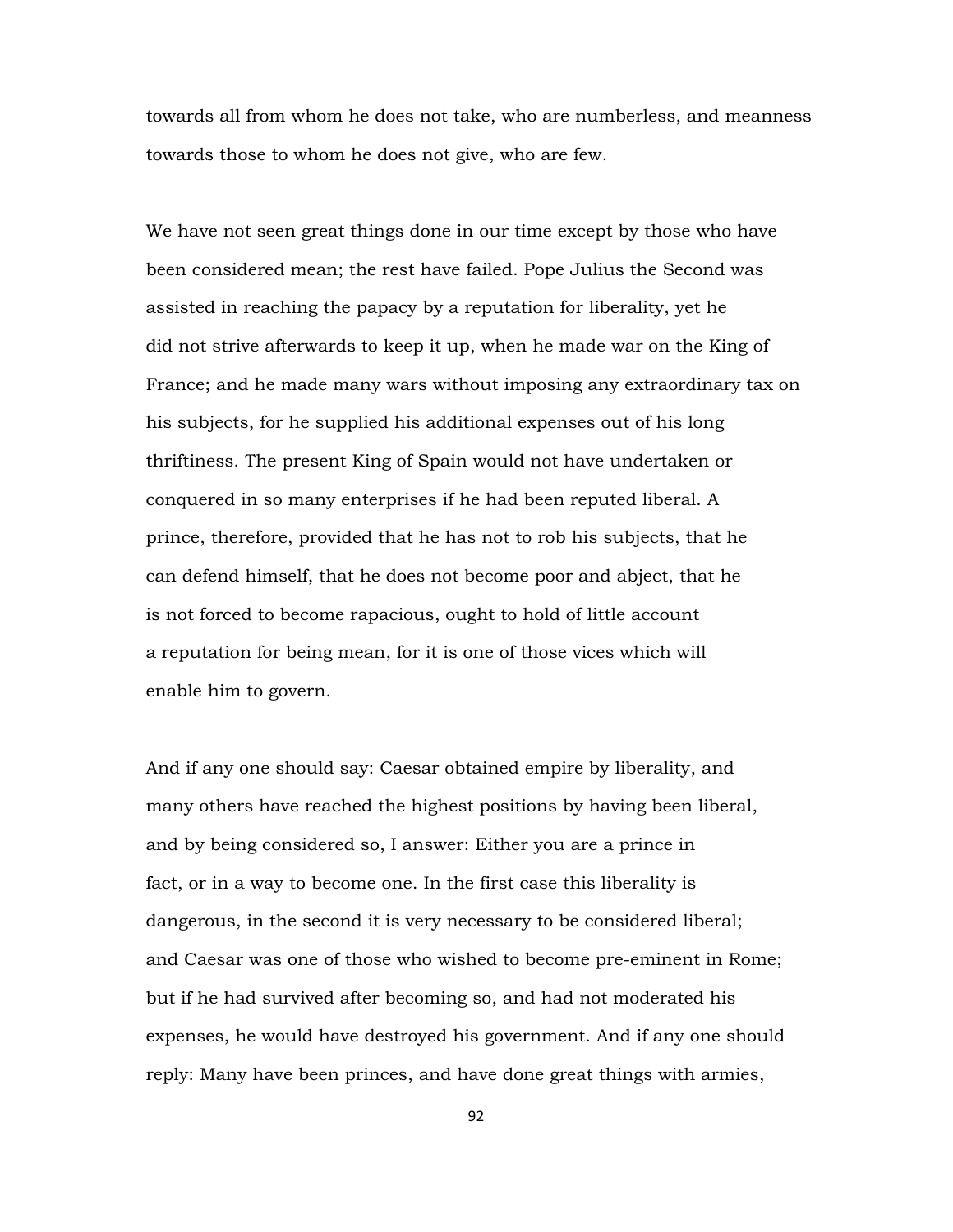towards all from whom he does not take, who are numberless, and meanness towards those to whom he does not give, who are few.

We have not seen great things done in our time except by those who have been considered mean; the rest have failed. Pope Julius the Second was assisted in reaching the papacy by a reputation for liberality, yet he did not strive afterwards to keep it up, when he made war on the King of France; and he made many wars without imposing any extraordinary tax on his subjects, for he supplied his additional expenses out of his long thriftiness. The present King of Spain would not have undertaken or conquered in so many enterprises if he had been reputed liberal. A prince, therefore, provided that he has not to rob his subjects, that he can defend himself, that he does not become poor and abject, that he is not forced to become rapacious, ought to hold of little account a reputation for being mean, for it is one of those vices which will enable him to govern.

And if any one should say: Caesar obtained empire by liberality, and many others have reached the highest positions by having been liberal, and by being considered so, I answer: Either you are a prince in fact, or in a way to become one. In the first case this liberality is dangerous, in the second it is very necessary to be considered liberal; and Caesar was one of those who wished to become pre-eminent in Rome; but if he had survived after becoming so, and had not moderated his expenses, he would have destroyed his government. And if any one should reply: Many have been princes, and have done great things with armies,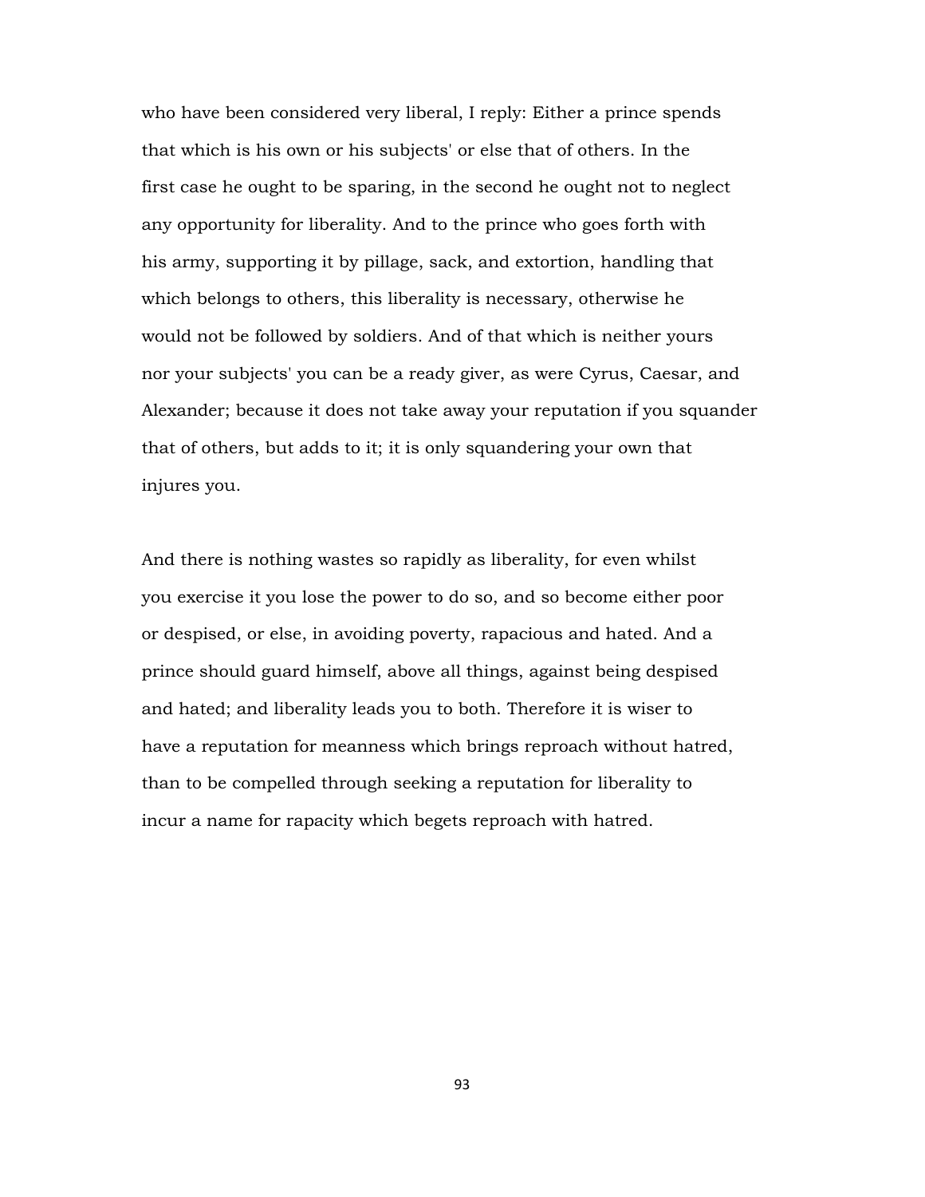who have been considered very liberal, I reply: Either a prince spends that which is his own or his subjects' or else that of others. In the first case he ought to be sparing, in the second he ought not to neglect any opportunity for liberality. And to the prince who goes forth with his army, supporting it by pillage, sack, and extortion, handling that which belongs to others, this liberality is necessary, otherwise he would not be followed by soldiers. And of that which is neither yours nor your subjects' you can be a ready giver, as were Cyrus, Caesar, and Alexander; because it does not take away your reputation if you squander that of others, but adds to it; it is only squandering your own that injures you.

And there is nothing wastes so rapidly as liberality, for even whilst you exercise it you lose the power to do so, and so become either poor or despised, or else, in avoiding poverty, rapacious and hated. And a prince should guard himself, above all things, against being despised and hated; and liberality leads you to both. Therefore it is wiser to have a reputation for meanness which brings reproach without hatred, than to be compelled through seeking a reputation for liberality to incur a name for rapacity which begets reproach with hatred.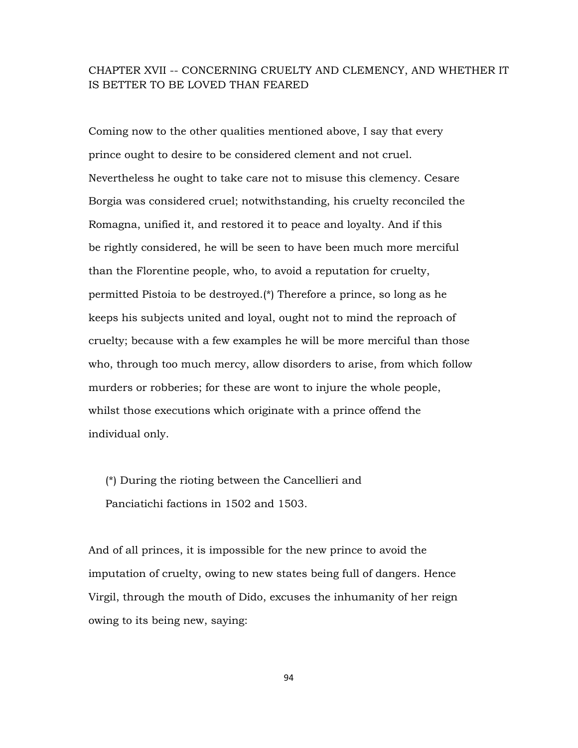## CHAPTER XVII -- CONCERNING CRUELTY AND CLEMENCY, AND WHETHER IT IS BETTER TO BE LOVED THAN FEARED

Coming now to the other qualities mentioned above, I say that every prince ought to desire to be considered clement and not cruel. Nevertheless he ought to take care not to misuse this clemency. Cesare Borgia was considered cruel; notwithstanding, his cruelty reconciled the Romagna, unified it, and restored it to peace and loyalty. And if this be rightly considered, he will be seen to have been much more merciful than the Florentine people, who, to avoid a reputation for cruelty, permitted Pistoia to be destroyed.(*) Therefore a prince, so long as he keeps his subjects united and loyal, ought not to mind the reproach of cruelty; because with a few examples he will be more merciful than those who, through too much mercy, allow disorders to arise, from which follow murders or robberies; for these are wont to injure the whole people, whilst those executions which originate with a prince offend the individual only.

> (*) During the rioting between the Cancellieri and Panciatichi factions in 1502 and 1503.

And of all princes, it is impossible for the new prince to avoid the imputation of cruelty, owing to new states being full of dangers. Hence Virgil, through the mouth of Dido, excuses the inhumanity of her reign owing to its being new, saying: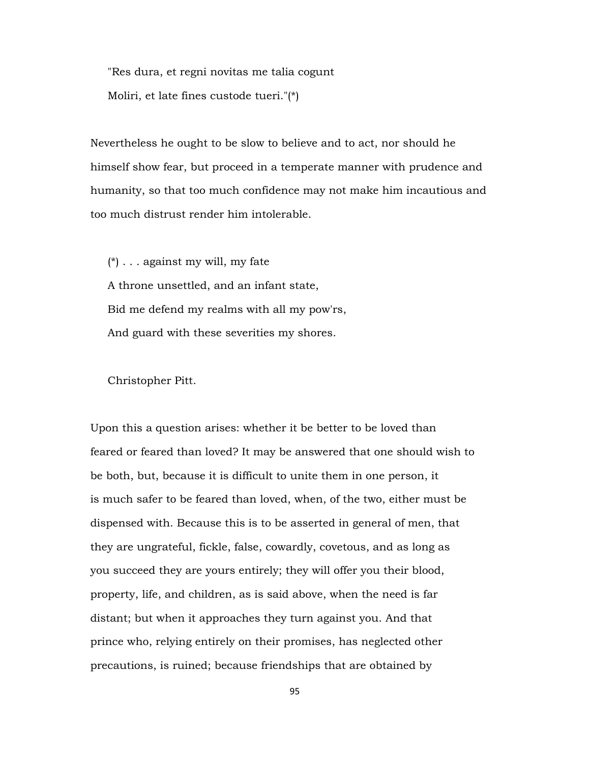> "Res dura, et regni novitas me talia cogunt
>
> Moliri, et late fines custode tueri."(*)

Nevertheless he ought to be slow to believe and to act, nor should he himself show fear, but proceed in a temperate manner with prudence and humanity, so that too much confidence may not make him incautious and too much distrust render him intolerable.

> (*) . . . against my will, my fate
>
> A throne unsettled, and an infant state,
>
> Bid me defend my realms with all my pow'rs,
>
> And guard with these severities my shores.
>
> Christopher Pitt.

Upon this a question arises: whether it be better to be loved than feared or feared than loved? It may be answered that one should wish to be both, but, because it is difficult to unite them in one person, it is much safer to be feared than loved, when, of the two, either must be dispensed with. Because this is to be asserted in general of men, that they are ungrateful, fickle, false, cowardly, covetous, and as long as you succeed they are yours entirely; they will offer you their blood, property, life, and children, as is said above, when the need is far distant; but when it approaches they turn against you. And that prince who, relying entirely on their promises, has neglected other precautions, is ruined; because friendships that are obtained by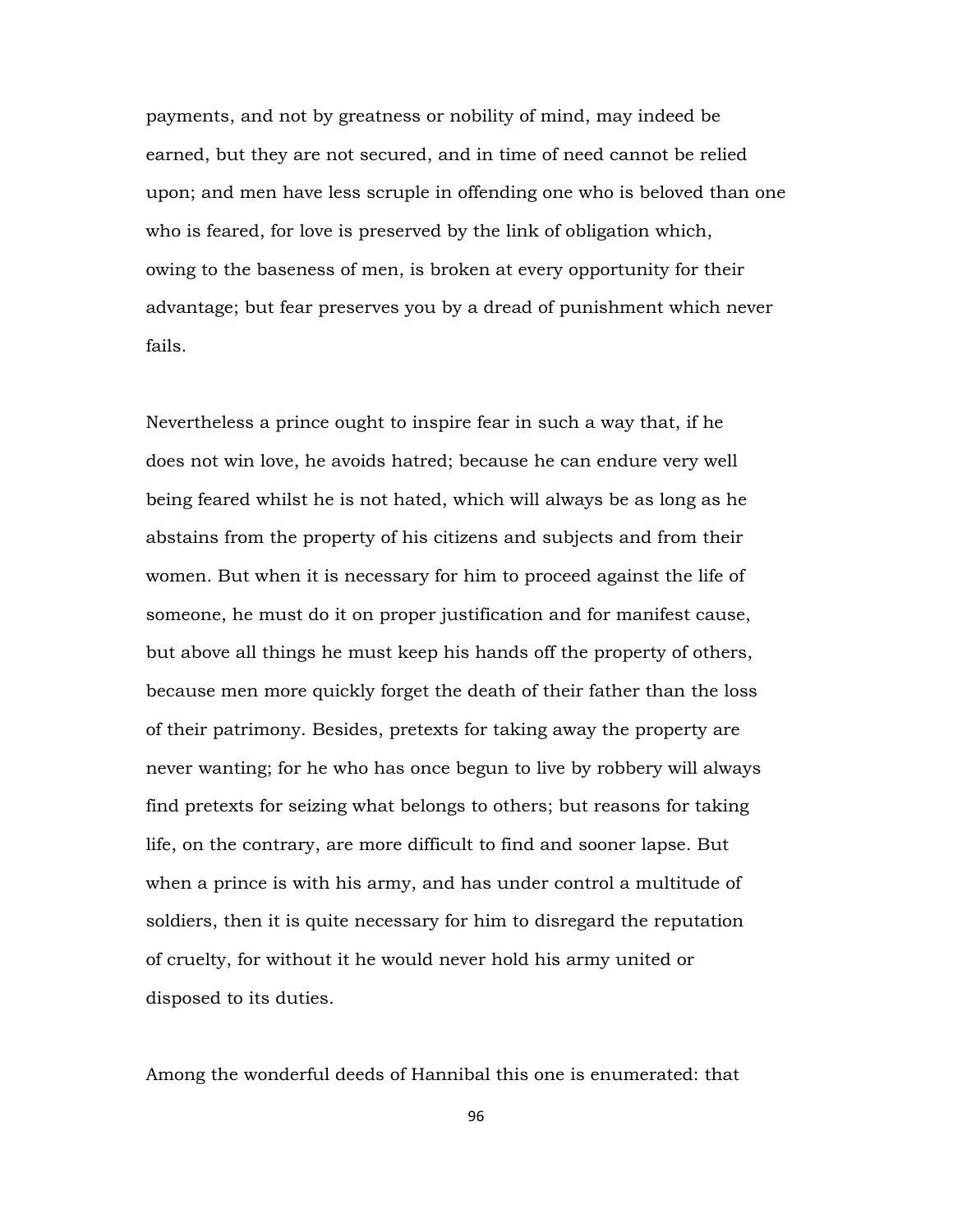payments, and not by greatness or nobility of mind, may indeed be earned, but they are not secured, and in time of need cannot be relied upon; and men have less scruple in offending one who is beloved than one who is feared, for love is preserved by the link of obligation which, owing to the baseness of men, is broken at every opportunity for their advantage; but fear preserves you by a dread of punishment which never fails.

Nevertheless a prince ought to inspire fear in such a way that, if he does not win love, he avoids hatred; because he can endure very well being feared whilst he is not hated, which will always be as long as he abstains from the property of his citizens and subjects and from their women. But when it is necessary for him to proceed against the life of someone, he must do it on proper justification and for manifest cause, but above all things he must keep his hands off the property of others, because men more quickly forget the death of their father than the loss of their patrimony. Besides, pretexts for taking away the property are never wanting; for he who has once begun to live by robbery will always find pretexts for seizing what belongs to others; but reasons for taking life, on the contrary, are more difficult to find and sooner lapse. But when a prince is with his army, and has under control a multitude of soldiers, then it is quite necessary for him to disregard the reputation of cruelty, for without it he would never hold his army united or disposed to its duties.

Among the wonderful deeds of Hannibal this one is enumerated: that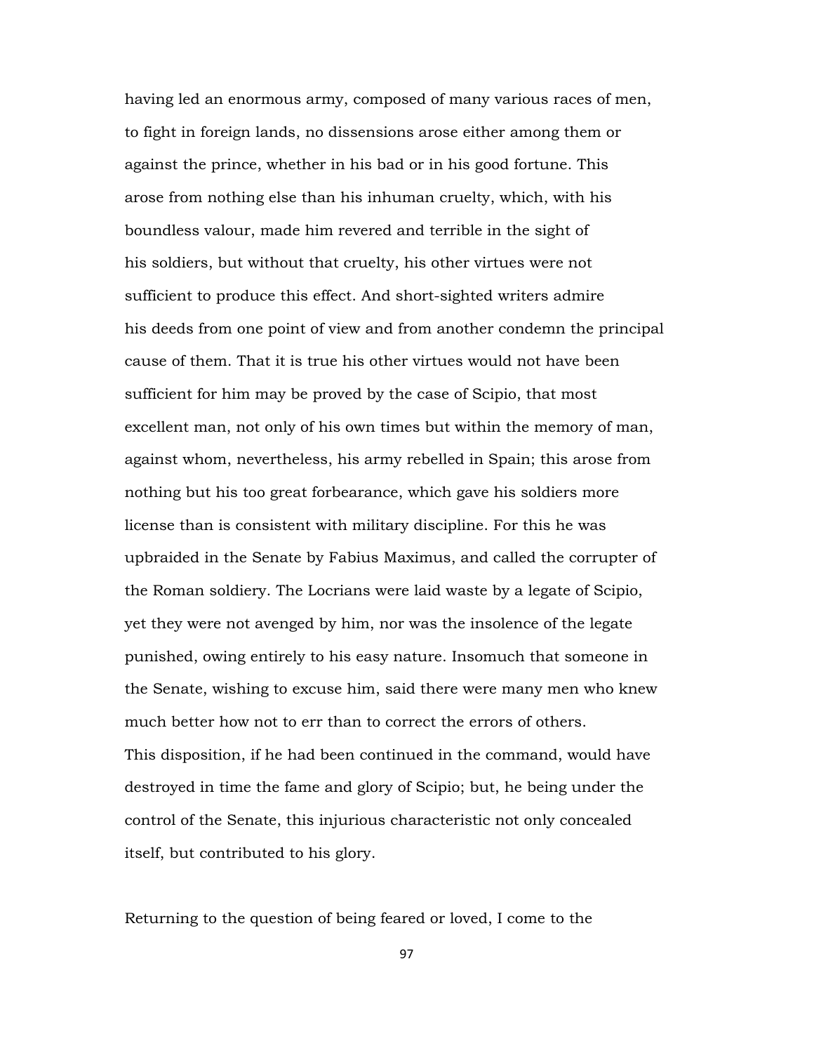having led an enormous army, composed of many various races of men, to fight in foreign lands, no dissensions arose either among them or against the prince, whether in his bad or in his good fortune. This arose from nothing else than his inhuman cruelty, which, with his boundless valour, made him revered and terrible in the sight of his soldiers, but without that cruelty, his other virtues were not sufficient to produce this effect. And short-sighted writers admire his deeds from one point of view and from another condemn the principal cause of them. That it is true his other virtues would not have been sufficient for him may be proved by the case of Scipio, that most excellent man, not only of his own times but within the memory of man, against whom, nevertheless, his army rebelled in Spain; this arose from nothing but his too great forbearance, which gave his soldiers more license than is consistent with military discipline. For this he was upbraided in the Senate by Fabius Maximus, and called the corrupter of the Roman soldiery. The Locrians were laid waste by a legate of Scipio, yet they were not avenged by him, nor was the insolence of the legate punished, owing entirely to his easy nature. Insomuch that someone in the Senate, wishing to excuse him, said there were many men who knew much better how not to err than to correct the errors of others.
This disposition, if he had been continued in the command, would have destroyed in time the fame and glory of Scipio; but, he being under the control of the Senate, this injurious characteristic not only concealed itself, but contributed to his glory.

Returning to the question of being feared or loved, I come to the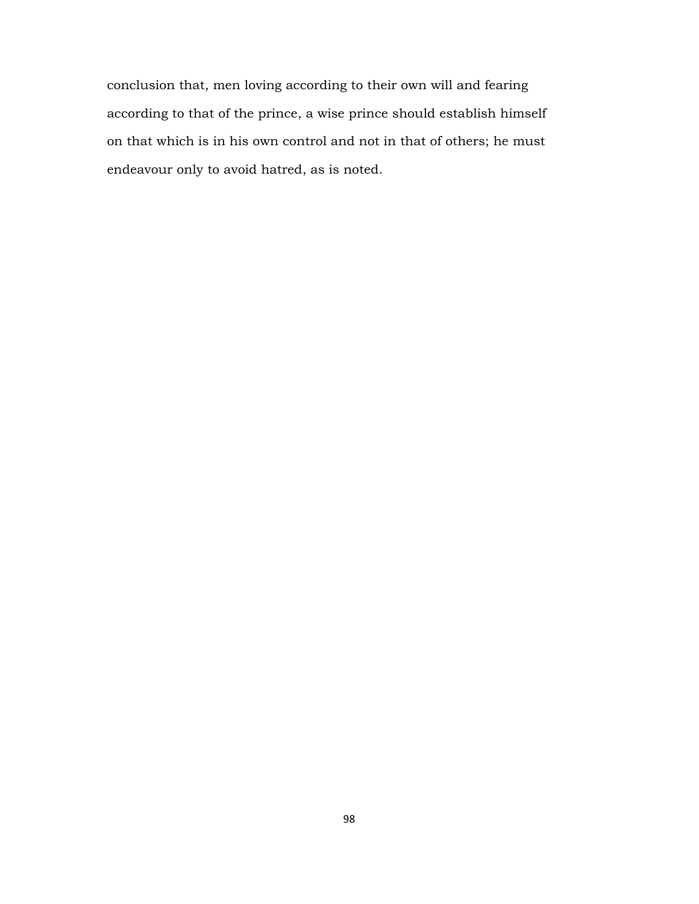conclusion that, men loving according to their own will and fearing according to that of the prince, a wise prince should establish himself on that which is in his own control and not in that of others; he must endeavour only to avoid hatred, as is noted.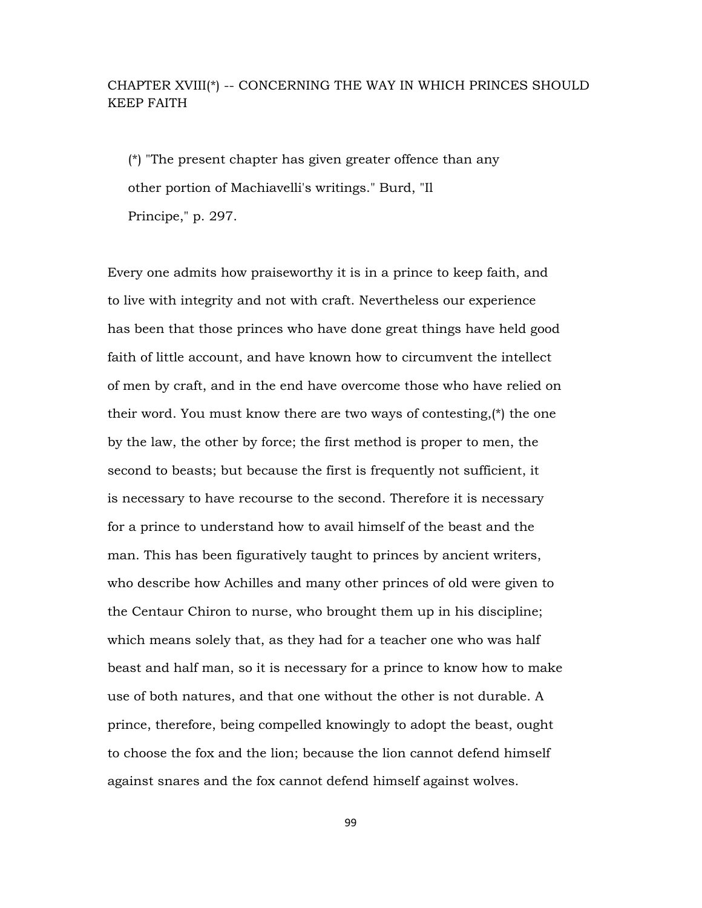## CHAPTER XVIII(*) -- CONCERNING THE WAY IN WHICH PRINCES SHOULD KEEP FAITH

> (*) "The present chapter has given greater offence than any other portion of Machiavelli's writings." Burd, "Il Principe," p. 297.

Every one admits how praiseworthy it is in a prince to keep faith, and to live with integrity and not with craft. Nevertheless our experience has been that those princes who have done great things have held good faith of little account, and have known how to circumvent the intellect of men by craft, and in the end have overcome those who have relied on their word. You must know there are two ways of contesting,(*) the one by the law, the other by force; the first method is proper to men, the second to beasts; but because the first is frequently not sufficient, it is necessary to have recourse to the second. Therefore it is necessary for a prince to understand how to avail himself of the beast and the man. This has been figuratively taught to princes by ancient writers, who describe how Achilles and many other princes of old were given to the Centaur Chiron to nurse, who brought them up in his discipline; which means solely that, as they had for a teacher one who was half beast and half man, so it is necessary for a prince to know how to make use of both natures, and that one without the other is not durable. A prince, therefore, being compelled knowingly to adopt the beast, ought to choose the fox and the lion; because the lion cannot defend himself against snares and the fox cannot defend himself against wolves.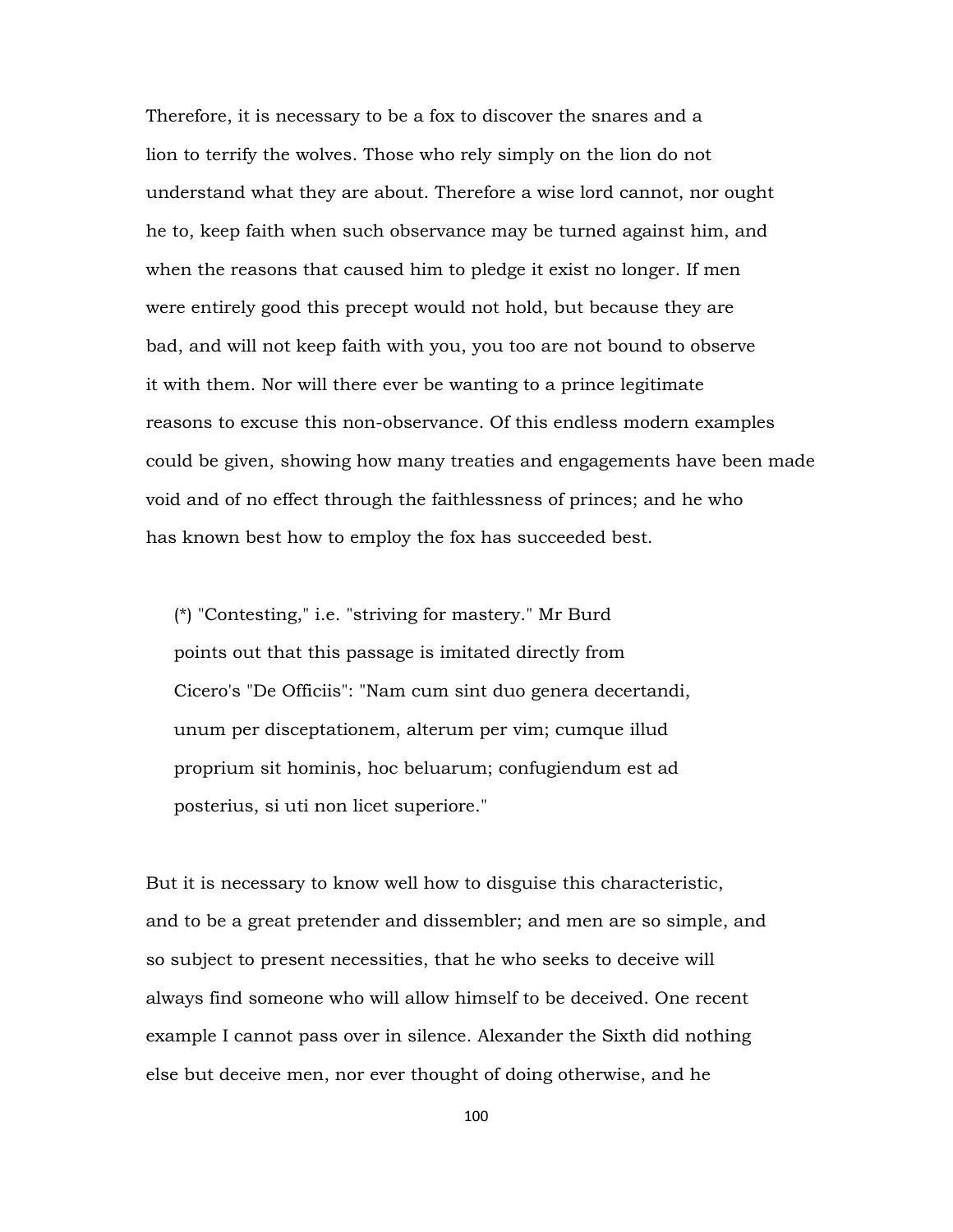Therefore, it is necessary to be a fox to discover the snares and a lion to terrify the wolves. Those who rely simply on the lion do not understand what they are about. Therefore a wise lord cannot, nor ought he to, keep faith when such observance may be turned against him, and when the reasons that caused him to pledge it exist no longer. If men were entirely good this precept would not hold, but because they are bad, and will not keep faith with you, you too are not bound to observe it with them. Nor will there ever be wanting to a prince legitimate reasons to excuse this non-observance. Of this endless modern examples could be given, showing how many treaties and engagements have been made void and of no effect through the faithlessness of princes; and he who has known best how to employ the fox has succeeded best.

> (*) "Contesting," i.e. "striving for mastery." Mr Burd points out that this passage is imitated directly from Cicero's "De Officiis": "Nam cum sint duo genera decertandi, unum per disceptationem, alterum per vim; cumque illud proprium sit hominis, hoc beluarum; confugiendum est ad posterius, si uti non licet superiore."

But it is necessary to know well how to disguise this characteristic, and to be a great pretender and dissembler; and men are so simple, and so subject to present necessities, that he who seeks to deceive will always find someone who will allow himself to be deceived. One recent example I cannot pass over in silence. Alexander the Sixth did nothing else but deceive men, nor ever thought of doing otherwise, and he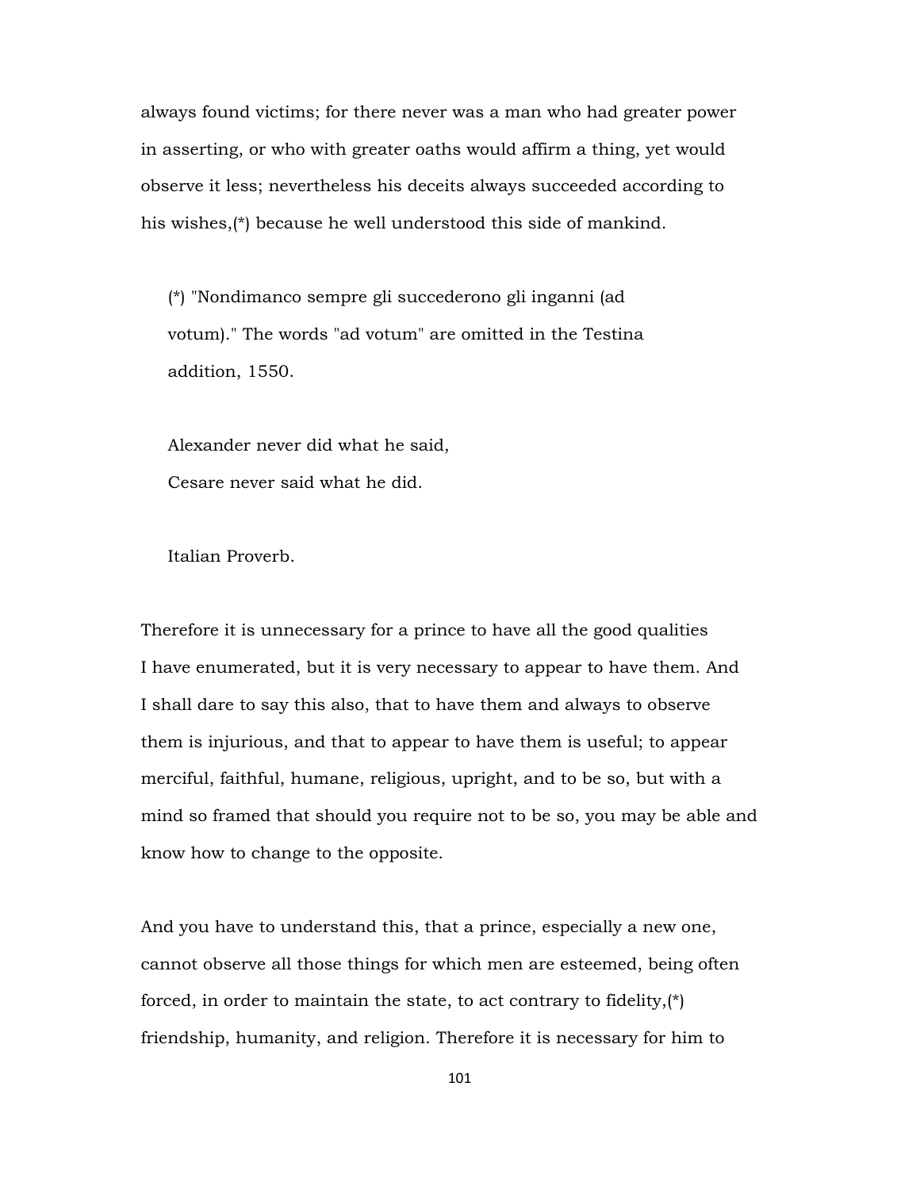always found victims; for there never was a man who had greater power in asserting, or who with greater oaths would affirm a thing, yet would observe it less; nevertheless his deceits always succeeded according to his wishes,(*) because he well understood this side of mankind.

> (*) "Nondimanco sempre gli succederono gli inganni (ad votum)." The words "ad votum" are omitted in the Testina addition, 1550.

> Alexander never did what he said,
> Cesare never said what he did.

> Italian Proverb.

Therefore it is unnecessary for a prince to have all the good qualities I have enumerated, but it is very necessary to appear to have them. And I shall dare to say this also, that to have them and always to observe them is injurious, and that to appear to have them is useful; to appear merciful, faithful, humane, religious, upright, and to be so, but with a mind so framed that should you require not to be so, you may be able and know how to change to the opposite.

And you have to understand this, that a prince, especially a new one, cannot observe all those things for which men are esteemed, being often forced, in order to maintain the state, to act contrary to fidelity,(*) friendship, humanity, and religion. Therefore it is necessary for him to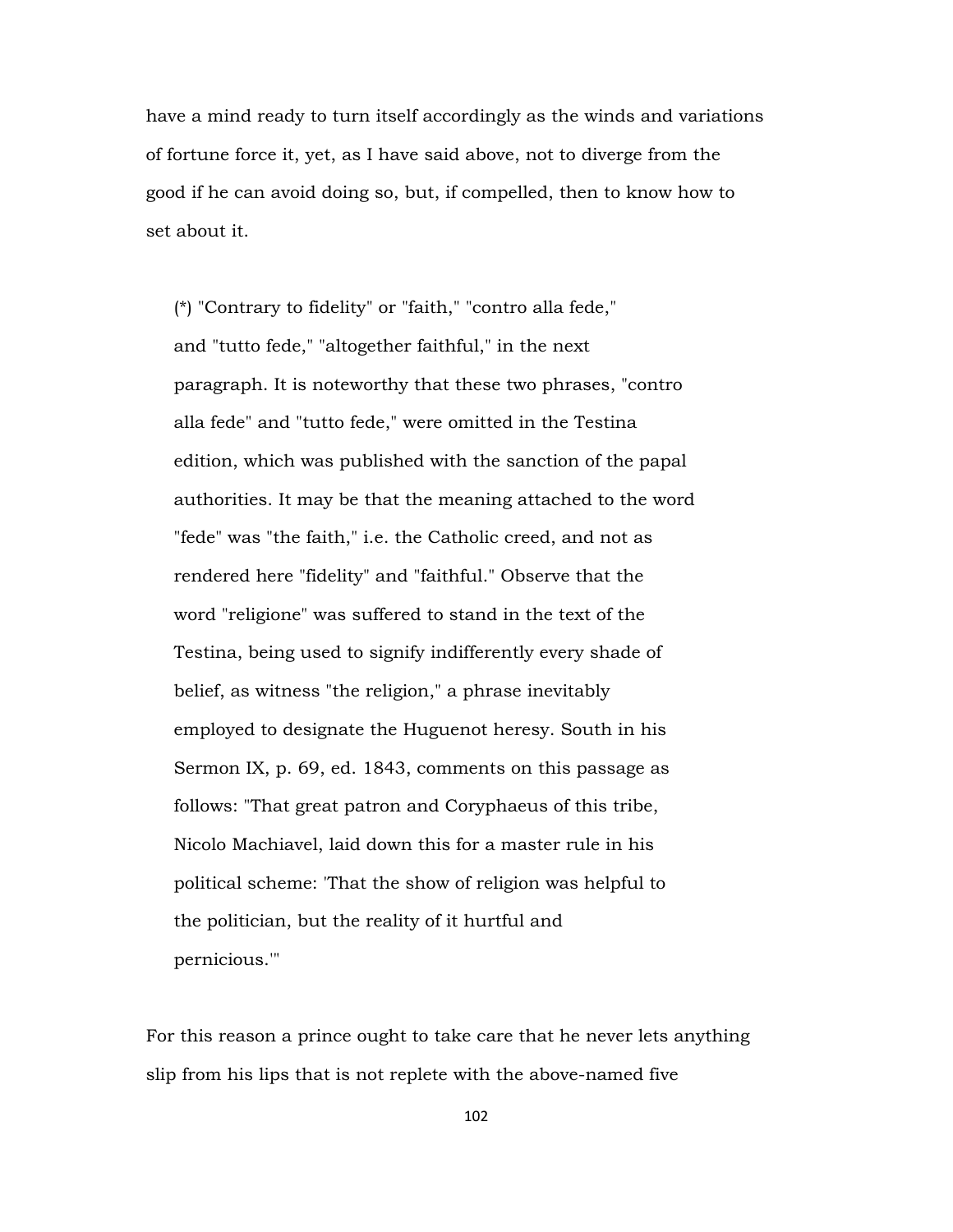have a mind ready to turn itself accordingly as the winds and variations of fortune force it, yet, as I have said above, not to diverge from the good if he can avoid doing so, but, if compelled, then to know how to set about it.

> (*) "Contrary to fidelity" or "faith," "contro alla fede," and "tutto fede," "altogether faithful," in the next paragraph. It is noteworthy that these two phrases, "contro alla fede" and "tutto fede," were omitted in the Testina edition, which was published with the sanction of the papal authorities. It may be that the meaning attached to the word "fede" was "the faith," i.e. the Catholic creed, and not as rendered here "fidelity" and "faithful." Observe that the word "religione" was suffered to stand in the text of the Testina, being used to signify indifferently every shade of belief, as witness "the religion," a phrase inevitably employed to designate the Huguenot heresy. South in his Sermon IX, p. 69, ed. 1843, comments on this passage as follows: "That great patron and Coryphaeus of this tribe, Nicolo Machiavel, laid down this for a master rule in his political scheme: 'That the show of religion was helpful to the politician, but the reality of it hurtful and pernicious.'"

For this reason a prince ought to take care that he never lets anything slip from his lips that is not replete with the above-named five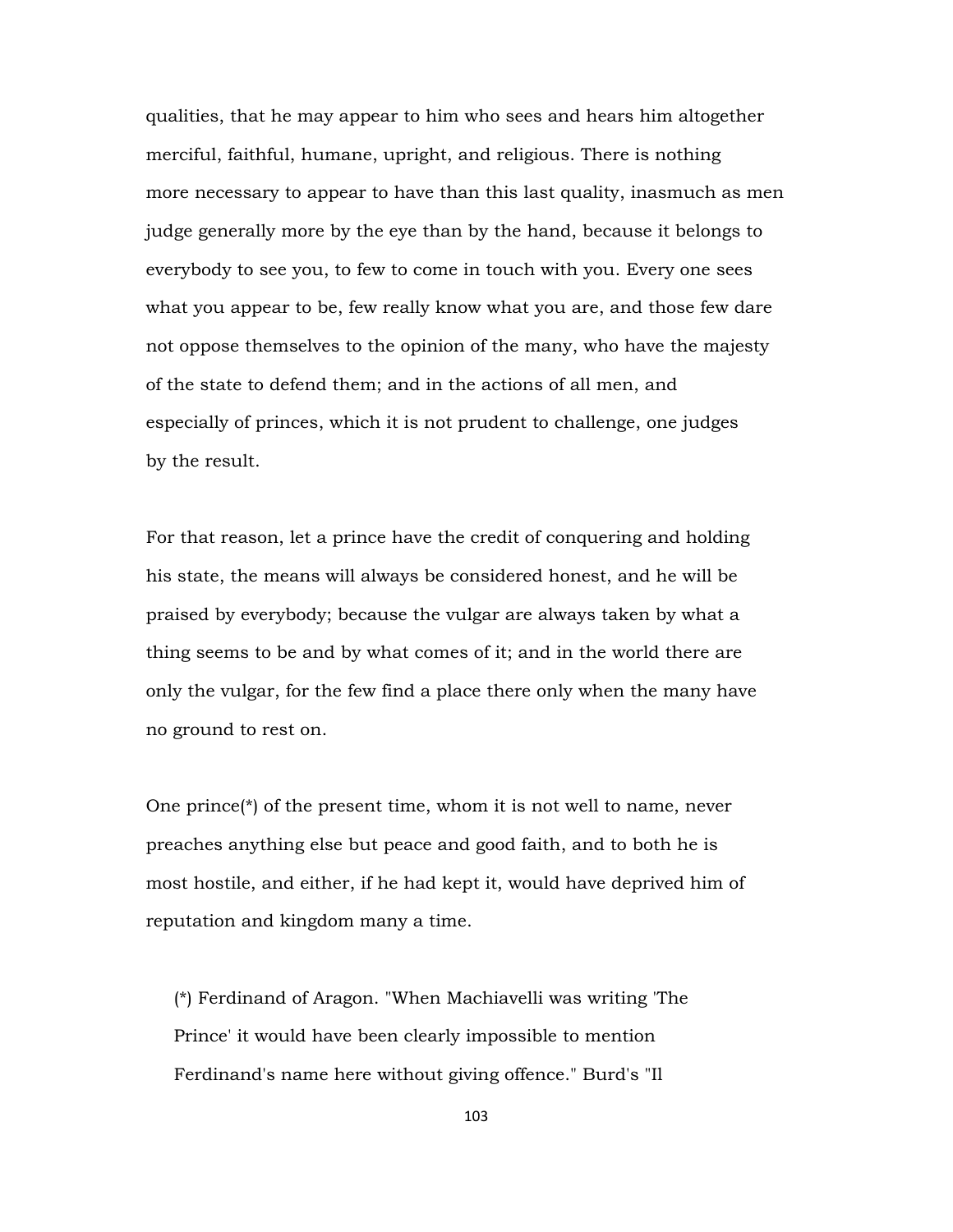qualities, that he may appear to him who sees and hears him altogether merciful, faithful, humane, upright, and religious. There is nothing more necessary to appear to have than this last quality, inasmuch as men judge generally more by the eye than by the hand, because it belongs to everybody to see you, to few to come in touch with you. Every one sees what you appear to be, few really know what you are, and those few dare not oppose themselves to the opinion of the many, who have the majesty of the state to defend them; and in the actions of all men, and especially of princes, which it is not prudent to challenge, one judges by the result.

For that reason, let a prince have the credit of conquering and holding his state, the means will always be considered honest, and he will be praised by everybody; because the vulgar are always taken by what a thing seems to be and by what comes of it; and in the world there are only the vulgar, for the few find a place there only when the many have no ground to rest on.

One prince(*) of the present time, whom it is not well to name, never preaches anything else but peace and good faith, and to both he is most hostile, and either, if he had kept it, would have deprived him of reputation and kingdom many a time.

(*) Ferdinand of Aragon. "When Machiavelli was writing 'The Prince' it would have been clearly impossible to mention Ferdinand's name here without giving offence." Burd's "Il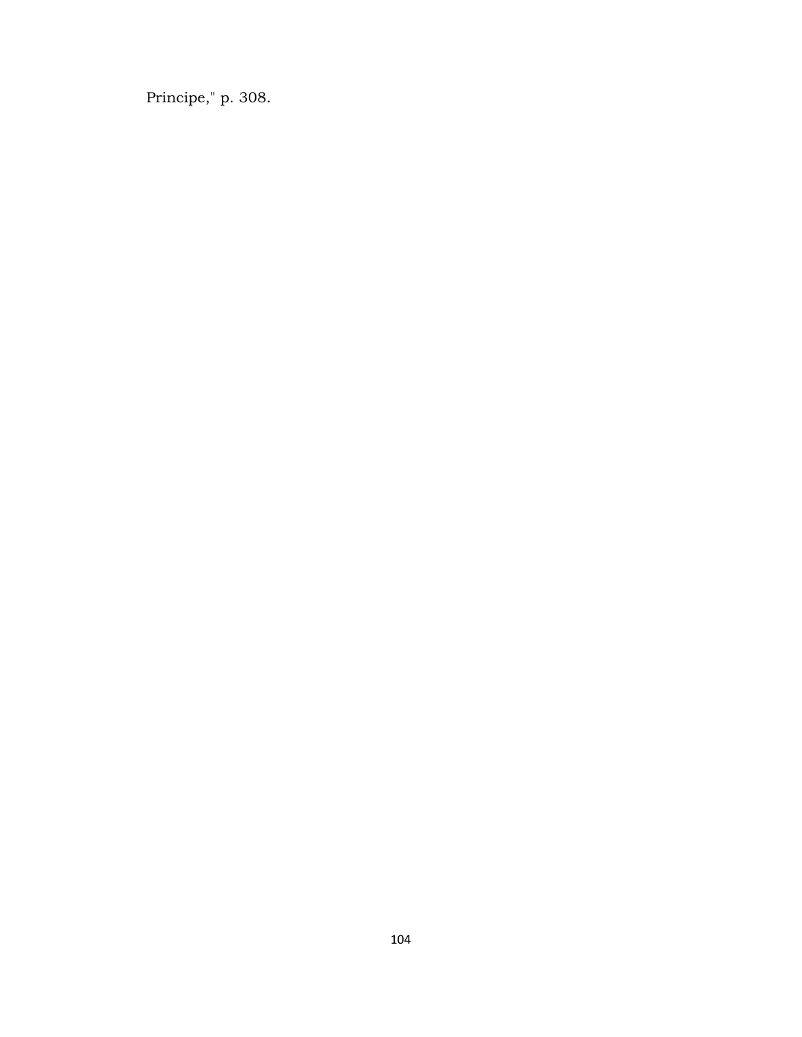Principe," p. 308.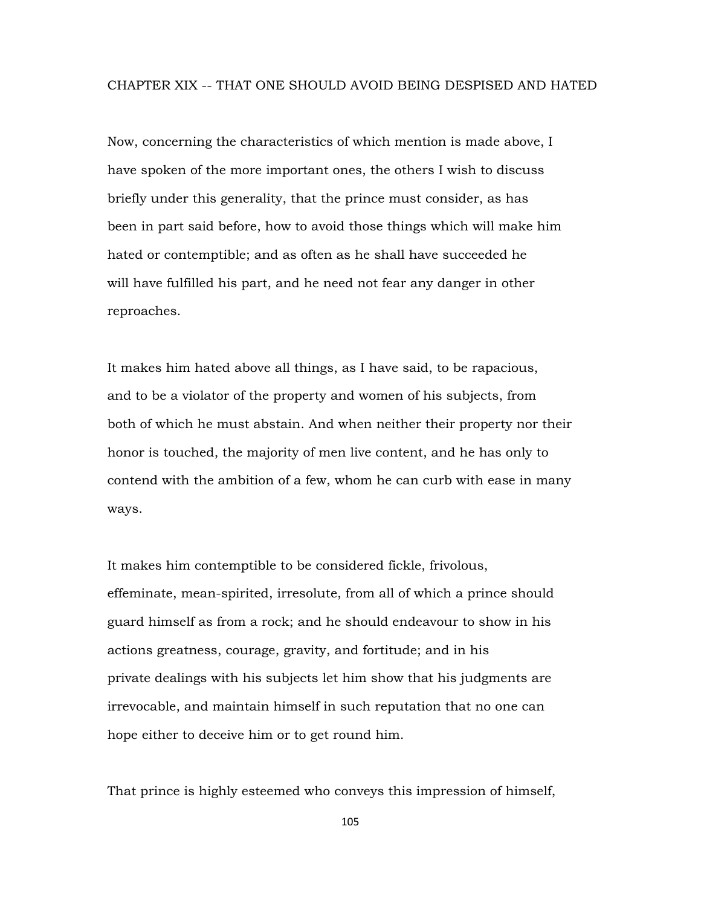## CHAPTER XIX -- THAT ONE SHOULD AVOID BEING DESPISED AND HATED

Now, concerning the characteristics of which mention is made above, I have spoken of the more important ones, the others I wish to discuss briefly under this generality, that the prince must consider, as has been in part said before, how to avoid those things which will make him hated or contemptible; and as often as he shall have succeeded he will have fulfilled his part, and he need not fear any danger in other reproaches.

It makes him hated above all things, as I have said, to be rapacious, and to be a violator of the property and women of his subjects, from both of which he must abstain. And when neither their property nor their honor is touched, the majority of men live content, and he has only to contend with the ambition of a few, whom he can curb with ease in many ways.

It makes him contemptible to be considered fickle, frivolous, effeminate, mean-spirited, irresolute, from all of which a prince should guard himself as from a rock; and he should endeavour to show in his actions greatness, courage, gravity, and fortitude; and in his private dealings with his subjects let him show that his judgments are irrevocable, and maintain himself in such reputation that no one can hope either to deceive him or to get round him.

That prince is highly esteemed who conveys this impression of himself,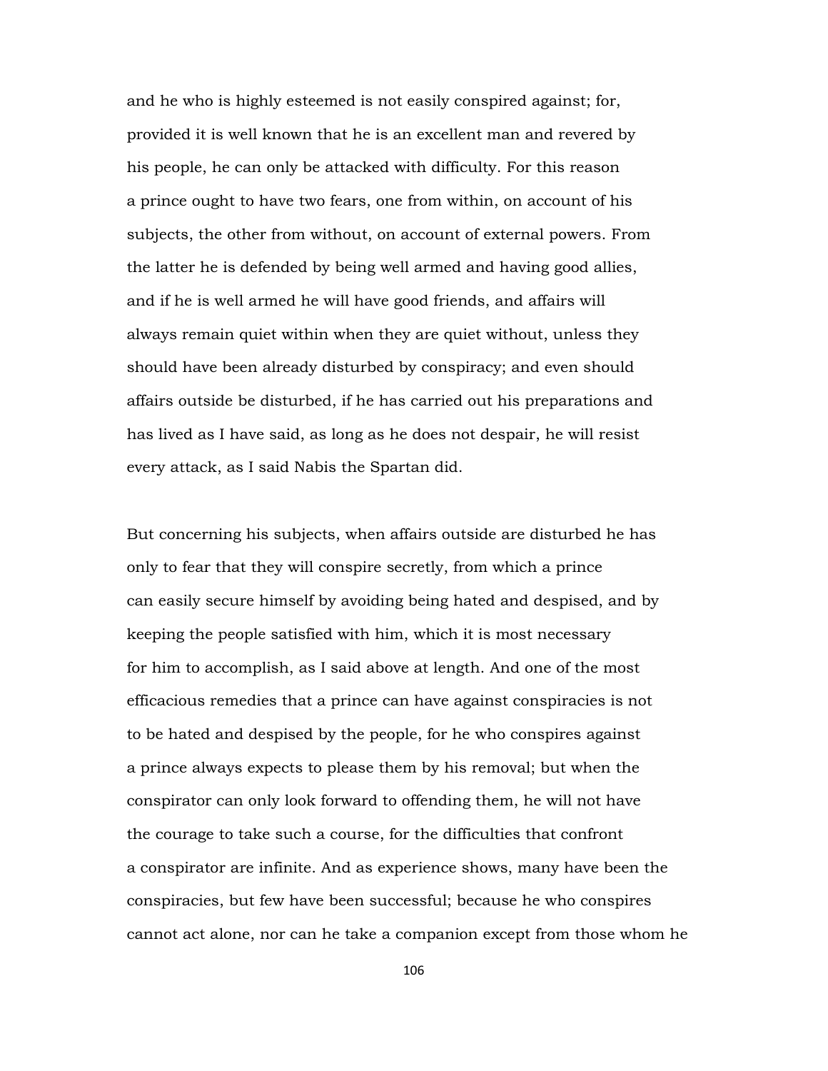and he who is highly esteemed is not easily conspired against; for, provided it is well known that he is an excellent man and revered by his people, he can only be attacked with difficulty. For this reason a prince ought to have two fears, one from within, on account of his subjects, the other from without, on account of external powers. From the latter he is defended by being well armed and having good allies, and if he is well armed he will have good friends, and affairs will always remain quiet within when they are quiet without, unless they should have been already disturbed by conspiracy; and even should affairs outside be disturbed, if he has carried out his preparations and has lived as I have said, as long as he does not despair, he will resist every attack, as I said Nabis the Spartan did.

But concerning his subjects, when affairs outside are disturbed he has only to fear that they will conspire secretly, from which a prince can easily secure himself by avoiding being hated and despised, and by keeping the people satisfied with him, which it is most necessary for him to accomplish, as I said above at length. And one of the most efficacious remedies that a prince can have against conspiracies is not to be hated and despised by the people, for he who conspires against a prince always expects to please them by his removal; but when the conspirator can only look forward to offending them, he will not have the courage to take such a course, for the difficulties that confront a conspirator are infinite. And as experience shows, many have been the conspiracies, but few have been successful; because he who conspires cannot act alone, nor can he take a companion except from those whom he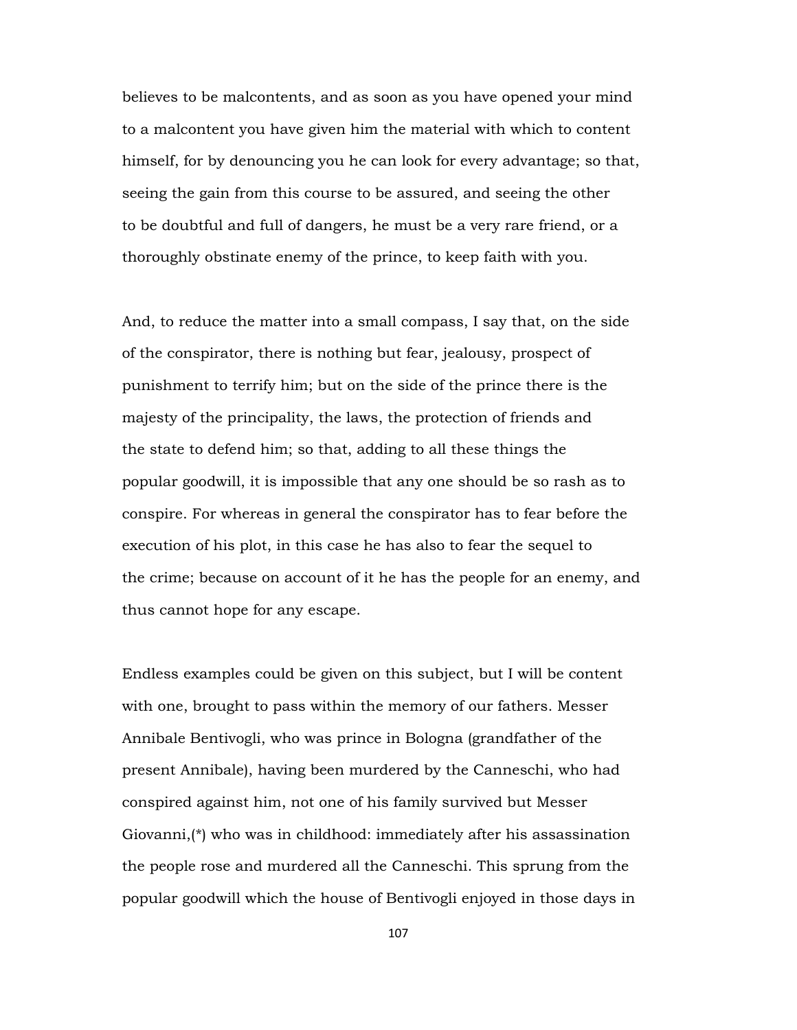believes to be malcontents, and as soon as you have opened your mind to a malcontent you have given him the material with which to content himself, for by denouncing you he can look for every advantage; so that, seeing the gain from this course to be assured, and seeing the other to be doubtful and full of dangers, he must be a very rare friend, or a thoroughly obstinate enemy of the prince, to keep faith with you.

And, to reduce the matter into a small compass, I say that, on the side of the conspirator, there is nothing but fear, jealousy, prospect of punishment to terrify him; but on the side of the prince there is the majesty of the principality, the laws, the protection of friends and the state to defend him; so that, adding to all these things the popular goodwill, it is impossible that any one should be so rash as to conspire. For whereas in general the conspirator has to fear before the execution of his plot, in this case he has also to fear the sequel to the crime; because on account of it he has the people for an enemy, and thus cannot hope for any escape.

Endless examples could be given on this subject, but I will be content with one, brought to pass within the memory of our fathers. Messer Annibale Bentivogli, who was prince in Bologna (grandfather of the present Annibale), having been murdered by the Canneschi, who had conspired against him, not one of his family survived but Messer Giovanni,(*) who was in childhood: immediately after his assassination the people rose and murdered all the Canneschi. This sprung from the popular goodwill which the house of Bentivogli enjoyed in those days in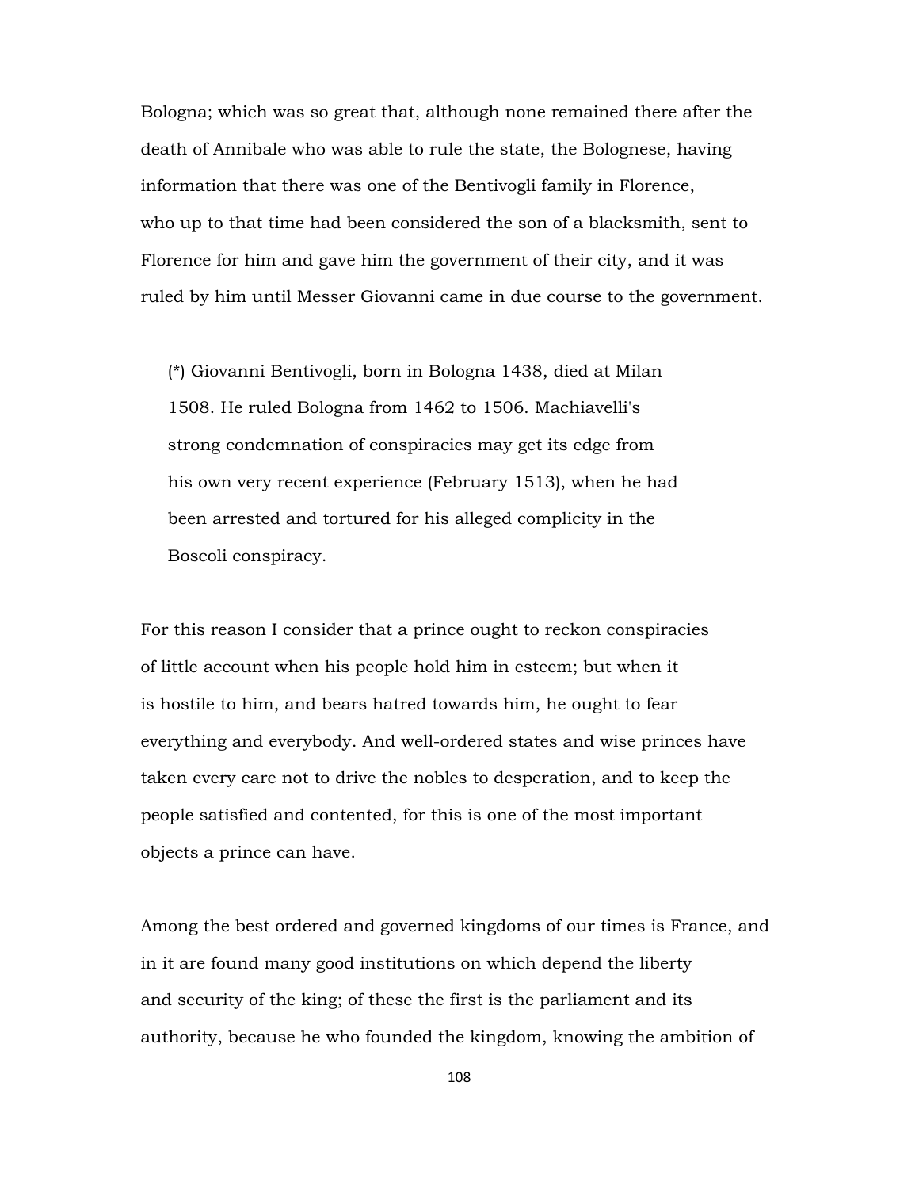Bologna; which was so great that, although none remained there after the death of Annibale who was able to rule the state, the Bolognese, having information that there was one of the Bentivogli family in Florence, who up to that time had been considered the son of a blacksmith, sent to Florence for him and gave him the government of their city, and it was ruled by him until Messer Giovanni came in due course to the government.

> (*) Giovanni Bentivogli, born in Bologna 1438, died at Milan 1508. He ruled Bologna from 1462 to 1506. Machiavelli's strong condemnation of conspiracies may get its edge from his own very recent experience (February 1513), when he had been arrested and tortured for his alleged complicity in the Boscoli conspiracy.

For this reason I consider that a prince ought to reckon conspiracies of little account when his people hold him in esteem; but when it is hostile to him, and bears hatred towards him, he ought to fear everything and everybody. And well-ordered states and wise princes have taken every care not to drive the nobles to desperation, and to keep the people satisfied and contented, for this is one of the most important objects a prince can have.

Among the best ordered and governed kingdoms of our times is France, and in it are found many good institutions on which depend the liberty and security of the king; of these the first is the parliament and its authority, because he who founded the kingdom, knowing the ambition of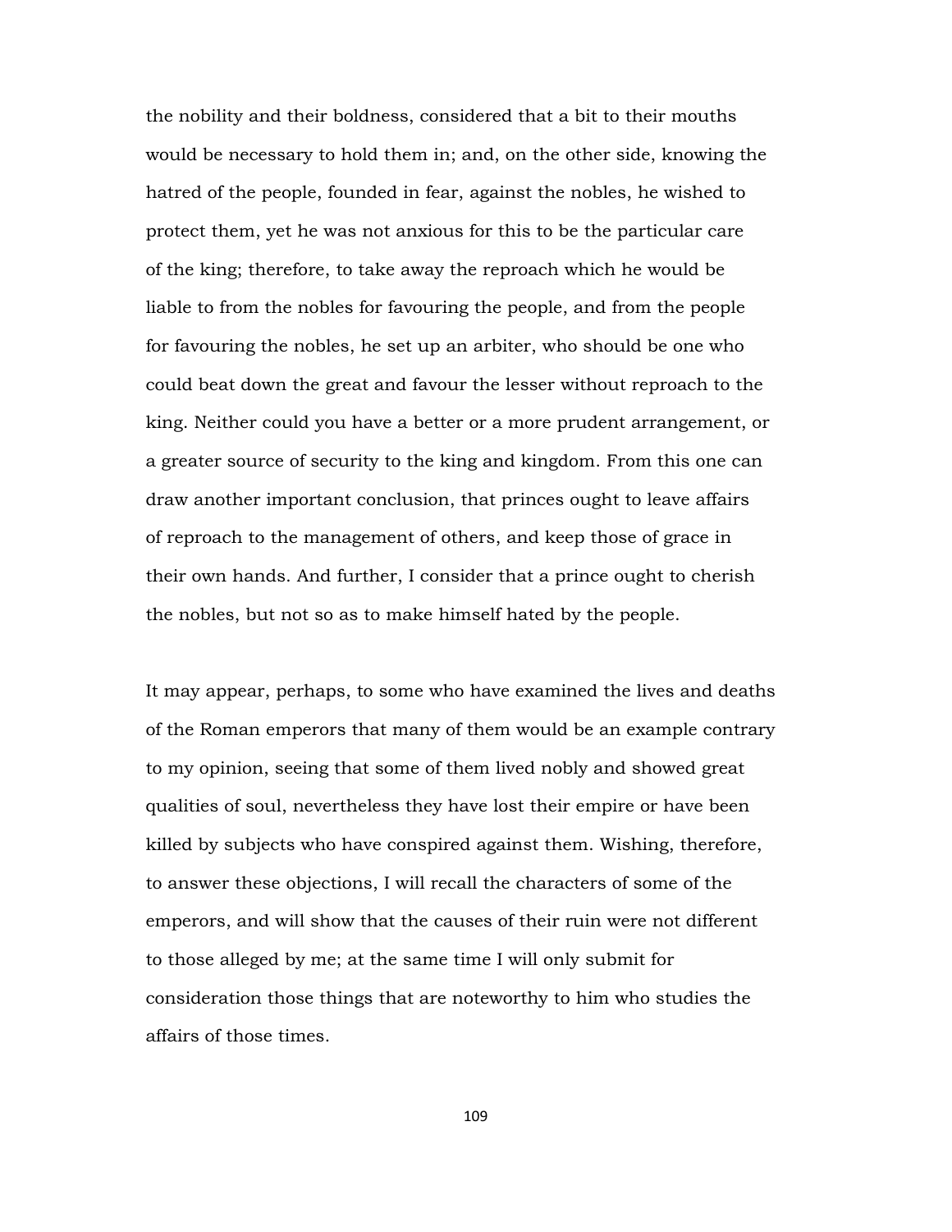the nobility and their boldness, considered that a bit to their mouths would be necessary to hold them in; and, on the other side, knowing the hatred of the people, founded in fear, against the nobles, he wished to protect them, yet he was not anxious for this to be the particular care of the king; therefore, to take away the reproach which he would be liable to from the nobles for favouring the people, and from the people for favouring the nobles, he set up an arbiter, who should be one who could beat down the great and favour the lesser without reproach to the king. Neither could you have a better or a more prudent arrangement, or a greater source of security to the king and kingdom. From this one can draw another important conclusion, that princes ought to leave affairs of reproach to the management of others, and keep those of grace in their own hands. And further, I consider that a prince ought to cherish the nobles, but not so as to make himself hated by the people.

It may appear, perhaps, to some who have examined the lives and deaths of the Roman emperors that many of them would be an example contrary to my opinion, seeing that some of them lived nobly and showed great qualities of soul, nevertheless they have lost their empire or have been killed by subjects who have conspired against them. Wishing, therefore, to answer these objections, I will recall the characters of some of the emperors, and will show that the causes of their ruin were not different to those alleged by me; at the same time I will only submit for consideration those things that are noteworthy to him who studies the affairs of those times.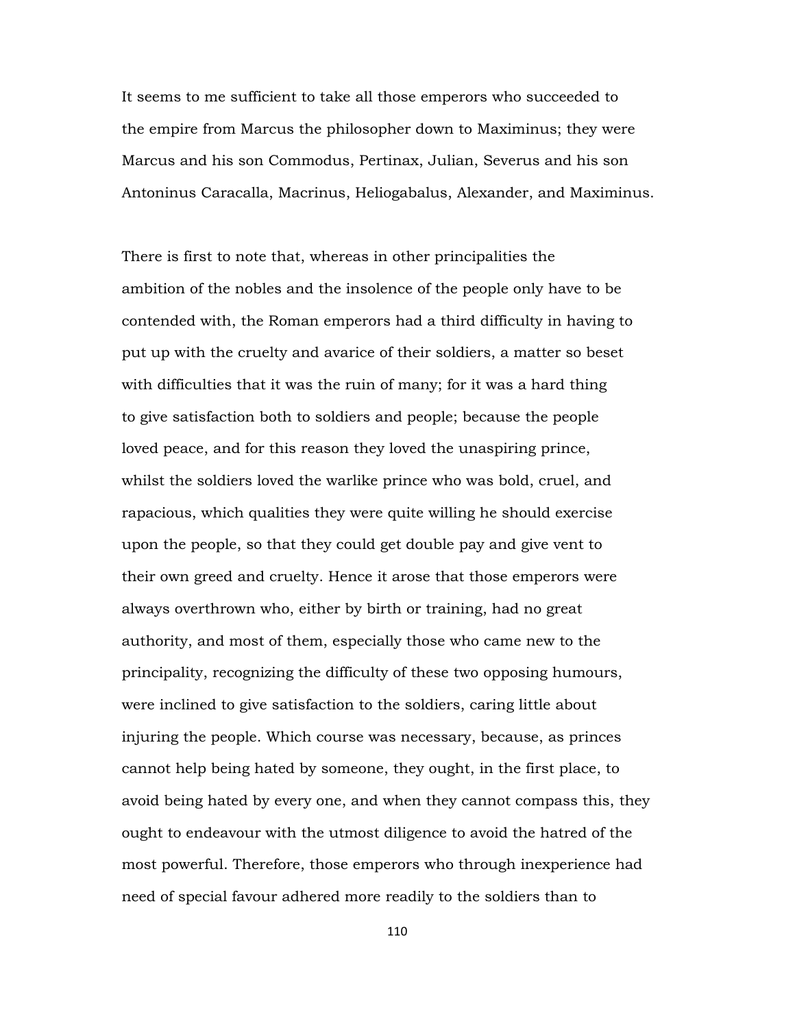It seems to me sufficient to take all those emperors who succeeded to the empire from Marcus the philosopher down to Maximinus; they were Marcus and his son Commodus, Pertinax, Julian, Severus and his son Antoninus Caracalla, Macrinus, Heliogabalus, Alexander, and Maximinus.

There is first to note that, whereas in other principalities the ambition of the nobles and the insolence of the people only have to be contended with, the Roman emperors had a third difficulty in having to put up with the cruelty and avarice of their soldiers, a matter so beset with difficulties that it was the ruin of many; for it was a hard thing to give satisfaction both to soldiers and people; because the people loved peace, and for this reason they loved the unaspiring prince, whilst the soldiers loved the warlike prince who was bold, cruel, and rapacious, which qualities they were quite willing he should exercise upon the people, so that they could get double pay and give vent to their own greed and cruelty. Hence it arose that those emperors were always overthrown who, either by birth or training, had no great authority, and most of them, especially those who came new to the principality, recognizing the difficulty of these two opposing humours, were inclined to give satisfaction to the soldiers, caring little about injuring the people. Which course was necessary, because, as princes cannot help being hated by someone, they ought, in the first place, to avoid being hated by every one, and when they cannot compass this, they ought to endeavour with the utmost diligence to avoid the hatred of the most powerful. Therefore, those emperors who through inexperience had need of special favour adhered more readily to the soldiers than to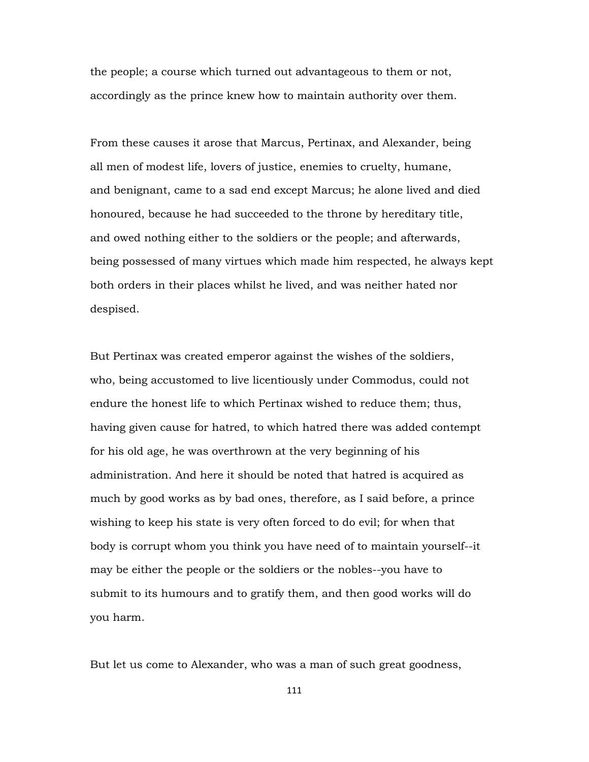the people; a course which turned out advantageous to them or not, accordingly as the prince knew how to maintain authority over them.

From these causes it arose that Marcus, Pertinax, and Alexander, being all men of modest life, lovers of justice, enemies to cruelty, humane, and benignant, came to a sad end except Marcus; he alone lived and died honoured, because he had succeeded to the throne by hereditary title, and owed nothing either to the soldiers or the people; and afterwards, being possessed of many virtues which made him respected, he always kept both orders in their places whilst he lived, and was neither hated nor despised.

But Pertinax was created emperor against the wishes of the soldiers, who, being accustomed to live licentiously under Commodus, could not endure the honest life to which Pertinax wished to reduce them; thus, having given cause for hatred, to which hatred there was added contempt for his old age, he was overthrown at the very beginning of his administration. And here it should be noted that hatred is acquired as much by good works as by bad ones, therefore, as I said before, a prince wishing to keep his state is very often forced to do evil; for when that body is corrupt whom you think you have need of to maintain yourself--it may be either the people or the soldiers or the nobles--you have to submit to its humours and to gratify them, and then good works will do you harm.

But let us come to Alexander, who was a man of such great goodness,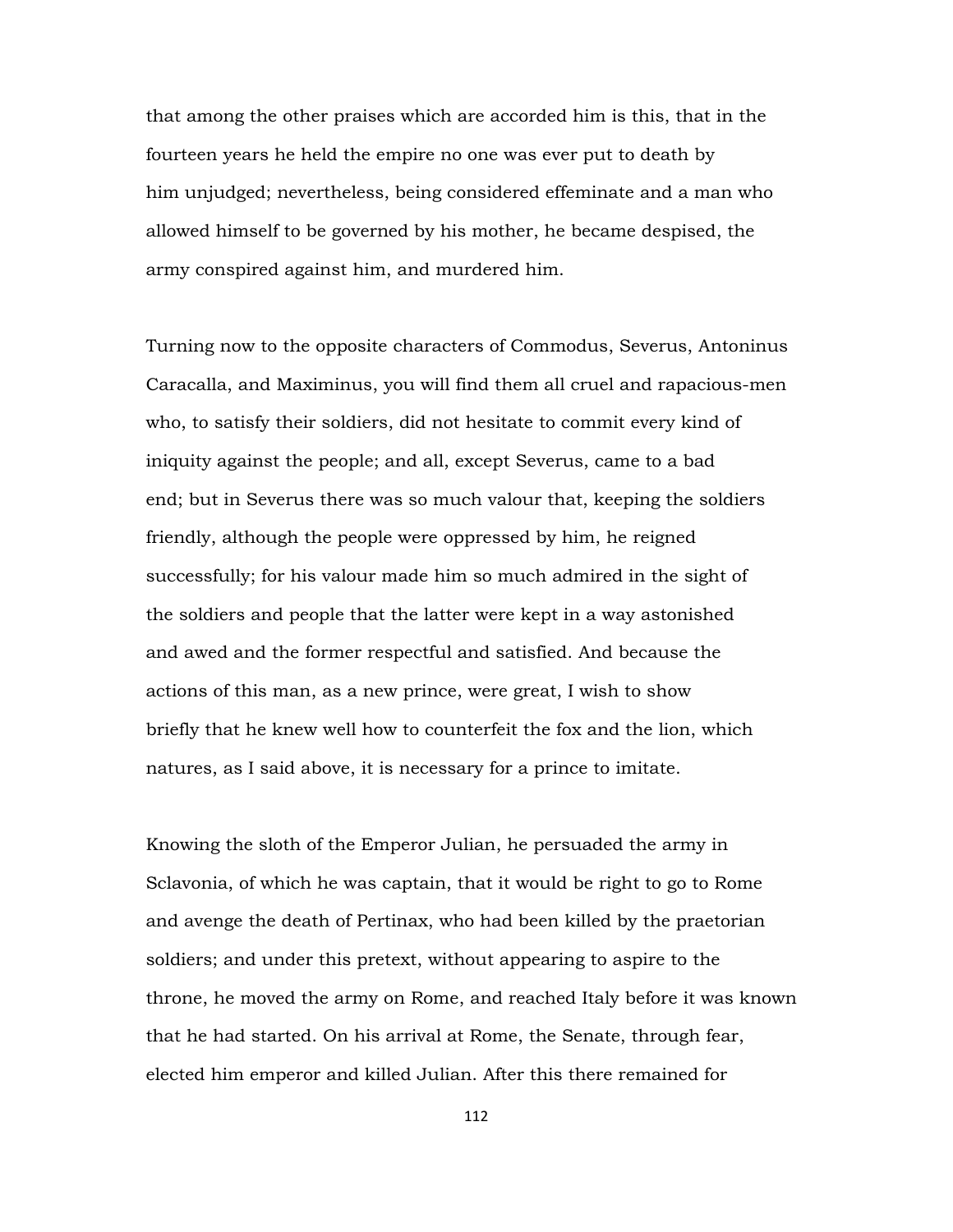that among the other praises which are accorded him is this, that in the fourteen years he held the empire no one was ever put to death by him unjudged; nevertheless, being considered effeminate and a man who allowed himself to be governed by his mother, he became despised, the army conspired against him, and murdered him.

Turning now to the opposite characters of Commodus, Severus, Antoninus Caracalla, and Maximinus, you will find them all cruel and rapacious-men who, to satisfy their soldiers, did not hesitate to commit every kind of iniquity against the people; and all, except Severus, came to a bad end; but in Severus there was so much valour that, keeping the soldiers friendly, although the people were oppressed by him, he reigned successfully; for his valour made him so much admired in the sight of the soldiers and people that the latter were kept in a way astonished and awed and the former respectful and satisfied. And because the actions of this man, as a new prince, were great, I wish to show briefly that he knew well how to counterfeit the fox and the lion, which natures, as I said above, it is necessary for a prince to imitate.

Knowing the sloth of the Emperor Julian, he persuaded the army in Sclavonia, of which he was captain, that it would be right to go to Rome and avenge the death of Pertinax, who had been killed by the praetorian soldiers; and under this pretext, without appearing to aspire to the throne, he moved the army on Rome, and reached Italy before it was known that he had started. On his arrival at Rome, the Senate, through fear, elected him emperor and killed Julian. After this there remained for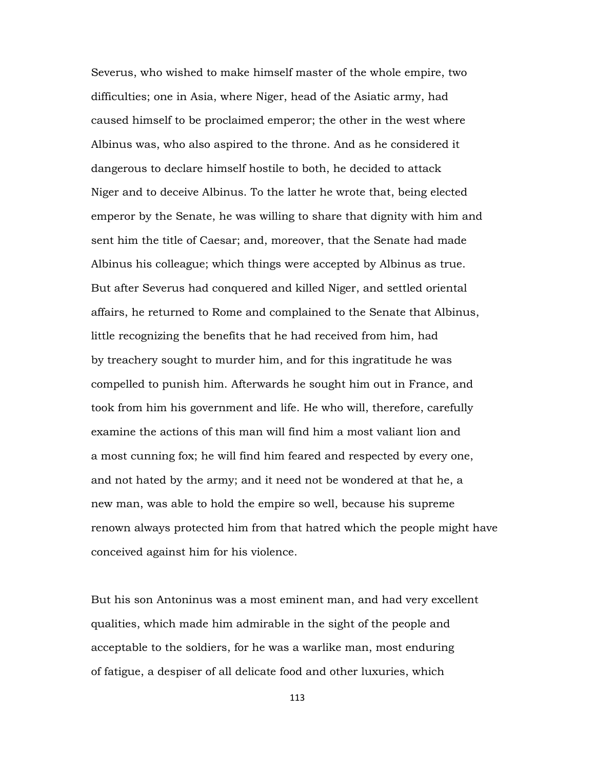Severus, who wished to make himself master of the whole empire, two difficulties; one in Asia, where Niger, head of the Asiatic army, had caused himself to be proclaimed emperor; the other in the west where Albinus was, who also aspired to the throne. And as he considered it dangerous to declare himself hostile to both, he decided to attack Niger and to deceive Albinus. To the latter he wrote that, being elected emperor by the Senate, he was willing to share that dignity with him and sent him the title of Caesar; and, moreover, that the Senate had made Albinus his colleague; which things were accepted by Albinus as true. But after Severus had conquered and killed Niger, and settled oriental affairs, he returned to Rome and complained to the Senate that Albinus, little recognizing the benefits that he had received from him, had by treachery sought to murder him, and for this ingratitude he was compelled to punish him. Afterwards he sought him out in France, and took from him his government and life. He who will, therefore, carefully examine the actions of this man will find him a most valiant lion and a most cunning fox; he will find him feared and respected by every one, and not hated by the army; and it need not be wondered at that he, a new man, was able to hold the empire so well, because his supreme renown always protected him from that hatred which the people might have conceived against him for his violence.

But his son Antoninus was a most eminent man, and had very excellent qualities, which made him admirable in the sight of the people and acceptable to the soldiers, for he was a warlike man, most enduring of fatigue, a despiser of all delicate food and other luxuries, which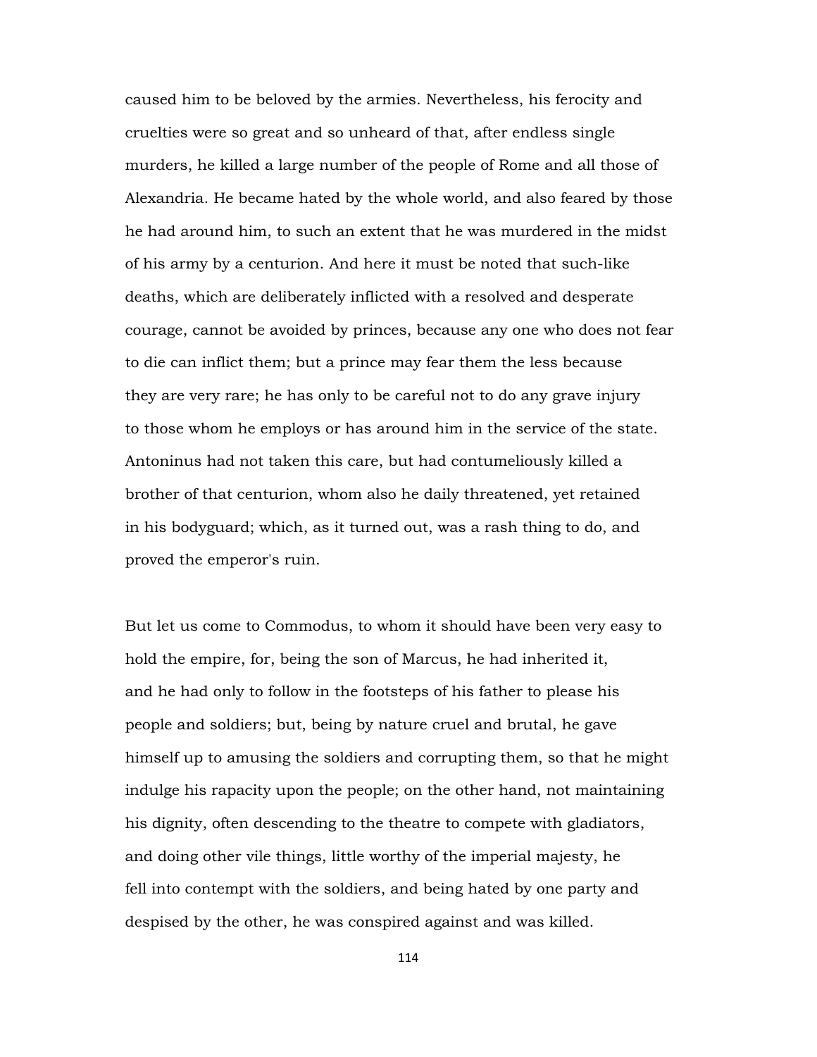caused him to be beloved by the armies. Nevertheless, his ferocity and cruelties were so great and so unheard of that, after endless single murders, he killed a large number of the people of Rome and all those of Alexandria. He became hated by the whole world, and also feared by those he had around him, to such an extent that he was murdered in the midst of his army by a centurion. And here it must be noted that such-like deaths, which are deliberately inflicted with a resolved and desperate courage, cannot be avoided by princes, because any one who does not fear to die can inflict them; but a prince may fear them the less because they are very rare; he has only to be careful not to do any grave injury to those whom he employs or has around him in the service of the state. Antoninus had not taken this care, but had contumeliously killed a brother of that centurion, whom also he daily threatened, yet retained in his bodyguard; which, as it turned out, was a rash thing to do, and proved the emperor's ruin.

But let us come to Commodus, to whom it should have been very easy to hold the empire, for, being the son of Marcus, he had inherited it, and he had only to follow in the footsteps of his father to please his people and soldiers; but, being by nature cruel and brutal, he gave himself up to amusing the soldiers and corrupting them, so that he might indulge his rapacity upon the people; on the other hand, not maintaining his dignity, often descending to the theatre to compete with gladiators, and doing other vile things, little worthy of the imperial majesty, he fell into contempt with the soldiers, and being hated by one party and despised by the other, he was conspired against and was killed.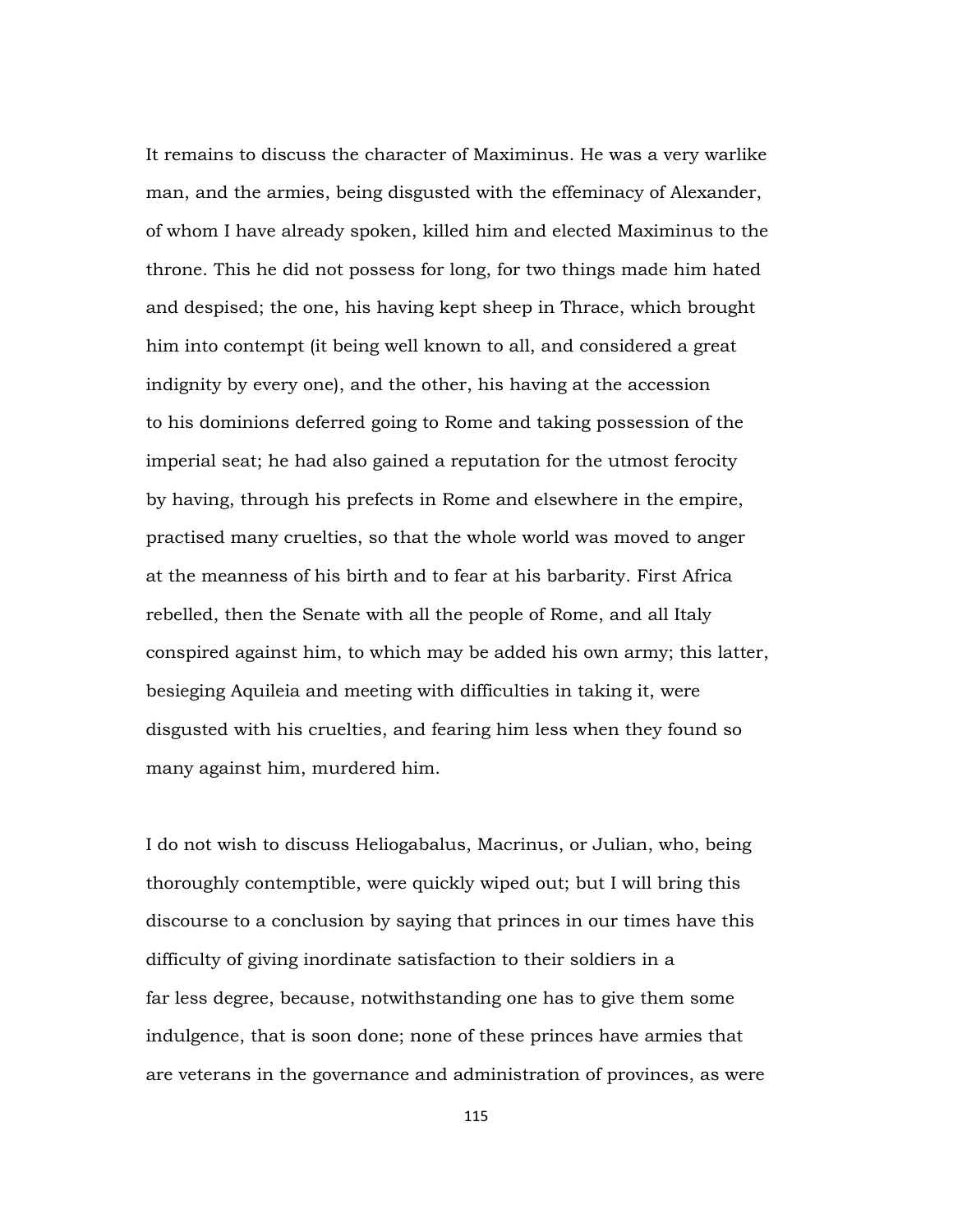It remains to discuss the character of Maximinus. He was a very warlike man, and the armies, being disgusted with the effeminacy of Alexander, of whom I have already spoken, killed him and elected Maximinus to the throne. This he did not possess for long, for two things made him hated and despised; the one, his having kept sheep in Thrace, which brought him into contempt (it being well known to all, and considered a great indignity by every one), and the other, his having at the accession to his dominions deferred going to Rome and taking possession of the imperial seat; he had also gained a reputation for the utmost ferocity by having, through his prefects in Rome and elsewhere in the empire, practised many cruelties, so that the whole world was moved to anger at the meanness of his birth and to fear at his barbarity. First Africa rebelled, then the Senate with all the people of Rome, and all Italy conspired against him, to which may be added his own army; this latter, besieging Aquileia and meeting with difficulties in taking it, were disgusted with his cruelties, and fearing him less when they found so many against him, murdered him.

I do not wish to discuss Heliogabalus, Macrinus, or Julian, who, being thoroughly contemptible, were quickly wiped out; but I will bring this discourse to a conclusion by saying that princes in our times have this difficulty of giving inordinate satisfaction to their soldiers in a far less degree, because, notwithstanding one has to give them some indulgence, that is soon done; none of these princes have armies that are veterans in the governance and administration of provinces, as were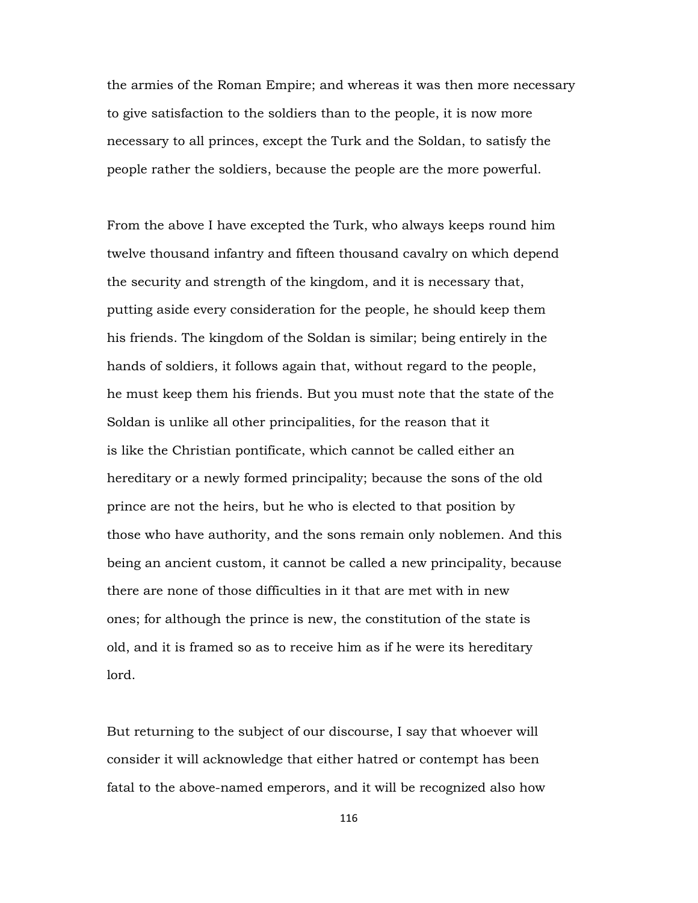the armies of the Roman Empire; and whereas it was then more necessary to give satisfaction to the soldiers than to the people, it is now more necessary to all princes, except the Turk and the Soldan, to satisfy the people rather the soldiers, because the people are the more powerful.

From the above I have excepted the Turk, who always keeps round him twelve thousand infantry and fifteen thousand cavalry on which depend the security and strength of the kingdom, and it is necessary that, putting aside every consideration for the people, he should keep them his friends. The kingdom of the Soldan is similar; being entirely in the hands of soldiers, it follows again that, without regard to the people, he must keep them his friends. But you must note that the state of the Soldan is unlike all other principalities, for the reason that it is like the Christian pontificate, which cannot be called either an hereditary or a newly formed principality; because the sons of the old prince are not the heirs, but he who is elected to that position by those who have authority, and the sons remain only noblemen. And this being an ancient custom, it cannot be called a new principality, because there are none of those difficulties in it that are met with in new ones; for although the prince is new, the constitution of the state is old, and it is framed so as to receive him as if he were its hereditary lord.

But returning to the subject of our discourse, I say that whoever will consider it will acknowledge that either hatred or contempt has been fatal to the above-named emperors, and it will be recognized also how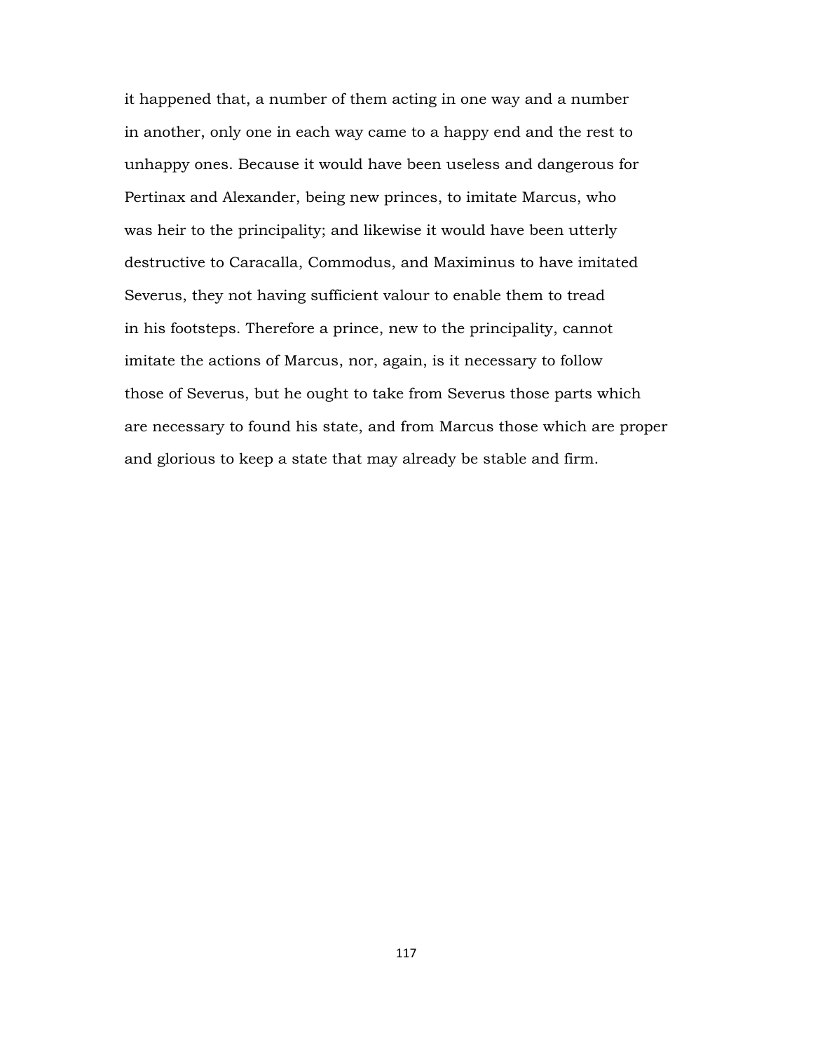it happened that, a number of them acting in one way and a number in another, only one in each way came to a happy end and the rest to unhappy ones. Because it would have been useless and dangerous for Pertinax and Alexander, being new princes, to imitate Marcus, who was heir to the principality; and likewise it would have been utterly destructive to Caracalla, Commodus, and Maximinus to have imitated Severus, they not having sufficient valour to enable them to tread in his footsteps. Therefore a prince, new to the principality, cannot imitate the actions of Marcus, nor, again, is it necessary to follow those of Severus, but he ought to take from Severus those parts which are necessary to found his state, and from Marcus those which are proper and glorious to keep a state that may already be stable and firm.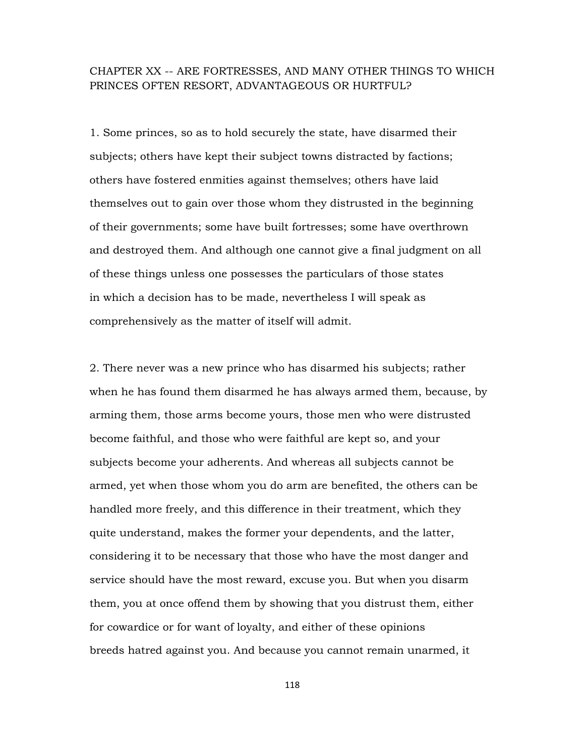## CHAPTER XX -- ARE FORTRESSES, AND MANY OTHER THINGS TO WHICH PRINCES OFTEN RESORT, ADVANTAGEOUS OR HURTFUL?

1. Some princes, so as to hold securely the state, have disarmed their subjects; others have kept their subject towns distracted by factions; others have fostered enmities against themselves; others have laid themselves out to gain over those whom they distrusted in the beginning of their governments; some have built fortresses; some have overthrown and destroyed them. And although one cannot give a final judgment on all of these things unless one possesses the particulars of those states in which a decision has to be made, nevertheless I will speak as comprehensively as the matter of itself will admit.

2. There never was a new prince who has disarmed his subjects; rather when he has found them disarmed he has always armed them, because, by arming them, those arms become yours, those men who were distrusted become faithful, and those who were faithful are kept so, and your subjects become your adherents. And whereas all subjects cannot be armed, yet when those whom you do arm are benefited, the others can be handled more freely, and this difference in their treatment, which they quite understand, makes the former your dependents, and the latter, considering it to be necessary that those who have the most danger and service should have the most reward, excuse you. But when you disarm them, you at once offend them by showing that you distrust them, either for cowardice or for want of loyalty, and either of these opinions breeds hatred against you. And because you cannot remain unarmed, it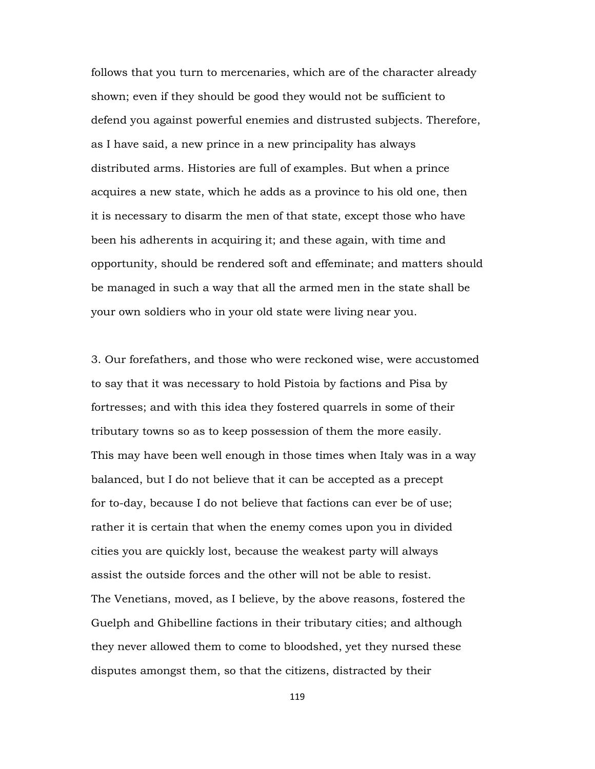follows that you turn to mercenaries, which are of the character already shown; even if they should be good they would not be sufficient to defend you against powerful enemies and distrusted subjects. Therefore, as I have said, a new prince in a new principality has always distributed arms. Histories are full of examples. But when a prince acquires a new state, which he adds as a province to his old one, then it is necessary to disarm the men of that state, except those who have been his adherents in acquiring it; and these again, with time and opportunity, should be rendered soft and effeminate; and matters should be managed in such a way that all the armed men in the state shall be your own soldiers who in your old state were living near you.

3. Our forefathers, and those who were reckoned wise, were accustomed to say that it was necessary to hold Pistoia by factions and Pisa by fortresses; and with this idea they fostered quarrels in some of their tributary towns so as to keep possession of them the more easily. This may have been well enough in those times when Italy was in a way balanced, but I do not believe that it can be accepted as a precept for to-day, because I do not believe that factions can ever be of use; rather it is certain that when the enemy comes upon you in divided cities you are quickly lost, because the weakest party will always assist the outside forces and the other will not be able to resist. The Venetians, moved, as I believe, by the above reasons, fostered the Guelph and Ghibelline factions in their tributary cities; and although they never allowed them to come to bloodshed, yet they nursed these disputes amongst them, so that the citizens, distracted by their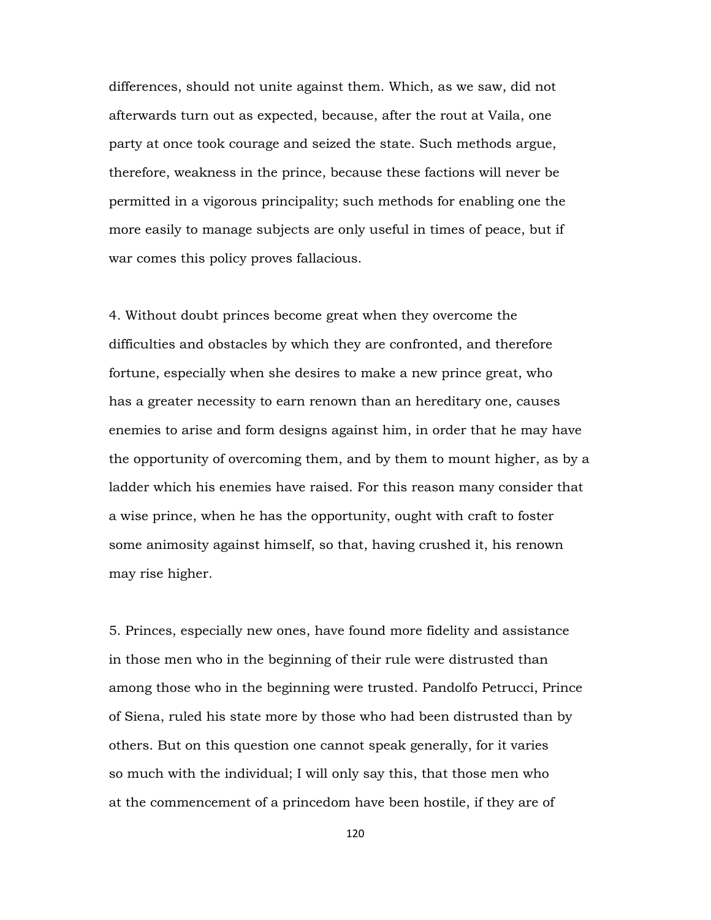differences, should not unite against them. Which, as we saw, did not afterwards turn out as expected, because, after the rout at Vaila, one party at once took courage and seized the state. Such methods argue, therefore, weakness in the prince, because these factions will never be permitted in a vigorous principality; such methods for enabling one the more easily to manage subjects are only useful in times of peace, but if war comes this policy proves fallacious.

4. Without doubt princes become great when they overcome the difficulties and obstacles by which they are confronted, and therefore fortune, especially when she desires to make a new prince great, who has a greater necessity to earn renown than an hereditary one, causes enemies to arise and form designs against him, in order that he may have the opportunity of overcoming them, and by them to mount higher, as by a ladder which his enemies have raised. For this reason many consider that a wise prince, when he has the opportunity, ought with craft to foster some animosity against himself, so that, having crushed it, his renown may rise higher.

5. Princes, especially new ones, have found more fidelity and assistance in those men who in the beginning of their rule were distrusted than among those who in the beginning were trusted. Pandolfo Petrucci, Prince of Siena, ruled his state more by those who had been distrusted than by others. But on this question one cannot speak generally, for it varies so much with the individual; I will only say this, that those men who at the commencement of a princedom have been hostile, if they are of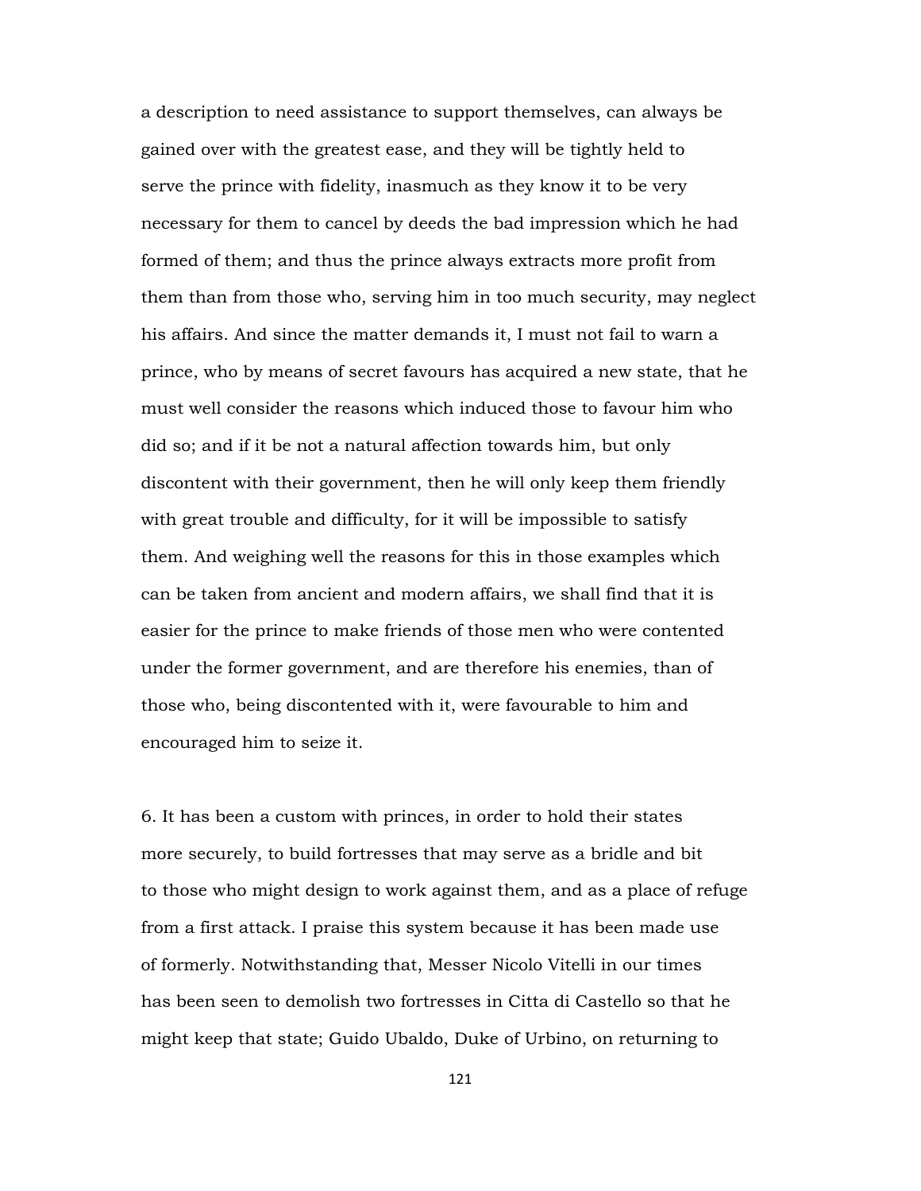a description to need assistance to support themselves, can always be gained over with the greatest ease, and they will be tightly held to serve the prince with fidelity, inasmuch as they know it to be very necessary for them to cancel by deeds the bad impression which he had formed of them; and thus the prince always extracts more profit from them than from those who, serving him in too much security, may neglect his affairs. And since the matter demands it, I must not fail to warn a prince, who by means of secret favours has acquired a new state, that he must well consider the reasons which induced those to favour him who did so; and if it be not a natural affection towards him, but only discontent with their government, then he will only keep them friendly with great trouble and difficulty, for it will be impossible to satisfy them. And weighing well the reasons for this in those examples which can be taken from ancient and modern affairs, we shall find that it is easier for the prince to make friends of those men who were contented under the former government, and are therefore his enemies, than of those who, being discontented with it, were favourable to him and encouraged him to seize it.

6. It has been a custom with princes, in order to hold their states more securely, to build fortresses that may serve as a bridle and bit to those who might design to work against them, and as a place of refuge from a first attack. I praise this system because it has been made use of formerly. Notwithstanding that, Messer Nicolo Vitelli in our times has been seen to demolish two fortresses in Citta di Castello so that he might keep that state; Guido Ubaldo, Duke of Urbino, on returning to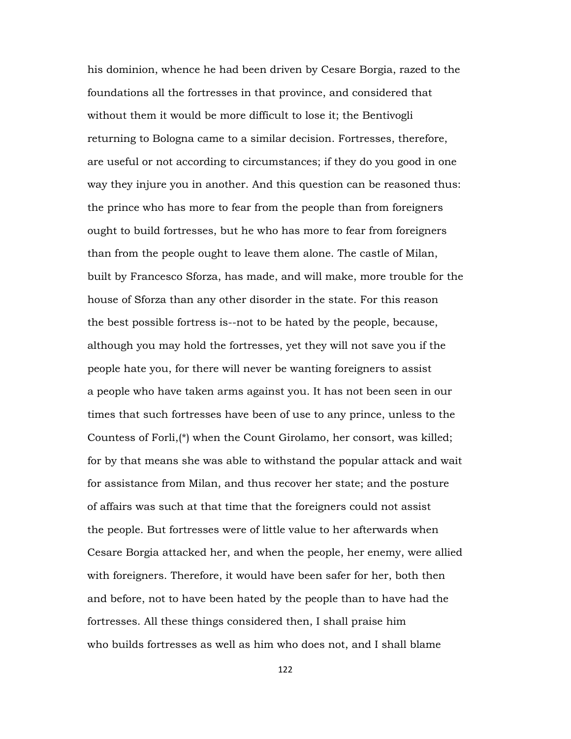his dominion, whence he had been driven by Cesare Borgia, razed to the foundations all the fortresses in that province, and considered that without them it would be more difficult to lose it; the Bentivogli returning to Bologna came to a similar decision. Fortresses, therefore, are useful or not according to circumstances; if they do you good in one way they injure you in another. And this question can be reasoned thus: the prince who has more to fear from the people than from foreigners ought to build fortresses, but he who has more to fear from foreigners than from the people ought to leave them alone. The castle of Milan, built by Francesco Sforza, has made, and will make, more trouble for the house of Sforza than any other disorder in the state. For this reason the best possible fortress is--not to be hated by the people, because, although you may hold the fortresses, yet they will not save you if the people hate you, for there will never be wanting foreigners to assist a people who have taken arms against you. It has not been seen in our times that such fortresses have been of use to any prince, unless to the Countess of Forli,(*) when the Count Girolamo, her consort, was killed; for by that means she was able to withstand the popular attack and wait for assistance from Milan, and thus recover her state; and the posture of affairs was such at that time that the foreigners could not assist the people. But fortresses were of little value to her afterwards when Cesare Borgia attacked her, and when the people, her enemy, were allied with foreigners. Therefore, it would have been safer for her, both then and before, not to have been hated by the people than to have had the fortresses. All these things considered then, I shall praise him who builds fortresses as well as him who does not, and I shall blame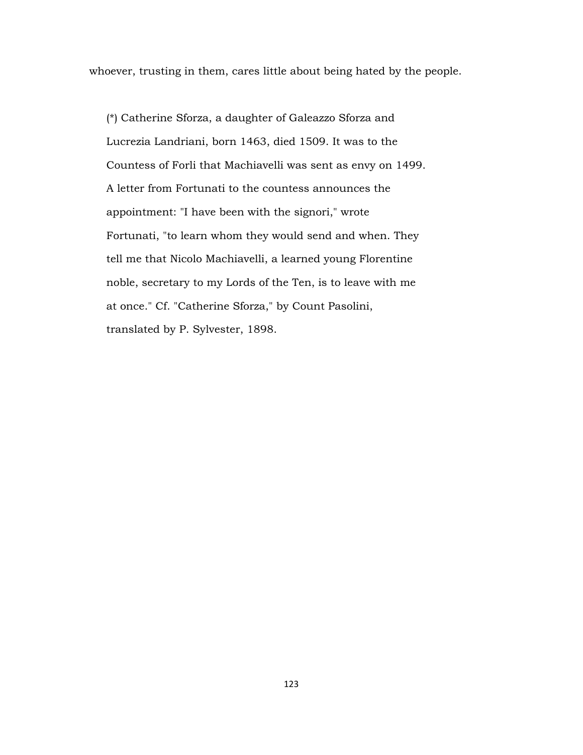whoever, trusting in them, cares little about being hated by the people.

(*) Catherine Sforza, a daughter of Galeazzo Sforza and Lucrezia Landriani, born 1463, died 1509. It was to the Countess of Forli that Machiavelli was sent as envy on 1499. A letter from Fortunati to the countess announces the appointment: "I have been with the signori," wrote Fortunati, "to learn whom they would send and when. They tell me that Nicolo Machiavelli, a learned young Florentine noble, secretary to my Lords of the Ten, is to leave with me at once." Cf. "Catherine Sforza," by Count Pasolini, translated by P. Sylvester, 1898.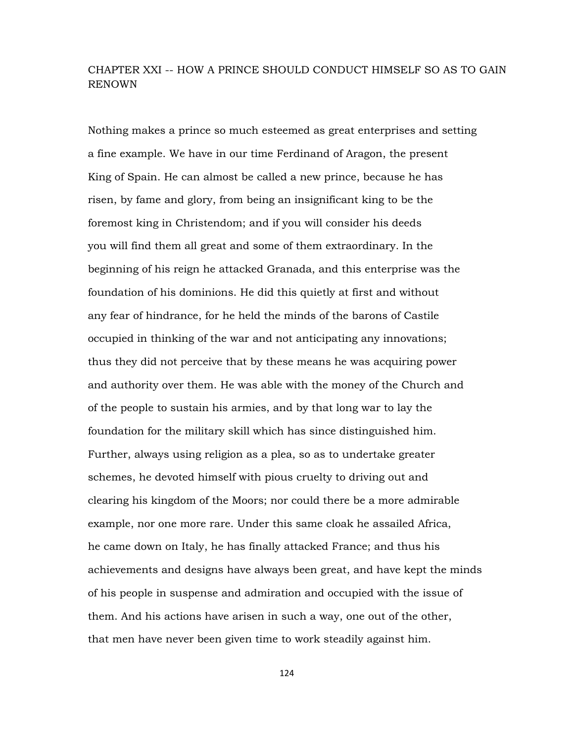## CHAPTER XXI -- HOW A PRINCE SHOULD CONDUCT HIMSELF SO AS TO GAIN RENOWN

Nothing makes a prince so much esteemed as great enterprises and setting a fine example. We have in our time Ferdinand of Aragon, the present King of Spain. He can almost be called a new prince, because he has risen, by fame and glory, from being an insignificant king to be the foremost king in Christendom; and if you will consider his deeds you will find them all great and some of them extraordinary. In the beginning of his reign he attacked Granada, and this enterprise was the foundation of his dominions. He did this quietly at first and without any fear of hindrance, for he held the minds of the barons of Castile occupied in thinking of the war and not anticipating any innovations; thus they did not perceive that by these means he was acquiring power and authority over them. He was able with the money of the Church and of the people to sustain his armies, and by that long war to lay the foundation for the military skill which has since distinguished him. Further, always using religion as a plea, so as to undertake greater schemes, he devoted himself with pious cruelty to driving out and clearing his kingdom of the Moors; nor could there be a more admirable example, nor one more rare. Under this same cloak he assailed Africa, he came down on Italy, he has finally attacked France; and thus his achievements and designs have always been great, and have kept the minds of his people in suspense and admiration and occupied with the issue of them. And his actions have arisen in such a way, one out of the other, that men have never been given time to work steadily against him.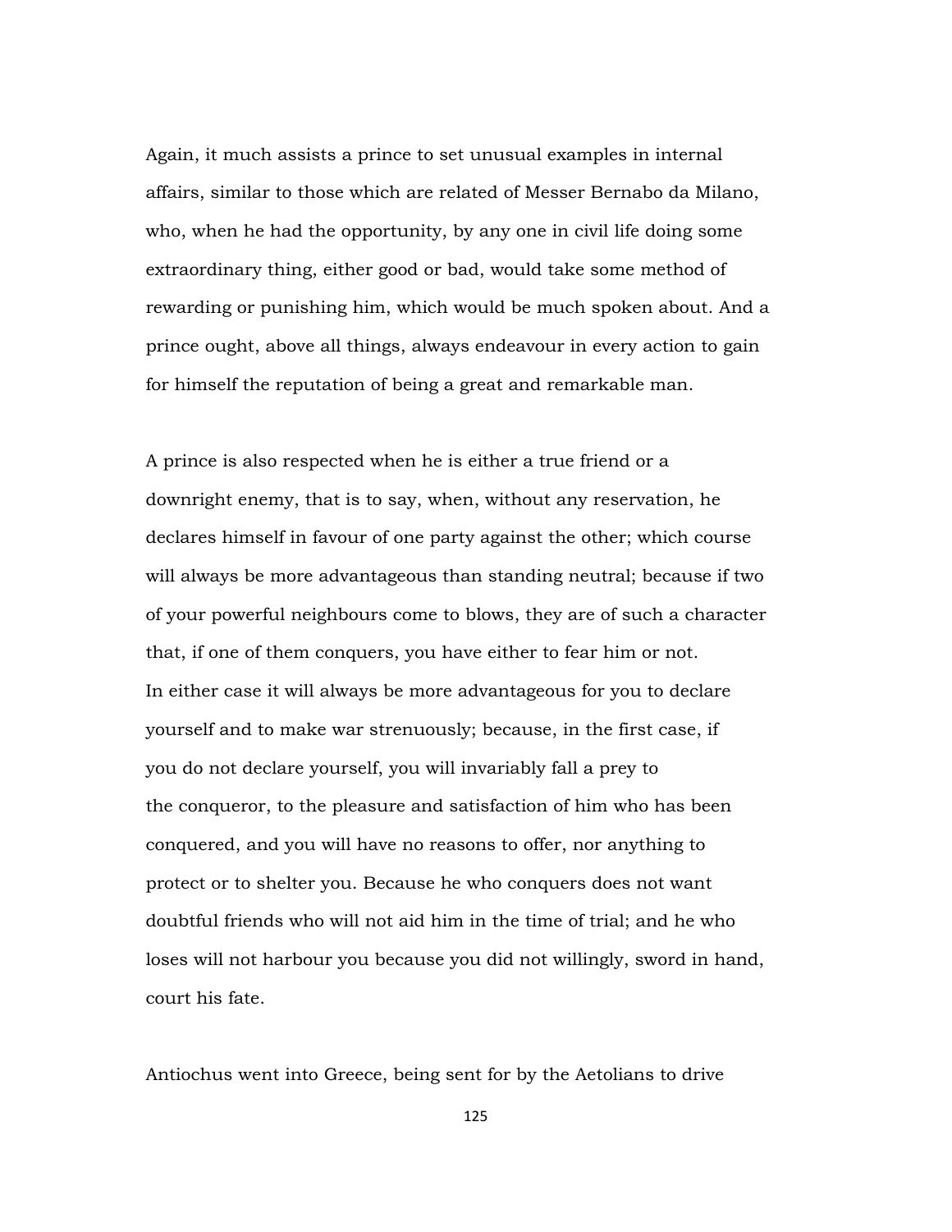Again, it much assists a prince to set unusual examples in internal affairs, similar to those which are related of Messer Bernabo da Milano, who, when he had the opportunity, by any one in civil life doing some extraordinary thing, either good or bad, would take some method of rewarding or punishing him, which would be much spoken about. And a prince ought, above all things, always endeavour in every action to gain for himself the reputation of being a great and remarkable man.

A prince is also respected when he is either a true friend or a downright enemy, that is to say, when, without any reservation, he declares himself in favour of one party against the other; which course will always be more advantageous than standing neutral; because if two of your powerful neighbours come to blows, they are of such a character that, if one of them conquers, you have either to fear him or not. In either case it will always be more advantageous for you to declare yourself and to make war strenuously; because, in the first case, if you do not declare yourself, you will invariably fall a prey to the conqueror, to the pleasure and satisfaction of him who has been conquered, and you will have no reasons to offer, nor anything to protect or to shelter you. Because he who conquers does not want doubtful friends who will not aid him in the time of trial; and he who loses will not harbour you because you did not willingly, sword in hand, court his fate.

Antiochus went into Greece, being sent for by the Aetolians to drive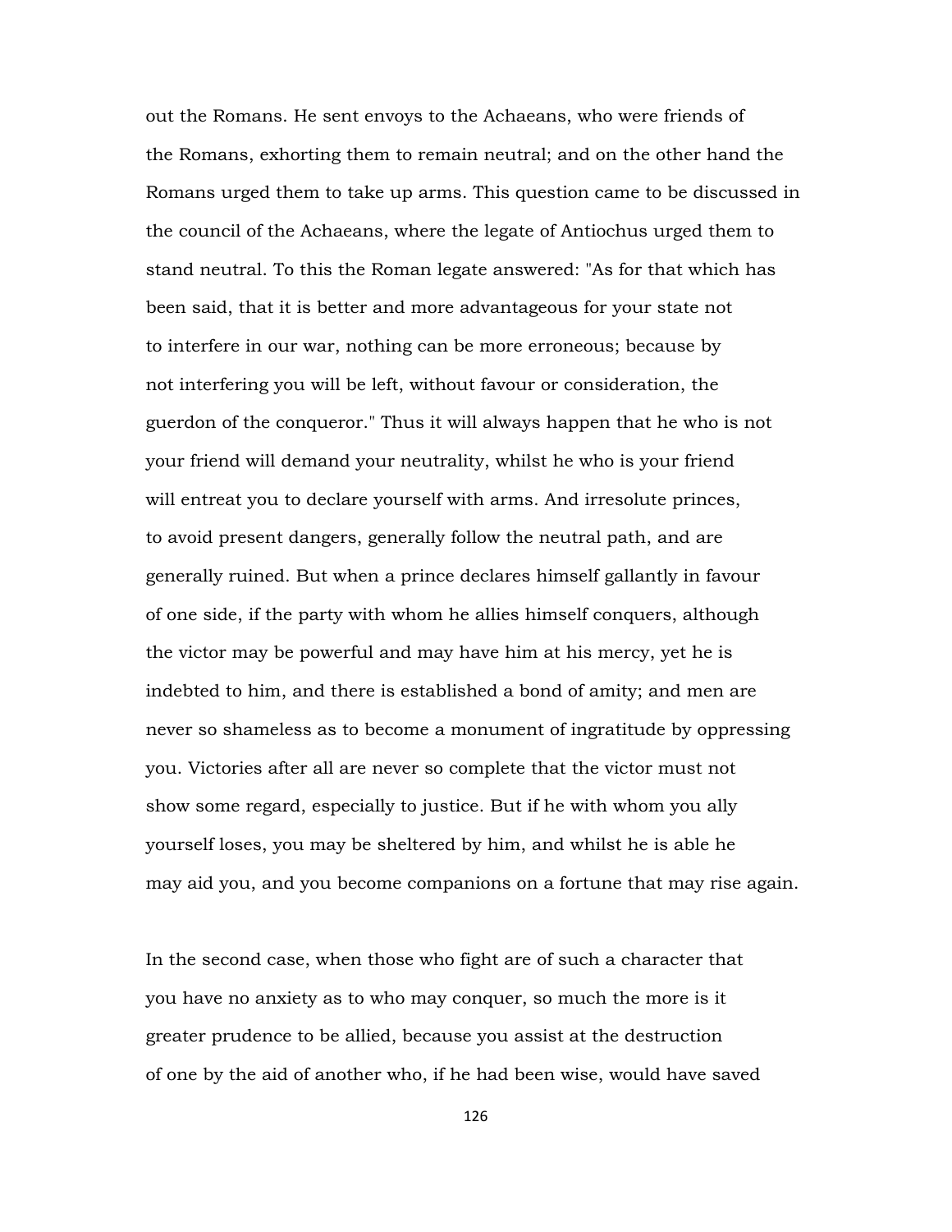out the Romans. He sent envoys to the Achaeans, who were friends of the Romans, exhorting them to remain neutral; and on the other hand the Romans urged them to take up arms. This question came to be discussed in the council of the Achaeans, where the legate of Antiochus urged them to stand neutral. To this the Roman legate answered: "As for that which has been said, that it is better and more advantageous for your state not to interfere in our war, nothing can be more erroneous; because by not interfering you will be left, without favour or consideration, the guerdon of the conqueror." Thus it will always happen that he who is not your friend will demand your neutrality, whilst he who is your friend will entreat you to declare yourself with arms. And irresolute princes, to avoid present dangers, generally follow the neutral path, and are generally ruined. But when a prince declares himself gallantly in favour of one side, if the party with whom he allies himself conquers, although the victor may be powerful and may have him at his mercy, yet he is indebted to him, and there is established a bond of amity; and men are never so shameless as to become a monument of ingratitude by oppressing you. Victories after all are never so complete that the victor must not show some regard, especially to justice. But if he with whom you ally yourself loses, you may be sheltered by him, and whilst he is able he may aid you, and you become companions on a fortune that may rise again.

In the second case, when those who fight are of such a character that you have no anxiety as to who may conquer, so much the more is it greater prudence to be allied, because you assist at the destruction of one by the aid of another who, if he had been wise, would have saved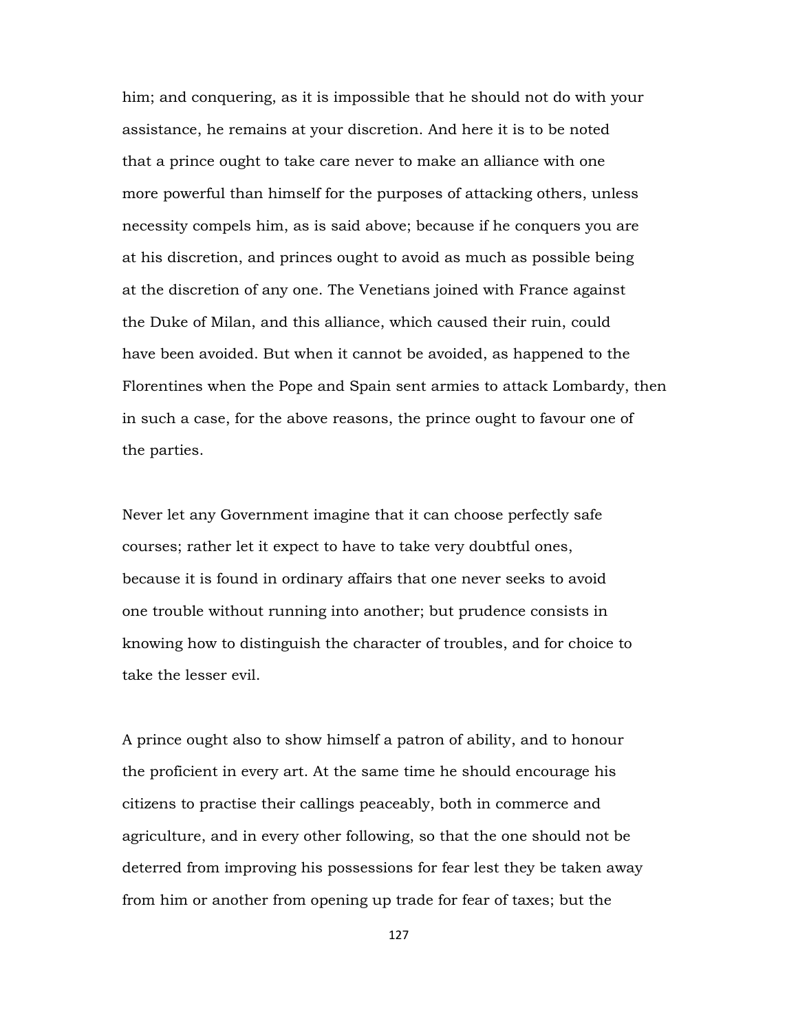him; and conquering, as it is impossible that he should not do with your assistance, he remains at your discretion. And here it is to be noted that a prince ought to take care never to make an alliance with one more powerful than himself for the purposes of attacking others, unless necessity compels him, as is said above; because if he conquers you are at his discretion, and princes ought to avoid as much as possible being at the discretion of any one. The Venetians joined with France against the Duke of Milan, and this alliance, which caused their ruin, could have been avoided. But when it cannot be avoided, as happened to the Florentines when the Pope and Spain sent armies to attack Lombardy, then in such a case, for the above reasons, the prince ought to favour one of the parties.

Never let any Government imagine that it can choose perfectly safe courses; rather let it expect to have to take very doubtful ones, because it is found in ordinary affairs that one never seeks to avoid one trouble without running into another; but prudence consists in knowing how to distinguish the character of troubles, and for choice to take the lesser evil.

A prince ought also to show himself a patron of ability, and to honour the proficient in every art. At the same time he should encourage his citizens to practise their callings peaceably, both in commerce and agriculture, and in every other following, so that the one should not be deterred from improving his possessions for fear lest they be taken away from him or another from opening up trade for fear of taxes; but the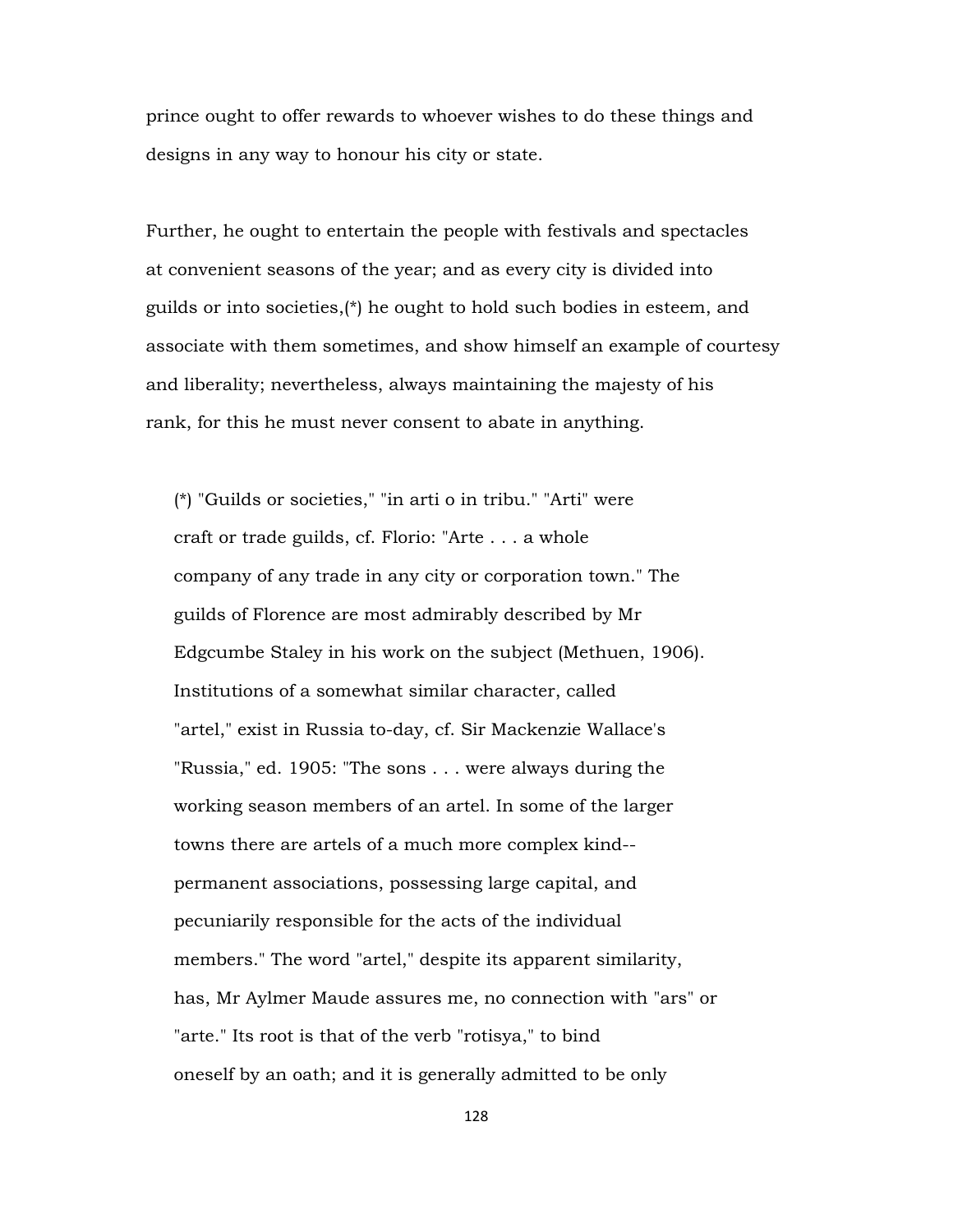prince ought to offer rewards to whoever wishes to do these things and designs in any way to honour his city or state.

Further, he ought to entertain the people with festivals and spectacles at convenient seasons of the year; and as every city is divided into guilds or into societies,(*) he ought to hold such bodies in esteem, and associate with them sometimes, and show himself an example of courtesy and liberality; nevertheless, always maintaining the majesty of his rank, for this he must never consent to abate in anything.

> (*) "Guilds or societies," "in arti o in tribu." "Arti" were craft or trade guilds, cf. Florio: "Arte . . . a whole company of any trade in any city or corporation town." The guilds of Florence are most admirably described by Mr Edgcumbe Staley in his work on the subject (Methuen, 1906). Institutions of a somewhat similar character, called "artel," exist in Russia to-day, cf. Sir Mackenzie Wallace's "Russia," ed. 1905: "The sons . . . were always during the working season members of an artel. In some of the larger towns there are artels of a much more complex kind--permanent associations, possessing large capital, and pecuniarily responsible for the acts of the individual members." The word "artel," despite its apparent similarity, has, Mr Aylmer Maude assures me, no connection with "ars" or "arte." Its root is that of the verb "rotisya," to bind oneself by an oath; and it is generally admitted to be only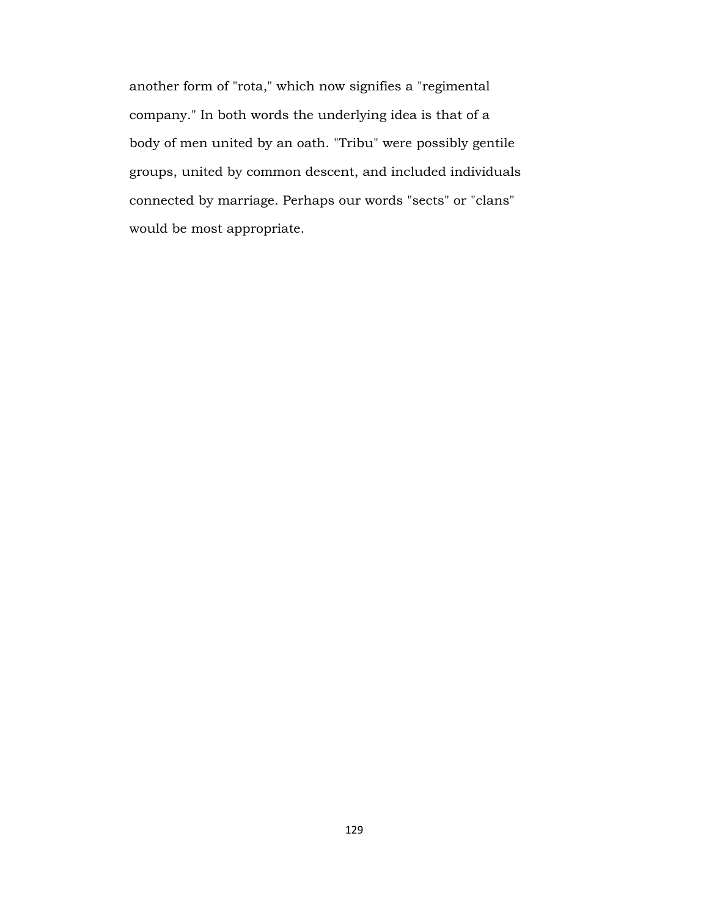another form of "rota," which now signifies a "regimental company." In both words the underlying idea is that of a body of men united by an oath. "Tribu" were possibly gentile groups, united by common descent, and included individuals connected by marriage. Perhaps our words "sects" or "clans" would be most appropriate.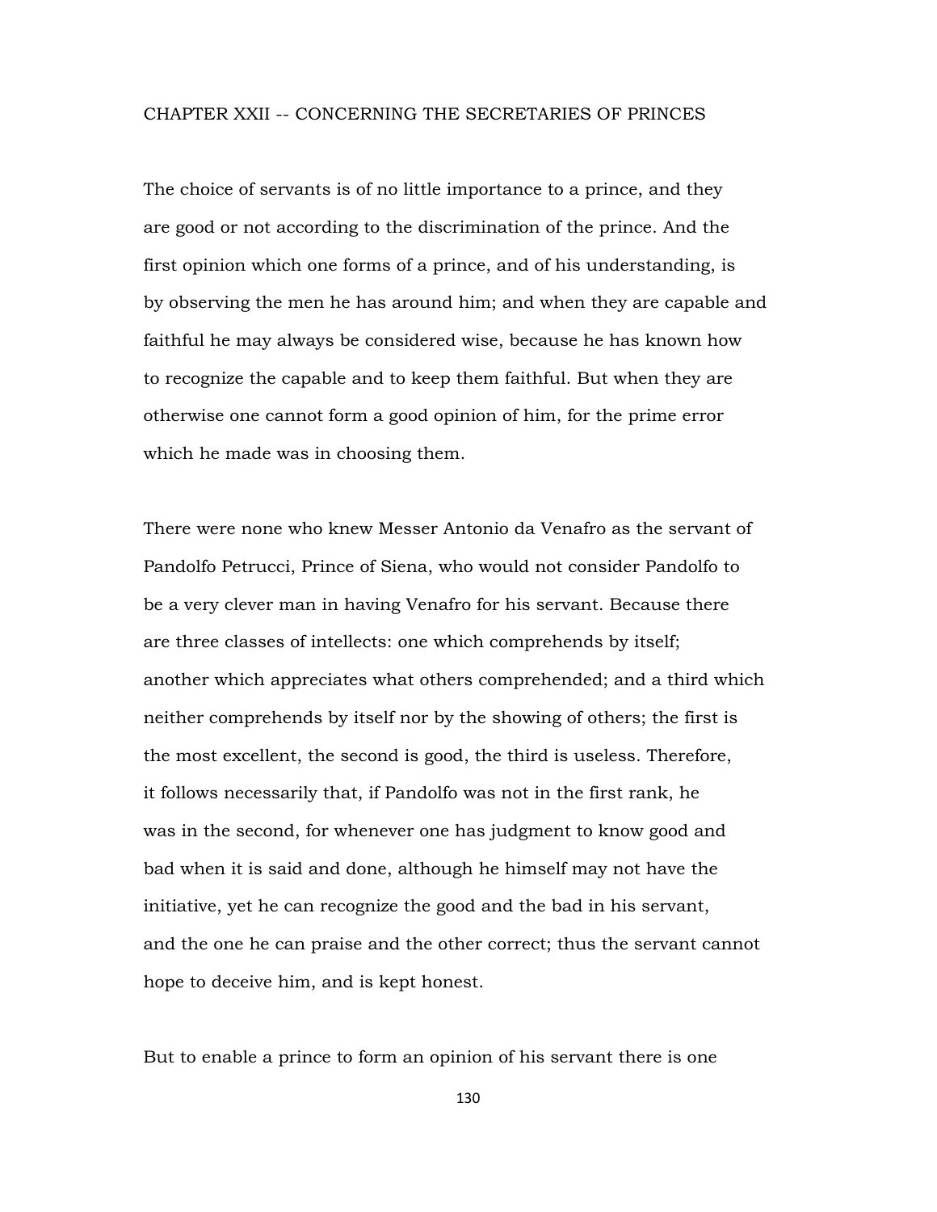## CHAPTER XXII -- CONCERNING THE SECRETARIES OF PRINCES

The choice of servants is of no little importance to a prince, and they are good or not according to the discrimination of the prince. And the first opinion which one forms of a prince, and of his understanding, is by observing the men he has around him; and when they are capable and faithful he may always be considered wise, because he has known how to recognize the capable and to keep them faithful. But when they are otherwise one cannot form a good opinion of him, for the prime error which he made was in choosing them.

There were none who knew Messer Antonio da Venafro as the servant of Pandolfo Petrucci, Prince of Siena, who would not consider Pandolfo to be a very clever man in having Venafro for his servant. Because there are three classes of intellects: one which comprehends by itself; another which appreciates what others comprehended; and a third which neither comprehends by itself nor by the showing of others; the first is the most excellent, the second is good, the third is useless. Therefore, it follows necessarily that, if Pandolfo was not in the first rank, he was in the second, for whenever one has judgment to know good and bad when it is said and done, although he himself may not have the initiative, yet he can recognize the good and the bad in his servant, and the one he can praise and the other correct; thus the servant cannot hope to deceive him, and is kept honest.

But to enable a prince to form an opinion of his servant there is one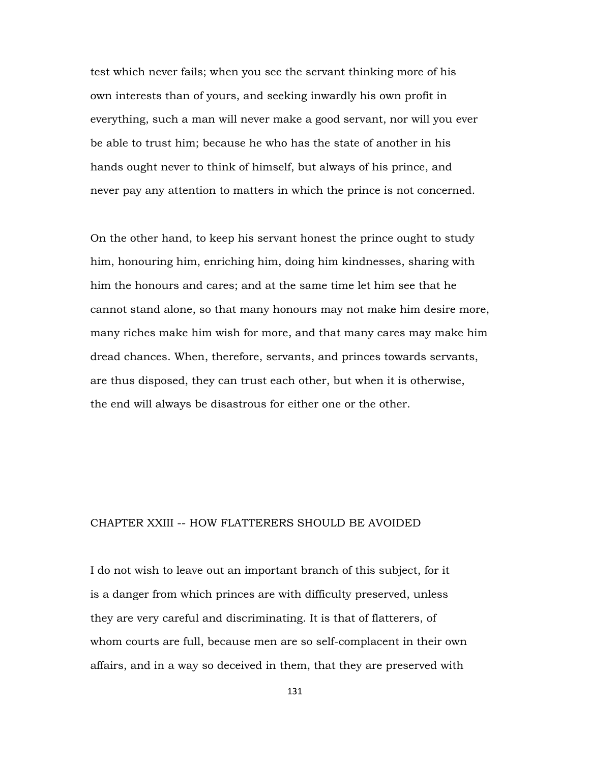test which never fails; when you see the servant thinking more of his own interests than of yours, and seeking inwardly his own profit in everything, such a man will never make a good servant, nor will you ever be able to trust him; because he who has the state of another in his hands ought never to think of himself, but always of his prince, and never pay any attention to matters in which the prince is not concerned.

On the other hand, to keep his servant honest the prince ought to study him, honouring him, enriching him, doing him kindnesses, sharing with him the honours and cares; and at the same time let him see that he cannot stand alone, so that many honours may not make him desire more, many riches make him wish for more, and that many cares may make him dread chances. When, therefore, servants, and princes towards servants, are thus disposed, they can trust each other, but when it is otherwise, the end will always be disastrous for either one or the other.

## CHAPTER XXIII -- HOW FLATTERERS SHOULD BE AVOIDED

I do not wish to leave out an important branch of this subject, for it is a danger from which princes are with difficulty preserved, unless they are very careful and discriminating. It is that of flatterers, of whom courts are full, because men are so self-complacent in their own affairs, and in a way so deceived in them, that they are preserved with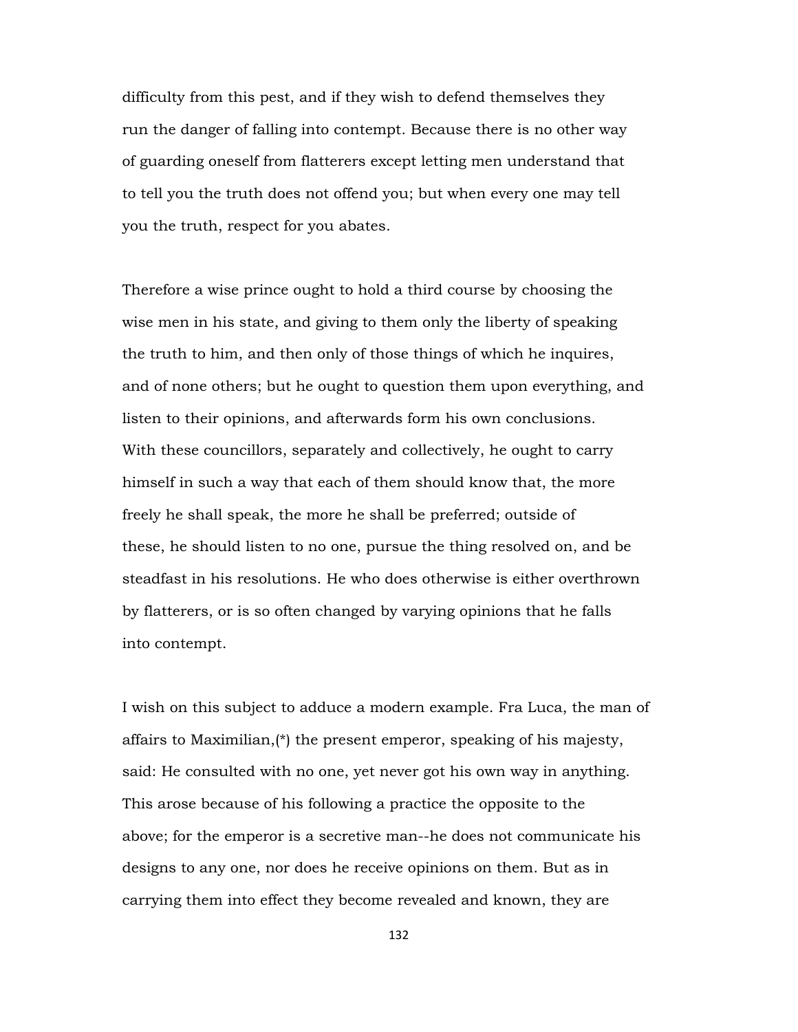difficulty from this pest, and if they wish to defend themselves they run the danger of falling into contempt. Because there is no other way of guarding oneself from flatterers except letting men understand that to tell you the truth does not offend you; but when every one may tell you the truth, respect for you abates.

Therefore a wise prince ought to hold a third course by choosing the wise men in his state, and giving to them only the liberty of speaking the truth to him, and then only of those things of which he inquires, and of none others; but he ought to question them upon everything, and listen to their opinions, and afterwards form his own conclusions. With these councillors, separately and collectively, he ought to carry himself in such a way that each of them should know that, the more freely he shall speak, the more he shall be preferred; outside of these, he should listen to no one, pursue the thing resolved on, and be steadfast in his resolutions. He who does otherwise is either overthrown by flatterers, or is so often changed by varying opinions that he falls into contempt.

I wish on this subject to adduce a modern example. Fra Luca, the man of affairs to Maximilian,(*) the present emperor, speaking of his majesty, said: He consulted with no one, yet never got his own way in anything. This arose because of his following a practice the opposite to the above; for the emperor is a secretive man--he does not communicate his designs to any one, nor does he receive opinions on them. But as in carrying them into effect they become revealed and known, they are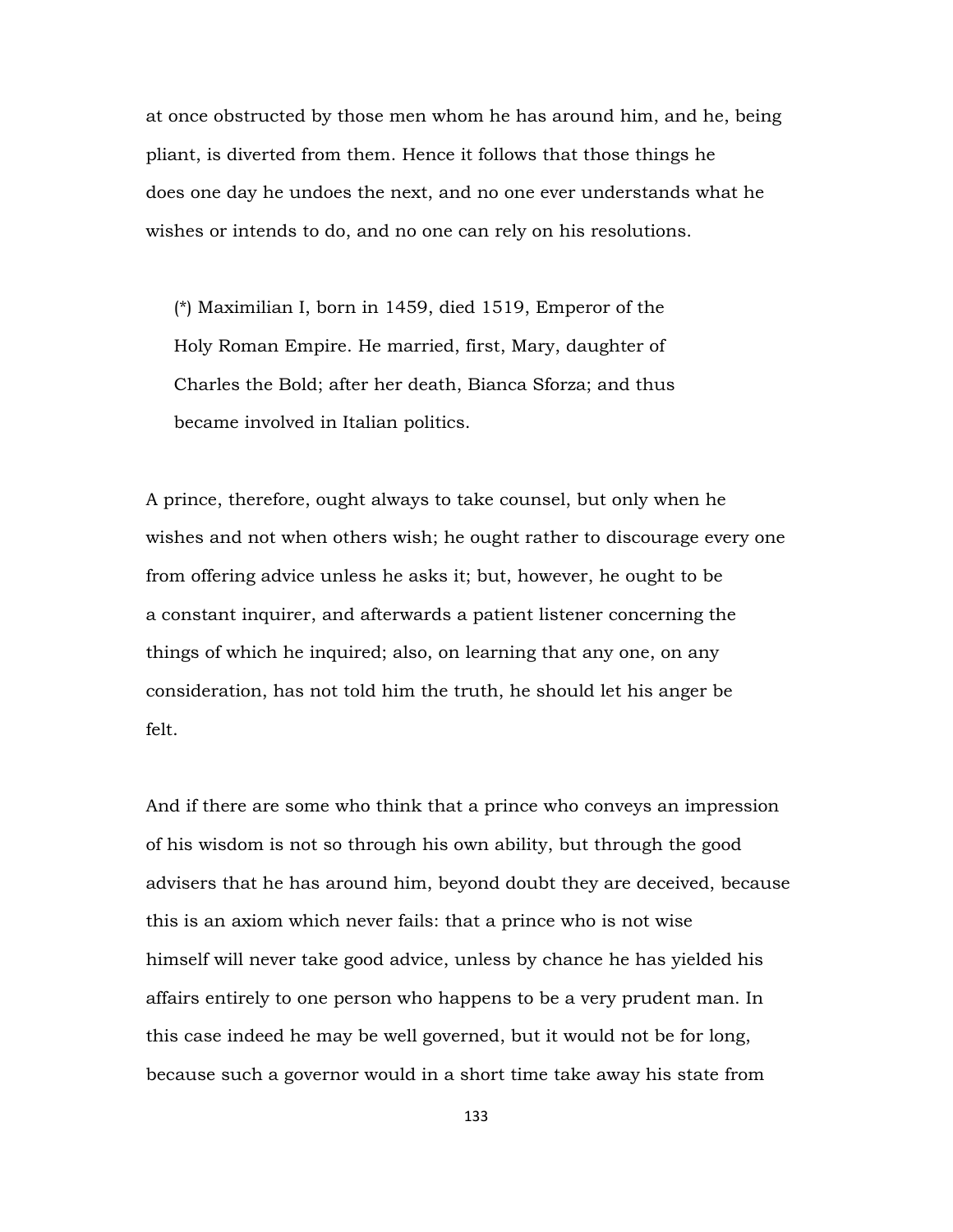at once obstructed by those men whom he has around him, and he, being pliant, is diverted from them. Hence it follows that those things he does one day he undoes the next, and no one ever understands what he wishes or intends to do, and no one can rely on his resolutions.

> (*) Maximilian I, born in 1459, died 1519, Emperor of the Holy Roman Empire. He married, first, Mary, daughter of Charles the Bold; after her death, Bianca Sforza; and thus became involved in Italian politics.

A prince, therefore, ought always to take counsel, but only when he wishes and not when others wish; he ought rather to discourage every one from offering advice unless he asks it; but, however, he ought to be a constant inquirer, and afterwards a patient listener concerning the things of which he inquired; also, on learning that any one, on any consideration, has not told him the truth, he should let his anger be felt.

And if there are some who think that a prince who conveys an impression of his wisdom is not so through his own ability, but through the good advisers that he has around him, beyond doubt they are deceived, because this is an axiom which never fails: that a prince who is not wise himself will never take good advice, unless by chance he has yielded his affairs entirely to one person who happens to be a very prudent man. In this case indeed he may be well governed, but it would not be for long, because such a governor would in a short time take away his state from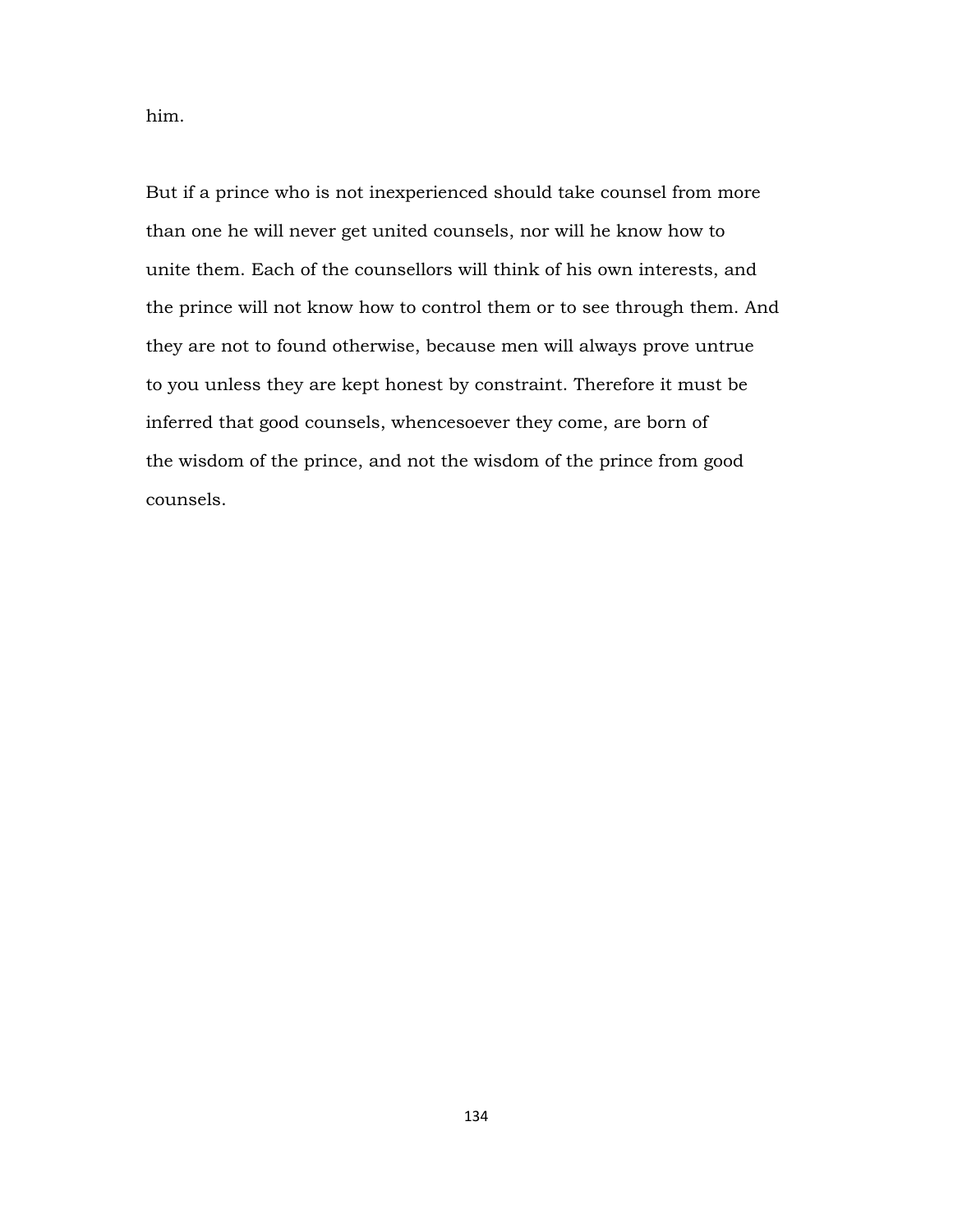him.

But if a prince who is not inexperienced should take counsel from more than one he will never get united counsels, nor will he know how to unite them. Each of the counsellors will think of his own interests, and the prince will not know how to control them or to see through them. And they are not to found otherwise, because men will always prove untrue to you unless they are kept honest by constraint. Therefore it must be inferred that good counsels, whencesoever they come, are born of the wisdom of the prince, and not the wisdom of the prince from good counsels.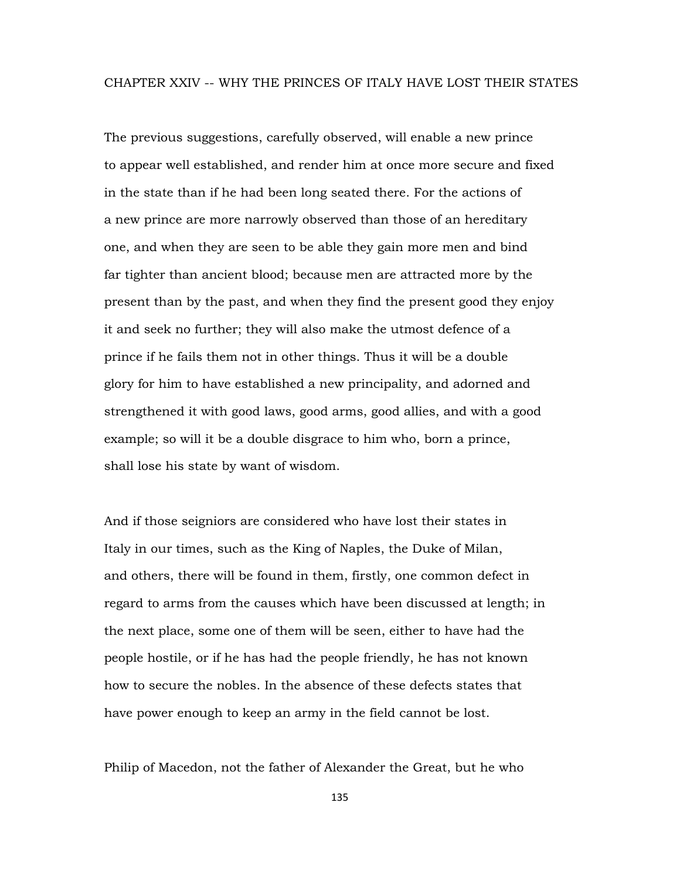## CHAPTER XXIV -- WHY THE PRINCES OF ITALY HAVE LOST THEIR STATES

The previous suggestions, carefully observed, will enable a new prince to appear well established, and render him at once more secure and fixed in the state than if he had been long seated there. For the actions of a new prince are more narrowly observed than those of an hereditary one, and when they are seen to be able they gain more men and bind far tighter than ancient blood; because men are attracted more by the present than by the past, and when they find the present good they enjoy it and seek no further; they will also make the utmost defence of a prince if he fails them not in other things. Thus it will be a double glory for him to have established a new principality, and adorned and strengthened it with good laws, good arms, good allies, and with a good example; so will it be a double disgrace to him who, born a prince, shall lose his state by want of wisdom.

And if those seigniors are considered who have lost their states in Italy in our times, such as the King of Naples, the Duke of Milan, and others, there will be found in them, firstly, one common defect in regard to arms from the causes which have been discussed at length; in the next place, some one of them will be seen, either to have had the people hostile, or if he has had the people friendly, he has not known how to secure the nobles. In the absence of these defects states that have power enough to keep an army in the field cannot be lost.

Philip of Macedon, not the father of Alexander the Great, but he who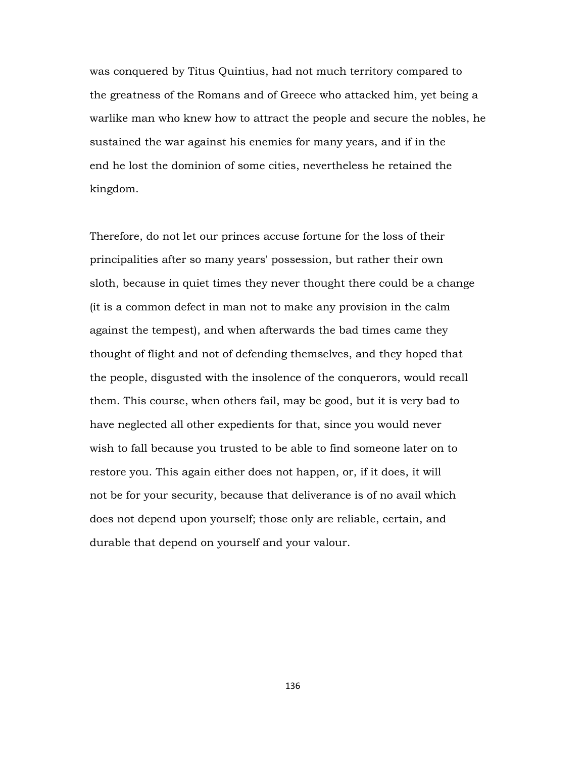was conquered by Titus Quintius, had not much territory compared to the greatness of the Romans and of Greece who attacked him, yet being a warlike man who knew how to attract the people and secure the nobles, he sustained the war against his enemies for many years, and if in the end he lost the dominion of some cities, nevertheless he retained the kingdom.

Therefore, do not let our princes accuse fortune for the loss of their principalities after so many years' possession, but rather their own sloth, because in quiet times they never thought there could be a change (it is a common defect in man not to make any provision in the calm against the tempest), and when afterwards the bad times came they thought of flight and not of defending themselves, and they hoped that the people, disgusted with the insolence of the conquerors, would recall them. This course, when others fail, may be good, but it is very bad to have neglected all other expedients for that, since you would never wish to fall because you trusted to be able to find someone later on to restore you. This again either does not happen, or, if it does, it will not be for your security, because that deliverance is of no avail which does not depend upon yourself; those only are reliable, certain, and durable that depend on yourself and your valour.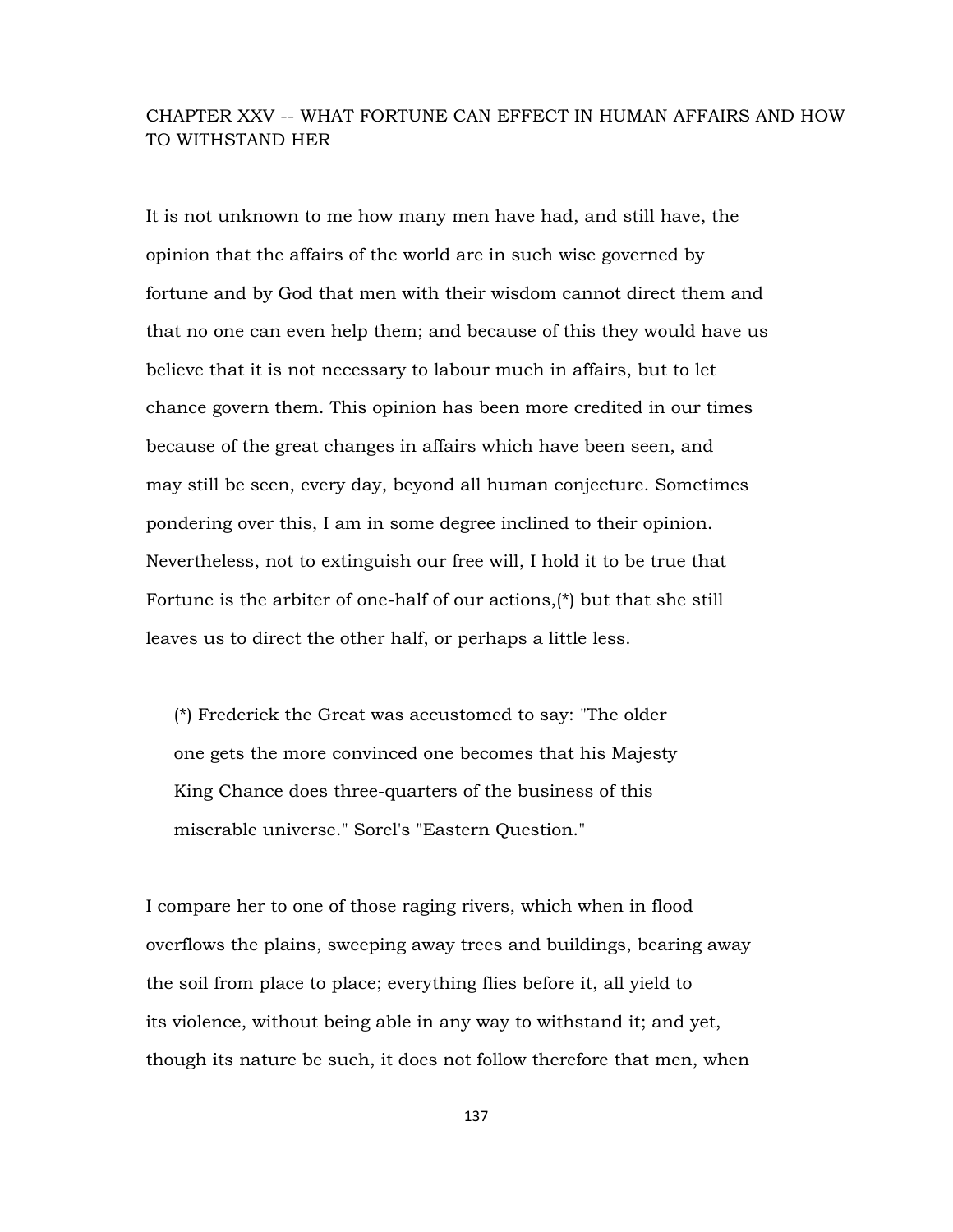## CHAPTER XXV -- WHAT FORTUNE CAN EFFECT IN HUMAN AFFAIRS AND HOW TO WITHSTAND HER

It is not unknown to me how many men have had, and still have, the opinion that the affairs of the world are in such wise governed by fortune and by God that men with their wisdom cannot direct them and that no one can even help them; and because of this they would have us believe that it is not necessary to labour much in affairs, but to let chance govern them. This opinion has been more credited in our times because of the great changes in affairs which have been seen, and may still be seen, every day, beyond all human conjecture. Sometimes pondering over this, I am in some degree inclined to their opinion. Nevertheless, not to extinguish our free will, I hold it to be true that Fortune is the arbiter of one-half of our actions,(*) but that she still leaves us to direct the other half, or perhaps a little less.

> (*) Frederick the Great was accustomed to say: "The older one gets the more convinced one becomes that his Majesty King Chance does three-quarters of the business of this miserable universe." Sorel's "Eastern Question."

I compare her to one of those raging rivers, which when in flood overflows the plains, sweeping away trees and buildings, bearing away the soil from place to place; everything flies before it, all yield to its violence, without being able in any way to withstand it; and yet, though its nature be such, it does not follow therefore that men, when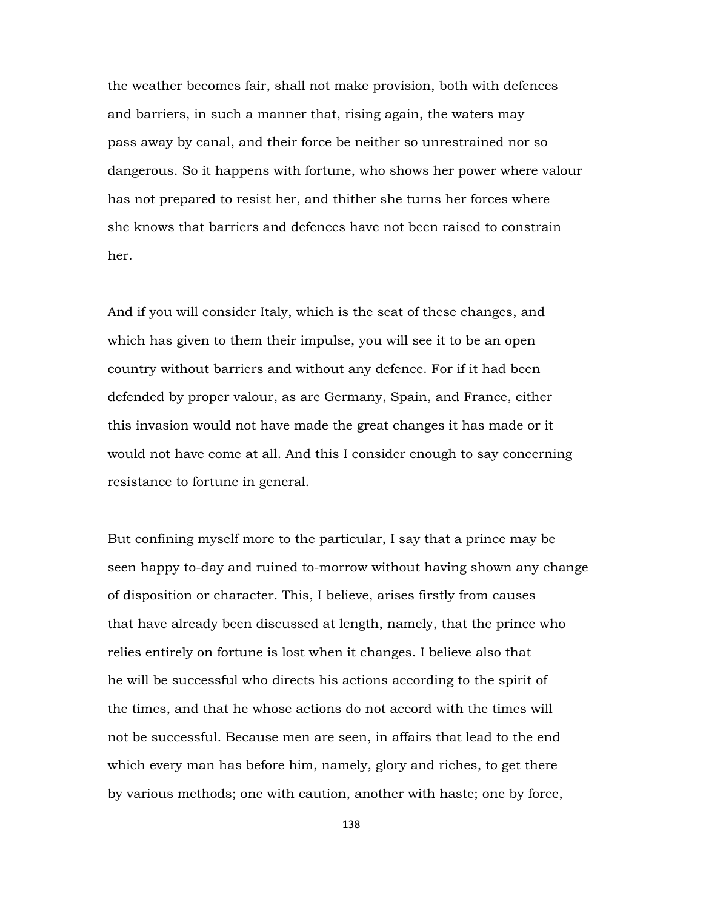the weather becomes fair, shall not make provision, both with defences and barriers, in such a manner that, rising again, the waters may pass away by canal, and their force be neither so unrestrained nor so dangerous. So it happens with fortune, who shows her power where valour has not prepared to resist her, and thither she turns her forces where she knows that barriers and defences have not been raised to constrain her.

And if you will consider Italy, which is the seat of these changes, and which has given to them their impulse, you will see it to be an open country without barriers and without any defence. For if it had been defended by proper valour, as are Germany, Spain, and France, either this invasion would not have made the great changes it has made or it would not have come at all. And this I consider enough to say concerning resistance to fortune in general.

But confining myself more to the particular, I say that a prince may be seen happy to-day and ruined to-morrow without having shown any change of disposition or character. This, I believe, arises firstly from causes that have already been discussed at length, namely, that the prince who relies entirely on fortune is lost when it changes. I believe also that he will be successful who directs his actions according to the spirit of the times, and that he whose actions do not accord with the times will not be successful. Because men are seen, in affairs that lead to the end which every man has before him, namely, glory and riches, to get there by various methods; one with caution, another with haste; one by force,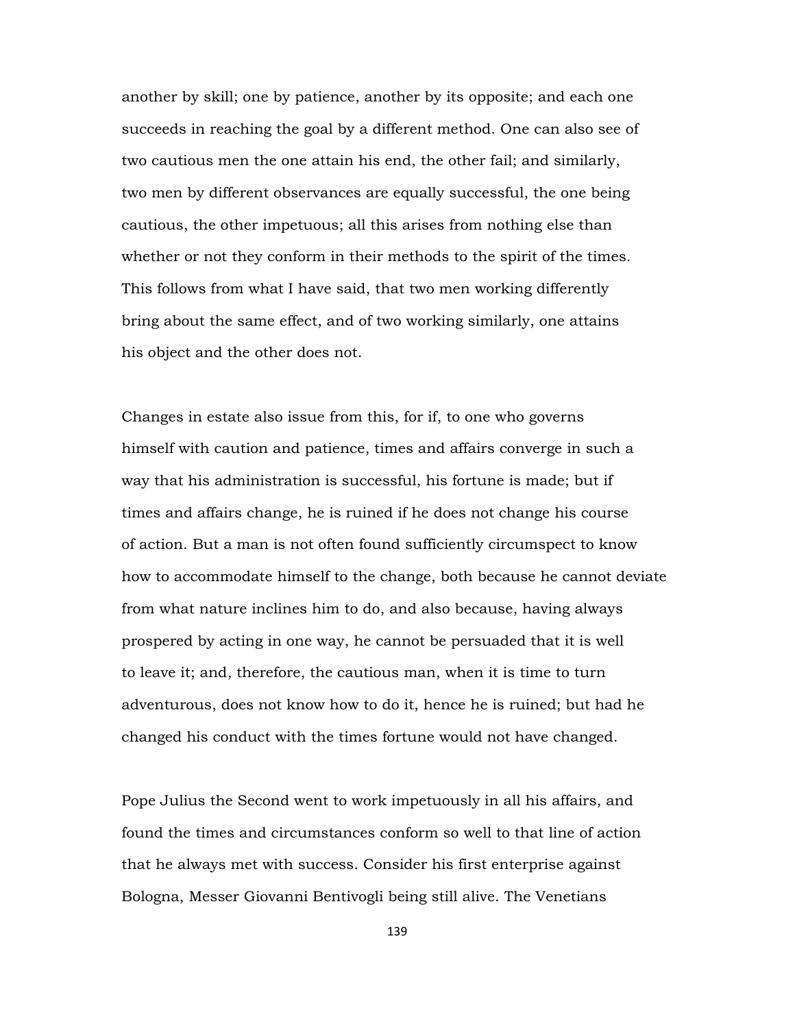another by skill; one by patience, another by its opposite; and each one succeeds in reaching the goal by a different method. One can also see of two cautious men the one attain his end, the other fail; and similarly, two men by different observances are equally successful, the one being cautious, the other impetuous; all this arises from nothing else than whether or not they conform in their methods to the spirit of the times. This follows from what I have said, that two men working differently bring about the same effect, and of two working similarly, one attains his object and the other does not.

Changes in estate also issue from this, for if, to one who governs himself with caution and patience, times and affairs converge in such a way that his administration is successful, his fortune is made; but if times and affairs change, he is ruined if he does not change his course of action. But a man is not often found sufficiently circumspect to know how to accommodate himself to the change, both because he cannot deviate from what nature inclines him to do, and also because, having always prospered by acting in one way, he cannot be persuaded that it is well to leave it; and, therefore, the cautious man, when it is time to turn adventurous, does not know how to do it, hence he is ruined; but had he changed his conduct with the times fortune would not have changed.

Pope Julius the Second went to work impetuously in all his affairs, and found the times and circumstances conform so well to that line of action that he always met with success. Consider his first enterprise against Bologna, Messer Giovanni Bentivogli being still alive. The Venetians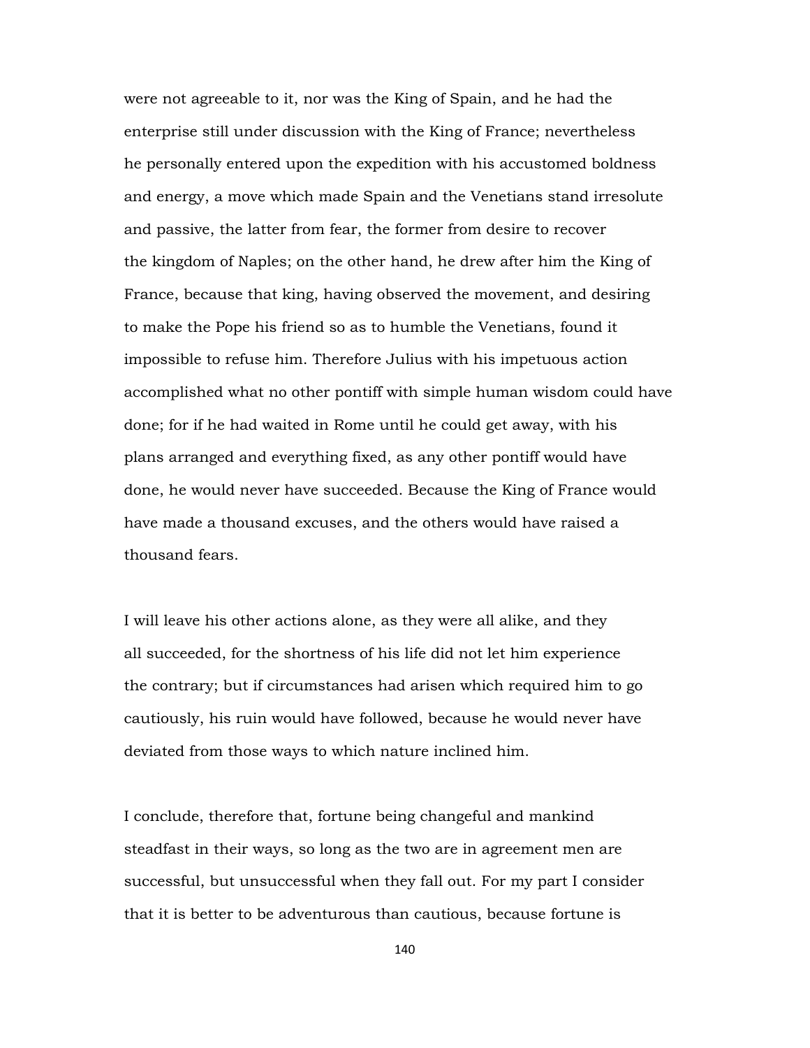were not agreeable to it, nor was the King of Spain, and he had the enterprise still under discussion with the King of France; nevertheless he personally entered upon the expedition with his accustomed boldness and energy, a move which made Spain and the Venetians stand irresolute and passive, the latter from fear, the former from desire to recover the kingdom of Naples; on the other hand, he drew after him the King of France, because that king, having observed the movement, and desiring to make the Pope his friend so as to humble the Venetians, found it impossible to refuse him. Therefore Julius with his impetuous action accomplished what no other pontiff with simple human wisdom could have done; for if he had waited in Rome until he could get away, with his plans arranged and everything fixed, as any other pontiff would have done, he would never have succeeded. Because the King of France would have made a thousand excuses, and the others would have raised a thousand fears.

I will leave his other actions alone, as they were all alike, and they all succeeded, for the shortness of his life did not let him experience the contrary; but if circumstances had arisen which required him to go cautiously, his ruin would have followed, because he would never have deviated from those ways to which nature inclined him.

I conclude, therefore that, fortune being changeful and mankind steadfast in their ways, so long as the two are in agreement men are successful, but unsuccessful when they fall out. For my part I consider that it is better to be adventurous than cautious, because fortune is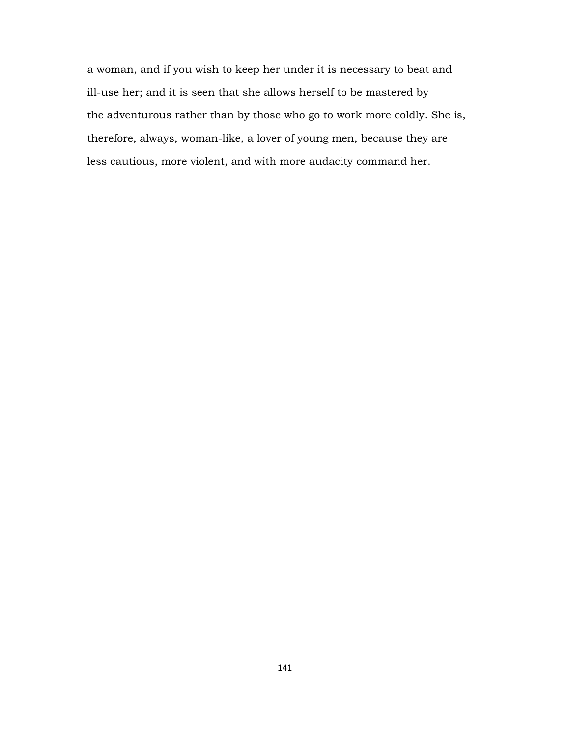a woman, and if you wish to keep her under it is necessary to beat and ill-use her; and it is seen that she allows herself to be mastered by the adventurous rather than by those who go to work more coldly. She is, therefore, always, woman-like, a lover of young men, because they are less cautious, more violent, and with more audacity command her.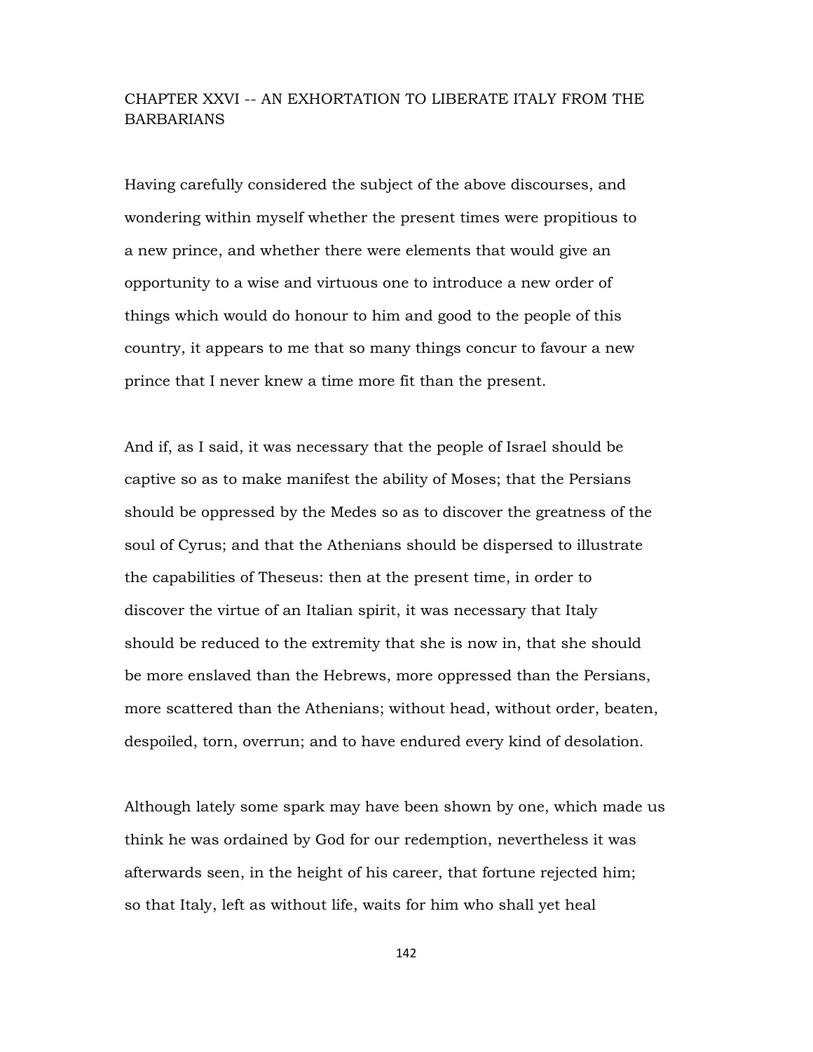## CHAPTER XXVI -- AN EXHORTATION TO LIBERATE ITALY FROM THE BARBARIANS

Having carefully considered the subject of the above discourses, and wondering within myself whether the present times were propitious to a new prince, and whether there were elements that would give an opportunity to a wise and virtuous one to introduce a new order of things which would do honour to him and good to the people of this country, it appears to me that so many things concur to favour a new prince that I never knew a time more fit than the present.

And if, as I said, it was necessary that the people of Israel should be captive so as to make manifest the ability of Moses; that the Persians should be oppressed by the Medes so as to discover the greatness of the soul of Cyrus; and that the Athenians should be dispersed to illustrate the capabilities of Theseus: then at the present time, in order to discover the virtue of an Italian spirit, it was necessary that Italy should be reduced to the extremity that she is now in, that she should be more enslaved than the Hebrews, more oppressed than the Persians, more scattered than the Athenians; without head, without order, beaten, despoiled, torn, overrun; and to have endured every kind of desolation.

Although lately some spark may have been shown by one, which made us think he was ordained by God for our redemption, nevertheless it was afterwards seen, in the height of his career, that fortune rejected him; so that Italy, left as without life, waits for him who shall yet heal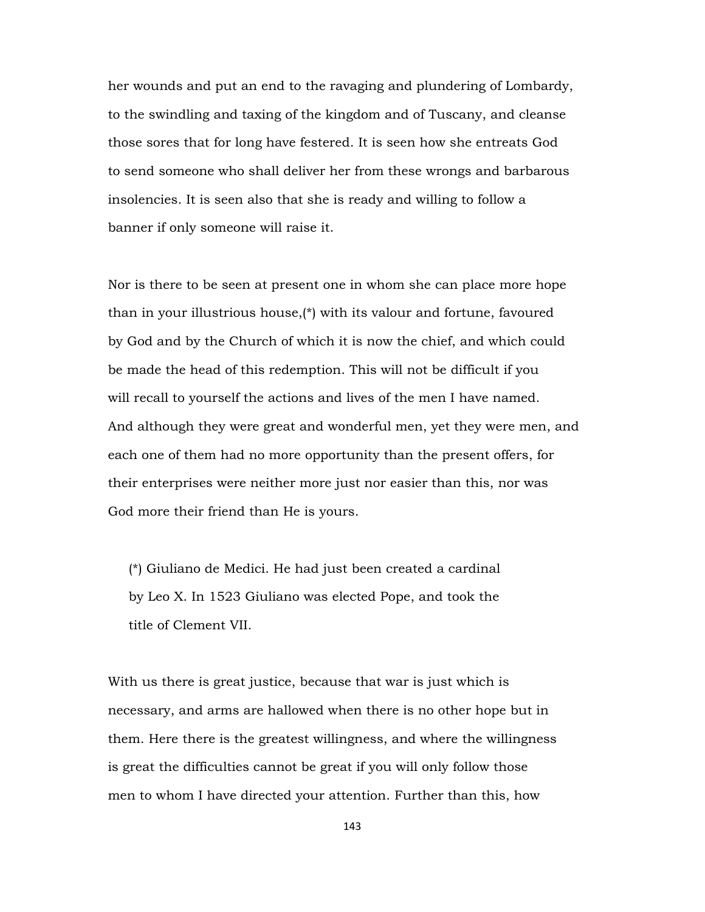her wounds and put an end to the ravaging and plundering of Lombardy, to the swindling and taxing of the kingdom and of Tuscany, and cleanse those sores that for long have festered. It is seen how she entreats God to send someone who shall deliver her from these wrongs and barbarous insolencies. It is seen also that she is ready and willing to follow a banner if only someone will raise it.

Nor is there to be seen at present one in whom she can place more hope than in your illustrious house,(*) with its valour and fortune, favoured by God and by the Church of which it is now the chief, and which could be made the head of this redemption. This will not be difficult if you will recall to yourself the actions and lives of the men I have named. And although they were great and wonderful men, yet they were men, and each one of them had no more opportunity than the present offers, for their enterprises were neither more just nor easier than this, nor was God more their friend than He is yours.

> (*) Giuliano de Medici. He had just been created a cardinal by Leo X. In 1523 Giuliano was elected Pope, and took the title of Clement VII.

With us there is great justice, because that war is just which is necessary, and arms are hallowed when there is no other hope but in them. Here there is the greatest willingness, and where the willingness is great the difficulties cannot be great if you will only follow those men to whom I have directed your attention. Further than this, how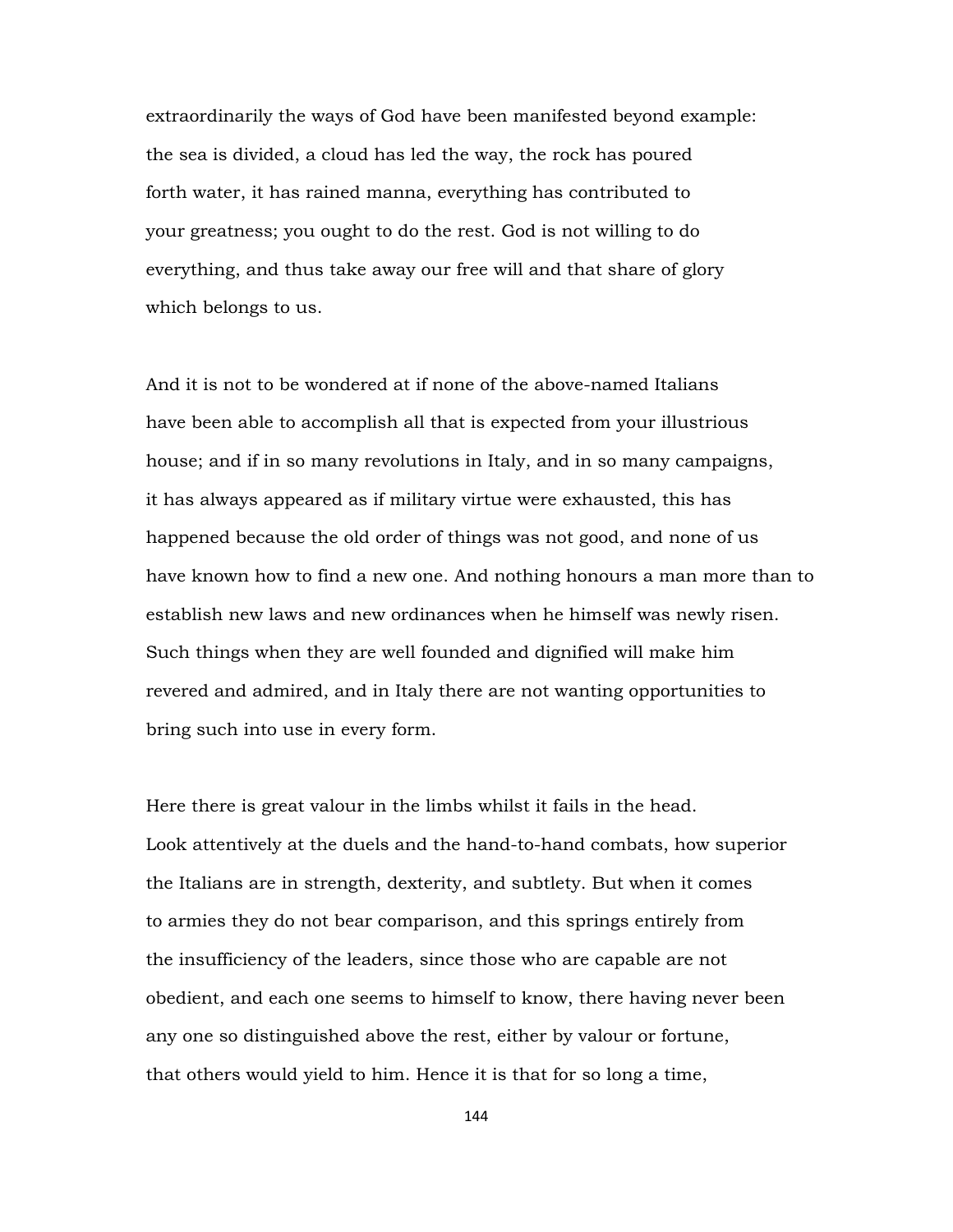extraordinarily the ways of God have been manifested beyond example: the sea is divided, a cloud has led the way, the rock has poured forth water, it has rained manna, everything has contributed to your greatness; you ought to do the rest. God is not willing to do everything, and thus take away our free will and that share of glory which belongs to us.

And it is not to be wondered at if none of the above-named Italians have been able to accomplish all that is expected from your illustrious house; and if in so many revolutions in Italy, and in so many campaigns, it has always appeared as if military virtue were exhausted, this has happened because the old order of things was not good, and none of us have known how to find a new one. And nothing honours a man more than to establish new laws and new ordinances when he himself was newly risen. Such things when they are well founded and dignified will make him revered and admired, and in Italy there are not wanting opportunities to bring such into use in every form.

Here there is great valour in the limbs whilst it fails in the head. Look attentively at the duels and the hand-to-hand combats, how superior the Italians are in strength, dexterity, and subtlety. But when it comes to armies they do not bear comparison, and this springs entirely from the insufficiency of the leaders, since those who are capable are not obedient, and each one seems to himself to know, there having never been any one so distinguished above the rest, either by valour or fortune, that others would yield to him. Hence it is that for so long a time,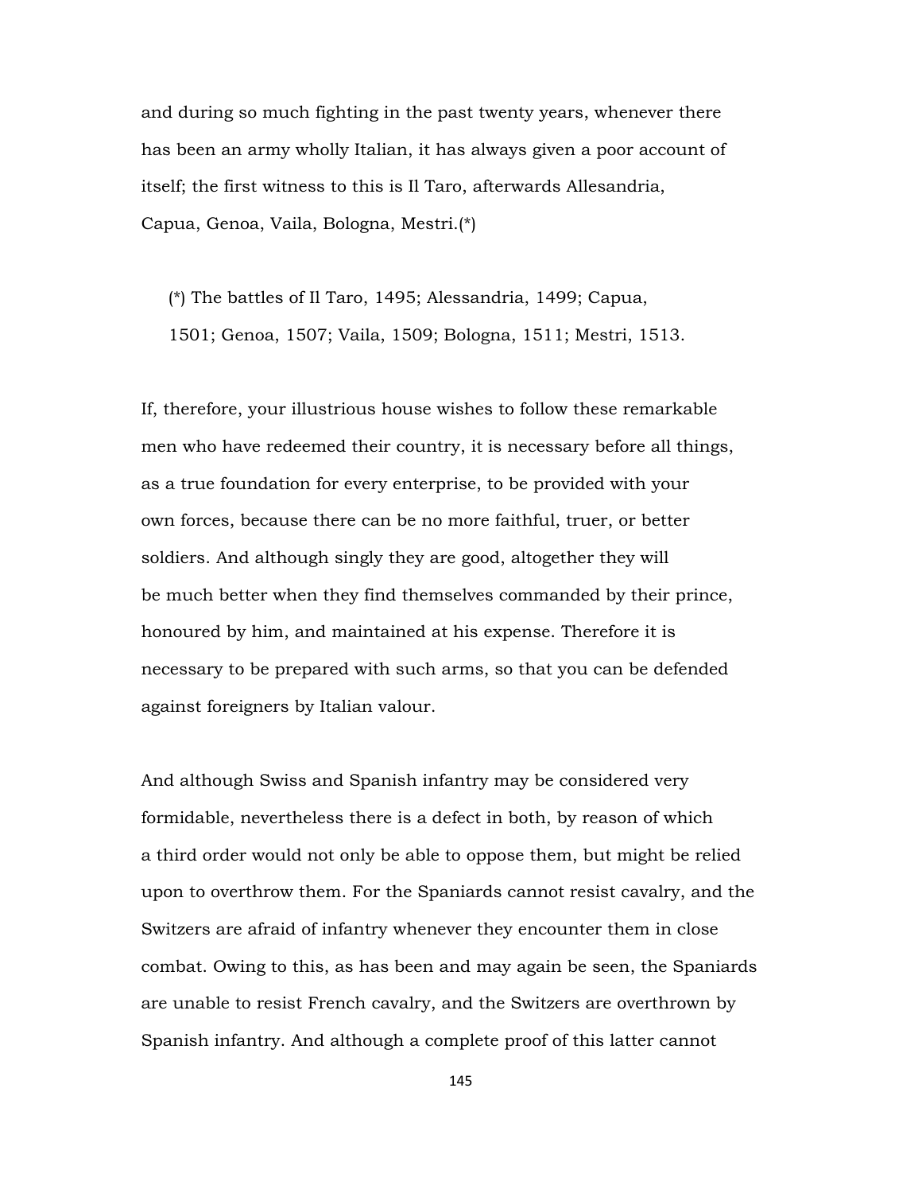and during so much fighting in the past twenty years, whenever there has been an army wholly Italian, it has always given a poor account of itself; the first witness to this is Il Taro, afterwards Allesandria, Capua, Genoa, Vaila, Bologna, Mestri.(*)

(*) The battles of Il Taro, 1495; Alessandria, 1499; Capua, 1501; Genoa, 1507; Vaila, 1509; Bologna, 1511; Mestri, 1513.

If, therefore, your illustrious house wishes to follow these remarkable men who have redeemed their country, it is necessary before all things, as a true foundation for every enterprise, to be provided with your own forces, because there can be no more faithful, truer, or better soldiers. And although singly they are good, altogether they will be much better when they find themselves commanded by their prince, honoured by him, and maintained at his expense. Therefore it is necessary to be prepared with such arms, so that you can be defended against foreigners by Italian valour.

And although Swiss and Spanish infantry may be considered very formidable, nevertheless there is a defect in both, by reason of which a third order would not only be able to oppose them, but might be relied upon to overthrow them. For the Spaniards cannot resist cavalry, and the Switzers are afraid of infantry whenever they encounter them in close combat. Owing to this, as has been and may again be seen, the Spaniards are unable to resist French cavalry, and the Switzers are overthrown by Spanish infantry. And although a complete proof of this latter cannot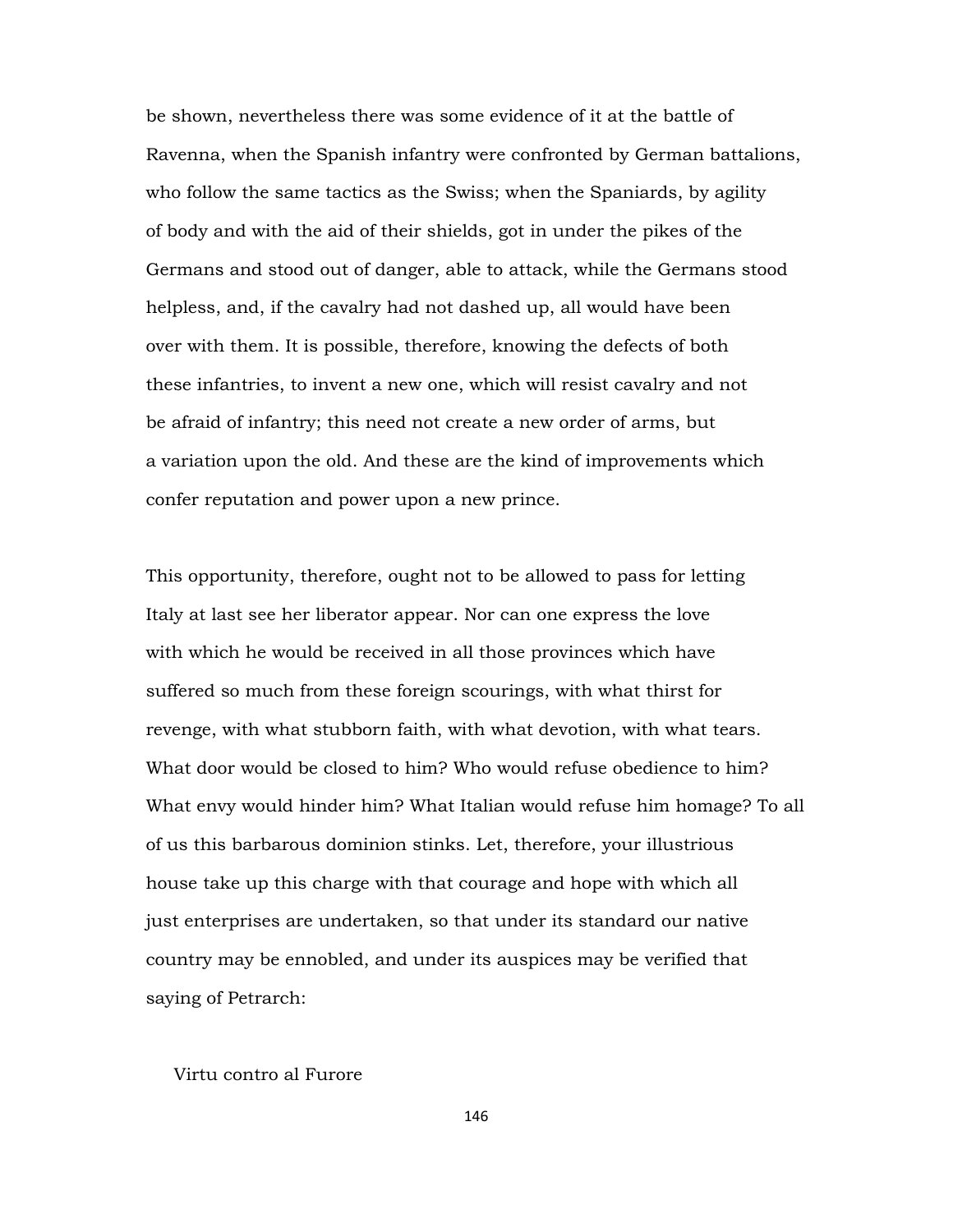be shown, nevertheless there was some evidence of it at the battle of Ravenna, when the Spanish infantry were confronted by German battalions, who follow the same tactics as the Swiss; when the Spaniards, by agility of body and with the aid of their shields, got in under the pikes of the Germans and stood out of danger, able to attack, while the Germans stood helpless, and, if the cavalry had not dashed up, all would have been over with them. It is possible, therefore, knowing the defects of both these infantries, to invent a new one, which will resist cavalry and not be afraid of infantry; this need not create a new order of arms, but a variation upon the old. And these are the kind of improvements which confer reputation and power upon a new prince.

This opportunity, therefore, ought not to be allowed to pass for letting Italy at last see her liberator appear. Nor can one express the love with which he would be received in all those provinces which have suffered so much from these foreign scourings, with what thirst for revenge, with what stubborn faith, with what devotion, with what tears. What door would be closed to him? Who would refuse obedience to him? What envy would hinder him? What Italian would refuse him homage? To all of us this barbarous dominion stinks. Let, therefore, your illustrious house take up this charge with that courage and hope with which all just enterprises are undertaken, so that under its standard our native country may be ennobled, and under its auspices may be verified that saying of Petrarch:

Virtu contro al Furore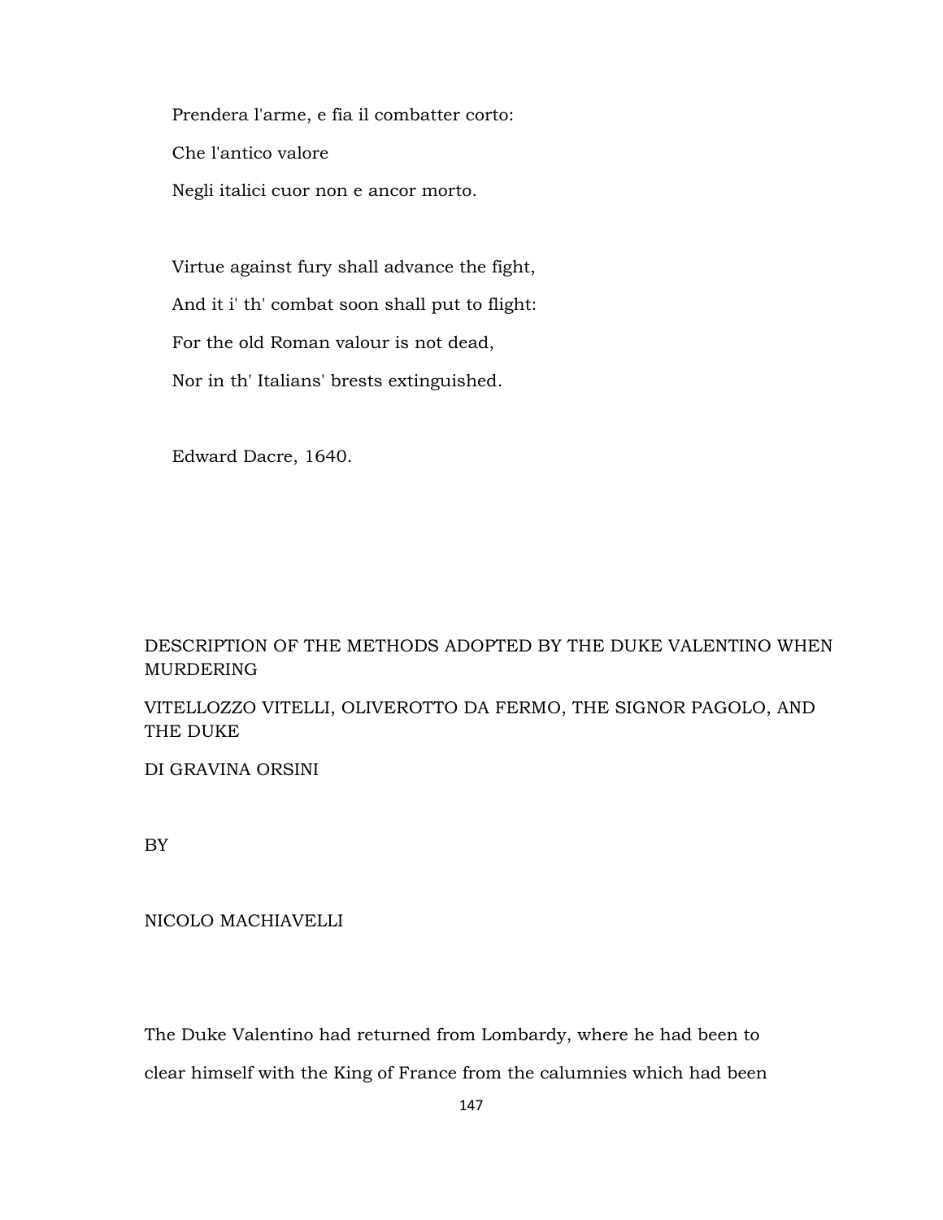Prendera l'arme, e fia il combatter corto:

Che l'antico valore

Negli italici cuor non e ancor morto.

Virtue against fury shall advance the fight,

And it i' th' combat soon shall put to flight:

For the old Roman valour is not dead,

Nor in th' Italians' brests extinguished.

Edward Dacre, 1640.

## DESCRIPTION OF THE METHODS ADOPTED BY THE DUKE VALENTINO WHEN MURDERING VITELLOZZO VITELLI, OLIVEROTTO DA FERMO, THE SIGNOR PAGOLO, AND THE DUKE DI GRAVINA ORSINI

BY

NICOLO MACHIAVELLI

The Duke Valentino had returned from Lombardy, where he had been to clear himself with the King of France from the calumnies which had been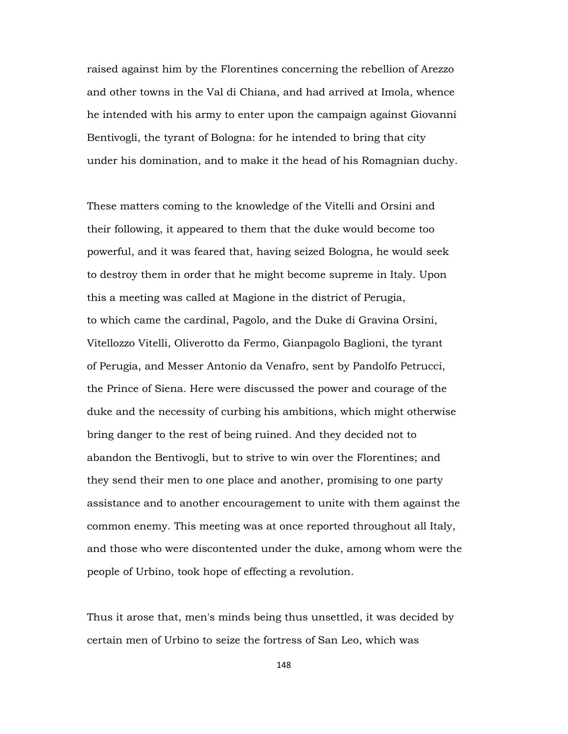raised against him by the Florentines concerning the rebellion of Arezzo and other towns in the Val di Chiana, and had arrived at Imola, whence he intended with his army to enter upon the campaign against Giovanni Bentivogli, the tyrant of Bologna: for he intended to bring that city under his domination, and to make it the head of his Romagnian duchy.

These matters coming to the knowledge of the Vitelli and Orsini and their following, it appeared to them that the duke would become too powerful, and it was feared that, having seized Bologna, he would seek to destroy them in order that he might become supreme in Italy. Upon this a meeting was called at Magione in the district of Perugia, to which came the cardinal, Pagolo, and the Duke di Gravina Orsini, Vitellozzo Vitelli, Oliverotto da Fermo, Gianpagolo Baglioni, the tyrant of Perugia, and Messer Antonio da Venafro, sent by Pandolfo Petrucci, the Prince of Siena. Here were discussed the power and courage of the duke and the necessity of curbing his ambitions, which might otherwise bring danger to the rest of being ruined. And they decided not to abandon the Bentivogli, but to strive to win over the Florentines; and they send their men to one place and another, promising to one party assistance and to another encouragement to unite with them against the common enemy. This meeting was at once reported throughout all Italy, and those who were discontented under the duke, among whom were the people of Urbino, took hope of effecting a revolution.

Thus it arose that, men's minds being thus unsettled, it was decided by certain men of Urbino to seize the fortress of San Leo, which was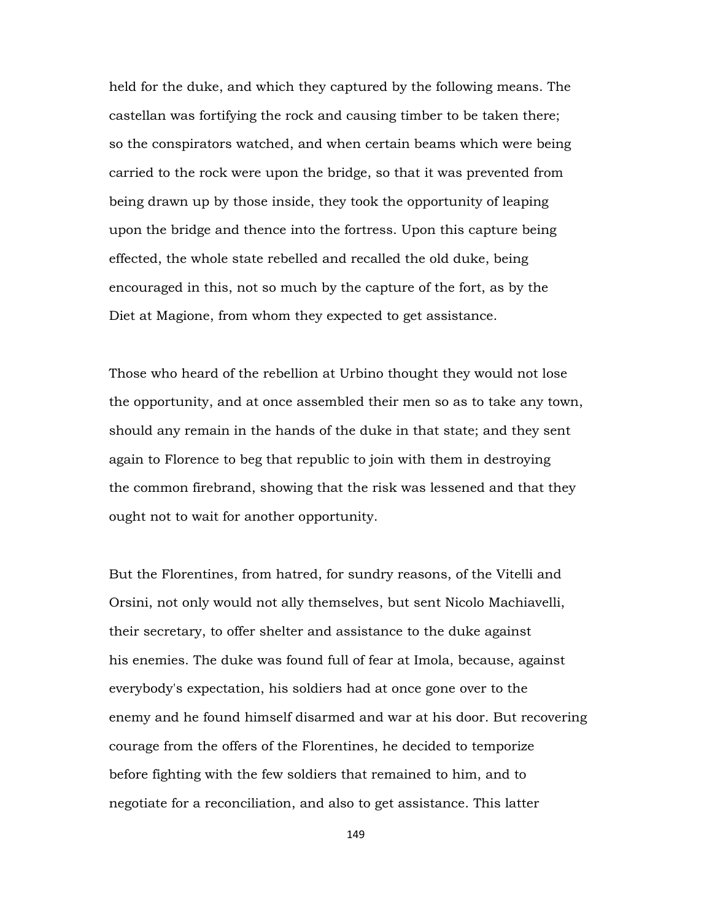held for the duke, and which they captured by the following means. The castellan was fortifying the rock and causing timber to be taken there; so the conspirators watched, and when certain beams which were being carried to the rock were upon the bridge, so that it was prevented from being drawn up by those inside, they took the opportunity of leaping upon the bridge and thence into the fortress. Upon this capture being effected, the whole state rebelled and recalled the old duke, being encouraged in this, not so much by the capture of the fort, as by the Diet at Magione, from whom they expected to get assistance.

Those who heard of the rebellion at Urbino thought they would not lose the opportunity, and at once assembled their men so as to take any town, should any remain in the hands of the duke in that state; and they sent again to Florence to beg that republic to join with them in destroying the common firebrand, showing that the risk was lessened and that they ought not to wait for another opportunity.

But the Florentines, from hatred, for sundry reasons, of the Vitelli and Orsini, not only would not ally themselves, but sent Nicolo Machiavelli, their secretary, to offer shelter and assistance to the duke against his enemies. The duke was found full of fear at Imola, because, against everybody's expectation, his soldiers had at once gone over to the enemy and he found himself disarmed and war at his door. But recovering courage from the offers of the Florentines, he decided to temporize before fighting with the few soldiers that remained to him, and to negotiate for a reconciliation, and also to get assistance. This latter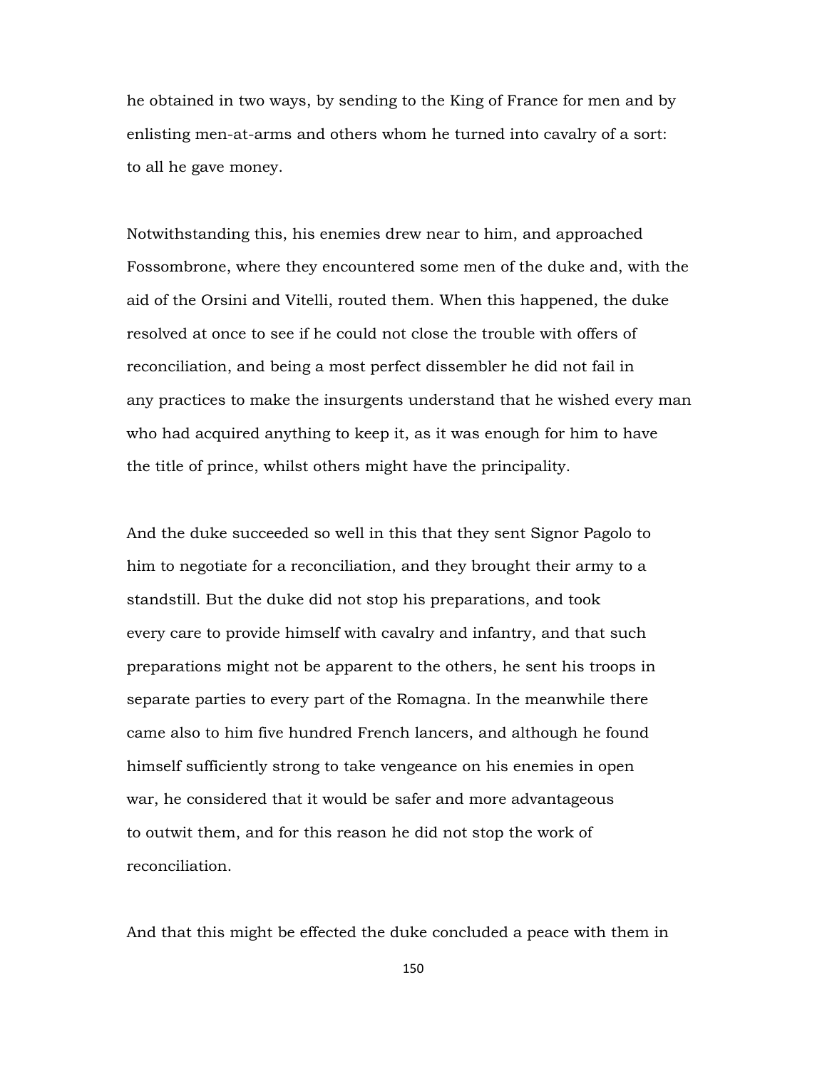he obtained in two ways, by sending to the King of France for men and by enlisting men-at-arms and others whom he turned into cavalry of a sort: to all he gave money.

Notwithstanding this, his enemies drew near to him, and approached Fossombrone, where they encountered some men of the duke and, with the aid of the Orsini and Vitelli, routed them. When this happened, the duke resolved at once to see if he could not close the trouble with offers of reconciliation, and being a most perfect dissembler he did not fail in any practices to make the insurgents understand that he wished every man who had acquired anything to keep it, as it was enough for him to have the title of prince, whilst others might have the principality.

And the duke succeeded so well in this that they sent Signor Pagolo to him to negotiate for a reconciliation, and they brought their army to a standstill. But the duke did not stop his preparations, and took every care to provide himself with cavalry and infantry, and that such preparations might not be apparent to the others, he sent his troops in separate parties to every part of the Romagna. In the meanwhile there came also to him five hundred French lancers, and although he found himself sufficiently strong to take vengeance on his enemies in open war, he considered that it would be safer and more advantageous to outwit them, and for this reason he did not stop the work of reconciliation.

And that this might be effected the duke concluded a peace with them in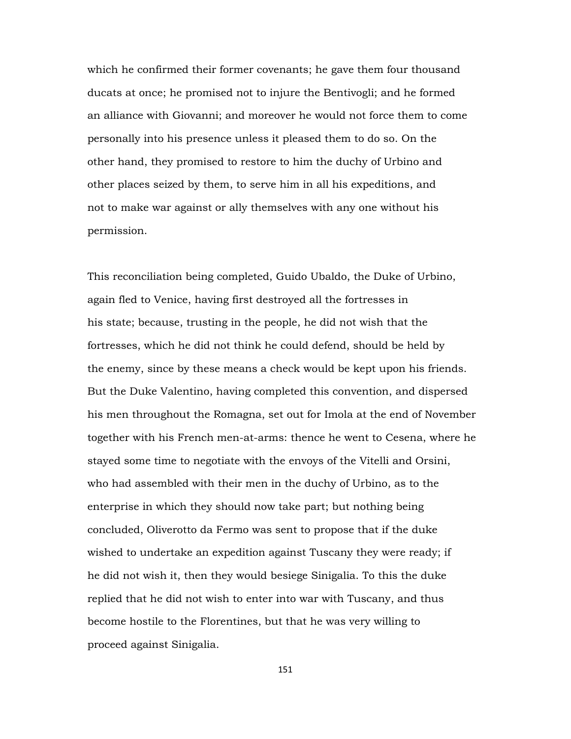which he confirmed their former covenants; he gave them four thousand ducats at once; he promised not to injure the Bentivogli; and he formed an alliance with Giovanni; and moreover he would not force them to come personally into his presence unless it pleased them to do so. On the other hand, they promised to restore to him the duchy of Urbino and other places seized by them, to serve him in all his expeditions, and not to make war against or ally themselves with any one without his permission.

This reconciliation being completed, Guido Ubaldo, the Duke of Urbino, again fled to Venice, having first destroyed all the fortresses in his state; because, trusting in the people, he did not wish that the fortresses, which he did not think he could defend, should be held by the enemy, since by these means a check would be kept upon his friends. But the Duke Valentino, having completed this convention, and dispersed his men throughout the Romagna, set out for Imola at the end of November together with his French men-at-arms: thence he went to Cesena, where he stayed some time to negotiate with the envoys of the Vitelli and Orsini, who had assembled with their men in the duchy of Urbino, as to the enterprise in which they should now take part; but nothing being concluded, Oliverotto da Fermo was sent to propose that if the duke wished to undertake an expedition against Tuscany they were ready; if he did not wish it, then they would besiege Sinigalia. To this the duke replied that he did not wish to enter into war with Tuscany, and thus become hostile to the Florentines, but that he was very willing to proceed against Sinigalia.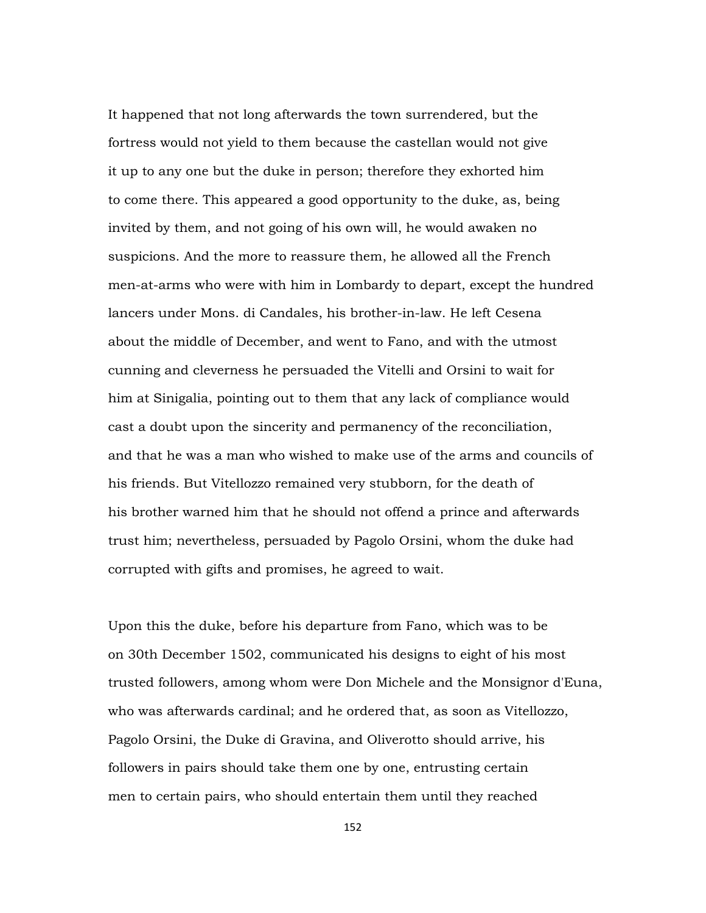It happened that not long afterwards the town surrendered, but the fortress would not yield to them because the castellan would not give it up to any one but the duke in person; therefore they exhorted him to come there. This appeared a good opportunity to the duke, as, being invited by them, and not going of his own will, he would awaken no suspicions. And the more to reassure them, he allowed all the French men-at-arms who were with him in Lombardy to depart, except the hundred lancers under Mons. di Candales, his brother-in-law. He left Cesena about the middle of December, and went to Fano, and with the utmost cunning and cleverness he persuaded the Vitelli and Orsini to wait for him at Sinigalia, pointing out to them that any lack of compliance would cast a doubt upon the sincerity and permanency of the reconciliation, and that he was a man who wished to make use of the arms and councils of his friends. But Vitellozzo remained very stubborn, for the death of his brother warned him that he should not offend a prince and afterwards trust him; nevertheless, persuaded by Pagolo Orsini, whom the duke had corrupted with gifts and promises, he agreed to wait.

Upon this the duke, before his departure from Fano, which was to be on 30th December 1502, communicated his designs to eight of his most trusted followers, among whom were Don Michele and the Monsignor d'Euna, who was afterwards cardinal; and he ordered that, as soon as Vitellozzo, Pagolo Orsini, the Duke di Gravina, and Oliverotto should arrive, his followers in pairs should take them one by one, entrusting certain men to certain pairs, who should entertain them until they reached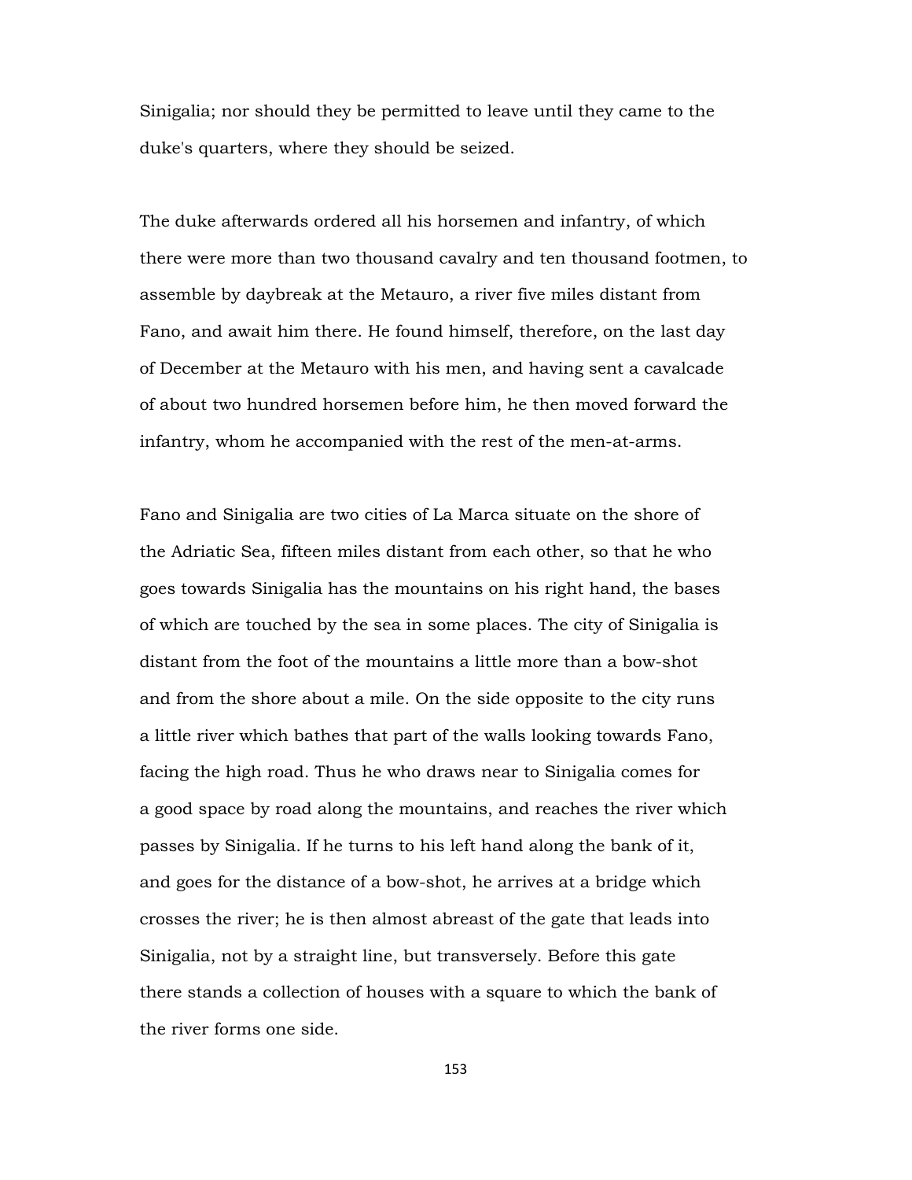Sinigalia; nor should they be permitted to leave until they came to the duke's quarters, where they should be seized.

The duke afterwards ordered all his horsemen and infantry, of which there were more than two thousand cavalry and ten thousand footmen, to assemble by daybreak at the Metauro, a river five miles distant from Fano, and await him there. He found himself, therefore, on the last day of December at the Metauro with his men, and having sent a cavalcade of about two hundred horsemen before him, he then moved forward the infantry, whom he accompanied with the rest of the men-at-arms.

Fano and Sinigalia are two cities of La Marca situate on the shore of the Adriatic Sea, fifteen miles distant from each other, so that he who goes towards Sinigalia has the mountains on his right hand, the bases of which are touched by the sea in some places. The city of Sinigalia is distant from the foot of the mountains a little more than a bow-shot and from the shore about a mile. On the side opposite to the city runs a little river which bathes that part of the walls looking towards Fano, facing the high road. Thus he who draws near to Sinigalia comes for a good space by road along the mountains, and reaches the river which passes by Sinigalia. If he turns to his left hand along the bank of it, and goes for the distance of a bow-shot, he arrives at a bridge which crosses the river; he is then almost abreast of the gate that leads into Sinigalia, not by a straight line, but transversely. Before this gate there stands a collection of houses with a square to which the bank of the river forms one side.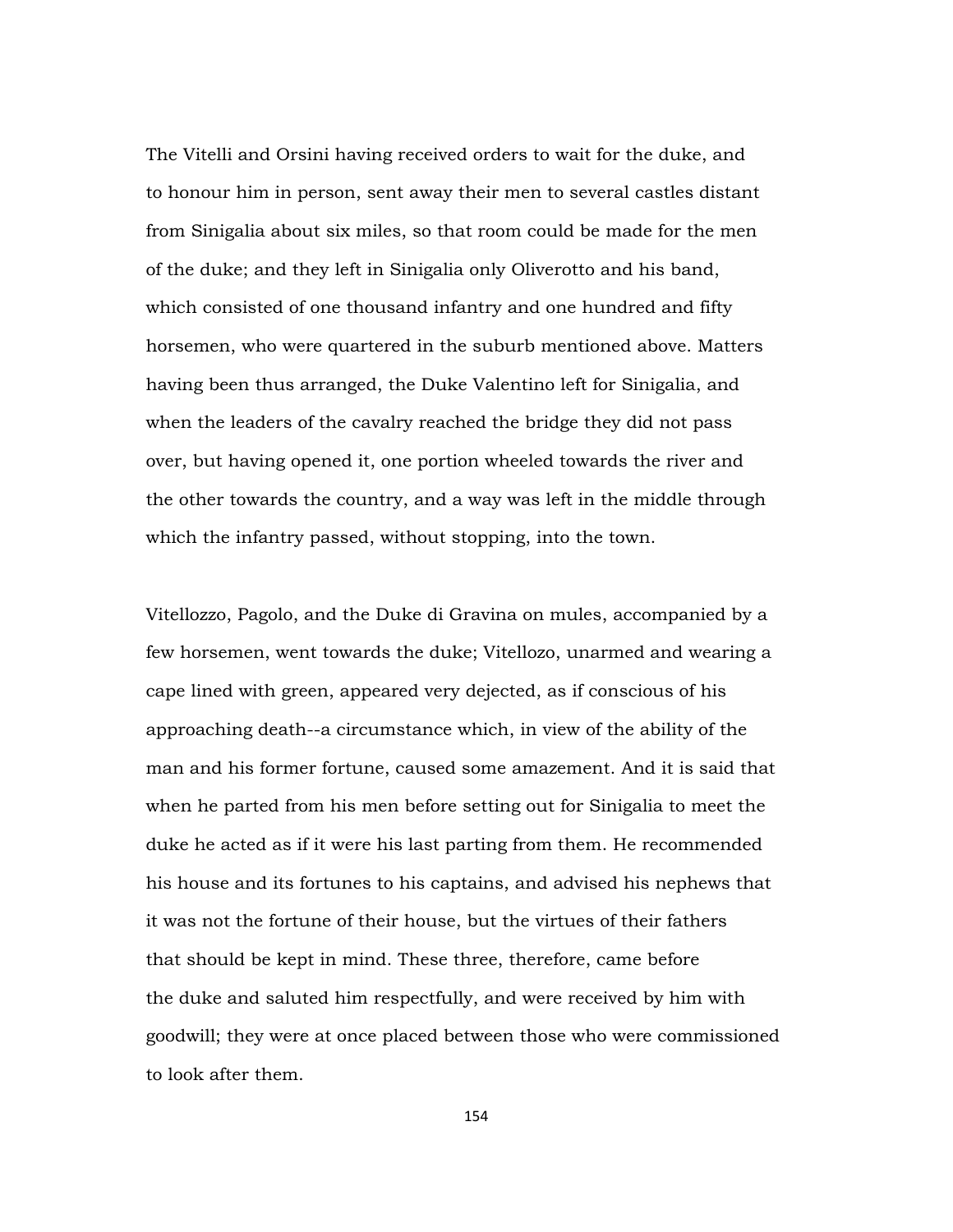The Vitelli and Orsini having received orders to wait for the duke, and to honour him in person, sent away their men to several castles distant from Sinigalia about six miles, so that room could be made for the men of the duke; and they left in Sinigalia only Oliverotto and his band, which consisted of one thousand infantry and one hundred and fifty horsemen, who were quartered in the suburb mentioned above. Matters having been thus arranged, the Duke Valentino left for Sinigalia, and when the leaders of the cavalry reached the bridge they did not pass over, but having opened it, one portion wheeled towards the river and the other towards the country, and a way was left in the middle through which the infantry passed, without stopping, into the town.

Vitellozzo, Pagolo, and the Duke di Gravina on mules, accompanied by a few horsemen, went towards the duke; Vitellozo, unarmed and wearing a cape lined with green, appeared very dejected, as if conscious of his approaching death--a circumstance which, in view of the ability of the man and his former fortune, caused some amazement. And it is said that when he parted from his men before setting out for Sinigalia to meet the duke he acted as if it were his last parting from them. He recommended his house and its fortunes to his captains, and advised his nephews that it was not the fortune of their house, but the virtues of their fathers that should be kept in mind. These three, therefore, came before the duke and saluted him respectfully, and were received by him with goodwill; they were at once placed between those who were commissioned to look after them.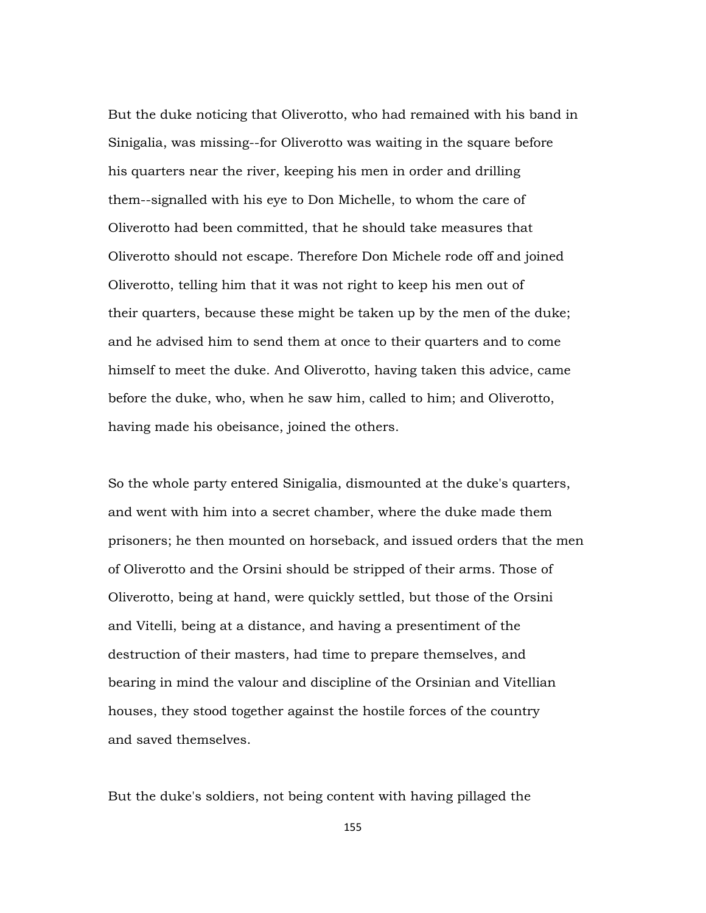But the duke noticing that Oliverotto, who had remained with his band in Sinigalia, was missing--for Oliverotto was waiting in the square before his quarters near the river, keeping his men in order and drilling them--signalled with his eye to Don Michelle, to whom the care of Oliverotto had been committed, that he should take measures that Oliverotto should not escape. Therefore Don Michele rode off and joined Oliverotto, telling him that it was not right to keep his men out of their quarters, because these might be taken up by the men of the duke; and he advised him to send them at once to their quarters and to come himself to meet the duke. And Oliverotto, having taken this advice, came before the duke, who, when he saw him, called to him; and Oliverotto, having made his obeisance, joined the others.

So the whole party entered Sinigalia, dismounted at the duke's quarters, and went with him into a secret chamber, where the duke made them prisoners; he then mounted on horseback, and issued orders that the men of Oliverotto and the Orsini should be stripped of their arms. Those of Oliverotto, being at hand, were quickly settled, but those of the Orsini and Vitelli, being at a distance, and having a presentiment of the destruction of their masters, had time to prepare themselves, and bearing in mind the valour and discipline of the Orsinian and Vitellian houses, they stood together against the hostile forces of the country and saved themselves.

But the duke's soldiers, not being content with having pillaged the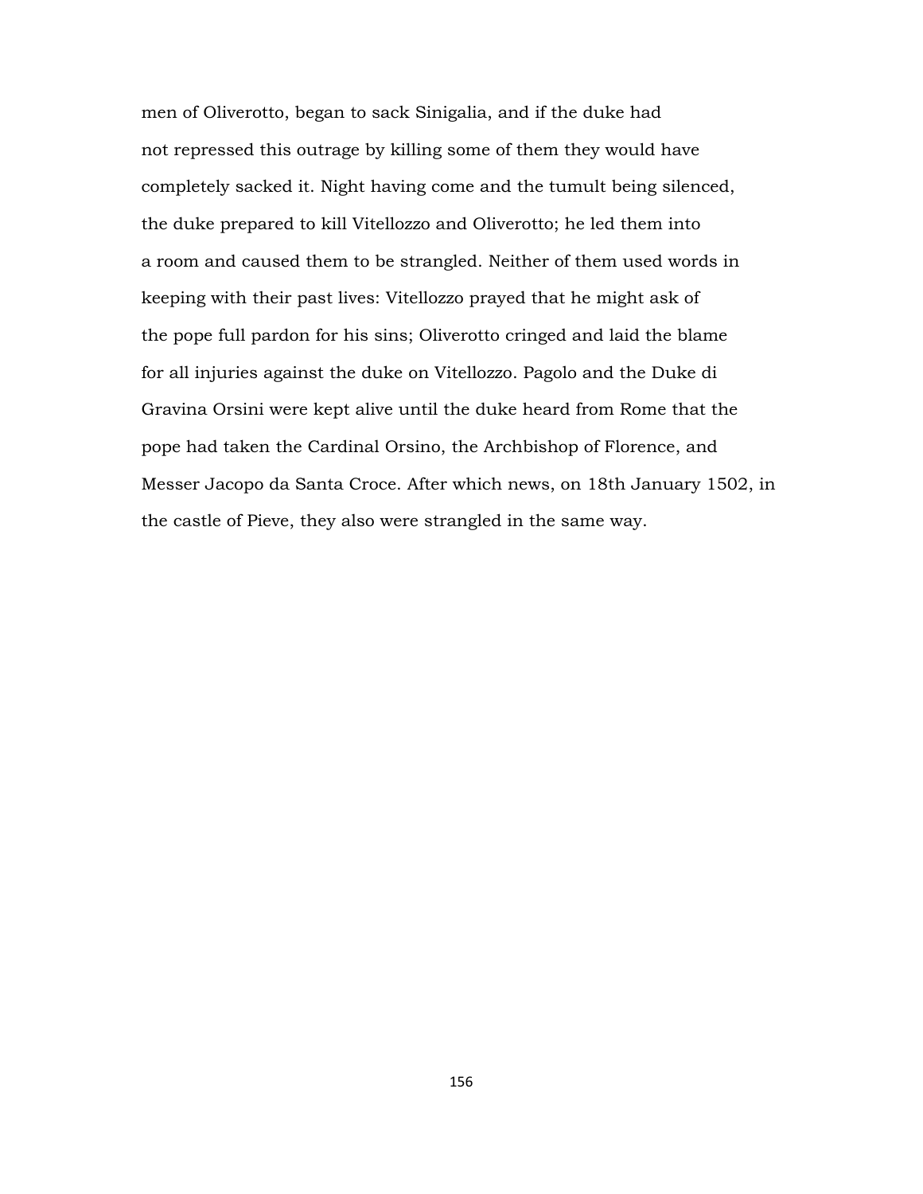men of Oliverotto, began to sack Sinigalia, and if the duke had not repressed this outrage by killing some of them they would have completely sacked it. Night having come and the tumult being silenced, the duke prepared to kill Vitellozzo and Oliverotto; he led them into a room and caused them to be strangled. Neither of them used words in keeping with their past lives: Vitellozzo prayed that he might ask of the pope full pardon for his sins; Oliverotto cringed and laid the blame for all injuries against the duke on Vitellozzo. Pagolo and the Duke di Gravina Orsini were kept alive until the duke heard from Rome that the pope had taken the Cardinal Orsino, the Archbishop of Florence, and Messer Jacopo da Santa Croce. After which news, on 18th January 1502, in the castle of Pieve, they also were strangled in the same way.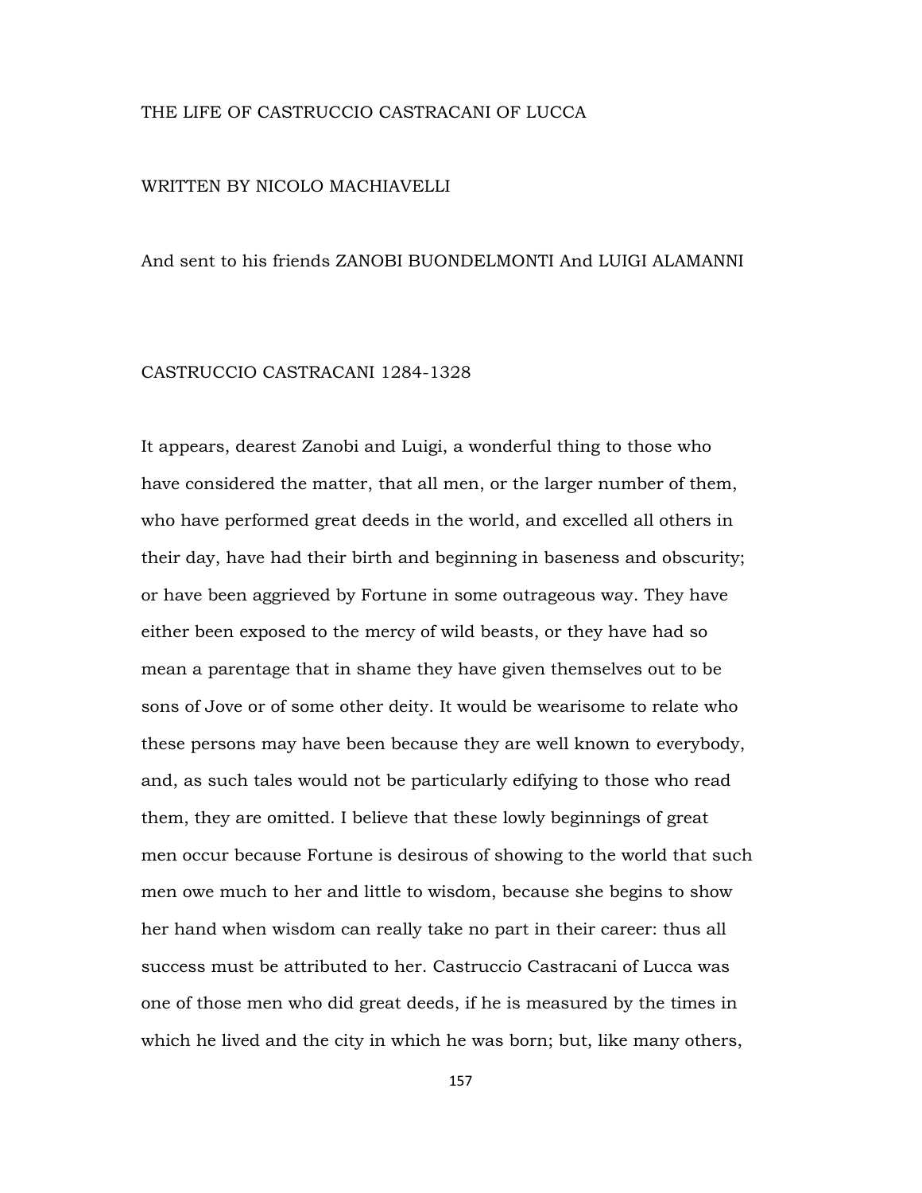# THE LIFE OF CASTRUCCIO CASTRACANI OF LUCCA

WRITTEN BY NICOLO MACHIAVELLI

And sent to his friends ZANOBI BUONDELMONTI And LUIGI ALAMANNI

## CASTRUCCIO CASTRACANI 1284-1328

It appears, dearest Zanobi and Luigi, a wonderful thing to those who have considered the matter, that all men, or the larger number of them, who have performed great deeds in the world, and excelled all others in their day, have had their birth and beginning in baseness and obscurity; or have been aggrieved by Fortune in some outrageous way. They have either been exposed to the mercy of wild beasts, or they have had so mean a parentage that in shame they have given themselves out to be sons of Jove or of some other deity. It would be wearisome to relate who these persons may have been because they are well known to everybody, and, as such tales would not be particularly edifying to those who read them, they are omitted. I believe that these lowly beginnings of great men occur because Fortune is desirous of showing to the world that such men owe much to her and little to wisdom, because she begins to show her hand when wisdom can really take no part in their career: thus all success must be attributed to her. Castruccio Castracani of Lucca was one of those men who did great deeds, if he is measured by the times in which he lived and the city in which he was born; but, like many others,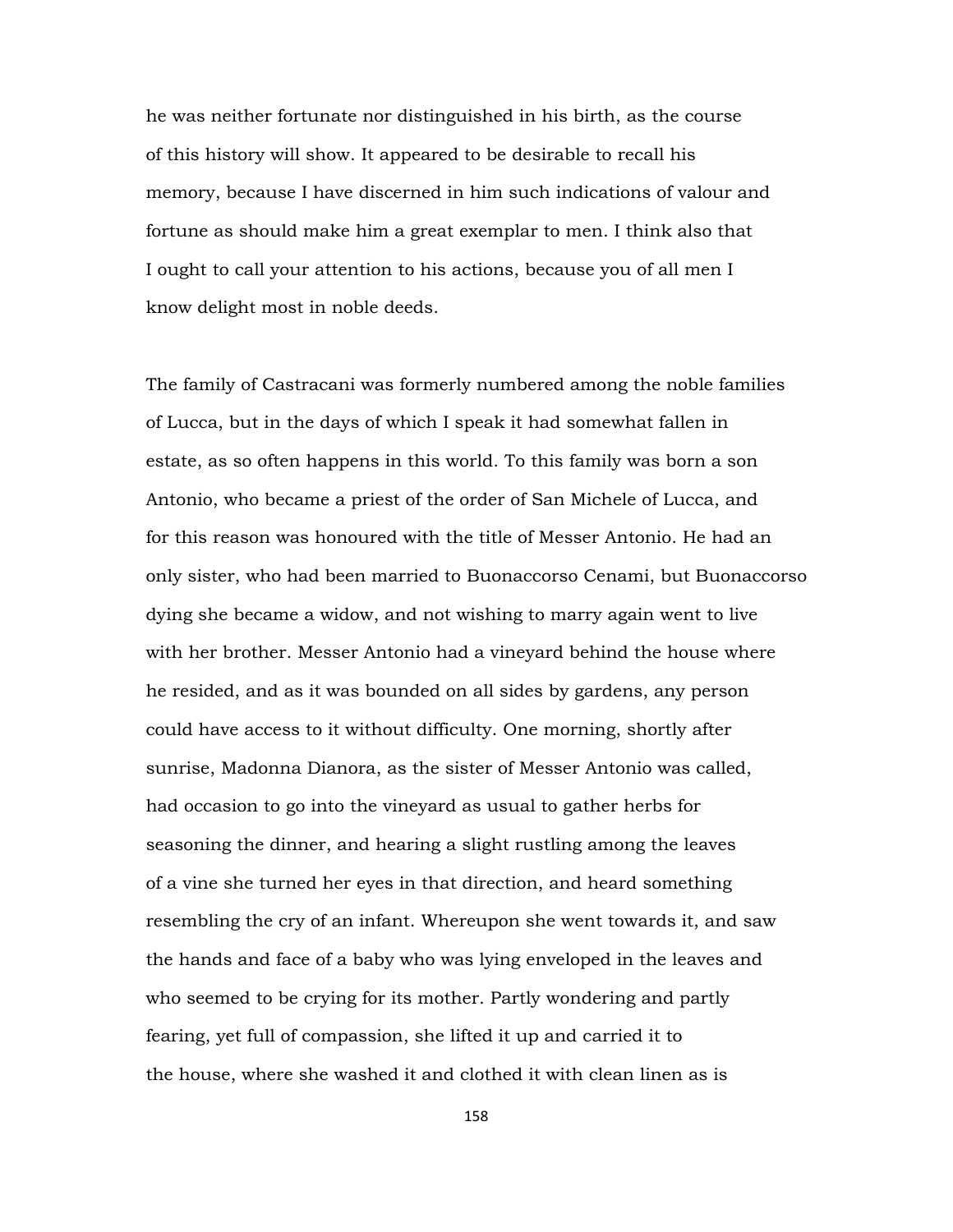he was neither fortunate nor distinguished in his birth, as the course of this history will show. It appeared to be desirable to recall his memory, because I have discerned in him such indications of valour and fortune as should make him a great exemplar to men. I think also that I ought to call your attention to his actions, because you of all men I know delight most in noble deeds.

The family of Castracani was formerly numbered among the noble families of Lucca, but in the days of which I speak it had somewhat fallen in estate, as so often happens in this world. To this family was born a son Antonio, who became a priest of the order of San Michele of Lucca, and for this reason was honoured with the title of Messer Antonio. He had an only sister, who had been married to Buonaccorso Cenami, but Buonaccorso dying she became a widow, and not wishing to marry again went to live with her brother. Messer Antonio had a vineyard behind the house where he resided, and as it was bounded on all sides by gardens, any person could have access to it without difficulty. One morning, shortly after sunrise, Madonna Dianora, as the sister of Messer Antonio was called, had occasion to go into the vineyard as usual to gather herbs for seasoning the dinner, and hearing a slight rustling among the leaves of a vine she turned her eyes in that direction, and heard something resembling the cry of an infant. Whereupon she went towards it, and saw the hands and face of a baby who was lying enveloped in the leaves and who seemed to be crying for its mother. Partly wondering and partly fearing, yet full of compassion, she lifted it up and carried it to the house, where she washed it and clothed it with clean linen as is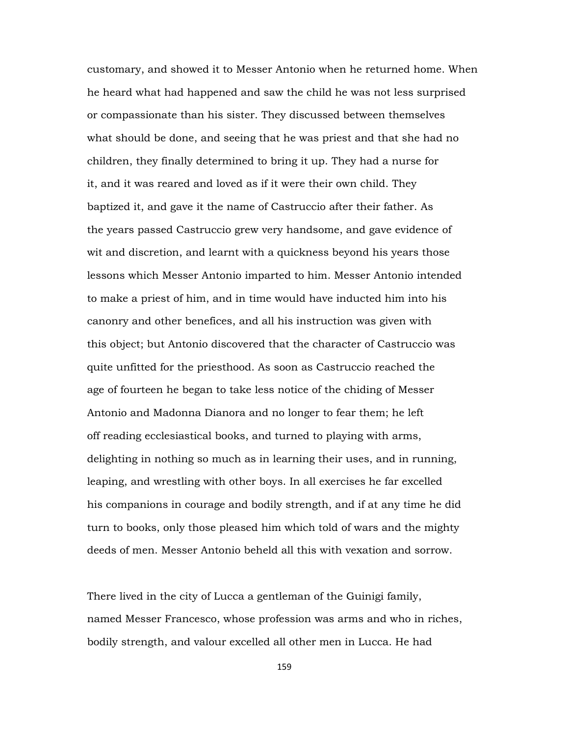customary, and showed it to Messer Antonio when he returned home. When he heard what had happened and saw the child he was not less surprised or compassionate than his sister. They discussed between themselves what should be done, and seeing that he was priest and that she had no children, they finally determined to bring it up. They had a nurse for it, and it was reared and loved as if it were their own child. They baptized it, and gave it the name of Castruccio after their father. As the years passed Castruccio grew very handsome, and gave evidence of wit and discretion, and learnt with a quickness beyond his years those lessons which Messer Antonio imparted to him. Messer Antonio intended to make a priest of him, and in time would have inducted him into his canonry and other benefices, and all his instruction was given with this object; but Antonio discovered that the character of Castruccio was quite unfitted for the priesthood. As soon as Castruccio reached the age of fourteen he began to take less notice of the chiding of Messer Antonio and Madonna Dianora and no longer to fear them; he left off reading ecclesiastical books, and turned to playing with arms, delighting in nothing so much as in learning their uses, and in running, leaping, and wrestling with other boys. In all exercises he far excelled his companions in courage and bodily strength, and if at any time he did turn to books, only those pleased him which told of wars and the mighty deeds of men. Messer Antonio beheld all this with vexation and sorrow.

There lived in the city of Lucca a gentleman of the Guinigi family, named Messer Francesco, whose profession was arms and who in riches, bodily strength, and valour excelled all other men in Lucca. He had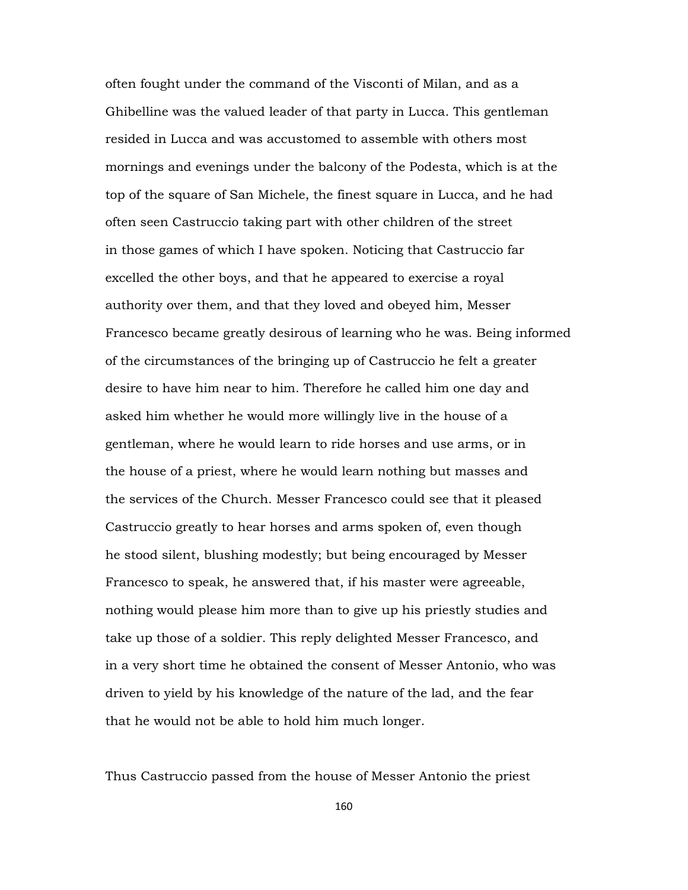often fought under the command of the Visconti of Milan, and as a Ghibelline was the valued leader of that party in Lucca. This gentleman resided in Lucca and was accustomed to assemble with others most mornings and evenings under the balcony of the Podesta, which is at the top of the square of San Michele, the finest square in Lucca, and he had often seen Castruccio taking part with other children of the street in those games of which I have spoken. Noticing that Castruccio far excelled the other boys, and that he appeared to exercise a royal authority over them, and that they loved and obeyed him, Messer Francesco became greatly desirous of learning who he was. Being informed of the circumstances of the bringing up of Castruccio he felt a greater desire to have him near to him. Therefore he called him one day and asked him whether he would more willingly live in the house of a gentleman, where he would learn to ride horses and use arms, or in the house of a priest, where he would learn nothing but masses and the services of the Church. Messer Francesco could see that it pleased Castruccio greatly to hear horses and arms spoken of, even though he stood silent, blushing modestly; but being encouraged by Messer Francesco to speak, he answered that, if his master were agreeable, nothing would please him more than to give up his priestly studies and take up those of a soldier. This reply delighted Messer Francesco, and in a very short time he obtained the consent of Messer Antonio, who was driven to yield by his knowledge of the nature of the lad, and the fear that he would not be able to hold him much longer.

Thus Castruccio passed from the house of Messer Antonio the priest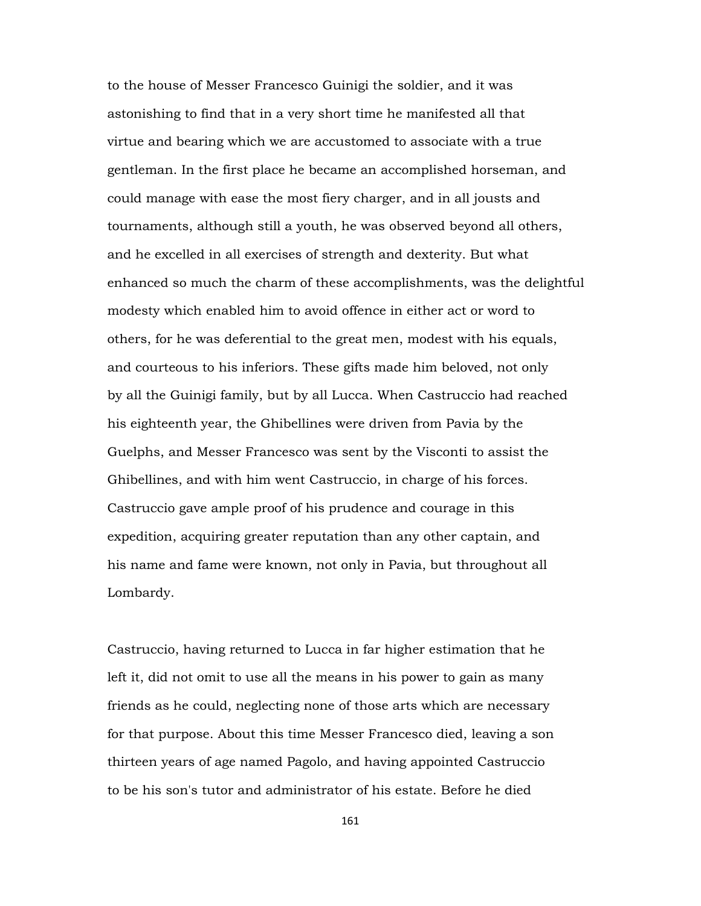to the house of Messer Francesco Guinigi the soldier, and it was astonishing to find that in a very short time he manifested all that virtue and bearing which we are accustomed to associate with a true gentleman. In the first place he became an accomplished horseman, and could manage with ease the most fiery charger, and in all jousts and tournaments, although still a youth, he was observed beyond all others, and he excelled in all exercises of strength and dexterity. But what enhanced so much the charm of these accomplishments, was the delightful modesty which enabled him to avoid offence in either act or word to others, for he was deferential to the great men, modest with his equals, and courteous to his inferiors. These gifts made him beloved, not only by all the Guinigi family, but by all Lucca. When Castruccio had reached his eighteenth year, the Ghibellines were driven from Pavia by the Guelphs, and Messer Francesco was sent by the Visconti to assist the Ghibellines, and with him went Castruccio, in charge of his forces. Castruccio gave ample proof of his prudence and courage in this expedition, acquiring greater reputation than any other captain, and his name and fame were known, not only in Pavia, but throughout all Lombardy.

Castruccio, having returned to Lucca in far higher estimation that he left it, did not omit to use all the means in his power to gain as many friends as he could, neglecting none of those arts which are necessary for that purpose. About this time Messer Francesco died, leaving a son thirteen years of age named Pagolo, and having appointed Castruccio to be his son's tutor and administrator of his estate. Before he died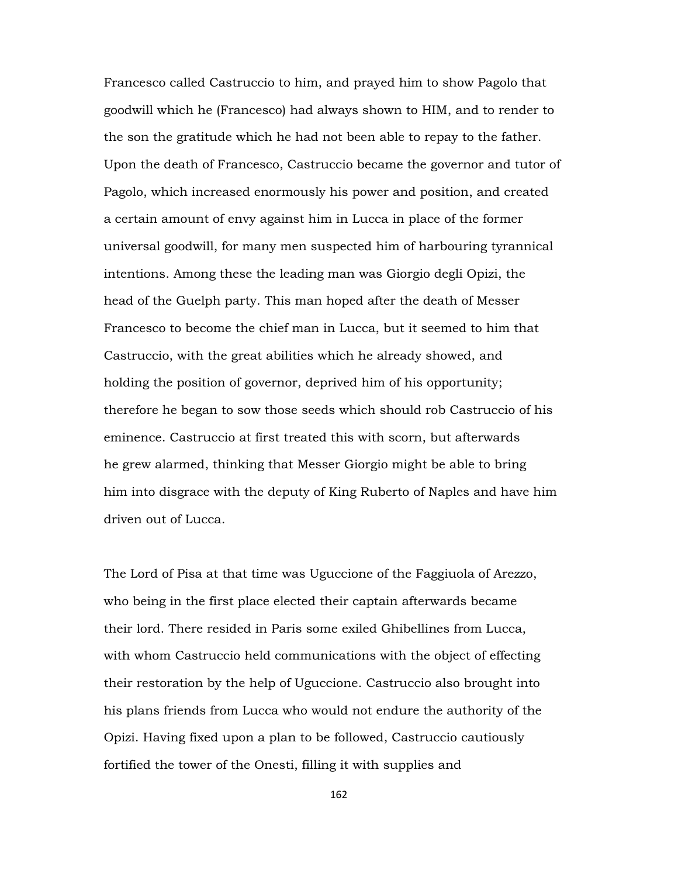Francesco called Castruccio to him, and prayed him to show Pagolo that goodwill which he (Francesco) had always shown to HIM, and to render to the son the gratitude which he had not been able to repay to the father. Upon the death of Francesco, Castruccio became the governor and tutor of Pagolo, which increased enormously his power and position, and created a certain amount of envy against him in Lucca in place of the former universal goodwill, for many men suspected him of harbouring tyrannical intentions. Among these the leading man was Giorgio degli Opizi, the head of the Guelph party. This man hoped after the death of Messer Francesco to become the chief man in Lucca, but it seemed to him that Castruccio, with the great abilities which he already showed, and holding the position of governor, deprived him of his opportunity; therefore he began to sow those seeds which should rob Castruccio of his eminence. Castruccio at first treated this with scorn, but afterwards he grew alarmed, thinking that Messer Giorgio might be able to bring him into disgrace with the deputy of King Ruberto of Naples and have him driven out of Lucca.

The Lord of Pisa at that time was Uguccione of the Faggiuola of Arezzo, who being in the first place elected their captain afterwards became their lord. There resided in Paris some exiled Ghibellines from Lucca, with whom Castruccio held communications with the object of effecting their restoration by the help of Uguccione. Castruccio also brought into his plans friends from Lucca who would not endure the authority of the Opizi. Having fixed upon a plan to be followed, Castruccio cautiously fortified the tower of the Onesti, filling it with supplies and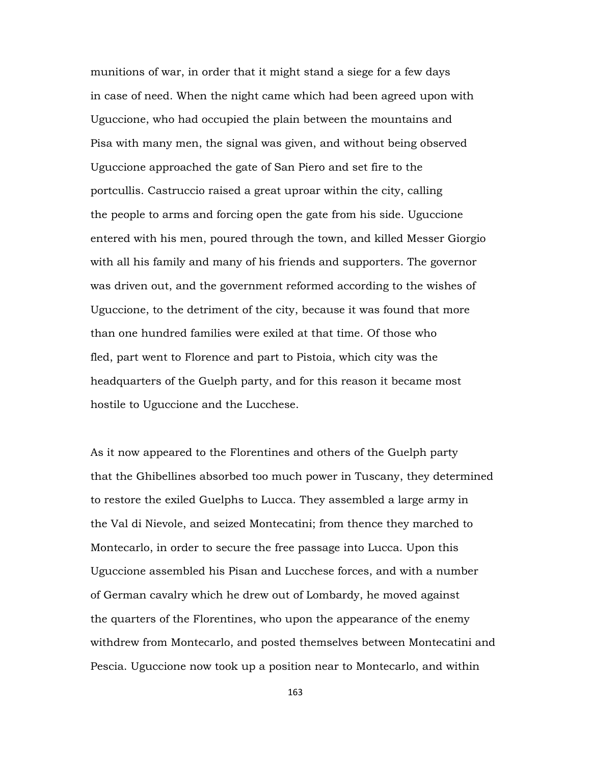munitions of war, in order that it might stand a siege for a few days in case of need. When the night came which had been agreed upon with Uguccione, who had occupied the plain between the mountains and Pisa with many men, the signal was given, and without being observed Uguccione approached the gate of San Piero and set fire to the portcullis. Castruccio raised a great uproar within the city, calling the people to arms and forcing open the gate from his side. Uguccione entered with his men, poured through the town, and killed Messer Giorgio with all his family and many of his friends and supporters. The governor was driven out, and the government reformed according to the wishes of Uguccione, to the detriment of the city, because it was found that more than one hundred families were exiled at that time. Of those who fled, part went to Florence and part to Pistoia, which city was the headquarters of the Guelph party, and for this reason it became most hostile to Uguccione and the Lucchese.

As it now appeared to the Florentines and others of the Guelph party that the Ghibellines absorbed too much power in Tuscany, they determined to restore the exiled Guelphs to Lucca. They assembled a large army in the Val di Nievole, and seized Montecatini; from thence they marched to Montecarlo, in order to secure the free passage into Lucca. Upon this Uguccione assembled his Pisan and Lucchese forces, and with a number of German cavalry which he drew out of Lombardy, he moved against the quarters of the Florentines, who upon the appearance of the enemy withdrew from Montecarlo, and posted themselves between Montecatini and Pescia. Uguccione now took up a position near to Montecarlo, and within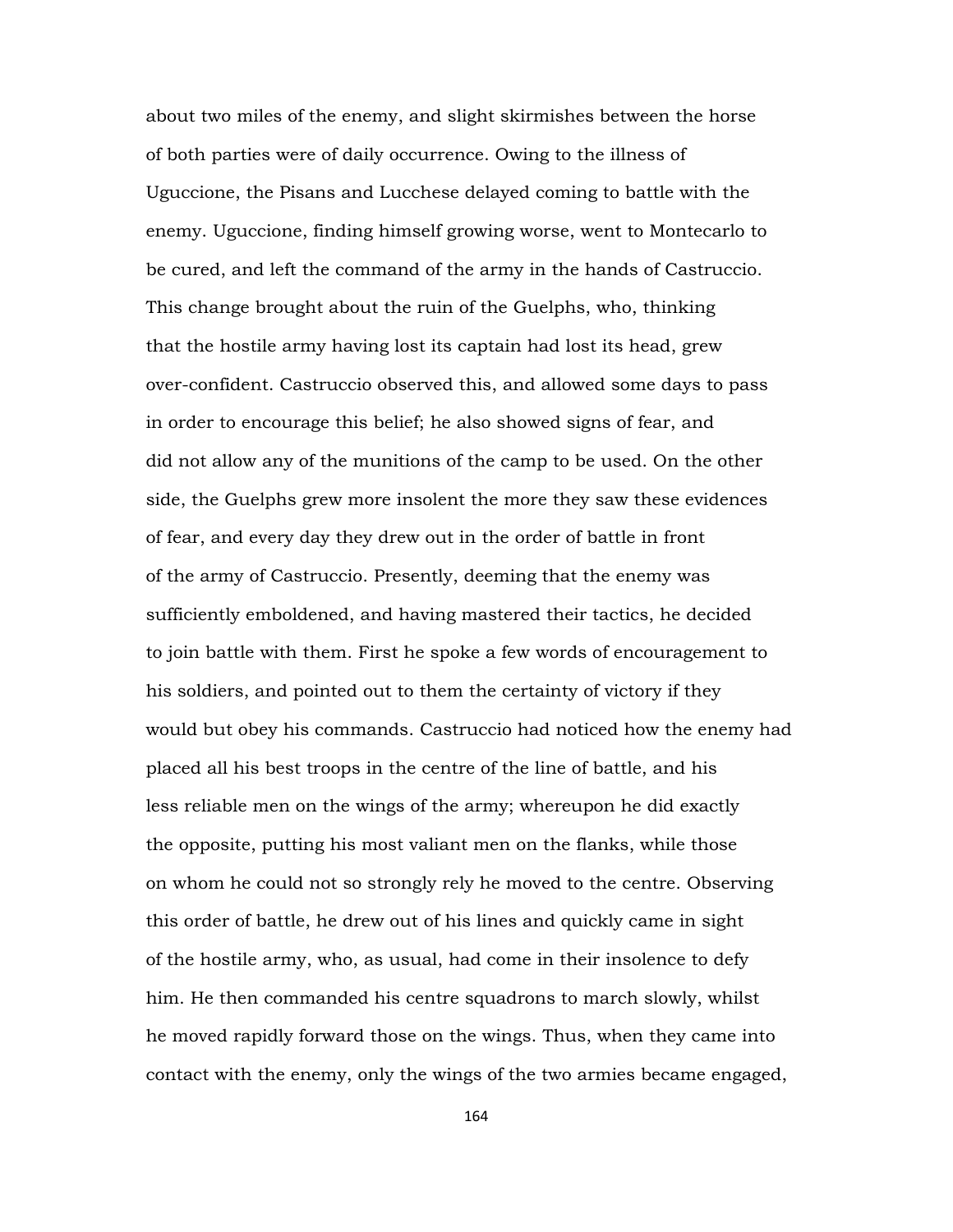about two miles of the enemy, and slight skirmishes between the horse of both parties were of daily occurrence. Owing to the illness of Uguccione, the Pisans and Lucchese delayed coming to battle with the enemy. Uguccione, finding himself growing worse, went to Montecarlo to be cured, and left the command of the army in the hands of Castruccio. This change brought about the ruin of the Guelphs, who, thinking that the hostile army having lost its captain had lost its head, grew over-confident. Castruccio observed this, and allowed some days to pass in order to encourage this belief; he also showed signs of fear, and did not allow any of the munitions of the camp to be used. On the other side, the Guelphs grew more insolent the more they saw these evidences of fear, and every day they drew out in the order of battle in front of the army of Castruccio. Presently, deeming that the enemy was sufficiently emboldened, and having mastered their tactics, he decided to join battle with them. First he spoke a few words of encouragement to his soldiers, and pointed out to them the certainty of victory if they would but obey his commands. Castruccio had noticed how the enemy had placed all his best troops in the centre of the line of battle, and his less reliable men on the wings of the army; whereupon he did exactly the opposite, putting his most valiant men on the flanks, while those on whom he could not so strongly rely he moved to the centre. Observing this order of battle, he drew out of his lines and quickly came in sight of the hostile army, who, as usual, had come in their insolence to defy him. He then commanded his centre squadrons to march slowly, whilst he moved rapidly forward those on the wings. Thus, when they came into contact with the enemy, only the wings of the two armies became engaged,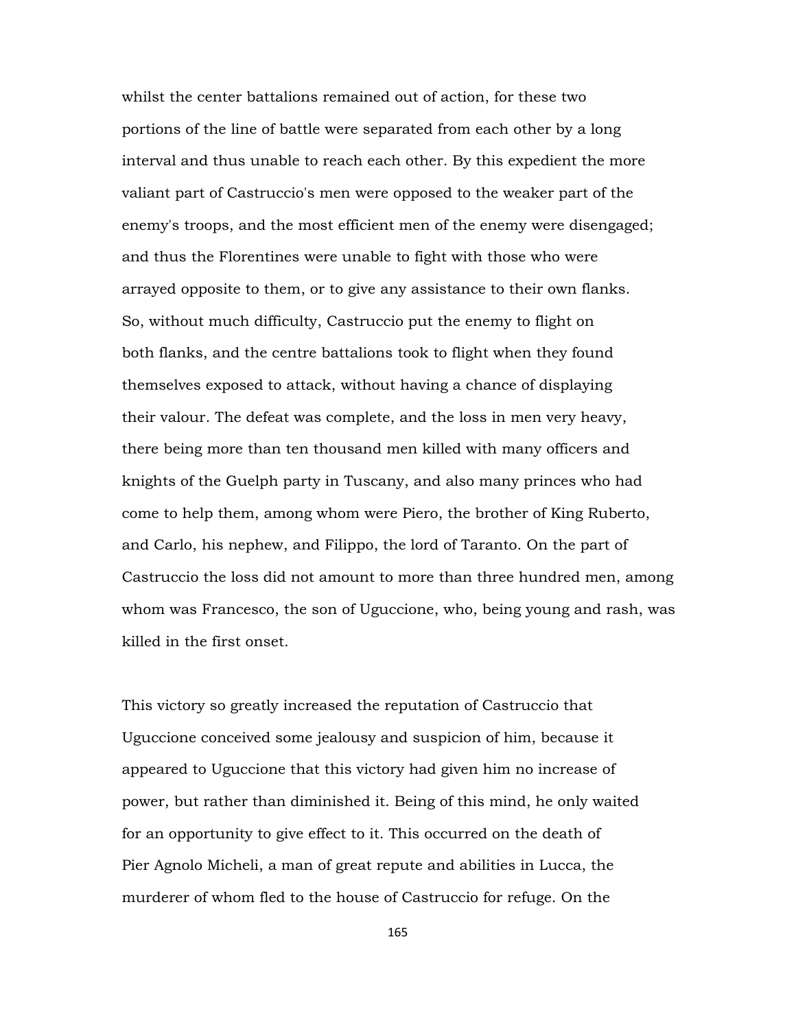whilst the center battalions remained out of action, for these two portions of the line of battle were separated from each other by a long interval and thus unable to reach each other. By this expedient the more valiant part of Castruccio's men were opposed to the weaker part of the enemy's troops, and the most efficient men of the enemy were disengaged; and thus the Florentines were unable to fight with those who were arrayed opposite to them, or to give any assistance to their own flanks. So, without much difficulty, Castruccio put the enemy to flight on both flanks, and the centre battalions took to flight when they found themselves exposed to attack, without having a chance of displaying their valour. The defeat was complete, and the loss in men very heavy, there being more than ten thousand men killed with many officers and knights of the Guelph party in Tuscany, and also many princes who had come to help them, among whom were Piero, the brother of King Ruberto, and Carlo, his nephew, and Filippo, the lord of Taranto. On the part of Castruccio the loss did not amount to more than three hundred men, among whom was Francesco, the son of Uguccione, who, being young and rash, was killed in the first onset.

This victory so greatly increased the reputation of Castruccio that Uguccione conceived some jealousy and suspicion of him, because it appeared to Uguccione that this victory had given him no increase of power, but rather than diminished it. Being of this mind, he only waited for an opportunity to give effect to it. This occurred on the death of Pier Agnolo Micheli, a man of great repute and abilities in Lucca, the murderer of whom fled to the house of Castruccio for refuge. On the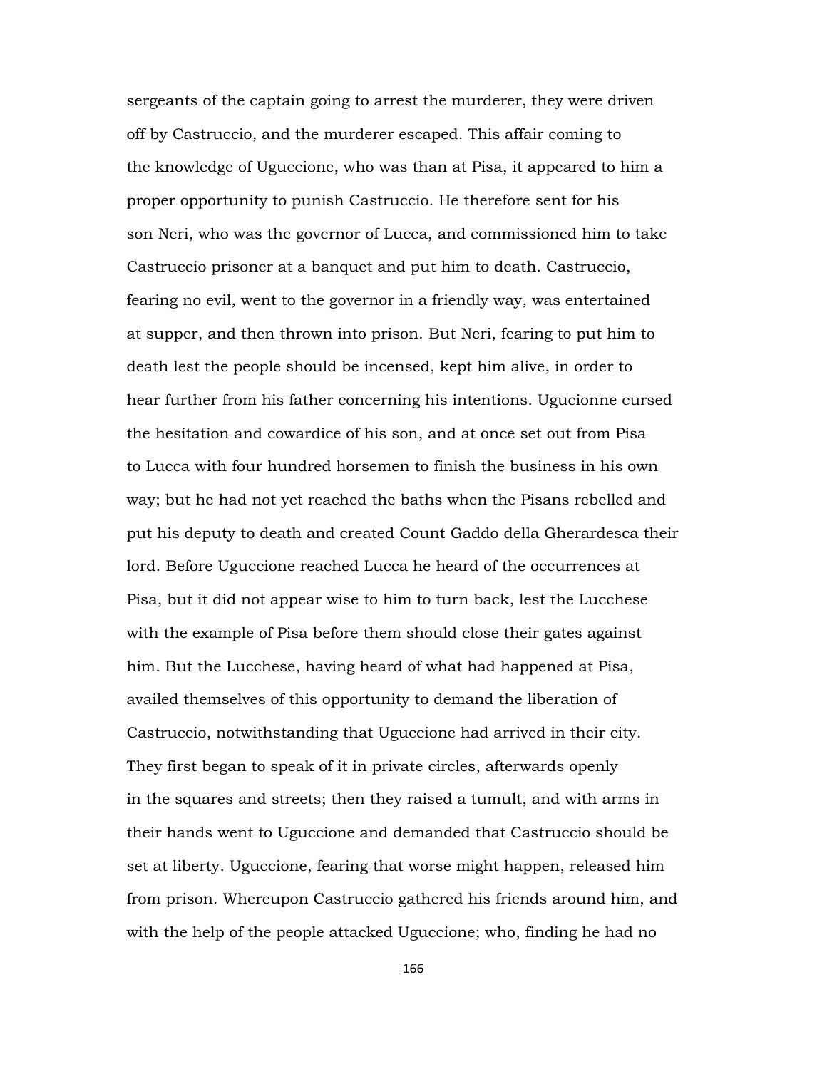sergeants of the captain going to arrest the murderer, they were driven off by Castruccio, and the murderer escaped. This affair coming to the knowledge of Uguccione, who was than at Pisa, it appeared to him a proper opportunity to punish Castruccio. He therefore sent for his son Neri, who was the governor of Lucca, and commissioned him to take Castruccio prisoner at a banquet and put him to death. Castruccio, fearing no evil, went to the governor in a friendly way, was entertained at supper, and then thrown into prison. But Neri, fearing to put him to death lest the people should be incensed, kept him alive, in order to hear further from his father concerning his intentions. Ugucionne cursed the hesitation and cowardice of his son, and at once set out from Pisa to Lucca with four hundred horsemen to finish the business in his own way; but he had not yet reached the baths when the Pisans rebelled and put his deputy to death and created Count Gaddo della Gherardesca their lord. Before Uguccione reached Lucca he heard of the occurrences at Pisa, but it did not appear wise to him to turn back, lest the Lucchese with the example of Pisa before them should close their gates against him. But the Lucchese, having heard of what had happened at Pisa, availed themselves of this opportunity to demand the liberation of Castruccio, notwithstanding that Uguccione had arrived in their city. They first began to speak of it in private circles, afterwards openly in the squares and streets; then they raised a tumult, and with arms in their hands went to Uguccione and demanded that Castruccio should be set at liberty. Uguccione, fearing that worse might happen, released him from prison. Whereupon Castruccio gathered his friends around him, and with the help of the people attacked Uguccione; who, finding he had no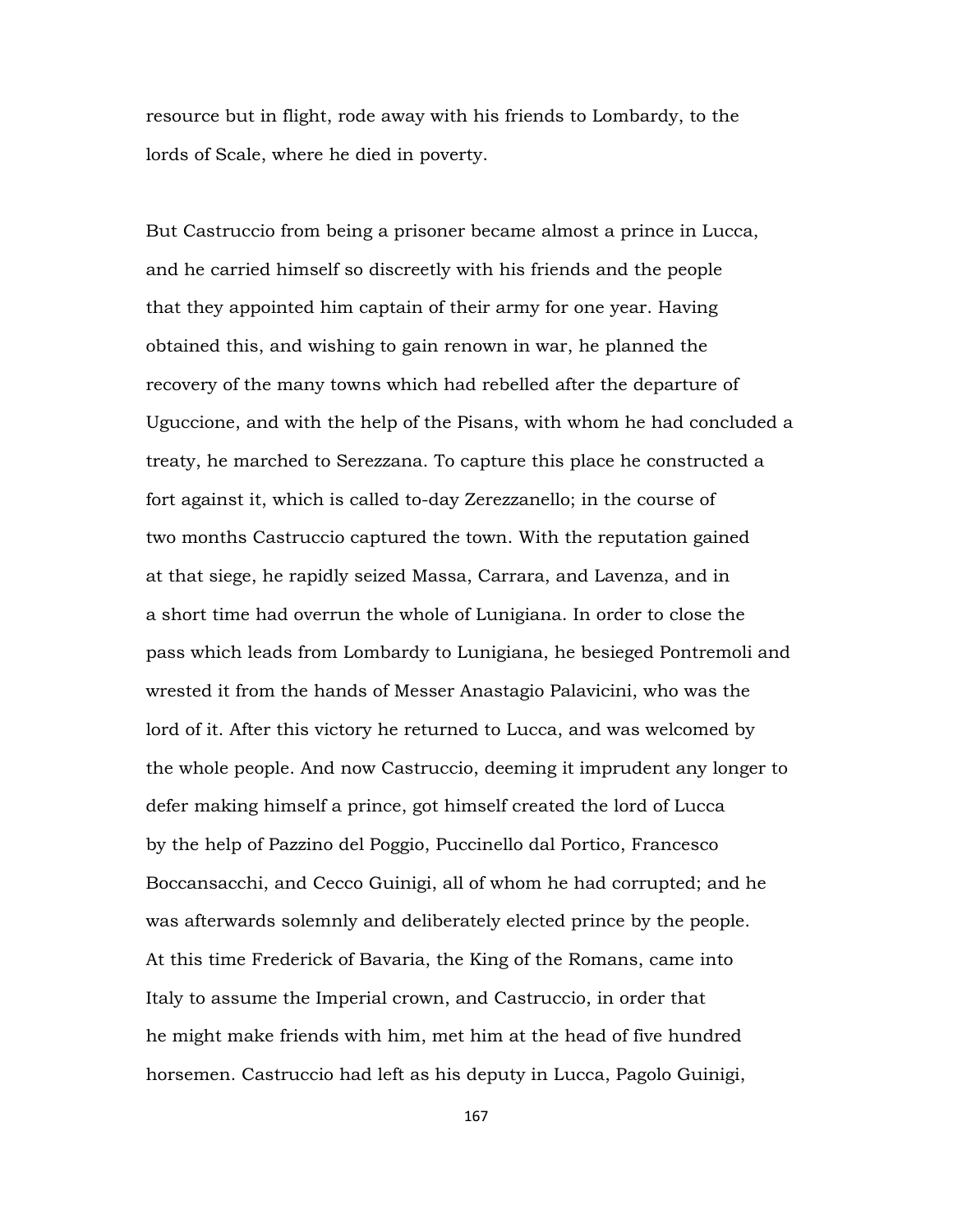resource but in flight, rode away with his friends to Lombardy, to the lords of Scale, where he died in poverty.

But Castruccio from being a prisoner became almost a prince in Lucca, and he carried himself so discreetly with his friends and the people that they appointed him captain of their army for one year. Having obtained this, and wishing to gain renown in war, he planned the recovery of the many towns which had rebelled after the departure of Uguccione, and with the help of the Pisans, with whom he had concluded a treaty, he marched to Serezzana. To capture this place he constructed a fort against it, which is called to-day Zerezzanello; in the course of two months Castruccio captured the town. With the reputation gained at that siege, he rapidly seized Massa, Carrara, and Lavenza, and in a short time had overrun the whole of Lunigiana. In order to close the pass which leads from Lombardy to Lunigiana, he besieged Pontremoli and wrested it from the hands of Messer Anastagio Palavicini, who was the lord of it. After this victory he returned to Lucca, and was welcomed by the whole people. And now Castruccio, deeming it imprudent any longer to defer making himself a prince, got himself created the lord of Lucca by the help of Pazzino del Poggio, Puccinello dal Portico, Francesco Boccansacchi, and Cecco Guinigi, all of whom he had corrupted; and he was afterwards solemnly and deliberately elected prince by the people. At this time Frederick of Bavaria, the King of the Romans, came into Italy to assume the Imperial crown, and Castruccio, in order that he might make friends with him, met him at the head of five hundred horsemen. Castruccio had left as his deputy in Lucca, Pagolo Guinigi,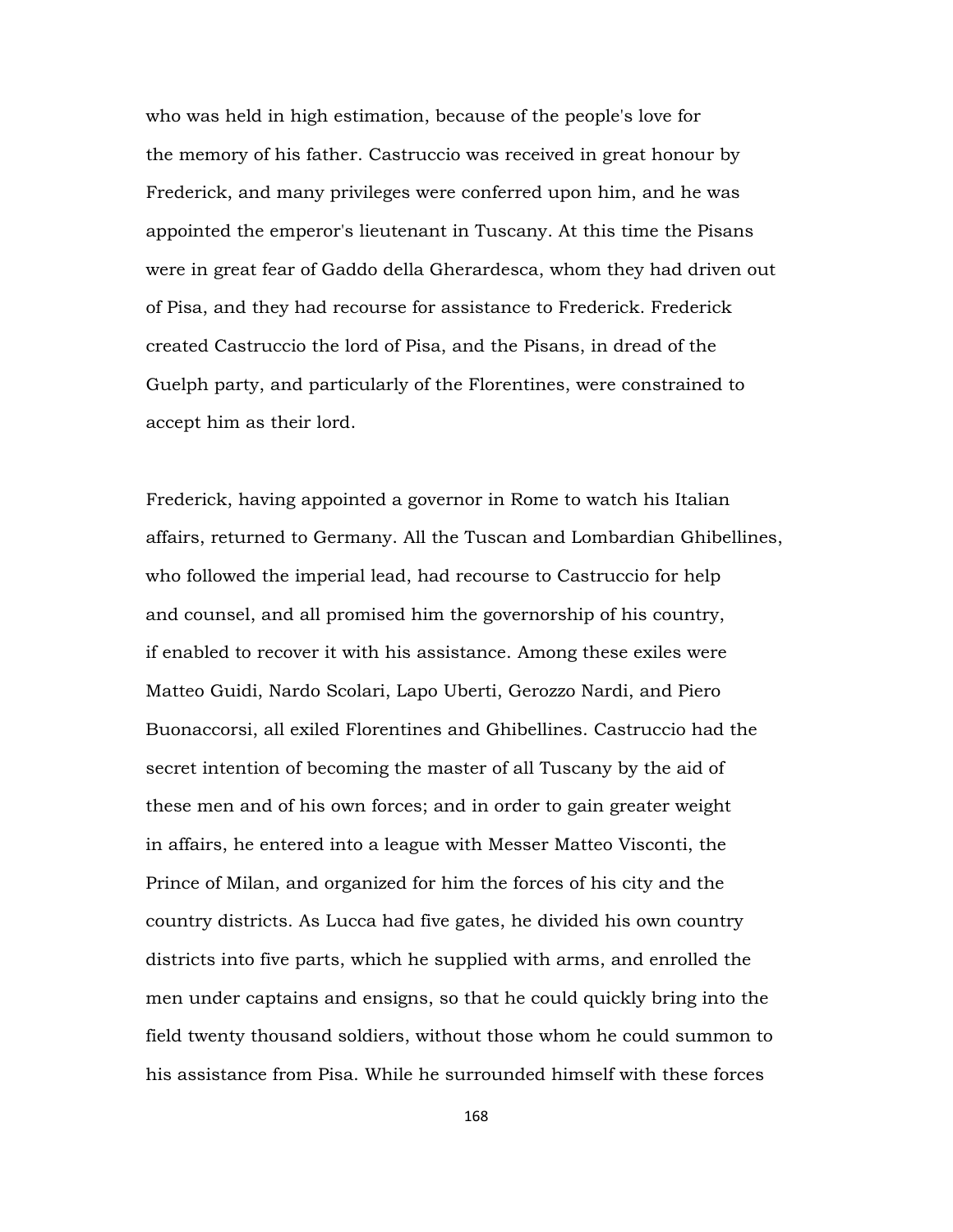who was held in high estimation, because of the people's love for the memory of his father. Castruccio was received in great honour by Frederick, and many privileges were conferred upon him, and he was appointed the emperor's lieutenant in Tuscany. At this time the Pisans were in great fear of Gaddo della Gherardesca, whom they had driven out of Pisa, and they had recourse for assistance to Frederick. Frederick created Castruccio the lord of Pisa, and the Pisans, in dread of the Guelph party, and particularly of the Florentines, were constrained to accept him as their lord.

Frederick, having appointed a governor in Rome to watch his Italian affairs, returned to Germany. All the Tuscan and Lombardian Ghibellines, who followed the imperial lead, had recourse to Castruccio for help and counsel, and all promised him the governorship of his country, if enabled to recover it with his assistance. Among these exiles were Matteo Guidi, Nardo Scolari, Lapo Uberti, Gerozzo Nardi, and Piero Buonaccorsi, all exiled Florentines and Ghibellines. Castruccio had the secret intention of becoming the master of all Tuscany by the aid of these men and of his own forces; and in order to gain greater weight in affairs, he entered into a league with Messer Matteo Visconti, the Prince of Milan, and organized for him the forces of his city and the country districts. As Lucca had five gates, he divided his own country districts into five parts, which he supplied with arms, and enrolled the men under captains and ensigns, so that he could quickly bring into the field twenty thousand soldiers, without those whom he could summon to his assistance from Pisa. While he surrounded himself with these forces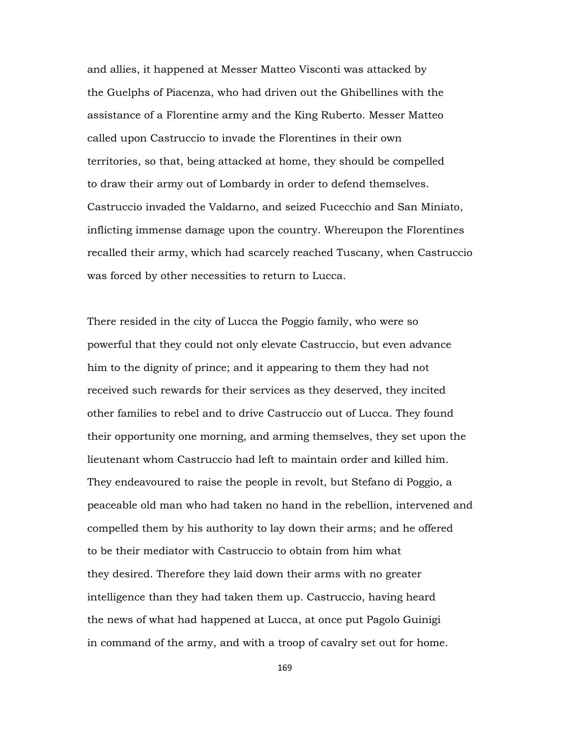and allies, it happened at Messer Matteo Visconti was attacked by the Guelphs of Piacenza, who had driven out the Ghibellines with the assistance of a Florentine army and the King Ruberto. Messer Matteo called upon Castruccio to invade the Florentines in their own territories, so that, being attacked at home, they should be compelled to draw their army out of Lombardy in order to defend themselves. Castruccio invaded the Valdarno, and seized Fucecchio and San Miniato, inflicting immense damage upon the country. Whereupon the Florentines recalled their army, which had scarcely reached Tuscany, when Castruccio was forced by other necessities to return to Lucca.

There resided in the city of Lucca the Poggio family, who were so powerful that they could not only elevate Castruccio, but even advance him to the dignity of prince; and it appearing to them they had not received such rewards for their services as they deserved, they incited other families to rebel and to drive Castruccio out of Lucca. They found their opportunity one morning, and arming themselves, they set upon the lieutenant whom Castruccio had left to maintain order and killed him. They endeavoured to raise the people in revolt, but Stefano di Poggio, a peaceable old man who had taken no hand in the rebellion, intervened and compelled them by his authority to lay down their arms; and he offered to be their mediator with Castruccio to obtain from him what they desired. Therefore they laid down their arms with no greater intelligence than they had taken them up. Castruccio, having heard the news of what had happened at Lucca, at once put Pagolo Guinigi in command of the army, and with a troop of cavalry set out for home.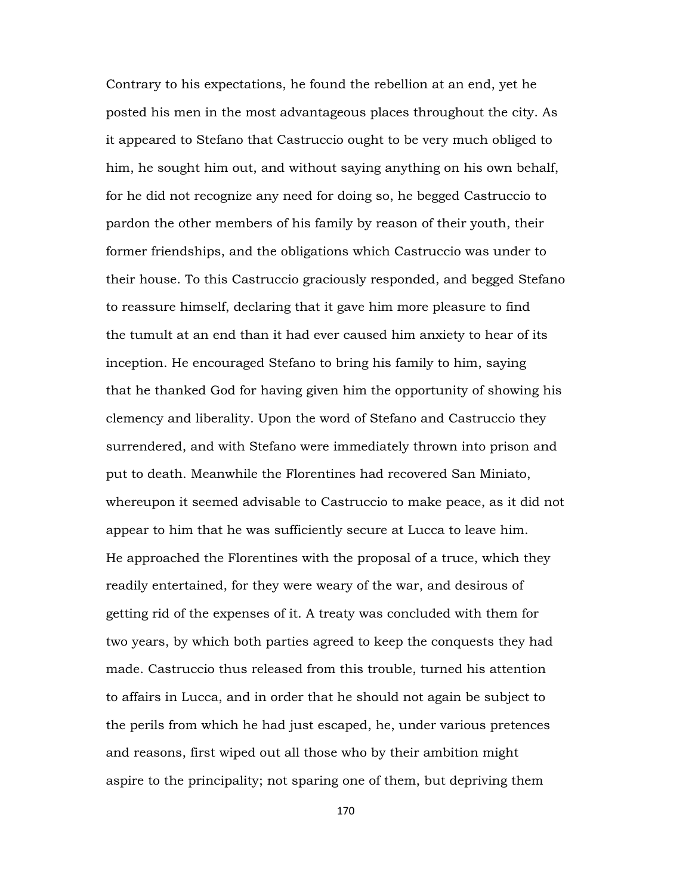Contrary to his expectations, he found the rebellion at an end, yet he posted his men in the most advantageous places throughout the city. As it appeared to Stefano that Castruccio ought to be very much obliged to him, he sought him out, and without saying anything on his own behalf, for he did not recognize any need for doing so, he begged Castruccio to pardon the other members of his family by reason of their youth, their former friendships, and the obligations which Castruccio was under to their house. To this Castruccio graciously responded, and begged Stefano to reassure himself, declaring that it gave him more pleasure to find the tumult at an end than it had ever caused him anxiety to hear of its inception. He encouraged Stefano to bring his family to him, saying that he thanked God for having given him the opportunity of showing his clemency and liberality. Upon the word of Stefano and Castruccio they surrendered, and with Stefano were immediately thrown into prison and put to death. Meanwhile the Florentines had recovered San Miniato, whereupon it seemed advisable to Castruccio to make peace, as it did not appear to him that he was sufficiently secure at Lucca to leave him. He approached the Florentines with the proposal of a truce, which they readily entertained, for they were weary of the war, and desirous of getting rid of the expenses of it. A treaty was concluded with them for two years, by which both parties agreed to keep the conquests they had made. Castruccio thus released from this trouble, turned his attention to affairs in Lucca, and in order that he should not again be subject to the perils from which he had just escaped, he, under various pretences and reasons, first wiped out all those who by their ambition might aspire to the principality; not sparing one of them, but depriving them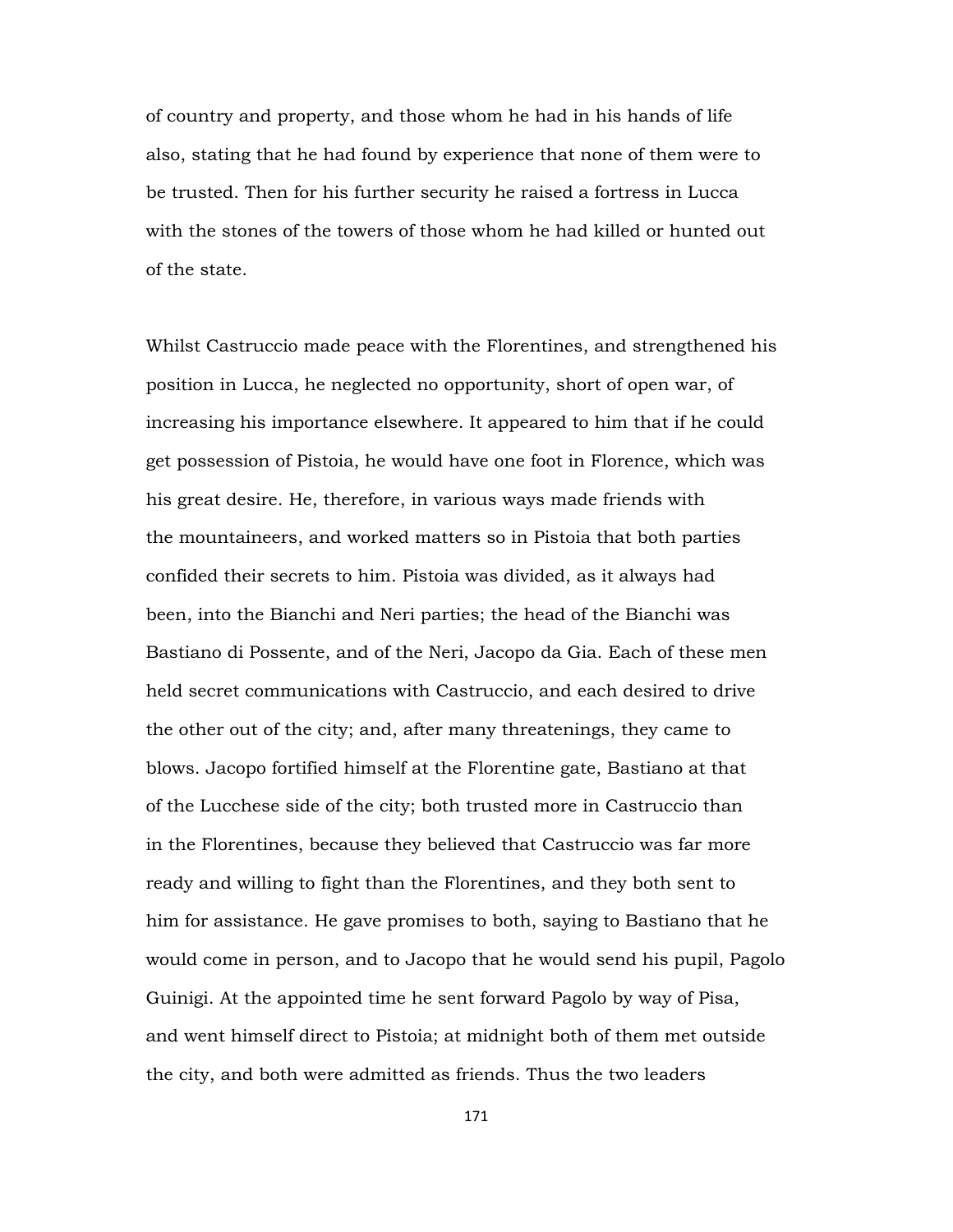of country and property, and those whom he had in his hands of life also, stating that he had found by experience that none of them were to be trusted. Then for his further security he raised a fortress in Lucca with the stones of the towers of those whom he had killed or hunted out of the state.

Whilst Castruccio made peace with the Florentines, and strengthened his position in Lucca, he neglected no opportunity, short of open war, of increasing his importance elsewhere. It appeared to him that if he could get possession of Pistoia, he would have one foot in Florence, which was his great desire. He, therefore, in various ways made friends with the mountaineers, and worked matters so in Pistoia that both parties confided their secrets to him. Pistoia was divided, as it always had been, into the Bianchi and Neri parties; the head of the Bianchi was Bastiano di Possente, and of the Neri, Jacopo da Gia. Each of these men held secret communications with Castruccio, and each desired to drive the other out of the city; and, after many threatenings, they came to blows. Jacopo fortified himself at the Florentine gate, Bastiano at that of the Lucchese side of the city; both trusted more in Castruccio than in the Florentines, because they believed that Castruccio was far more ready and willing to fight than the Florentines, and they both sent to him for assistance. He gave promises to both, saying to Bastiano that he would come in person, and to Jacopo that he would send his pupil, Pagolo Guinigi. At the appointed time he sent forward Pagolo by way of Pisa, and went himself direct to Pistoia; at midnight both of them met outside the city, and both were admitted as friends. Thus the two leaders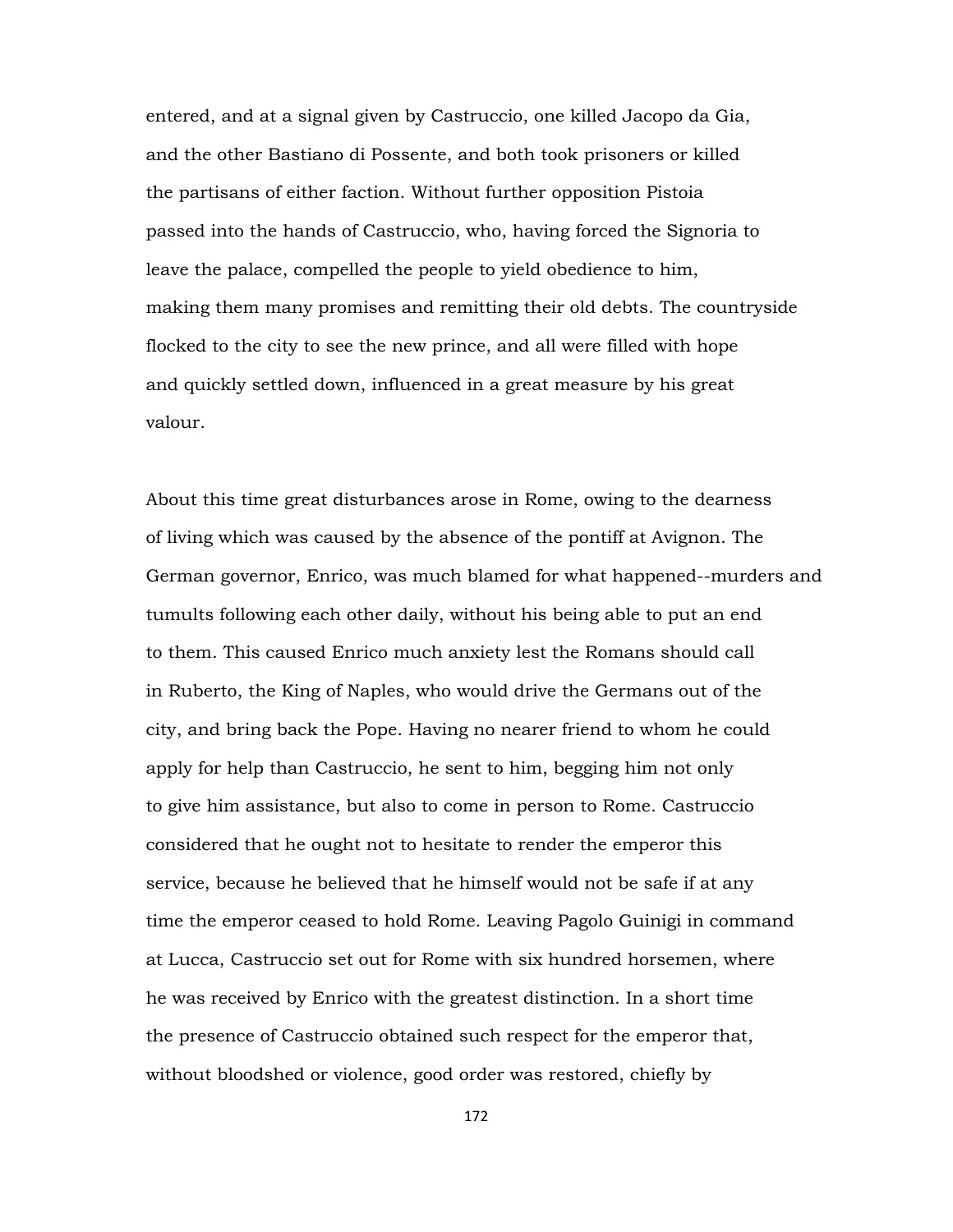entered, and at a signal given by Castruccio, one killed Jacopo da Gia, and the other Bastiano di Possente, and both took prisoners or killed the partisans of either faction. Without further opposition Pistoia passed into the hands of Castruccio, who, having forced the Signoria to leave the palace, compelled the people to yield obedience to him, making them many promises and remitting their old debts. The countryside flocked to the city to see the new prince, and all were filled with hope and quickly settled down, influenced in a great measure by his great valour.

About this time great disturbances arose in Rome, owing to the dearness of living which was caused by the absence of the pontiff at Avignon. The German governor, Enrico, was much blamed for what happened--murders and tumults following each other daily, without his being able to put an end to them. This caused Enrico much anxiety lest the Romans should call in Ruberto, the King of Naples, who would drive the Germans out of the city, and bring back the Pope. Having no nearer friend to whom he could apply for help than Castruccio, he sent to him, begging him not only to give him assistance, but also to come in person to Rome. Castruccio considered that he ought not to hesitate to render the emperor this service, because he believed that he himself would not be safe if at any time the emperor ceased to hold Rome. Leaving Pagolo Guinigi in command at Lucca, Castruccio set out for Rome with six hundred horsemen, where he was received by Enrico with the greatest distinction. In a short time the presence of Castruccio obtained such respect for the emperor that, without bloodshed or violence, good order was restored, chiefly by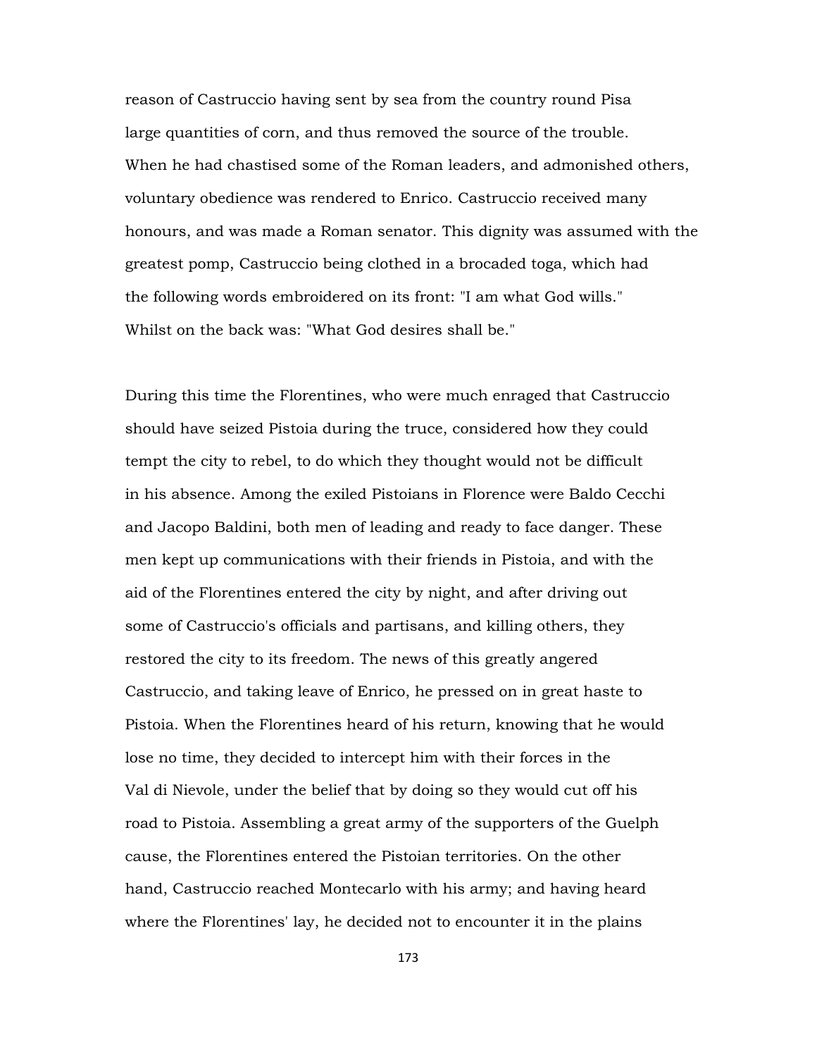reason of Castruccio having sent by sea from the country round Pisa large quantities of corn, and thus removed the source of the trouble. When he had chastised some of the Roman leaders, and admonished others, voluntary obedience was rendered to Enrico. Castruccio received many honours, and was made a Roman senator. This dignity was assumed with the greatest pomp, Castruccio being clothed in a brocaded toga, which had the following words embroidered on its front: "I am what God wills." Whilst on the back was: "What God desires shall be."

During this time the Florentines, who were much enraged that Castruccio should have seized Pistoia during the truce, considered how they could tempt the city to rebel, to do which they thought would not be difficult in his absence. Among the exiled Pistoians in Florence were Baldo Cecchi and Jacopo Baldini, both men of leading and ready to face danger. These men kept up communications with their friends in Pistoia, and with the aid of the Florentines entered the city by night, and after driving out some of Castruccio's officials and partisans, and killing others, they restored the city to its freedom. The news of this greatly angered Castruccio, and taking leave of Enrico, he pressed on in great haste to Pistoia. When the Florentines heard of his return, knowing that he would lose no time, they decided to intercept him with their forces in the Val di Nievole, under the belief that by doing so they would cut off his road to Pistoia. Assembling a great army of the supporters of the Guelph cause, the Florentines entered the Pistoian territories. On the other hand, Castruccio reached Montecarlo with his army; and having heard where the Florentines' lay, he decided not to encounter it in the plains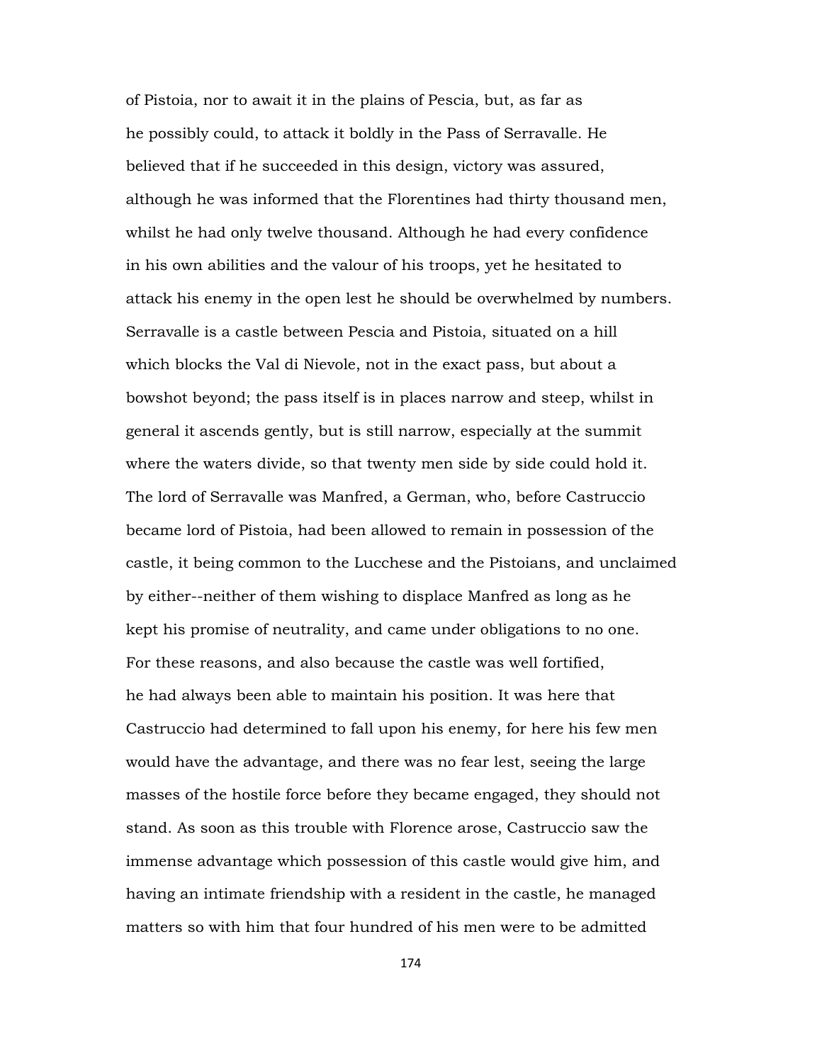of Pistoia, nor to await it in the plains of Pescia, but, as far as he possibly could, to attack it boldly in the Pass of Serravalle. He believed that if he succeeded in this design, victory was assured, although he was informed that the Florentines had thirty thousand men, whilst he had only twelve thousand. Although he had every confidence in his own abilities and the valour of his troops, yet he hesitated to attack his enemy in the open lest he should be overwhelmed by numbers. Serravalle is a castle between Pescia and Pistoia, situated on a hill which blocks the Val di Nievole, not in the exact pass, but about a bowshot beyond; the pass itself is in places narrow and steep, whilst in general it ascends gently, but is still narrow, especially at the summit where the waters divide, so that twenty men side by side could hold it. The lord of Serravalle was Manfred, a German, who, before Castruccio became lord of Pistoia, had been allowed to remain in possession of the castle, it being common to the Lucchese and the Pistoians, and unclaimed by either--neither of them wishing to displace Manfred as long as he kept his promise of neutrality, and came under obligations to no one. For these reasons, and also because the castle was well fortified, he had always been able to maintain his position. It was here that Castruccio had determined to fall upon his enemy, for here his few men would have the advantage, and there was no fear lest, seeing the large masses of the hostile force before they became engaged, they should not stand. As soon as this trouble with Florence arose, Castruccio saw the immense advantage which possession of this castle would give him, and having an intimate friendship with a resident in the castle, he managed matters so with him that four hundred of his men were to be admitted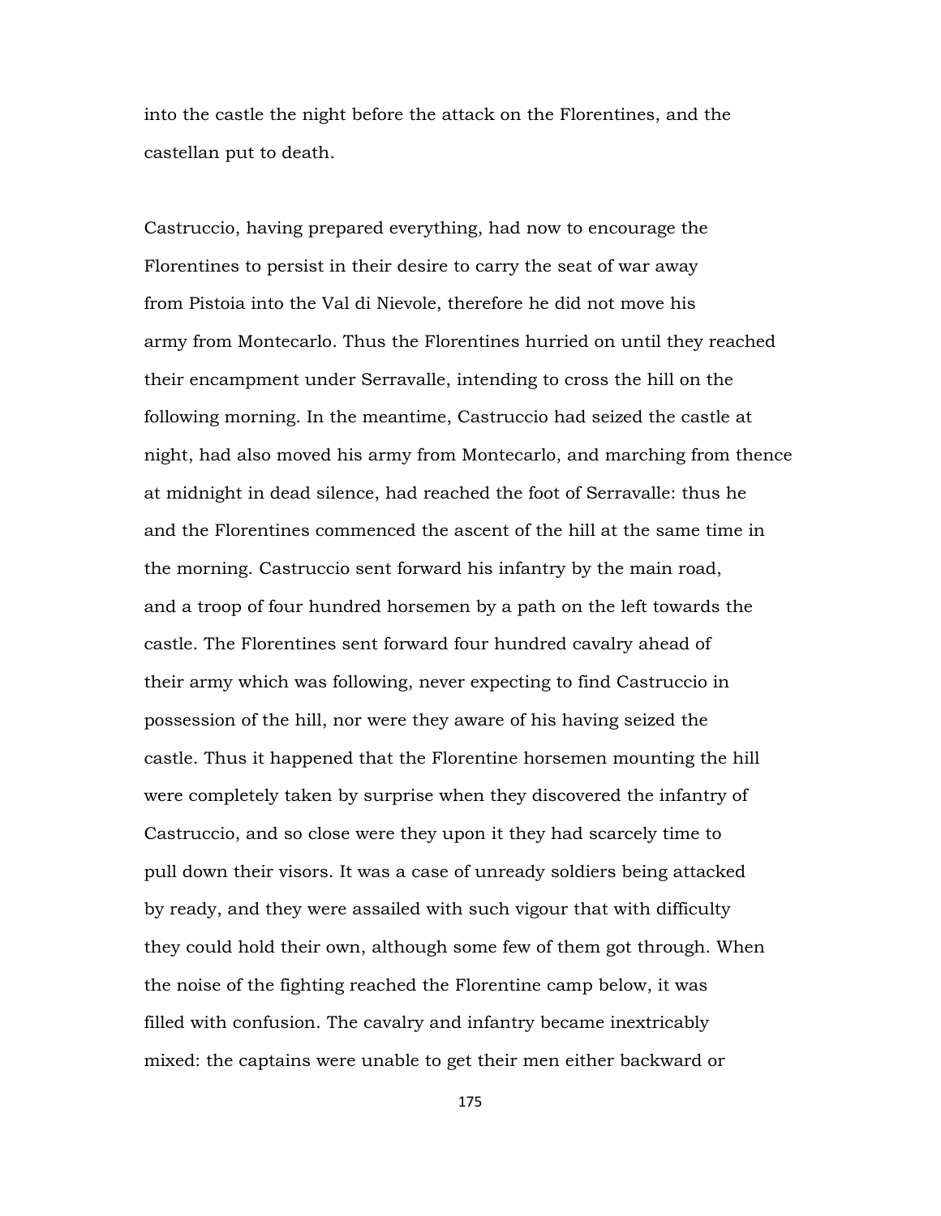into the castle the night before the attack on the Florentines, and the castellan put to death.

Castruccio, having prepared everything, had now to encourage the Florentines to persist in their desire to carry the seat of war away from Pistoia into the Val di Nievole, therefore he did not move his army from Montecarlo. Thus the Florentines hurried on until they reached their encampment under Serravalle, intending to cross the hill on the following morning. In the meantime, Castruccio had seized the castle at night, had also moved his army from Montecarlo, and marching from thence at midnight in dead silence, had reached the foot of Serravalle: thus he and the Florentines commenced the ascent of the hill at the same time in the morning. Castruccio sent forward his infantry by the main road, and a troop of four hundred horsemen by a path on the left towards the castle. The Florentines sent forward four hundred cavalry ahead of their army which was following, never expecting to find Castruccio in possession of the hill, nor were they aware of his having seized the castle. Thus it happened that the Florentine horsemen mounting the hill were completely taken by surprise when they discovered the infantry of Castruccio, and so close were they upon it they had scarcely time to pull down their visors. It was a case of unready soldiers being attacked by ready, and they were assailed with such vigour that with difficulty they could hold their own, although some few of them got through. When the noise of the fighting reached the Florentine camp below, it was filled with confusion. The cavalry and infantry became inextricably mixed: the captains were unable to get their men either backward or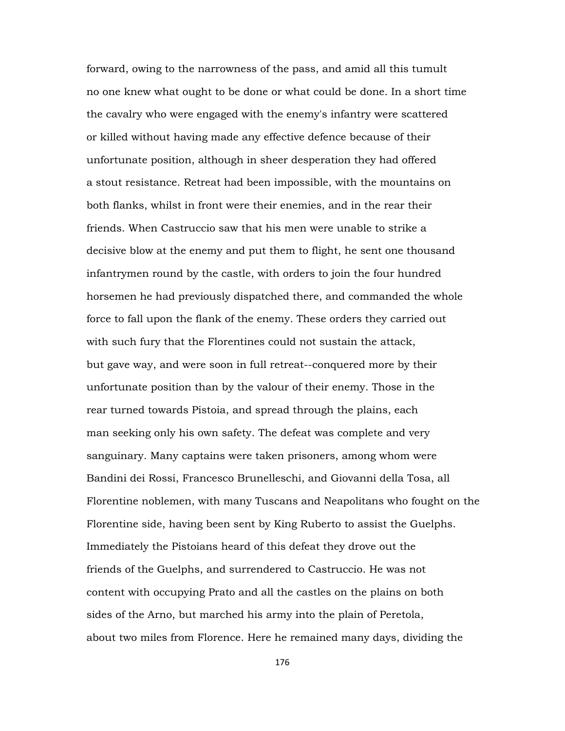forward, owing to the narrowness of the pass, and amid all this tumult no one knew what ought to be done or what could be done. In a short time the cavalry who were engaged with the enemy's infantry were scattered or killed without having made any effective defence because of their unfortunate position, although in sheer desperation they had offered a stout resistance. Retreat had been impossible, with the mountains on both flanks, whilst in front were their enemies, and in the rear their friends. When Castruccio saw that his men were unable to strike a decisive blow at the enemy and put them to flight, he sent one thousand infantrymen round by the castle, with orders to join the four hundred horsemen he had previously dispatched there, and commanded the whole force to fall upon the flank of the enemy. These orders they carried out with such fury that the Florentines could not sustain the attack, but gave way, and were soon in full retreat--conquered more by their unfortunate position than by the valour of their enemy. Those in the rear turned towards Pistoia, and spread through the plains, each man seeking only his own safety. The defeat was complete and very sanguinary. Many captains were taken prisoners, among whom were Bandini dei Rossi, Francesco Brunelleschi, and Giovanni della Tosa, all Florentine noblemen, with many Tuscans and Neapolitans who fought on the Florentine side, having been sent by King Ruberto to assist the Guelphs. Immediately the Pistoians heard of this defeat they drove out the friends of the Guelphs, and surrendered to Castruccio. He was not content with occupying Prato and all the castles on the plains on both sides of the Arno, but marched his army into the plain of Peretola, about two miles from Florence. Here he remained many days, dividing the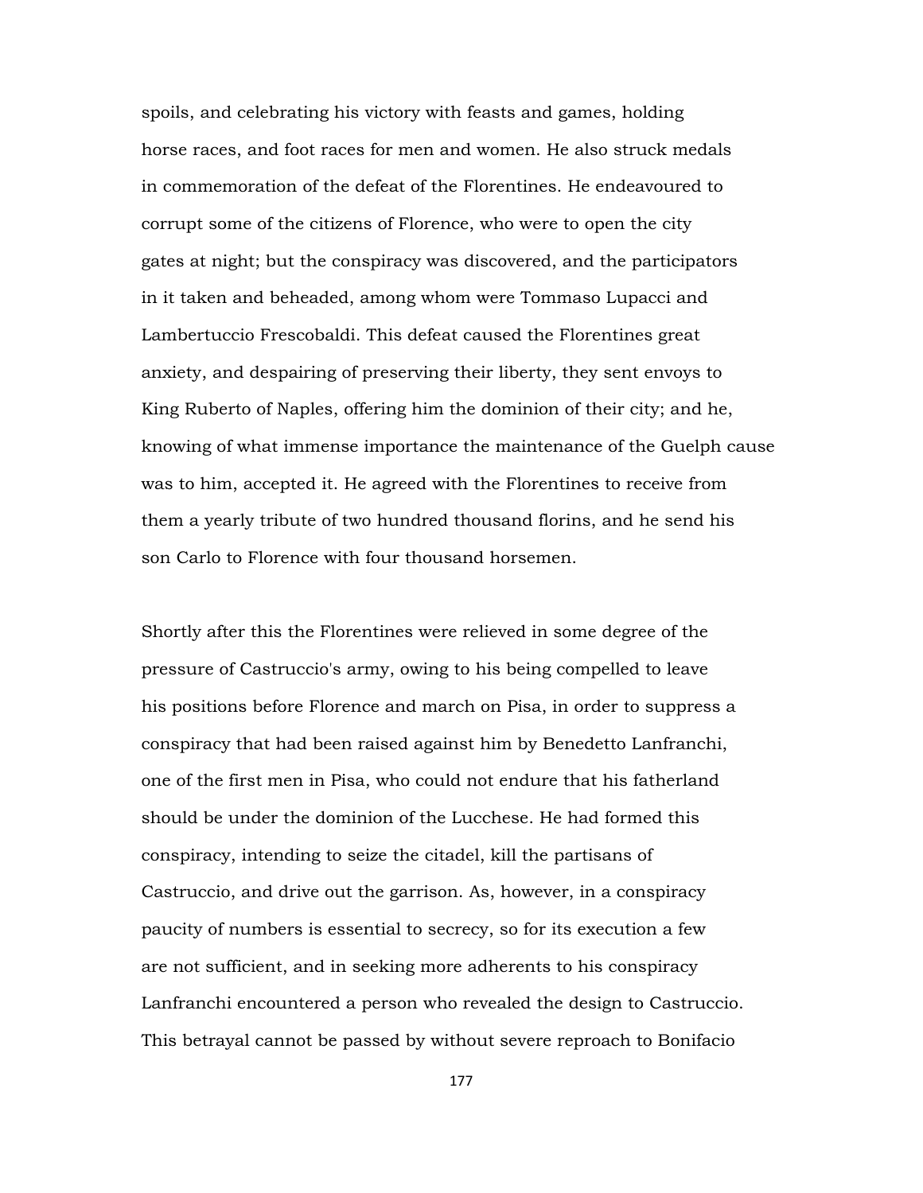spoils, and celebrating his victory with feasts and games, holding horse races, and foot races for men and women. He also struck medals in commemoration of the defeat of the Florentines. He endeavoured to corrupt some of the citizens of Florence, who were to open the city gates at night; but the conspiracy was discovered, and the participators in it taken and beheaded, among whom were Tommaso Lupacci and Lambertuccio Frescobaldi. This defeat caused the Florentines great anxiety, and despairing of preserving their liberty, they sent envoys to King Ruberto of Naples, offering him the dominion of their city; and he, knowing of what immense importance the maintenance of the Guelph cause was to him, accepted it. He agreed with the Florentines to receive from them a yearly tribute of two hundred thousand florins, and he send his son Carlo to Florence with four thousand horsemen.

Shortly after this the Florentines were relieved in some degree of the pressure of Castruccio's army, owing to his being compelled to leave his positions before Florence and march on Pisa, in order to suppress a conspiracy that had been raised against him by Benedetto Lanfranchi, one of the first men in Pisa, who could not endure that his fatherland should be under the dominion of the Lucchese. He had formed this conspiracy, intending to seize the citadel, kill the partisans of Castruccio, and drive out the garrison. As, however, in a conspiracy paucity of numbers is essential to secrecy, so for its execution a few are not sufficient, and in seeking more adherents to his conspiracy Lanfranchi encountered a person who revealed the design to Castruccio. This betrayal cannot be passed by without severe reproach to Bonifacio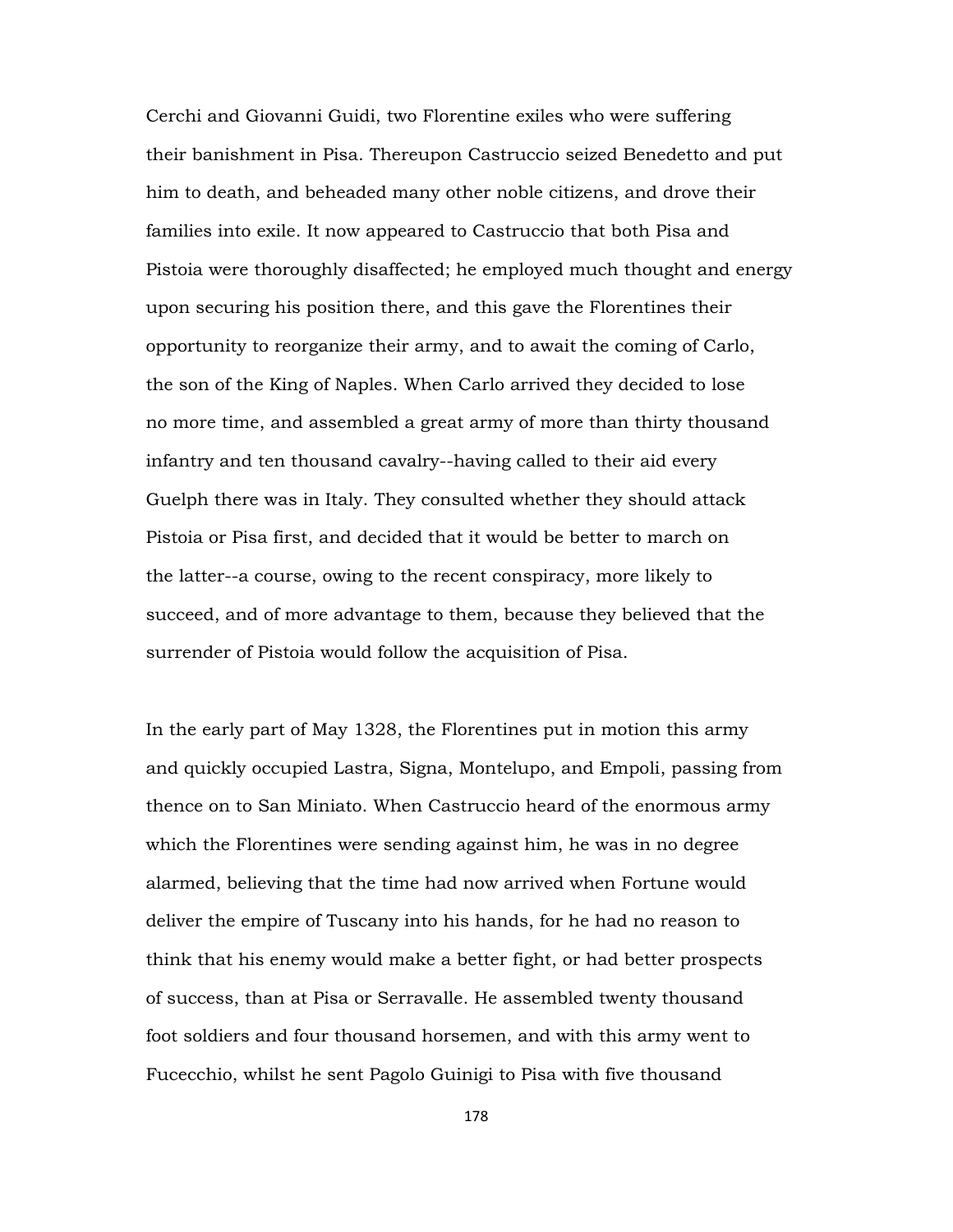Cerchi and Giovanni Guidi, two Florentine exiles who were suffering their banishment in Pisa. Thereupon Castruccio seized Benedetto and put him to death, and beheaded many other noble citizens, and drove their families into exile. It now appeared to Castruccio that both Pisa and Pistoia were thoroughly disaffected; he employed much thought and energy upon securing his position there, and this gave the Florentines their opportunity to reorganize their army, and to await the coming of Carlo, the son of the King of Naples. When Carlo arrived they decided to lose no more time, and assembled a great army of more than thirty thousand infantry and ten thousand cavalry--having called to their aid every Guelph there was in Italy. They consulted whether they should attack Pistoia or Pisa first, and decided that it would be better to march on the latter--a course, owing to the recent conspiracy, more likely to succeed, and of more advantage to them, because they believed that the surrender of Pistoia would follow the acquisition of Pisa.

In the early part of May 1328, the Florentines put in motion this army and quickly occupied Lastra, Signa, Montelupo, and Empoli, passing from thence on to San Miniato. When Castruccio heard of the enormous army which the Florentines were sending against him, he was in no degree alarmed, believing that the time had now arrived when Fortune would deliver the empire of Tuscany into his hands, for he had no reason to think that his enemy would make a better fight, or had better prospects of success, than at Pisa or Serravalle. He assembled twenty thousand foot soldiers and four thousand horsemen, and with this army went to Fucecchio, whilst he sent Pagolo Guinigi to Pisa with five thousand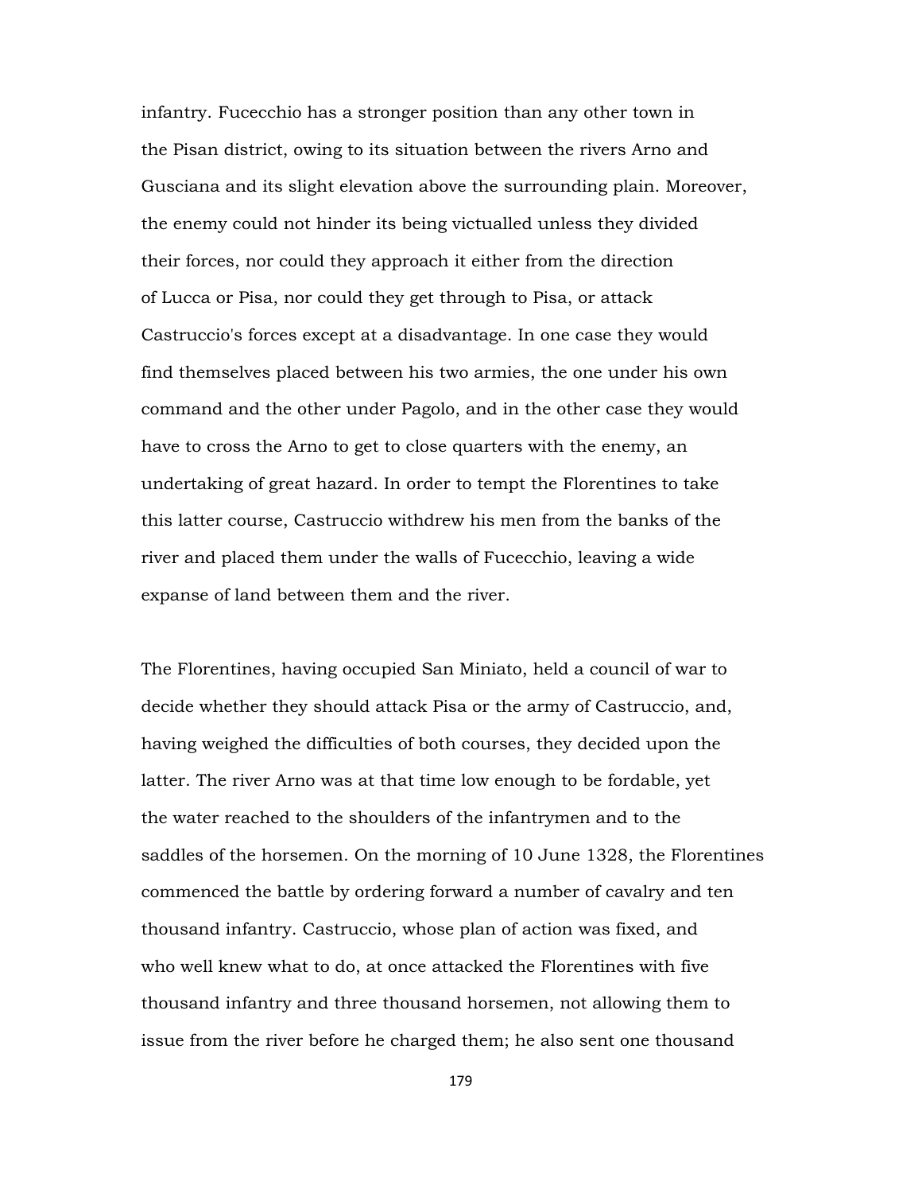infantry. Fucecchio has a stronger position than any other town in the Pisan district, owing to its situation between the rivers Arno and Gusciana and its slight elevation above the surrounding plain. Moreover, the enemy could not hinder its being victualled unless they divided their forces, nor could they approach it either from the direction of Lucca or Pisa, nor could they get through to Pisa, or attack Castruccio's forces except at a disadvantage. In one case they would find themselves placed between his two armies, the one under his own command and the other under Pagolo, and in the other case they would have to cross the Arno to get to close quarters with the enemy, an undertaking of great hazard. In order to tempt the Florentines to take this latter course, Castruccio withdrew his men from the banks of the river and placed them under the walls of Fucecchio, leaving a wide expanse of land between them and the river.

The Florentines, having occupied San Miniato, held a council of war to decide whether they should attack Pisa or the army of Castruccio, and, having weighed the difficulties of both courses, they decided upon the latter. The river Arno was at that time low enough to be fordable, yet the water reached to the shoulders of the infantrymen and to the saddles of the horsemen. On the morning of 10 June 1328, the Florentines commenced the battle by ordering forward a number of cavalry and ten thousand infantry. Castruccio, whose plan of action was fixed, and who well knew what to do, at once attacked the Florentines with five thousand infantry and three thousand horsemen, not allowing them to issue from the river before he charged them; he also sent one thousand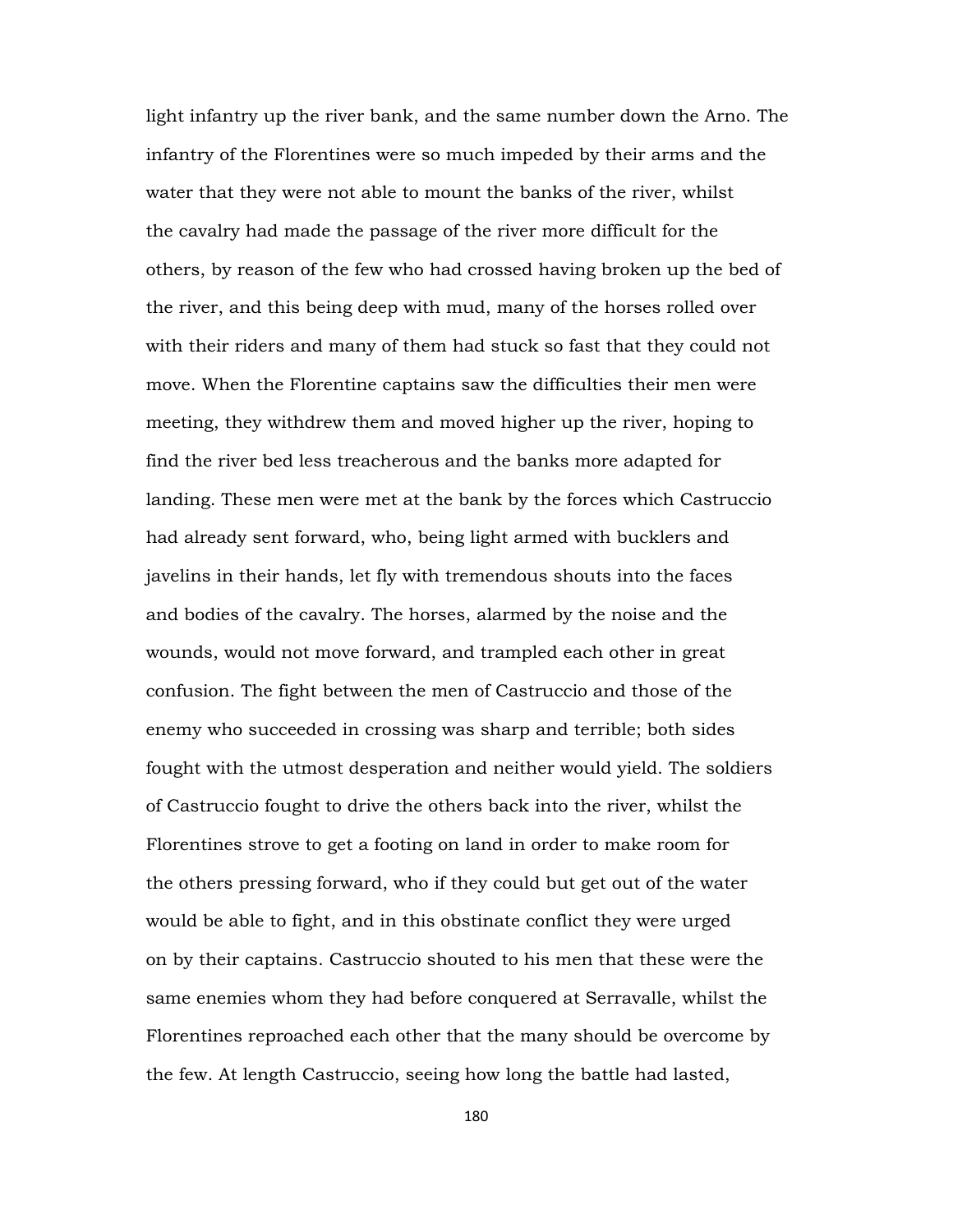light infantry up the river bank, and the same number down the Arno. The infantry of the Florentines were so much impeded by their arms and the water that they were not able to mount the banks of the river, whilst the cavalry had made the passage of the river more difficult for the others, by reason of the few who had crossed having broken up the bed of the river, and this being deep with mud, many of the horses rolled over with their riders and many of them had stuck so fast that they could not move. When the Florentine captains saw the difficulties their men were meeting, they withdrew them and moved higher up the river, hoping to find the river bed less treacherous and the banks more adapted for landing. These men were met at the bank by the forces which Castruccio had already sent forward, who, being light armed with bucklers and javelins in their hands, let fly with tremendous shouts into the faces and bodies of the cavalry. The horses, alarmed by the noise and the wounds, would not move forward, and trampled each other in great confusion. The fight between the men of Castruccio and those of the enemy who succeeded in crossing was sharp and terrible; both sides fought with the utmost desperation and neither would yield. The soldiers of Castruccio fought to drive the others back into the river, whilst the Florentines strove to get a footing on land in order to make room for the others pressing forward, who if they could but get out of the water would be able to fight, and in this obstinate conflict they were urged on by their captains. Castruccio shouted to his men that these were the same enemies whom they had before conquered at Serravalle, whilst the Florentines reproached each other that the many should be overcome by the few. At length Castruccio, seeing how long the battle had lasted,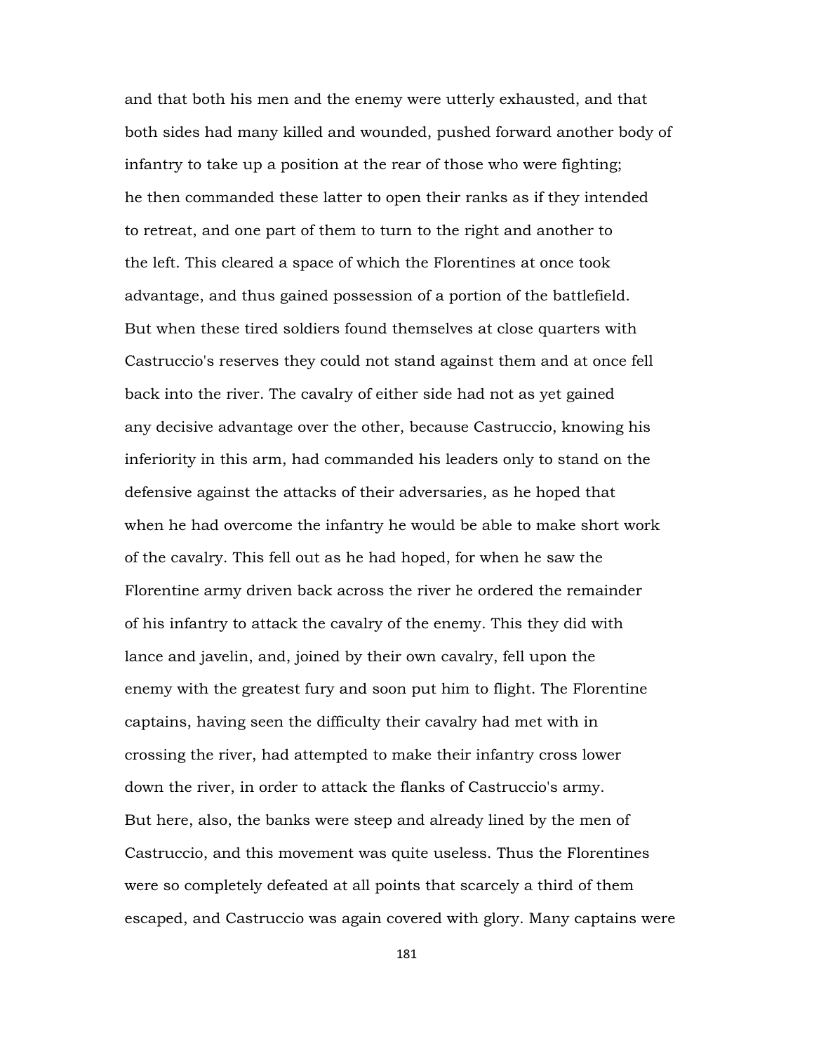and that both his men and the enemy were utterly exhausted, and that both sides had many killed and wounded, pushed forward another body of infantry to take up a position at the rear of those who were fighting; he then commanded these latter to open their ranks as if they intended to retreat, and one part of them to turn to the right and another to the left. This cleared a space of which the Florentines at once took advantage, and thus gained possession of a portion of the battlefield. But when these tired soldiers found themselves at close quarters with Castruccio's reserves they could not stand against them and at once fell back into the river. The cavalry of either side had not as yet gained any decisive advantage over the other, because Castruccio, knowing his inferiority in this arm, had commanded his leaders only to stand on the defensive against the attacks of their adversaries, as he hoped that when he had overcome the infantry he would be able to make short work of the cavalry. This fell out as he had hoped, for when he saw the Florentine army driven back across the river he ordered the remainder of his infantry to attack the cavalry of the enemy. This they did with lance and javelin, and, joined by their own cavalry, fell upon the enemy with the greatest fury and soon put him to flight. The Florentine captains, having seen the difficulty their cavalry had met with in crossing the river, had attempted to make their infantry cross lower down the river, in order to attack the flanks of Castruccio's army. But here, also, the banks were steep and already lined by the men of Castruccio, and this movement was quite useless. Thus the Florentines were so completely defeated at all points that scarcely a third of them escaped, and Castruccio was again covered with glory. Many captains were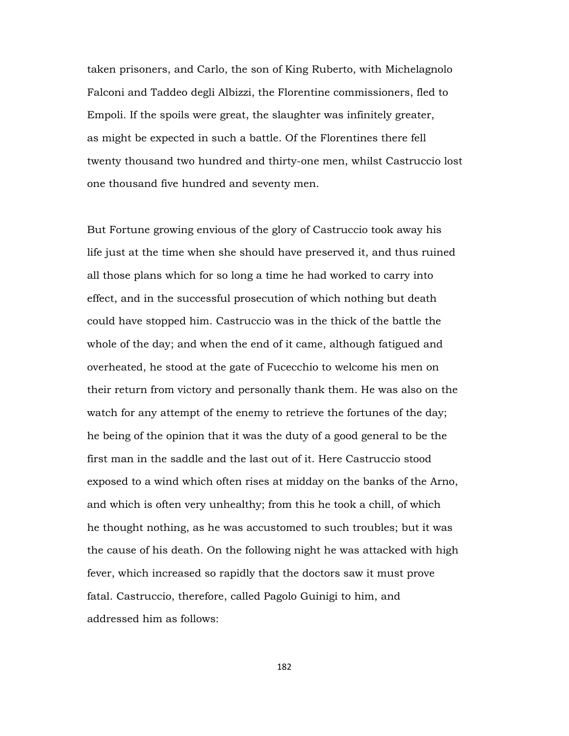taken prisoners, and Carlo, the son of King Ruberto, with Michelagnolo Falconi and Taddeo degli Albizzi, the Florentine commissioners, fled to Empoli. If the spoils were great, the slaughter was infinitely greater, as might be expected in such a battle. Of the Florentines there fell twenty thousand two hundred and thirty-one men, whilst Castruccio lost one thousand five hundred and seventy men.

But Fortune growing envious of the glory of Castruccio took away his life just at the time when she should have preserved it, and thus ruined all those plans which for so long a time he had worked to carry into effect, and in the successful prosecution of which nothing but death could have stopped him. Castruccio was in the thick of the battle the whole of the day; and when the end of it came, although fatigued and overheated, he stood at the gate of Fucecchio to welcome his men on their return from victory and personally thank them. He was also on the watch for any attempt of the enemy to retrieve the fortunes of the day; he being of the opinion that it was the duty of a good general to be the first man in the saddle and the last out of it. Here Castruccio stood exposed to a wind which often rises at midday on the banks of the Arno, and which is often very unhealthy; from this he took a chill, of which he thought nothing, as he was accustomed to such troubles; but it was the cause of his death. On the following night he was attacked with high fever, which increased so rapidly that the doctors saw it must prove fatal. Castruccio, therefore, called Pagolo Guinigi to him, and addressed him as follows: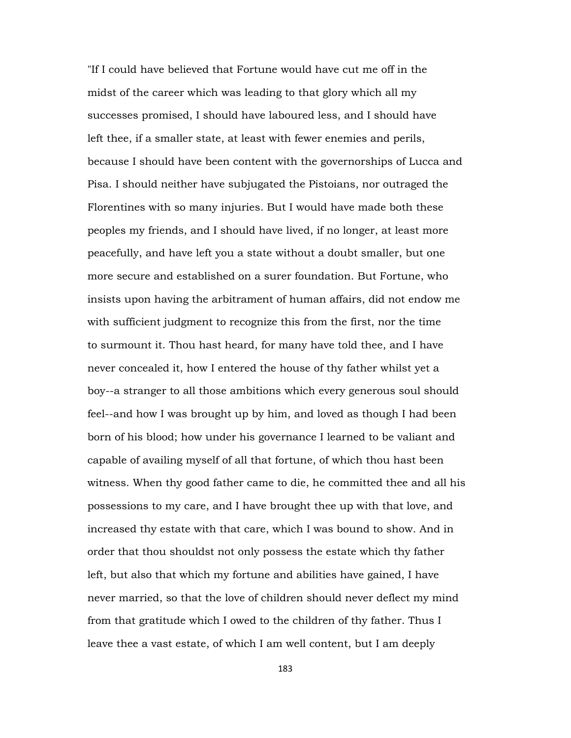"If I could have believed that Fortune would have cut me off in the midst of the career which was leading to that glory which all my successes promised, I should have laboured less, and I should have left thee, if a smaller state, at least with fewer enemies and perils, because I should have been content with the governorships of Lucca and Pisa. I should neither have subjugated the Pistoians, nor outraged the Florentines with so many injuries. But I would have made both these peoples my friends, and I should have lived, if no longer, at least more peacefully, and have left you a state without a doubt smaller, but one more secure and established on a surer foundation. But Fortune, who insists upon having the arbitrament of human affairs, did not endow me with sufficient judgment to recognize this from the first, nor the time to surmount it. Thou hast heard, for many have told thee, and I have never concealed it, how I entered the house of thy father whilst yet a boy--a stranger to all those ambitions which every generous soul should feel--and how I was brought up by him, and loved as though I had been born of his blood; how under his governance I learned to be valiant and capable of availing myself of all that fortune, of which thou hast been witness. When thy good father came to die, he committed thee and all his possessions to my care, and I have brought thee up with that love, and increased thy estate with that care, which I was bound to show. And in order that thou shouldst not only possess the estate which thy father left, but also that which my fortune and abilities have gained, I have never married, so that the love of children should never deflect my mind from that gratitude which I owed to the children of thy father. Thus I leave thee a vast estate, of which I am well content, but I am deeply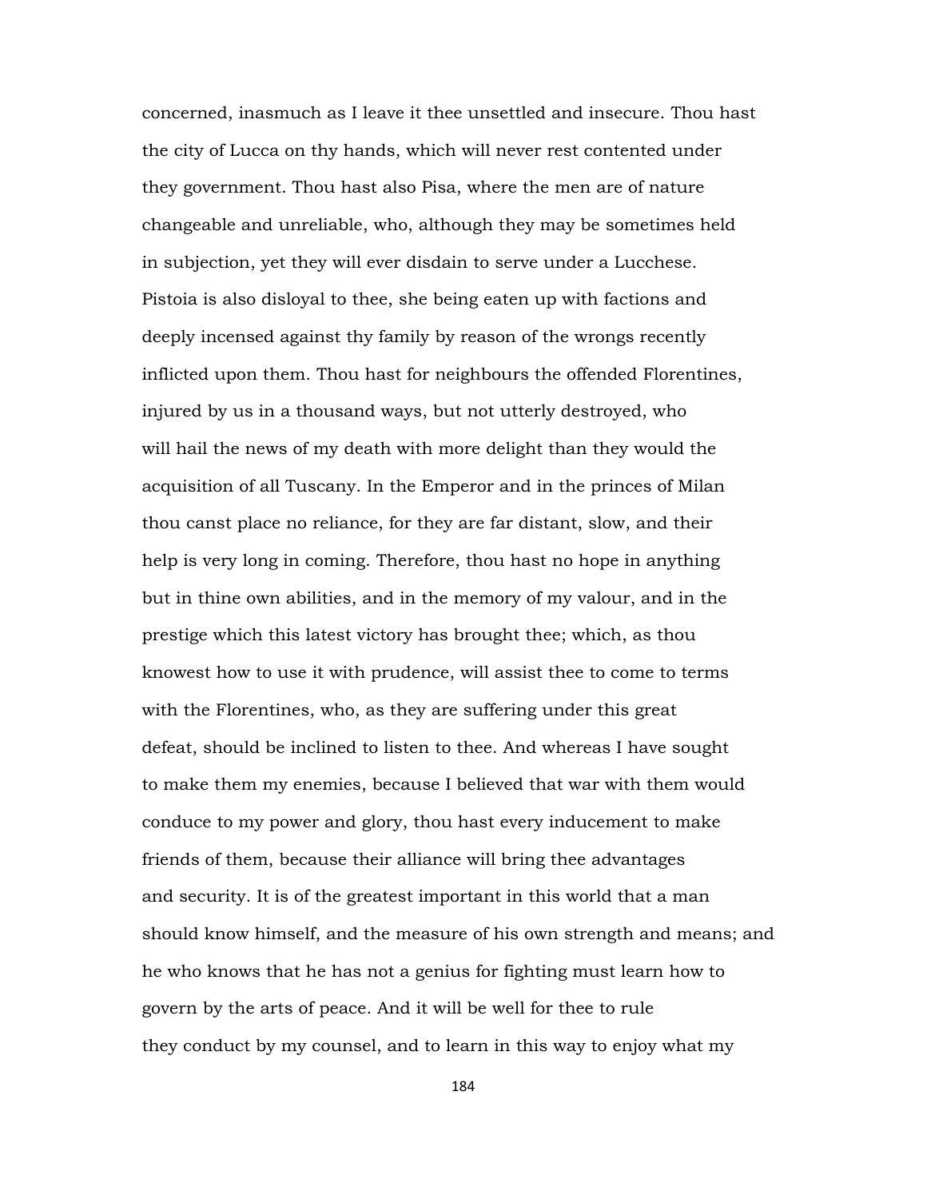concerned, inasmuch as I leave it thee unsettled and insecure. Thou hast the city of Lucca on thy hands, which will never rest contented under they government. Thou hast also Pisa, where the men are of nature changeable and unreliable, who, although they may be sometimes held in subjection, yet they will ever disdain to serve under a Lucchese. Pistoia is also disloyal to thee, she being eaten up with factions and deeply incensed against thy family by reason of the wrongs recently inflicted upon them. Thou hast for neighbours the offended Florentines, injured by us in a thousand ways, but not utterly destroyed, who will hail the news of my death with more delight than they would the acquisition of all Tuscany. In the Emperor and in the princes of Milan thou canst place no reliance, for they are far distant, slow, and their help is very long in coming. Therefore, thou hast no hope in anything but in thine own abilities, and in the memory of my valour, and in the prestige which this latest victory has brought thee; which, as thou knowest how to use it with prudence, will assist thee to come to terms with the Florentines, who, as they are suffering under this great defeat, should be inclined to listen to thee. And whereas I have sought to make them my enemies, because I believed that war with them would conduce to my power and glory, thou hast every inducement to make friends of them, because their alliance will bring thee advantages and security. It is of the greatest important in this world that a man should know himself, and the measure of his own strength and means; and he who knows that he has not a genius for fighting must learn how to govern by the arts of peace. And it will be well for thee to rule they conduct by my counsel, and to learn in this way to enjoy what my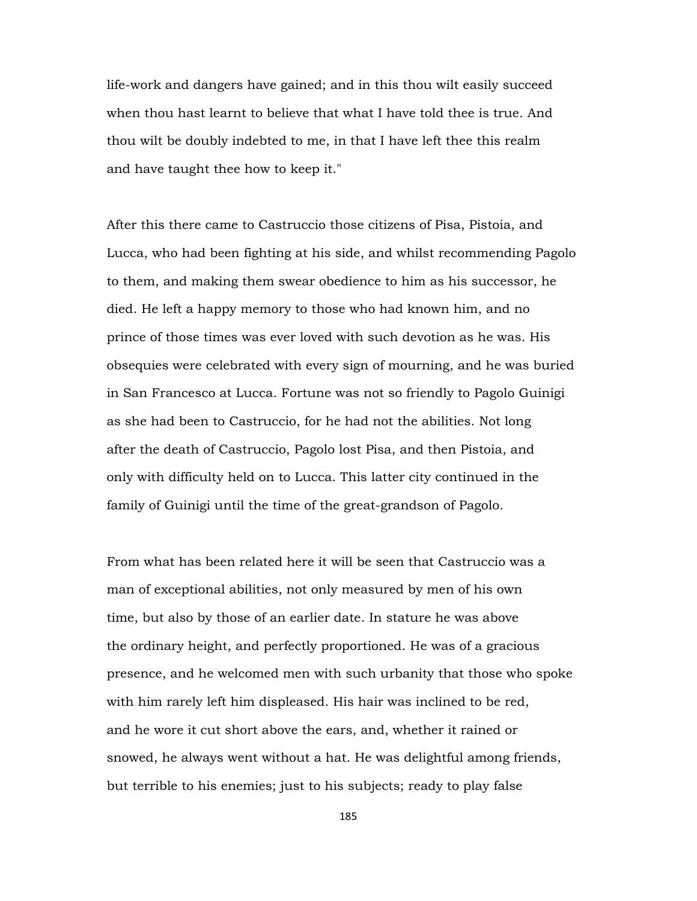life-work and dangers have gained; and in this thou wilt easily succeed when thou hast learnt to believe that what I have told thee is true. And thou wilt be doubly indebted to me, in that I have left thee this realm and have taught thee how to keep it."

After this there came to Castruccio those citizens of Pisa, Pistoia, and Lucca, who had been fighting at his side, and whilst recommending Pagolo to them, and making them swear obedience to him as his successor, he died. He left a happy memory to those who had known him, and no prince of those times was ever loved with such devotion as he was. His obsequies were celebrated with every sign of mourning, and he was buried in San Francesco at Lucca. Fortune was not so friendly to Pagolo Guinigi as she had been to Castruccio, for he had not the abilities. Not long after the death of Castruccio, Pagolo lost Pisa, and then Pistoia, and only with difficulty held on to Lucca. This latter city continued in the family of Guinigi until the time of the great-grandson of Pagolo.

From what has been related here it will be seen that Castruccio was a man of exceptional abilities, not only measured by men of his own time, but also by those of an earlier date. In stature he was above the ordinary height, and perfectly proportioned. He was of a gracious presence, and he welcomed men with such urbanity that those who spoke with him rarely left him displeased. His hair was inclined to be red, and he wore it cut short above the ears, and, whether it rained or snowed, he always went without a hat. He was delightful among friends, but terrible to his enemies; just to his subjects; ready to play false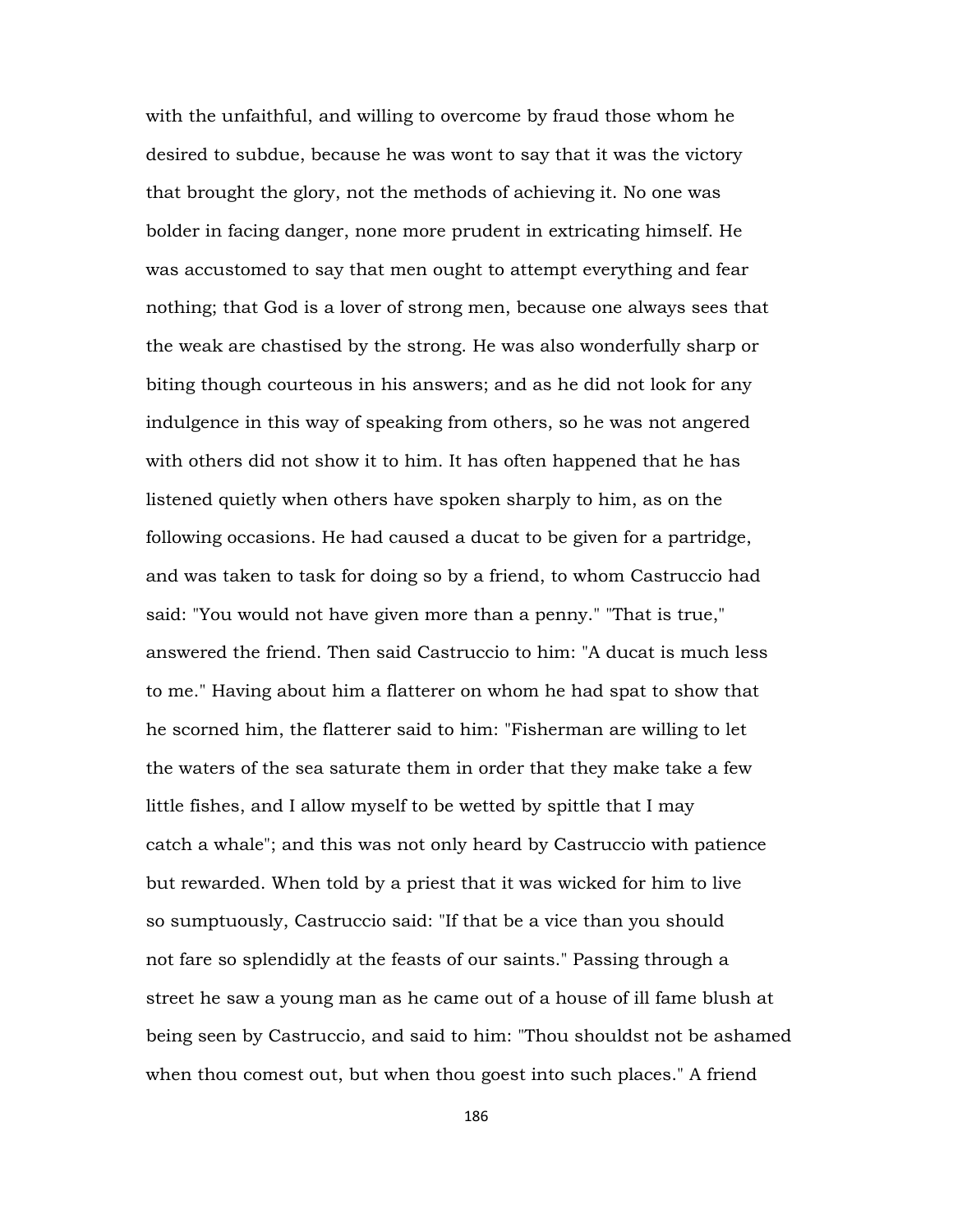with the unfaithful, and willing to overcome by fraud those whom he desired to subdue, because he was wont to say that it was the victory that brought the glory, not the methods of achieving it. No one was bolder in facing danger, none more prudent in extricating himself. He was accustomed to say that men ought to attempt everything and fear nothing; that God is a lover of strong men, because one always sees that the weak are chastised by the strong. He was also wonderfully sharp or biting though courteous in his answers; and as he did not look for any indulgence in this way of speaking from others, so he was not angered with others did not show it to him. It has often happened that he has listened quietly when others have spoken sharply to him, as on the following occasions. He had caused a ducat to be given for a partridge, and was taken to task for doing so by a friend, to whom Castruccio had said: "You would not have given more than a penny." "That is true," answered the friend. Then said Castruccio to him: "A ducat is much less to me." Having about him a flatterer on whom he had spat to show that he scorned him, the flatterer said to him: "Fisherman are willing to let the waters of the sea saturate them in order that they make take a few little fishes, and I allow myself to be wetted by spittle that I may catch a whale"; and this was not only heard by Castruccio with patience but rewarded. When told by a priest that it was wicked for him to live so sumptuously, Castruccio said: "If that be a vice than you should not fare so splendidly at the feasts of our saints." Passing through a street he saw a young man as he came out of a house of ill fame blush at being seen by Castruccio, and said to him: "Thou shouldst not be ashamed when thou comest out, but when thou goest into such places." A friend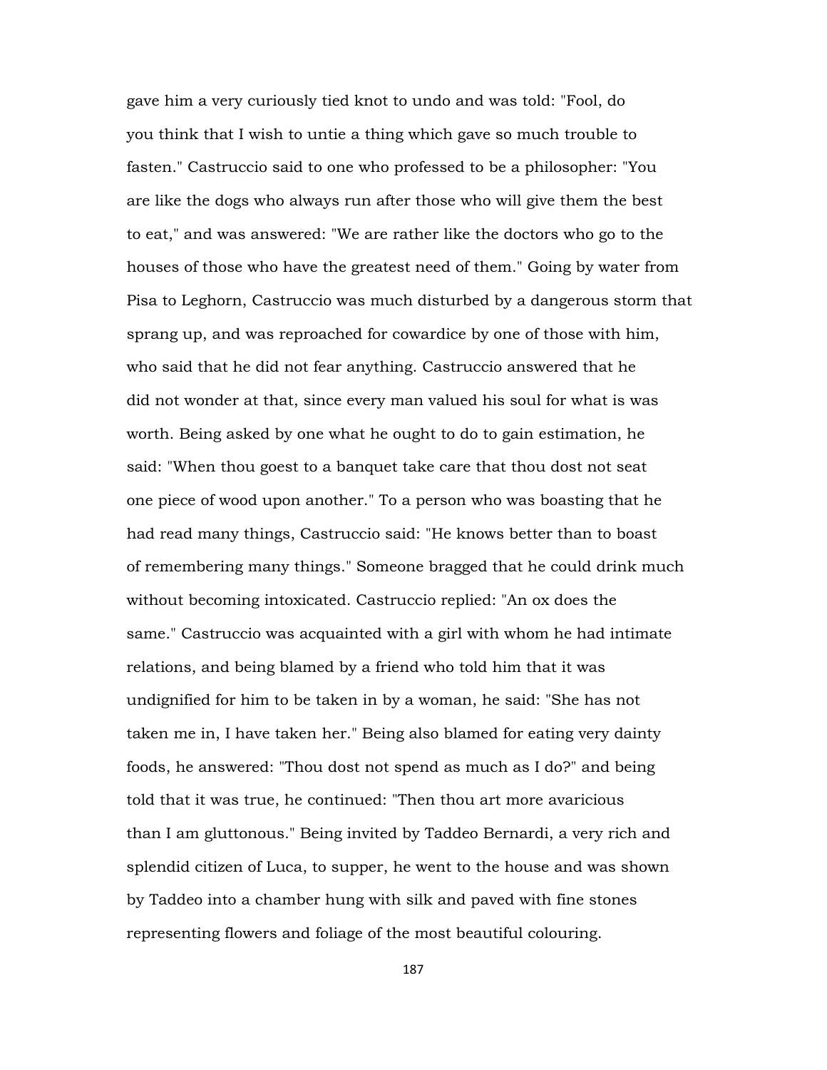gave him a very curiously tied knot to undo and was told: "Fool, do you think that I wish to untie a thing which gave so much trouble to fasten." Castruccio said to one who professed to be a philosopher: "You are like the dogs who always run after those who will give them the best to eat," and was answered: "We are rather like the doctors who go to the houses of those who have the greatest need of them." Going by water from Pisa to Leghorn, Castruccio was much disturbed by a dangerous storm that sprang up, and was reproached for cowardice by one of those with him, who said that he did not fear anything. Castruccio answered that he did not wonder at that, since every man valued his soul for what is was worth. Being asked by one what he ought to do to gain estimation, he said: "When thou goest to a banquet take care that thou dost not seat one piece of wood upon another." To a person who was boasting that he had read many things, Castruccio said: "He knows better than to boast of remembering many things." Someone bragged that he could drink much without becoming intoxicated. Castruccio replied: "An ox does the same." Castruccio was acquainted with a girl with whom he had intimate relations, and being blamed by a friend who told him that it was undignified for him to be taken in by a woman, he said: "She has not taken me in, I have taken her." Being also blamed for eating very dainty foods, he answered: "Thou dost not spend as much as I do?" and being told that it was true, he continued: "Then thou art more avaricious than I am gluttonous." Being invited by Taddeo Bernardi, a very rich and splendid citizen of Luca, to supper, he went to the house and was shown by Taddeo into a chamber hung with silk and paved with fine stones representing flowers and foliage of the most beautiful colouring.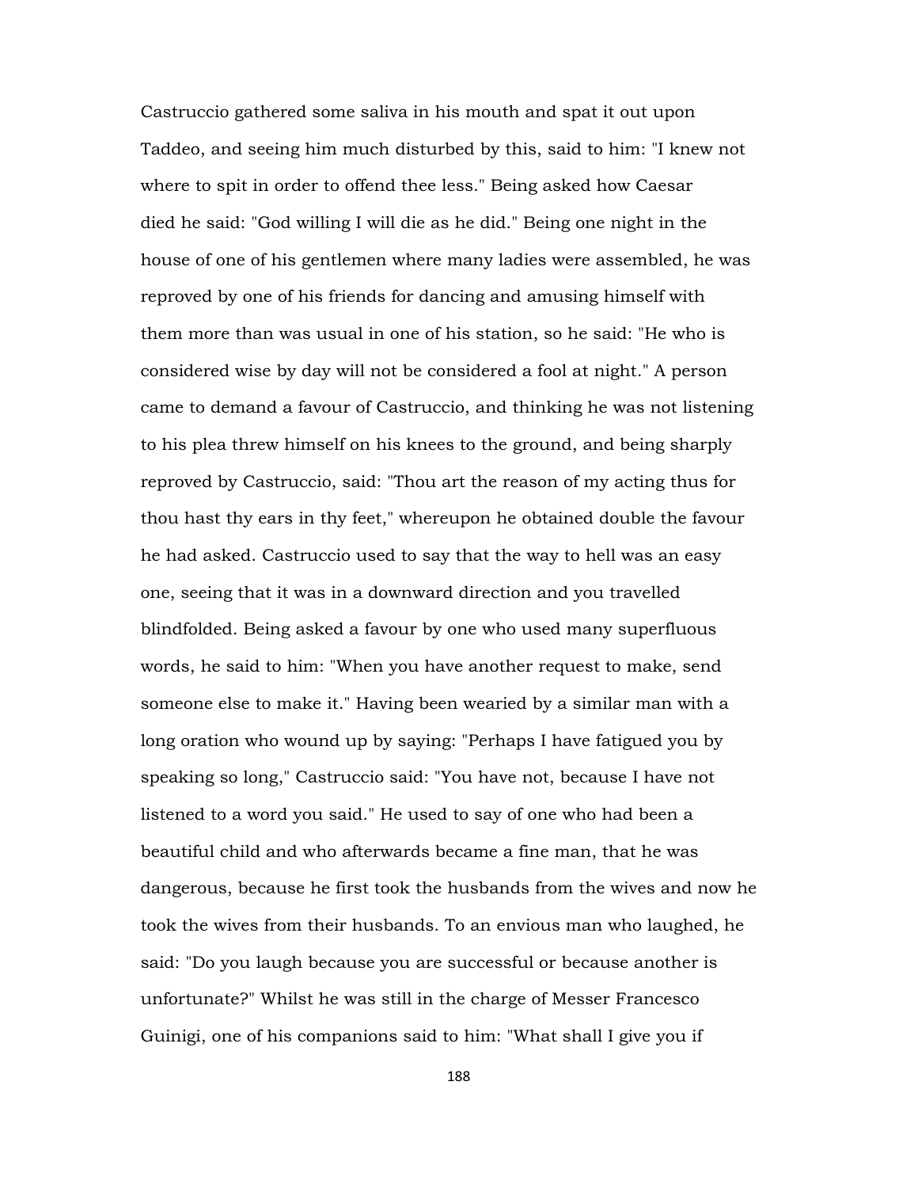Castruccio gathered some saliva in his mouth and spat it out upon Taddeo, and seeing him much disturbed by this, said to him: "I knew not where to spit in order to offend thee less." Being asked how Caesar died he said: "God willing I will die as he did." Being one night in the house of one of his gentlemen where many ladies were assembled, he was reproved by one of his friends for dancing and amusing himself with them more than was usual in one of his station, so he said: "He who is considered wise by day will not be considered a fool at night." A person came to demand a favour of Castruccio, and thinking he was not listening to his plea threw himself on his knees to the ground, and being sharply reproved by Castruccio, said: "Thou art the reason of my acting thus for thou hast thy ears in thy feet," whereupon he obtained double the favour he had asked. Castruccio used to say that the way to hell was an easy one, seeing that it was in a downward direction and you travelled blindfolded. Being asked a favour by one who used many superfluous words, he said to him: "When you have another request to make, send someone else to make it." Having been wearied by a similar man with a long oration who wound up by saying: "Perhaps I have fatigued you by speaking so long," Castruccio said: "You have not, because I have not listened to a word you said." He used to say of one who had been a beautiful child and who afterwards became a fine man, that he was dangerous, because he first took the husbands from the wives and now he took the wives from their husbands. To an envious man who laughed, he said: "Do you laugh because you are successful or because another is unfortunate?" Whilst he was still in the charge of Messer Francesco Guinigi, one of his companions said to him: "What shall I give you if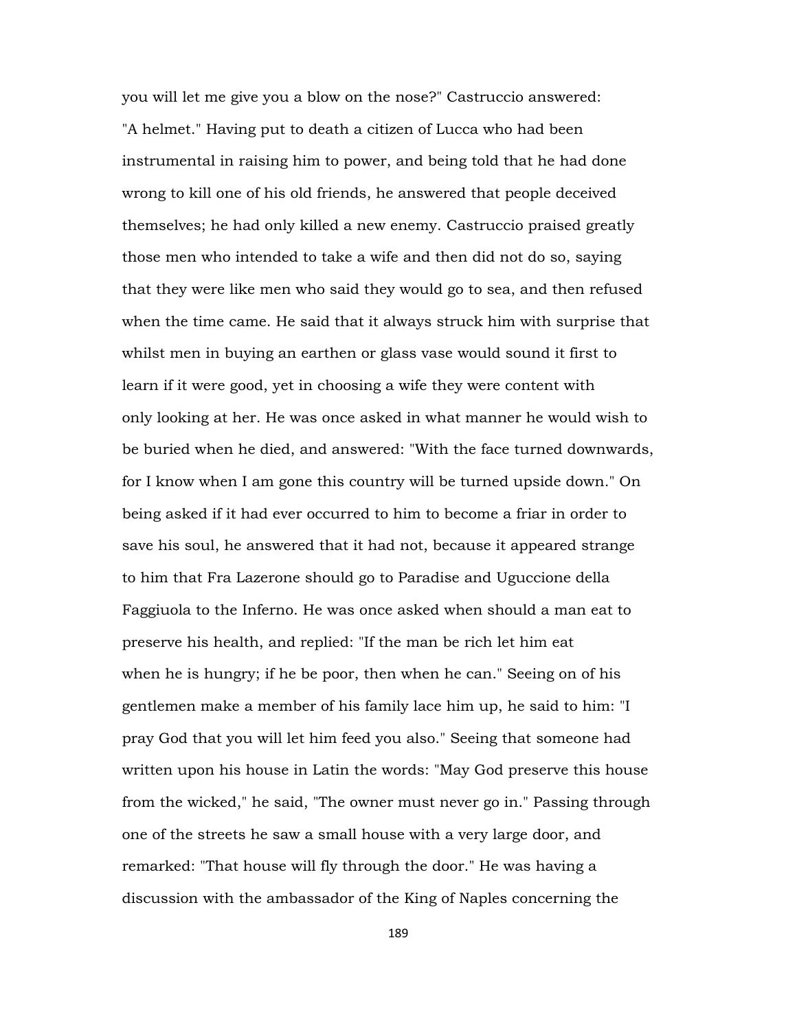you will let me give you a blow on the nose?" Castruccio answered: "A helmet." Having put to death a citizen of Lucca who had been instrumental in raising him to power, and being told that he had done wrong to kill one of his old friends, he answered that people deceived themselves; he had only killed a new enemy. Castruccio praised greatly those men who intended to take a wife and then did not do so, saying that they were like men who said they would go to sea, and then refused when the time came. He said that it always struck him with surprise that whilst men in buying an earthen or glass vase would sound it first to learn if it were good, yet in choosing a wife they were content with only looking at her. He was once asked in what manner he would wish to be buried when he died, and answered: "With the face turned downwards, for I know when I am gone this country will be turned upside down." On being asked if it had ever occurred to him to become a friar in order to save his soul, he answered that it had not, because it appeared strange to him that Fra Lazerone should go to Paradise and Uguccione della Faggiuola to the Inferno. He was once asked when should a man eat to preserve his health, and replied: "If the man be rich let him eat when he is hungry; if he be poor, then when he can." Seeing on of his gentlemen make a member of his family lace him up, he said to him: "I pray God that you will let him feed you also." Seeing that someone had written upon his house in Latin the words: "May God preserve this house from the wicked," he said, "The owner must never go in." Passing through one of the streets he saw a small house with a very large door, and remarked: "That house will fly through the door." He was having a discussion with the ambassador of the King of Naples concerning the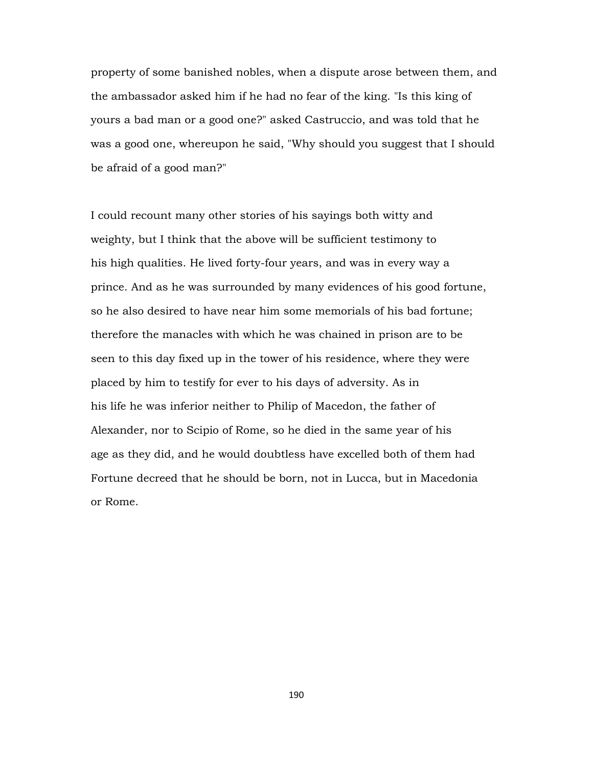property of some banished nobles, when a dispute arose between them, and the ambassador asked him if he had no fear of the king. "Is this king of yours a bad man or a good one?" asked Castruccio, and was told that he was a good one, whereupon he said, "Why should you suggest that I should be afraid of a good man?"

I could recount many other stories of his sayings both witty and weighty, but I think that the above will be sufficient testimony to his high qualities. He lived forty-four years, and was in every way a prince. And as he was surrounded by many evidences of his good fortune, so he also desired to have near him some memorials of his bad fortune; therefore the manacles with which he was chained in prison are to be seen to this day fixed up in the tower of his residence, where they were placed by him to testify for ever to his days of adversity. As in his life he was inferior neither to Philip of Macedon, the father of Alexander, nor to Scipio of Rome, so he died in the same year of his age as they did, and he would doubtless have excelled both of them had Fortune decreed that he should be born, not in Lucca, but in Macedonia or Rome.